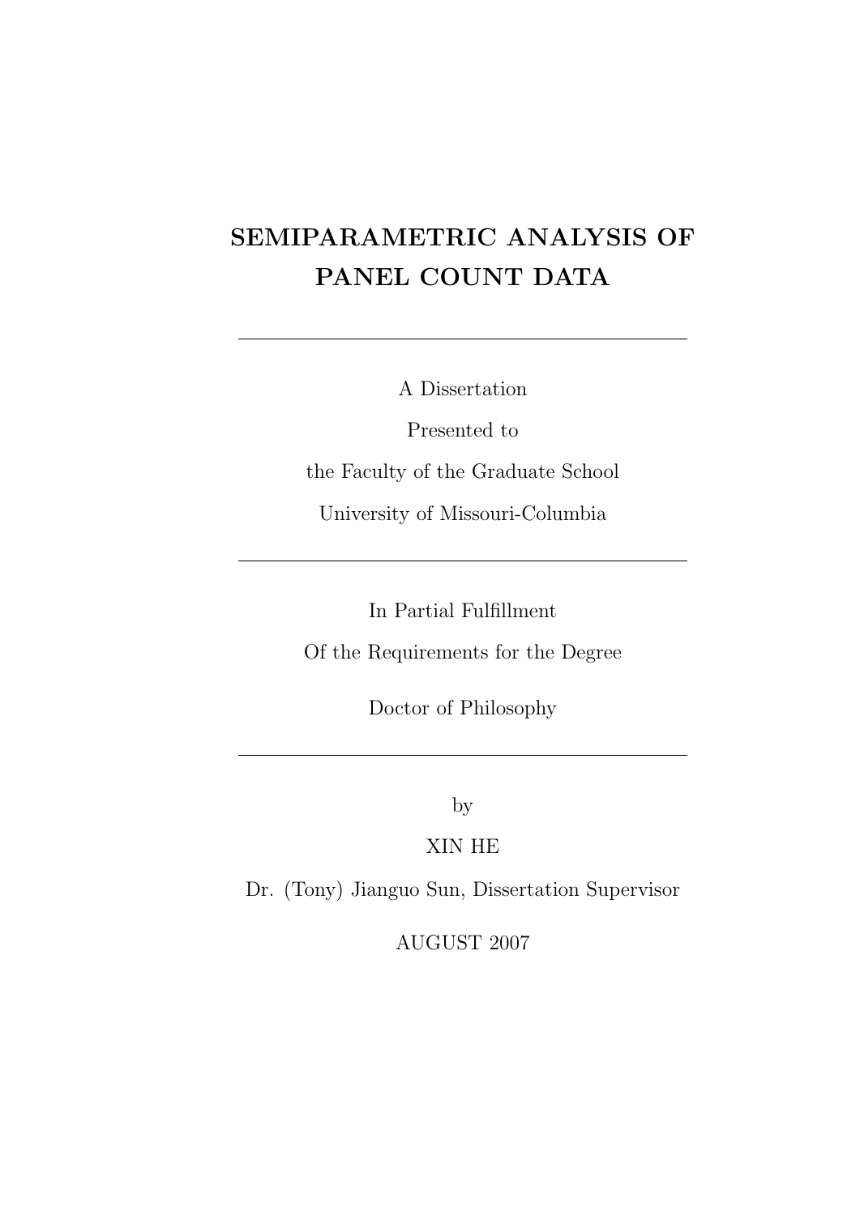# SEMIPARAMETRIC ANALYSIS OF PANEL COUNT DATA

---

A Dissertation

Presented to

the Faculty of the Graduate School

University of Missouri-Columbia

---

In Partial Fulfillment

Of the Requirements for the Degree

Doctor of Philosophy

---

by

XIN HE

Dr. (Tony) Jianguo Sun, Dissertation Supervisor

AUGUST 2007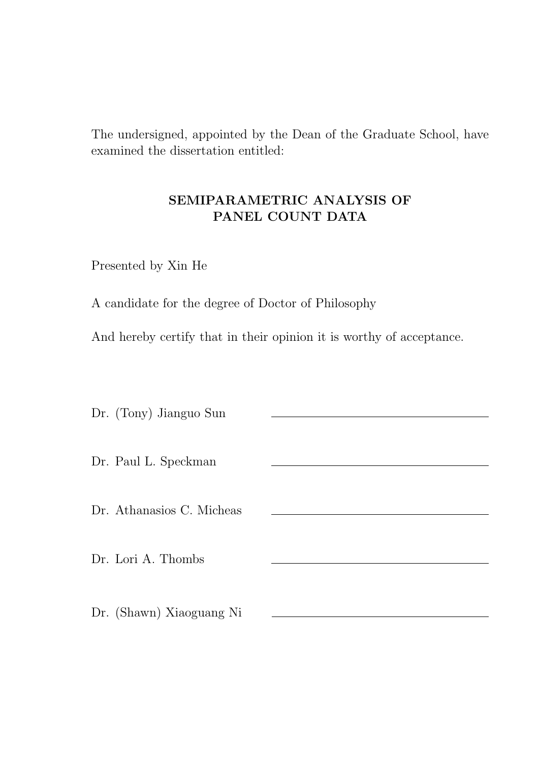The undersigned, appointed by the Dean of the Graduate School, have examined the dissertation entitled:

**SEMIPARAMETRIC ANALYSIS OF PANEL COUNT DATA**

Presented by Xin He

A candidate for the degree of Doctor of Philosophy

And hereby certify that in their opinion it is worthy of acceptance.

Dr. (Tony) Jianguo Sun \_\_\_\_\_\_\_\_\_\_\_\_\_\_\_\_\_\_\_\_\_\_\_\_\_\_\_\_

Dr. Paul L. Speckman \_\_\_\_\_\_\_\_\_\_\_\_\_\_\_\_\_\_\_\_\_\_\_\_\_\_\_\_

Dr. Athanasios C. Micheas \_\_\_\_\_\_\_\_\_\_\_\_\_\_\_\_\_\_\_\_\_\_\_\_\_\_\_\_

Dr. Lori A. Thombs \_\_\_\_\_\_\_\_\_\_\_\_\_\_\_\_\_\_\_\_\_\_\_\_\_\_\_\_

Dr. (Shawn) Xiaoguang Ni \_\_\_\_\_\_\_\_\_\_\_\_\_\_\_\_\_\_\_\_\_\_\_\_\_\_\_\_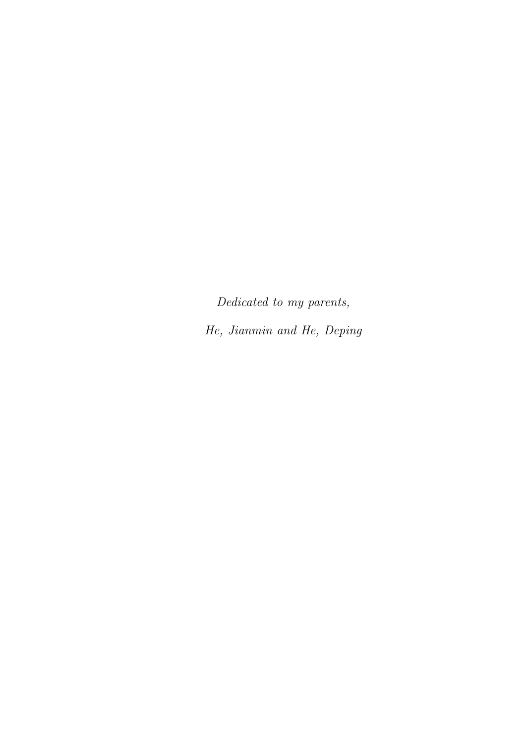*Dedicated to my parents,*

*He, Jianmin and He, Deping*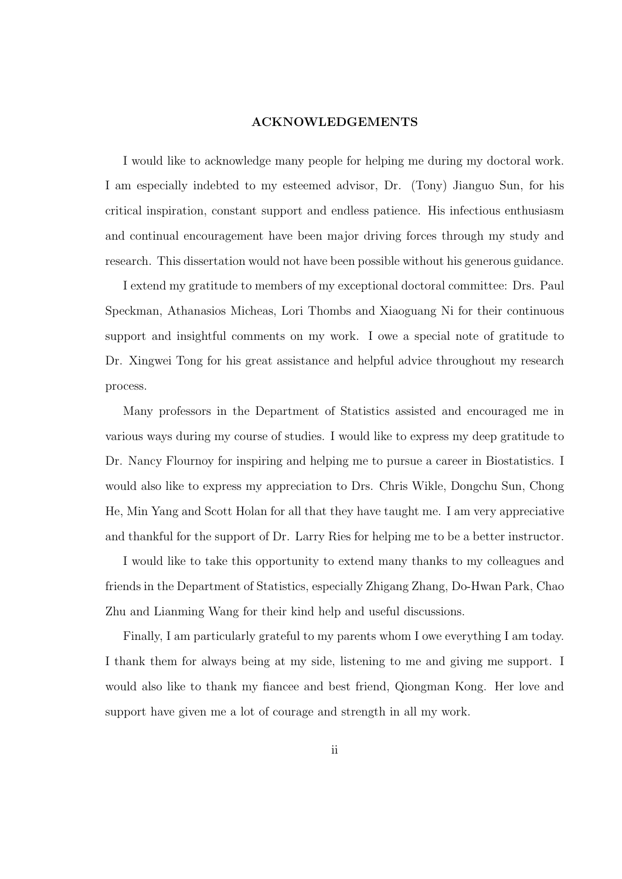## ACKNOWLEDGEMENTS

I would like to acknowledge many people for helping me during my doctoral work. I am especially indebted to my esteemed advisor, Dr. (Tony) Jianguo Sun, for his critical inspiration, constant support and endless patience. His infectious enthusiasm and continual encouragement have been major driving forces through my study and research. This dissertation would not have been possible without his generous guidance.

I extend my gratitude to members of my exceptional doctoral committee: Drs. Paul Speckman, Athanasios Micheas, Lori Thombs and Xiaoguang Ni for their continuous support and insightful comments on my work. I owe a special note of gratitude to Dr. Xingwei Tong for his great assistance and helpful advice throughout my research process.

Many professors in the Department of Statistics assisted and encouraged me in various ways during my course of studies. I would like to express my deep gratitude to Dr. Nancy Flournoy for inspiring and helping me to pursue a career in Biostatistics. I would also like to express my appreciation to Drs. Chris Wikle, Dongchu Sun, Chong He, Min Yang and Scott Holan for all that they have taught me. I am very appreciative and thankful for the support of Dr. Larry Ries for helping me to be a better instructor.

I would like to take this opportunity to extend many thanks to my colleagues and friends in the Department of Statistics, especially Zhigang Zhang, Do-Hwan Park, Chao Zhu and Lianming Wang for their kind help and useful discussions.

Finally, I am particularly grateful to my parents whom I owe everything I am today. I thank them for always being at my side, listening to me and giving me support. I would also like to thank my fiancee and best friend, Qiongman Kong. Her love and support have given me a lot of courage and strength in all my work.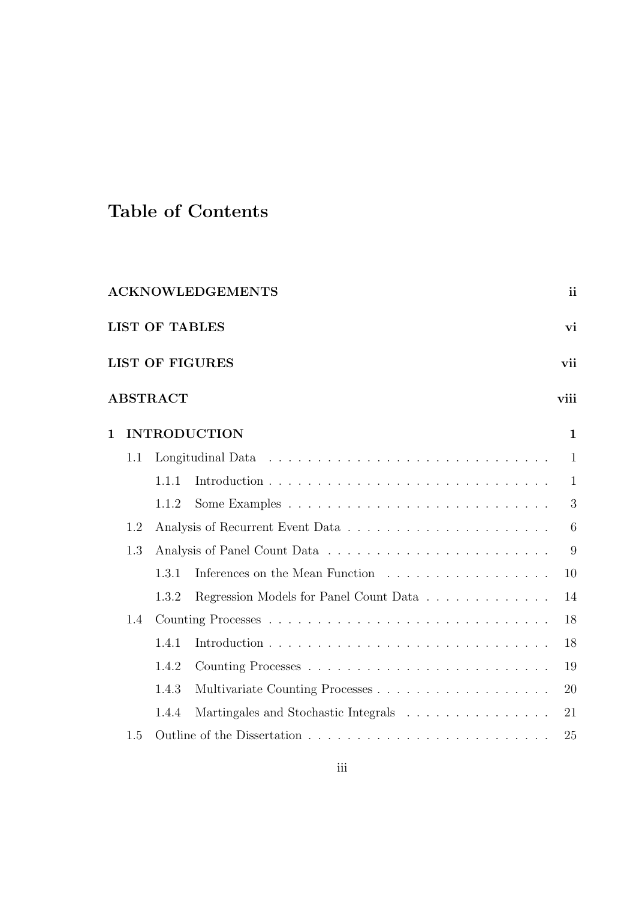# Table of Contents

**ACKNOWLEDGEMENTS** ii

**LIST OF TABLES** vi

**LIST OF FIGURES** vii

**ABSTRACT** viii

**1 INTRODUCTION** 1

- 1.1 Longitudinal Data . . . . . . . . . . . . . . . . . . . . . . . . . . . . . 1
  - 1.1.1 Introduction . . . . . . . . . . . . . . . . . . . . . . . . . . . . 1
  - 1.1.2 Some Examples . . . . . . . . . . . . . . . . . . . . . . . . . . 3
- 1.2 Analysis of Recurrent Event Data . . . . . . . . . . . . . . . . . . . . . 6
- 1.3 Analysis of Panel Count Data . . . . . . . . . . . . . . . . . . . . . . . 9
  - 1.3.1 Inferences on the Mean Function . . . . . . . . . . . . . . . . . 10
  - 1.3.2 Regression Models for Panel Count Data . . . . . . . . . . . . . 14
- 1.4 Counting Processes . . . . . . . . . . . . . . . . . . . . . . . . . . . . 18
  - 1.4.1 Introduction . . . . . . . . . . . . . . . . . . . . . . . . . . . . 18
  - 1.4.2 Counting Processes . . . . . . . . . . . . . . . . . . . . . . . . 19
  - 1.4.3 Multivariate Counting Processes . . . . . . . . . . . . . . . . . 20
  - 1.4.4 Martingales and Stochastic Integrals . . . . . . . . . . . . . . . 21
- 1.5 Outline of the Dissertation . . . . . . . . . . . . . . . . . . . . . . . . 25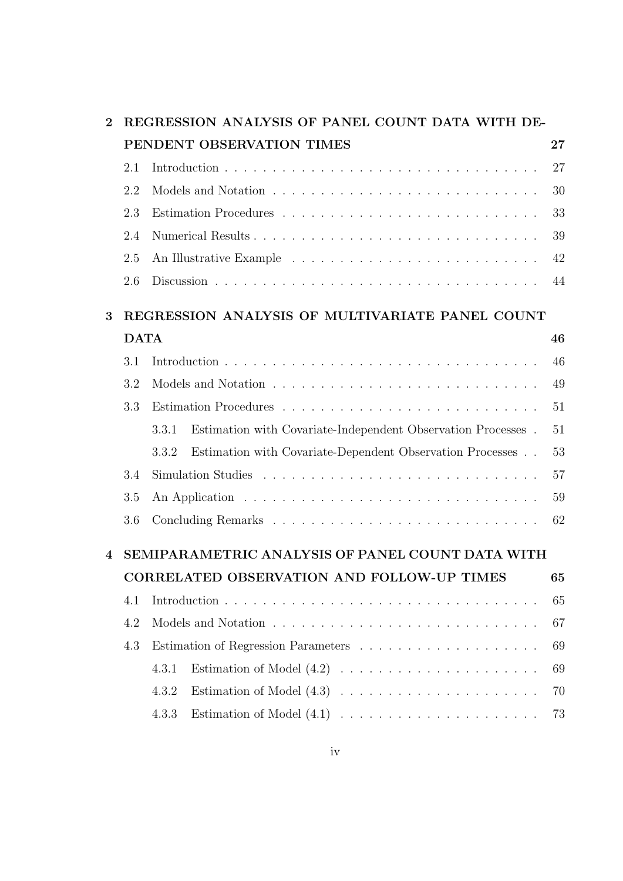**2 REGRESSION ANALYSIS OF PANEL COUNT DATA WITH DEPENDENT OBSERVATION TIMES** 27

- 2.1 Introduction . . . . . . . . . . 27
- 2.2 Models and Notation . . . . . . . . . . 30
- 2.3 Estimation Procedures . . . . . . . . . . 33
- 2.4 Numerical Results . . . . . . . . . . 39
- 2.5 An Illustrative Example . . . . . . . . . . 42
- 2.6 Discussion . . . . . . . . . . 44

**3 REGRESSION ANALYSIS OF MULTIVARIATE PANEL COUNT DATA** 46

- 3.1 Introduction . . . . . . . . . . 46
- 3.2 Models and Notation . . . . . . . . . . 49
- 3.3 Estimation Procedures . . . . . . . . . . 51
  - 3.3.1 Estimation with Covariate-Independent Observation Processes . 51
  - 3.3.2 Estimation with Covariate-Dependent Observation Processes . . 53
- 3.4 Simulation Studies . . . . . . . . . . 57
- 3.5 An Application . . . . . . . . . . 59
- 3.6 Concluding Remarks . . . . . . . . . . 62

**4 SEMIPARAMETRIC ANALYSIS OF PANEL COUNT DATA WITH CORRELATED OBSERVATION AND FOLLOW-UP TIMES** 65

- 4.1 Introduction . . . . . . . . . . 65
- 4.2 Models and Notation . . . . . . . . . . 67
- 4.3 Estimation of Regression Parameters . . . . . . . . . . 69
  - 4.3.1 Estimation of Model (4.2) . . . . . . . . . . 69
  - 4.3.2 Estimation of Model (4.3) . . . . . . . . . . 70
  - 4.3.3 Estimation of Model (4.1) . . . . . . . . . . 73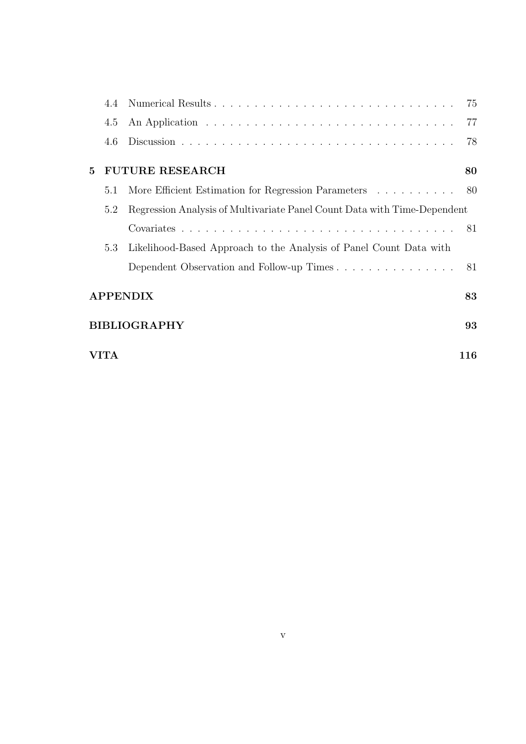4.4 Numerical Results . . . . . . . . . . . . . . . . . . . . . . . . . . . . . . 75

4.5 An Application . . . . . . . . . . . . . . . . . . . . . . . . . . . . . . 77

4.6 Discussion . . . . . . . . . . . . . . . . . . . . . . . . . . . . . . . . . 78

**5 FUTURE RESEARCH** **80**

5.1 More Efficient Estimation for Regression Parameters . . . . . . . . . . 80

5.2 Regression Analysis of Multivariate Panel Count Data with Time-Dependent Covariates . . . . . . . . . . . . . . . . . . . . . . . . . . . . . . . . . . 81

5.3 Likelihood-Based Approach to the Analysis of Panel Count Data with Dependent Observation and Follow-up Times . . . . . . . . . . . . . . . 81

**APPENDIX** **83**

**BIBLIOGRAPHY** **93**

**VITA** **116**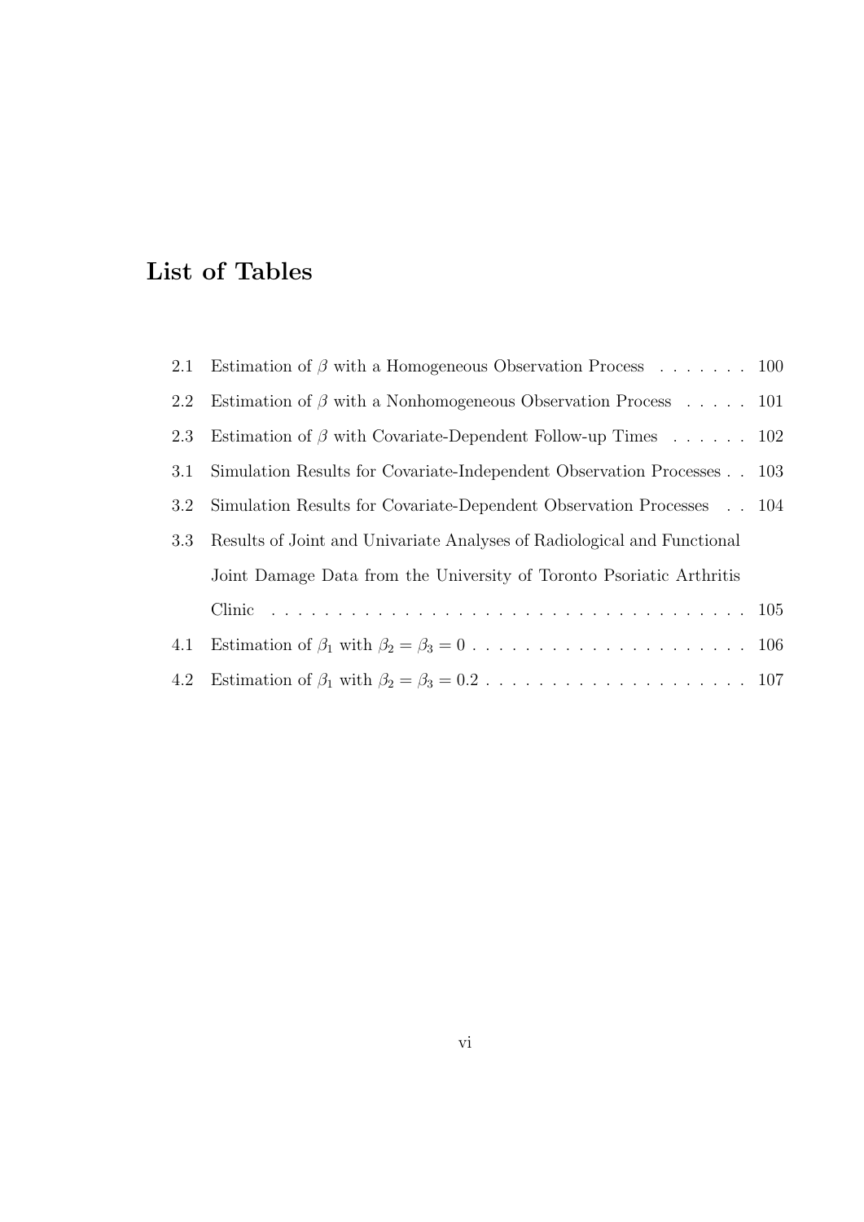# List of Tables

2.1 Estimation of $\beta$ with a Homogeneous Observation Process . . . . . . . 100

2.2 Estimation of $\beta$ with a Nonhomogeneous Observation Process . . . . . 101

2.3 Estimation of $\beta$ with Covariate-Dependent Follow-up Times . . . . . . 102

3.1 Simulation Results for Covariate-Independent Observation Processes . . 103

3.2 Simulation Results for Covariate-Dependent Observation Processes . . 104

3.3 Results of Joint and Univariate Analyses of Radiological and Functional Joint Damage Data from the University of Toronto Psoriatic Arthritis Clinic . . . . . . . . . . . . . . . . . . . . . . . . . . . . . . . . . . . . . 105

4.1 Estimation of $\beta_1$ with $\beta_2 = \beta_3 = 0$ . . . . . . . . . . . . . . . . . . . . . 106

4.2 Estimation of $\beta_1$ with $\beta_2 = \beta_3 = 0.2$ . . . . . . . . . . . . . . . . . . . . 107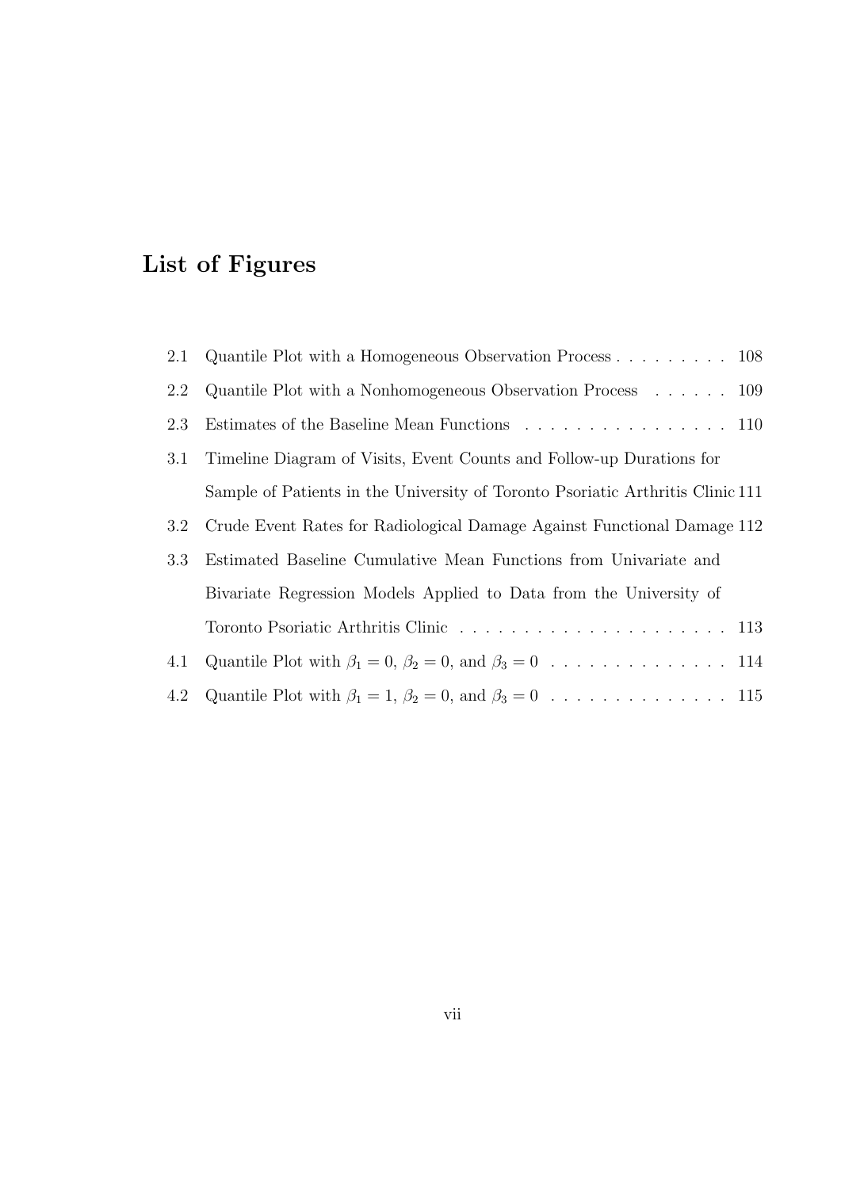# List of Figures

2.1 Quantile Plot with a Homogeneous Observation Process . . . . . . . . . 108

2.2 Quantile Plot with a Nonhomogeneous Observation Process . . . . . . 109

2.3 Estimates of the Baseline Mean Functions . . . . . . . . . . . . . . . . 110

3.1 Timeline Diagram of Visits, Event Counts and Follow-up Durations for Sample of Patients in the University of Toronto Psoriatic Arthritis Clinic 111

3.2 Crude Event Rates for Radiological Damage Against Functional Damage 112

3.3 Estimated Baseline Cumulative Mean Functions from Univariate and Bivariate Regression Models Applied to Data from the University of Toronto Psoriatic Arthritis Clinic . . . . . . . . . . . . . . . . . . . . . 113

4.1 Quantile Plot with $\beta_1 = 0$, $\beta_2 = 0$, and $\beta_3 = 0$ . . . . . . . . . . . . . . 114

4.2 Quantile Plot with $\beta_1 = 1$, $\beta_2 = 0$, and $\beta_3 = 0$ . . . . . . . . . . . . . . 115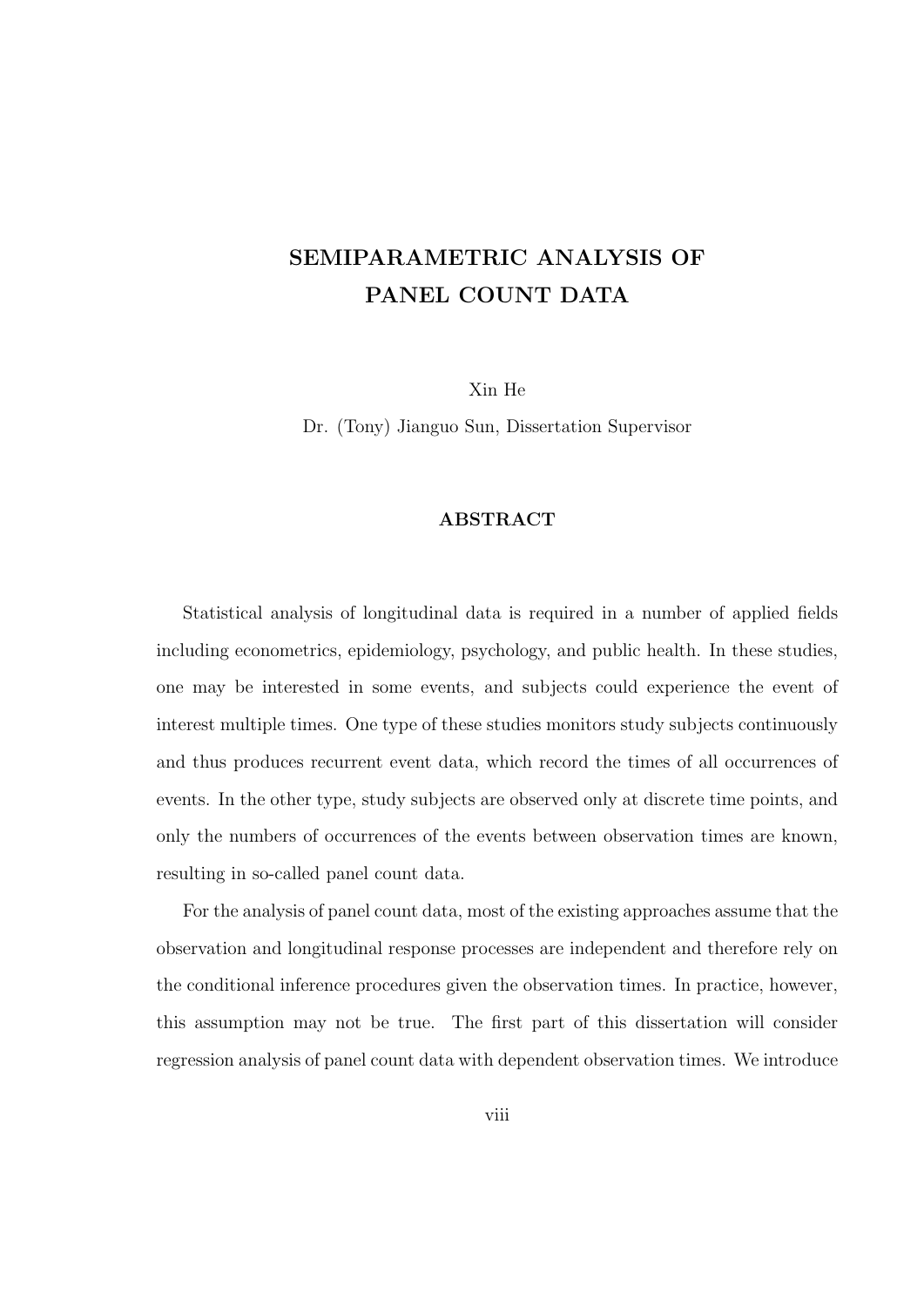# SEMIPARAMETRIC ANALYSIS OF PANEL COUNT DATA

Xin He

Dr. (Tony) Jianguo Sun, Dissertation Supervisor

## ABSTRACT

Statistical analysis of longitudinal data is required in a number of applied fields including econometrics, epidemiology, psychology, and public health. In these studies, one may be interested in some events, and subjects could experience the event of interest multiple times. One type of these studies monitors study subjects continuously and thus produces recurrent event data, which record the times of all occurrences of events. In the other type, study subjects are observed only at discrete time points, and only the numbers of occurrences of the events between observation times are known, resulting in so-called panel count data.

For the analysis of panel count data, most of the existing approaches assume that the observation and longitudinal response processes are independent and therefore rely on the conditional inference procedures given the observation times. In practice, however, this assumption may not be true. The first part of this dissertation will consider regression analysis of panel count data with dependent observation times. We introduce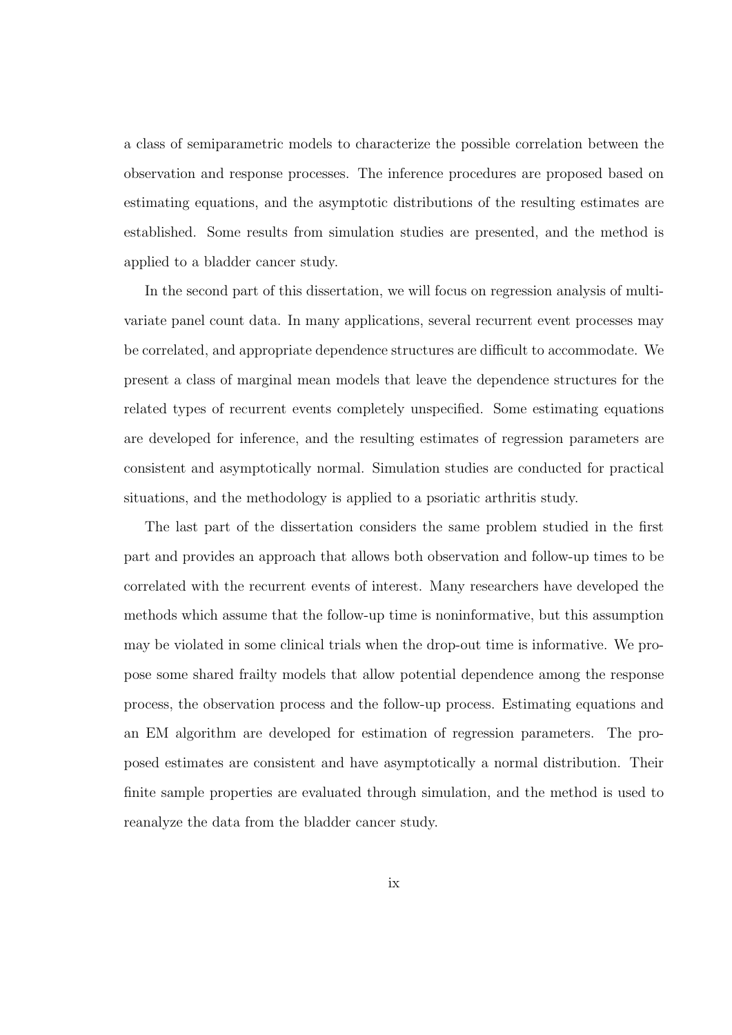a class of semiparametric models to characterize the possible correlation between the observation and response processes. The inference procedures are proposed based on estimating equations, and the asymptotic distributions of the resulting estimates are established. Some results from simulation studies are presented, and the method is applied to a bladder cancer study.

In the second part of this dissertation, we will focus on regression analysis of multivariate panel count data. In many applications, several recurrent event processes may be correlated, and appropriate dependence structures are difficult to accommodate. We present a class of marginal mean models that leave the dependence structures for the related types of recurrent events completely unspecified. Some estimating equations are developed for inference, and the resulting estimates of regression parameters are consistent and asymptotically normal. Simulation studies are conducted for practical situations, and the methodology is applied to a psoriatic arthritis study.

The last part of the dissertation considers the same problem studied in the first part and provides an approach that allows both observation and follow-up times to be correlated with the recurrent events of interest. Many researchers have developed the methods which assume that the follow-up time is noninformative, but this assumption may be violated in some clinical trials when the drop-out time is informative. We propose some shared frailty models that allow potential dependence among the response process, the observation process and the follow-up process. Estimating equations and an EM algorithm are developed for estimation of regression parameters. The proposed estimates are consistent and have asymptotically a normal distribution. Their finite sample properties are evaluated through simulation, and the method is used to reanalyze the data from the bladder cancer study.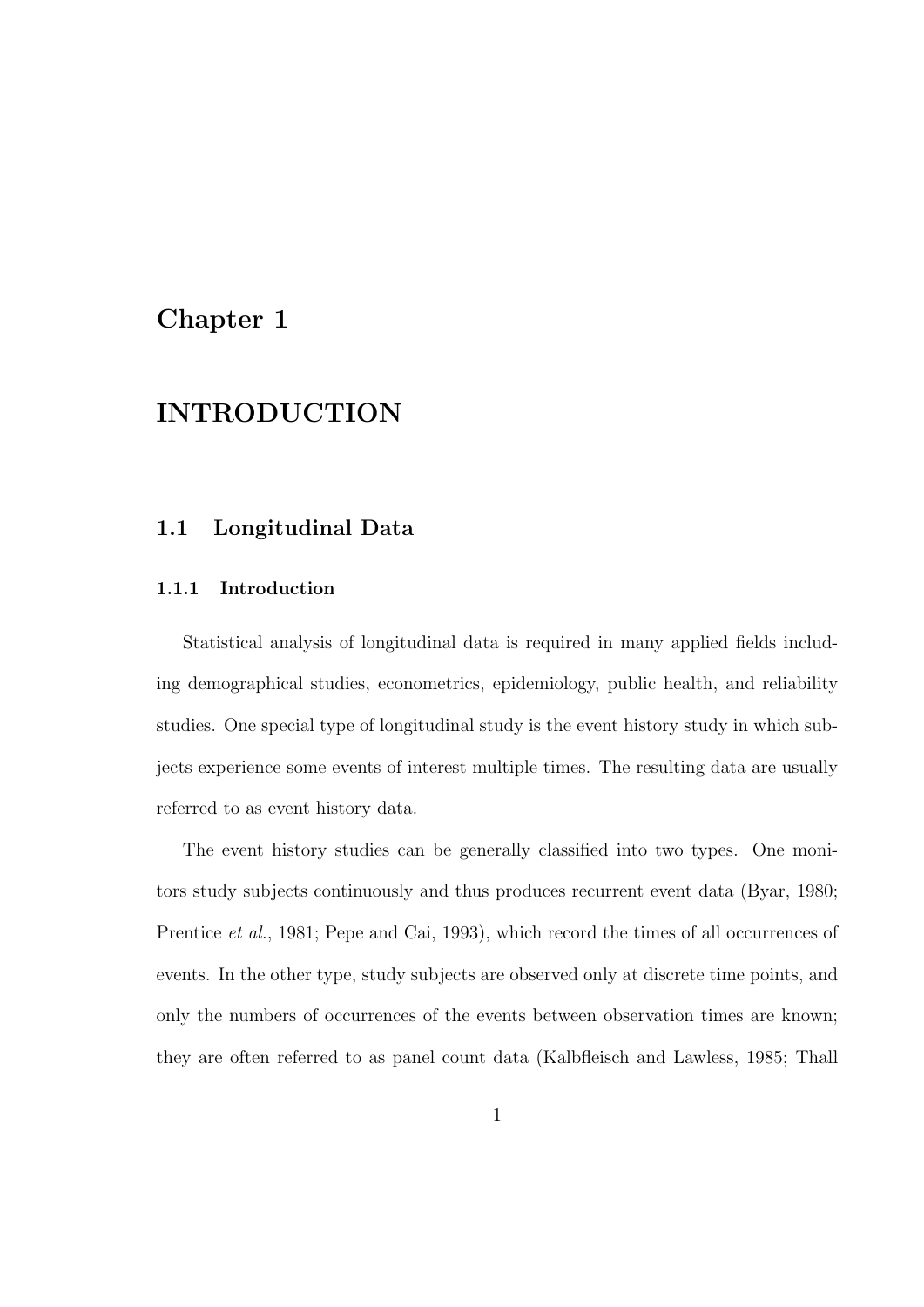# Chapter 1

# INTRODUCTION

## 1.1 Longitudinal Data

### 1.1.1 Introduction

Statistical analysis of longitudinal data is required in many applied fields including demographical studies, econometrics, epidemiology, public health, and reliability studies. One special type of longitudinal study is the event history study in which subjects experience some events of interest multiple times. The resulting data are usually referred to as event history data.

The event history studies can be generally classified into two types. One monitors study subjects continuously and thus produces recurrent event data (Byar, 1980; Prentice *et al.*, 1981; Pepe and Cai, 1993), which record the times of all occurrences of events. In the other type, study subjects are observed only at discrete time points, and only the numbers of occurrences of the events between observation times are known; they are often referred to as panel count data (Kalbfleisch and Lawless, 1985; Thall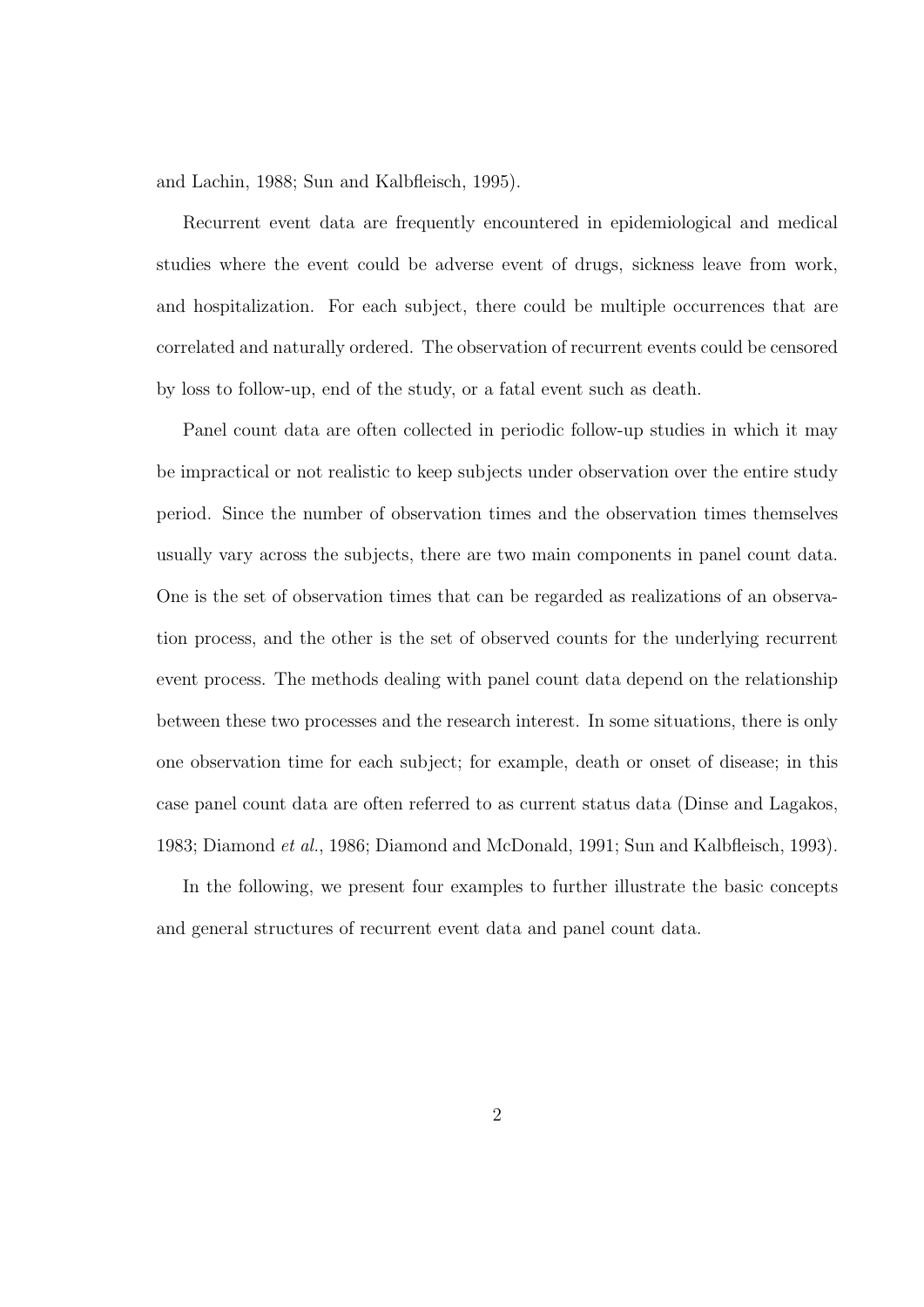and Lachin, 1988; Sun and Kalbfleisch, 1995).

Recurrent event data are frequently encountered in epidemiological and medical studies where the event could be adverse event of drugs, sickness leave from work, and hospitalization. For each subject, there could be multiple occurrences that are correlated and naturally ordered. The observation of recurrent events could be censored by loss to follow-up, end of the study, or a fatal event such as death.

Panel count data are often collected in periodic follow-up studies in which it may be impractical or not realistic to keep subjects under observation over the entire study period. Since the number of observation times and the observation times themselves usually vary across the subjects, there are two main components in panel count data. One is the set of observation times that can be regarded as realizations of an observation process, and the other is the set of observed counts for the underlying recurrent event process. The methods dealing with panel count data depend on the relationship between these two processes and the research interest. In some situations, there is only one observation time for each subject; for example, death or onset of disease; in this case panel count data are often referred to as current status data (Dinse and Lagakos, 1983; Diamond *et al.*, 1986; Diamond and McDonald, 1991; Sun and Kalbfleisch, 1993).

In the following, we present four examples to further illustrate the basic concepts and general structures of recurrent event data and panel count data.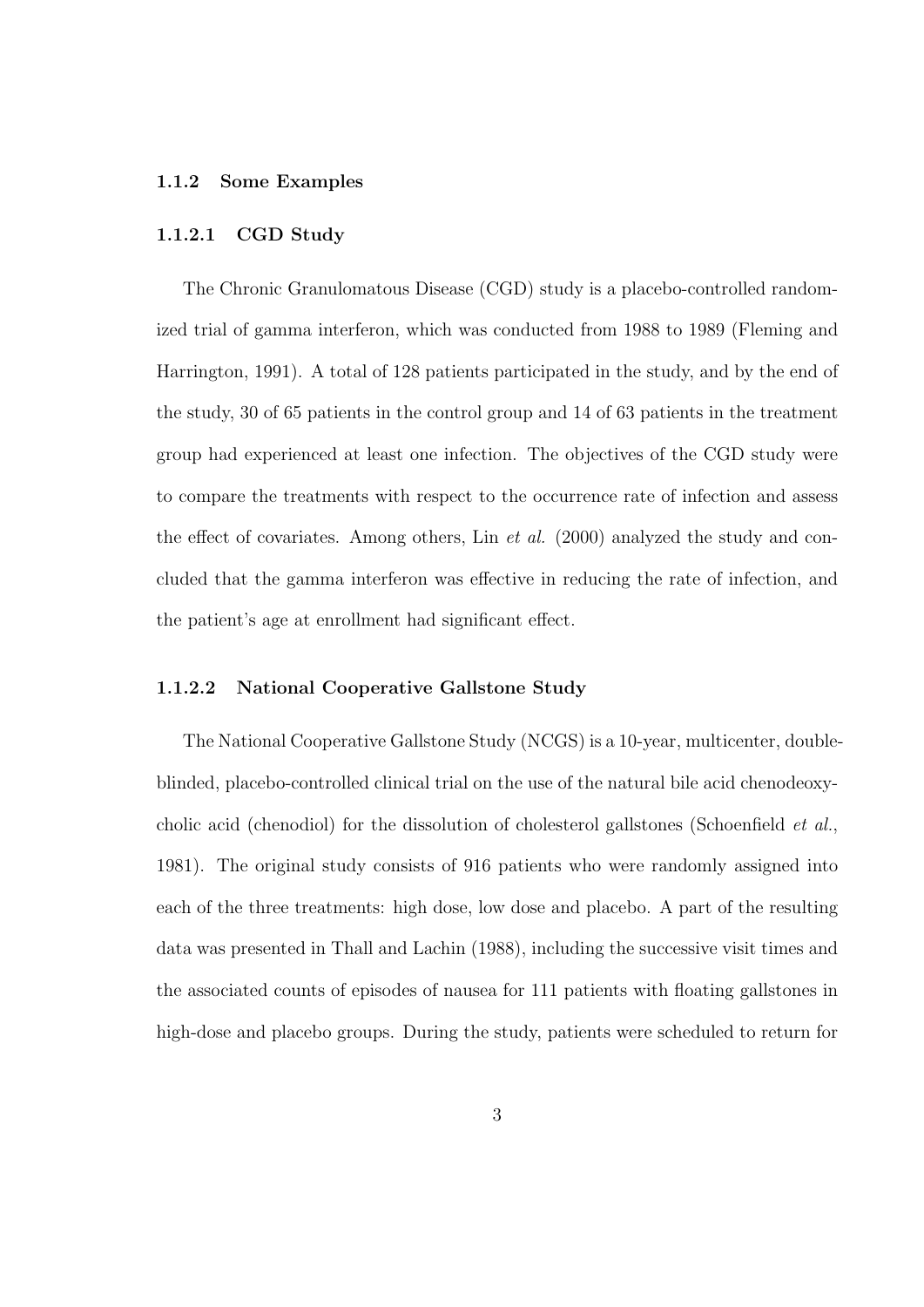### 1.1.2 Some Examples

#### 1.1.2.1 CGD Study

The Chronic Granulomatous Disease (CGD) study is a placebo-controlled randomized trial of gamma interferon, which was conducted from 1988 to 1989 (Fleming and Harrington, 1991). A total of 128 patients participated in the study, and by the end of the study, 30 of 65 patients in the control group and 14 of 63 patients in the treatment group had experienced at least one infection. The objectives of the CGD study were to compare the treatments with respect to the occurrence rate of infection and assess the effect of covariates. Among others, Lin *et al.* (2000) analyzed the study and concluded that the gamma interferon was effective in reducing the rate of infection, and the patient's age at enrollment had significant effect.

#### 1.1.2.2 National Cooperative Gallstone Study

The National Cooperative Gallstone Study (NCGS) is a 10-year, multicenter, double-blinded, placebo-controlled clinical trial on the use of the natural bile acid chenodeoxycholic acid (chenodiol) for the dissolution of cholesterol gallstones (Schoenfield *et al.*, 1981). The original study consists of 916 patients who were randomly assigned into each of the three treatments: high dose, low dose and placebo. A part of the resulting data was presented in Thall and Lachin (1988), including the successive visit times and the associated counts of episodes of nausea for 111 patients with floating gallstones in high-dose and placebo groups. During the study, patients were scheduled to return for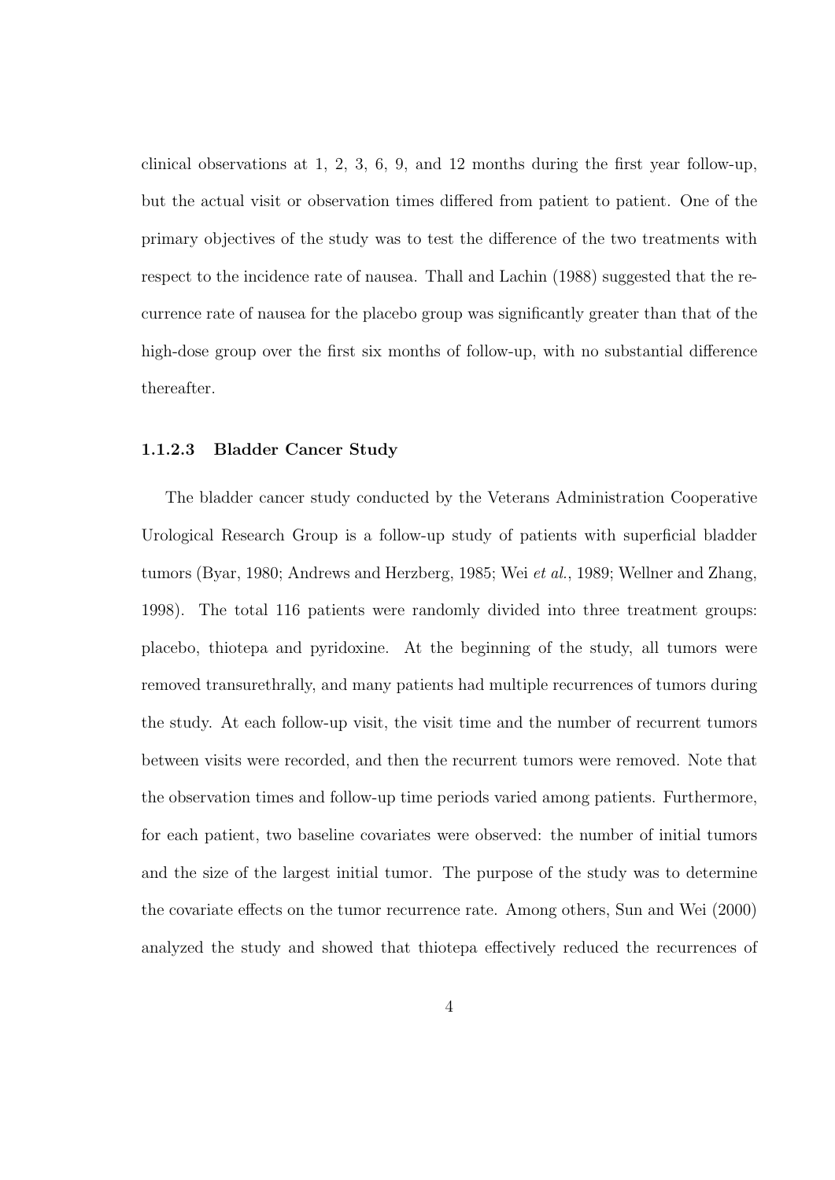clinical observations at 1, 2, 3, 6, 9, and 12 months during the first year follow-up, but the actual visit or observation times differed from patient to patient. One of the primary objectives of the study was to test the difference of the two treatments with respect to the incidence rate of nausea. Thall and Lachin (1988) suggested that the recurrence rate of nausea for the placebo group was significantly greater than that of the high-dose group over the first six months of follow-up, with no substantial difference thereafter.

#### 1.1.2.3 Bladder Cancer Study

The bladder cancer study conducted by the Veterans Administration Cooperative Urological Research Group is a follow-up study of patients with superficial bladder tumors (Byar, 1980; Andrews and Herzberg, 1985; Wei *et al.*, 1989; Wellner and Zhang, 1998). The total 116 patients were randomly divided into three treatment groups: placebo, thiotepa and pyridoxine. At the beginning of the study, all tumors were removed transurethrally, and many patients had multiple recurrences of tumors during the study. At each follow-up visit, the visit time and the number of recurrent tumors between visits were recorded, and then the recurrent tumors were removed. Note that the observation times and follow-up time periods varied among patients. Furthermore, for each patient, two baseline covariates were observed: the number of initial tumors and the size of the largest initial tumor. The purpose of the study was to determine the covariate effects on the tumor recurrence rate. Among others, Sun and Wei (2000) analyzed the study and showed that thiotepa effectively reduced the recurrences of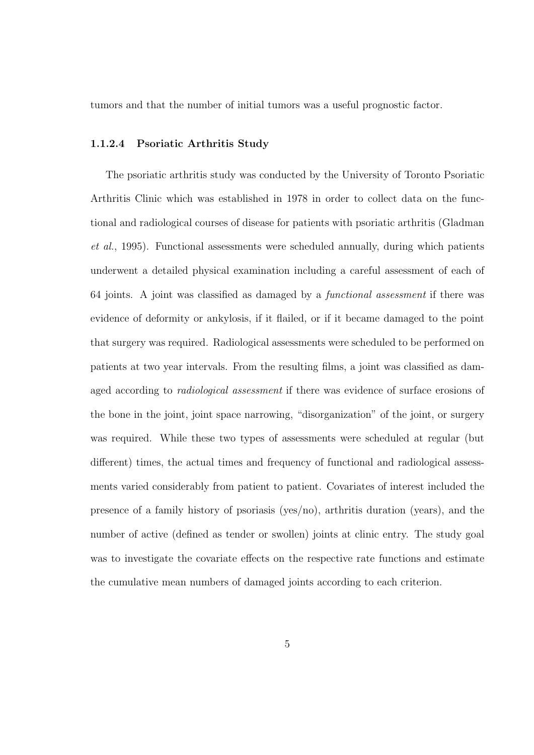tumors and that the number of initial tumors was a useful prognostic factor.

#### 1.1.2.4 Psoriatic Arthritis Study

The psoriatic arthritis study was conducted by the University of Toronto Psoriatic Arthritis Clinic which was established in 1978 in order to collect data on the functional and radiological courses of disease for patients with psoriatic arthritis (Gladman *et al.*, 1995). Functional assessments were scheduled annually, during which patients underwent a detailed physical examination including a careful assessment of each of 64 joints. A joint was classified as damaged by a *functional assessment* if there was evidence of deformity or ankylosis, if it flailed, or if it became damaged to the point that surgery was required. Radiological assessments were scheduled to be performed on patients at two year intervals. From the resulting films, a joint was classified as damaged according to *radiological assessment* if there was evidence of surface erosions of the bone in the joint, joint space narrowing, "disorganization" of the joint, or surgery was required. While these two types of assessments were scheduled at regular (but different) times, the actual times and frequency of functional and radiological assessments varied considerably from patient to patient. Covariates of interest included the presence of a family history of psoriasis (yes/no), arthritis duration (years), and the number of active (defined as tender or swollen) joints at clinic entry. The study goal was to investigate the covariate effects on the respective rate functions and estimate the cumulative mean numbers of damaged joints according to each criterion.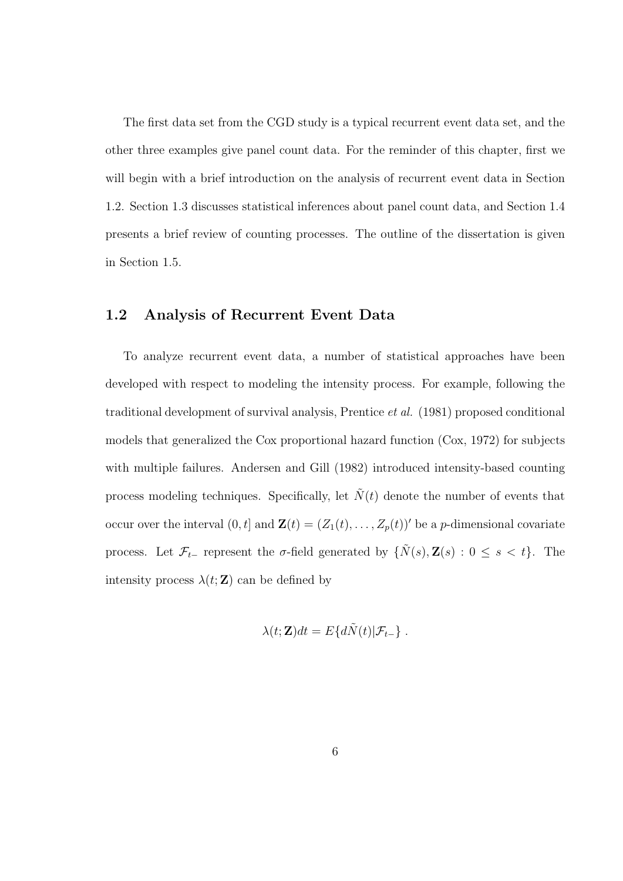The first data set from the CGD study is a typical recurrent event data set, and the other three examples give panel count data. For the reminder of this chapter, first we will begin with a brief introduction on the analysis of recurrent event data in Section 1.2. Section 1.3 discusses statistical inferences about panel count data, and Section 1.4 presents a brief review of counting processes. The outline of the dissertation is given in Section 1.5.

## 1.2 Analysis of Recurrent Event Data

To analyze recurrent event data, a number of statistical approaches have been developed with respect to modeling the intensity process. For example, following the traditional development of survival analysis, Prentice *et al.* (1981) proposed conditional models that generalized the Cox proportional hazard function (Cox, 1972) for subjects with multiple failures. Andersen and Gill (1982) introduced intensity-based counting process modeling techniques. Specifically, let $\tilde{N}(t)$ denote the number of events that occur over the interval $(0, t]$ and $\mathbf{Z}(t) = (Z_1(t), \ldots, Z_p(t))'$ be a $p$-dimensional covariate process. Let $\mathcal{F}_{t-}$ represent the $\sigma$-field generated by $\{\tilde{N}(s), \mathbf{Z}(s) : 0 \leq s < t\}$. The intensity process $\lambda(t; \mathbf{Z})$ can be defined by

$$\lambda(t; \mathbf{Z})dt = E\{d\tilde{N}(t)|\mathcal{F}_{t-}\} \; .$$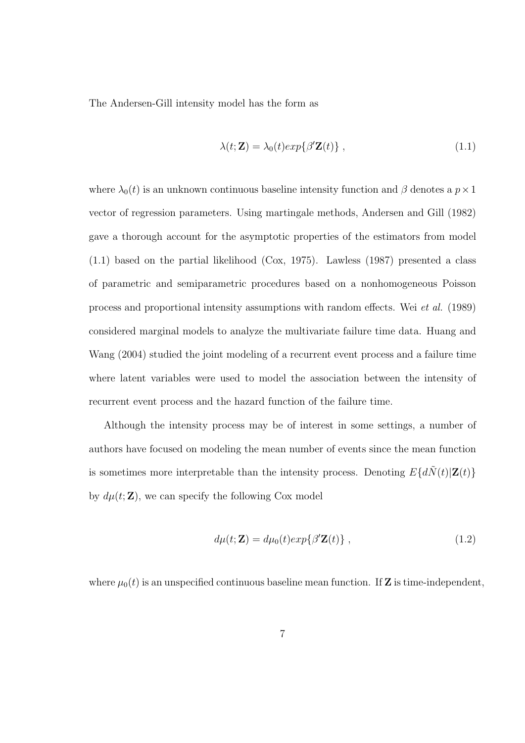The Andersen-Gill intensity model has the form as

$$\lambda(t; \mathbf{Z}) = \lambda_0(t) exp\{\beta' \mathbf{Z}(t)\} \ , \tag{1.1}$$

where $\lambda_0(t)$ is an unknown continuous baseline intensity function and $\beta$ denotes a $p \times 1$ vector of regression parameters. Using martingale methods, Andersen and Gill (1982) gave a thorough account for the asymptotic properties of the estimators from model (1.1) based on the partial likelihood (Cox, 1975). Lawless (1987) presented a class of parametric and semiparametric procedures based on a nonhomogeneous Poisson process and proportional intensity assumptions with random effects. Wei *et al.* (1989) considered marginal models to analyze the multivariate failure time data. Huang and Wang (2004) studied the joint modeling of a recurrent event process and a failure time where latent variables were used to model the association between the intensity of recurrent event process and the hazard function of the failure time.

Although the intensity process may be of interest in some settings, a number of authors have focused on modeling the mean number of events since the mean function is sometimes more interpretable than the intensity process. Denoting $E\{d\tilde{N}(t)|\mathbf{Z}(t)\}$ by $d\mu(t; \mathbf{Z})$, we can specify the following Cox model

$$d\mu(t; \mathbf{Z}) = d\mu_0(t) exp\{\beta' \mathbf{Z}(t)\} \ , \tag{1.2}$$

where $\mu_0(t)$ is an unspecified continuous baseline mean function. If $\mathbf{Z}$ is time-independent,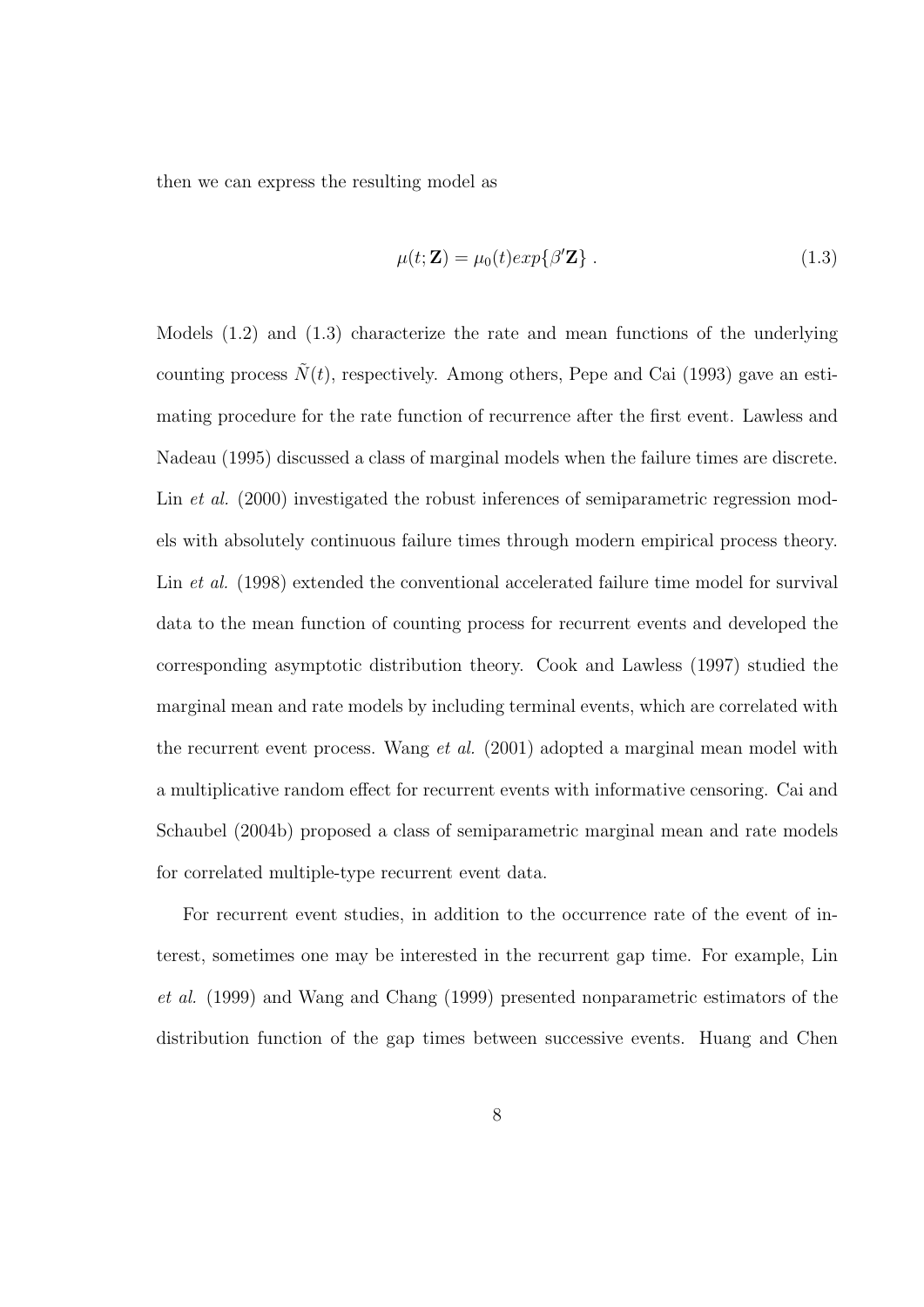then we can express the resulting model as

$$\mu(t; \mathbf{Z}) = \mu_0(t) exp\{\beta' \mathbf{Z}\} \ . \tag{1.3}$$

Models (1.2) and (1.3) characterize the rate and mean functions of the underlying counting process $\tilde{N}(t)$, respectively. Among others, Pepe and Cai (1993) gave an estimating procedure for the rate function of recurrence after the first event. Lawless and Nadeau (1995) discussed a class of marginal models when the failure times are discrete. Lin *et al.* (2000) investigated the robust inferences of semiparametric regression models with absolutely continuous failure times through modern empirical process theory. Lin *et al.* (1998) extended the conventional accelerated failure time model for survival data to the mean function of counting process for recurrent events and developed the corresponding asymptotic distribution theory. Cook and Lawless (1997) studied the marginal mean and rate models by including terminal events, which are correlated with the recurrent event process. Wang *et al.* (2001) adopted a marginal mean model with a multiplicative random effect for recurrent events with informative censoring. Cai and Schaubel (2004b) proposed a class of semiparametric marginal mean and rate models for correlated multiple-type recurrent event data.

For recurrent event studies, in addition to the occurrence rate of the event of interest, sometimes one may be interested in the recurrent gap time. For example, Lin *et al.* (1999) and Wang and Chang (1999) presented nonparametric estimators of the distribution function of the gap times between successive events. Huang and Chen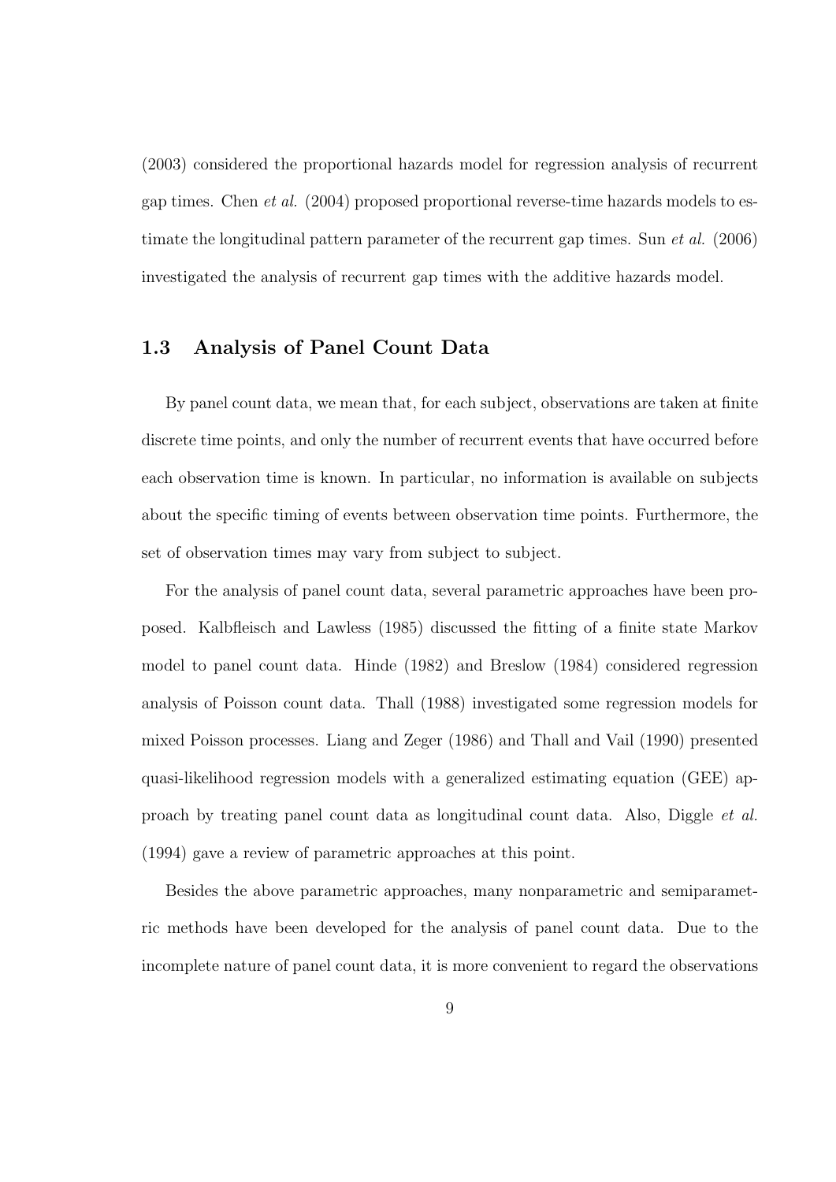(2003) considered the proportional hazards model for regression analysis of recurrent gap times. Chen *et al.* (2004) proposed proportional reverse-time hazards models to estimate the longitudinal pattern parameter of the recurrent gap times. Sun *et al.* (2006) investigated the analysis of recurrent gap times with the additive hazards model.

## 1.3 Analysis of Panel Count Data

By panel count data, we mean that, for each subject, observations are taken at finite discrete time points, and only the number of recurrent events that have occurred before each observation time is known. In particular, no information is available on subjects about the specific timing of events between observation time points. Furthermore, the set of observation times may vary from subject to subject.

For the analysis of panel count data, several parametric approaches have been proposed. Kalbfleisch and Lawless (1985) discussed the fitting of a finite state Markov model to panel count data. Hinde (1982) and Breslow (1984) considered regression analysis of Poisson count data. Thall (1988) investigated some regression models for mixed Poisson processes. Liang and Zeger (1986) and Thall and Vail (1990) presented quasi-likelihood regression models with a generalized estimating equation (GEE) approach by treating panel count data as longitudinal count data. Also, Diggle *et al.* (1994) gave a review of parametric approaches at this point.

Besides the above parametric approaches, many nonparametric and semiparametric methods have been developed for the analysis of panel count data. Due to the incomplete nature of panel count data, it is more convenient to regard the observations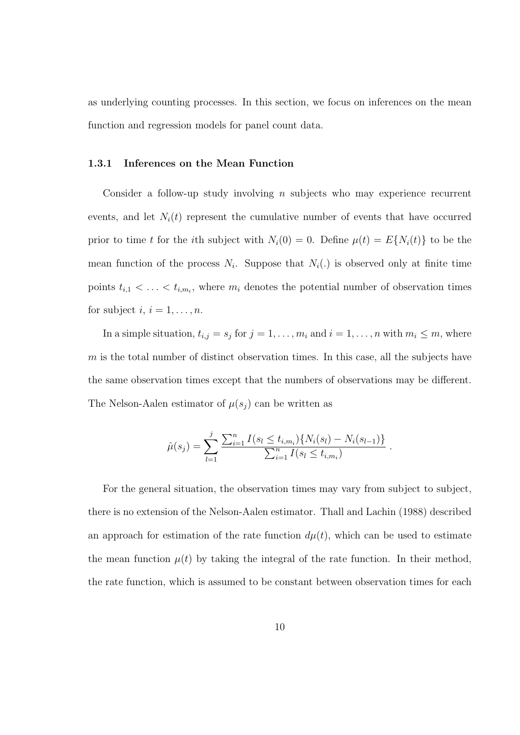as underlying counting processes. In this section, we focus on inferences on the mean function and regression models for panel count data.

### 1.3.1 Inferences on the Mean Function

Consider a follow-up study involving $n$ subjects who may experience recurrent events, and let $N_i(t)$ represent the cumulative number of events that have occurred prior to time $t$ for the $i$th subject with $N_i(0) = 0$. Define $\mu(t) = E\{N_i(t)\}$ to be the mean function of the process $N_i$. Suppose that $N_i(.)$ is observed only at finite time points $t_{i,1} < \ldots < t_{i,m_i}$, where $m_i$ denotes the potential number of observation times for subject $i$, $i = 1, \ldots, n$.

In a simple situation, $t_{i,j} = s_j$ for $j = 1, \ldots, m_i$ and $i = 1, \ldots, n$ with $m_i \leq m$, where $m$ is the total number of distinct observation times. In this case, all the subjects have the same observation times except that the numbers of observations may be different. The Nelson-Aalen estimator of $\mu(s_j)$ can be written as

$$\hat{\mu}(s_j) = \sum_{l=1}^{j} \frac{\sum_{i=1}^{n} I(s_l \leq t_{i,m_i})\{N_i(s_l) - N_i(s_{l-1})\}}{\sum_{i=1}^{n} I(s_l \leq t_{i,m_i})} \, .$$

For the general situation, the observation times may vary from subject to subject, there is no extension of the Nelson-Aalen estimator. Thall and Lachin (1988) described an approach for estimation of the rate function $d\mu(t)$, which can be used to estimate the mean function $\mu(t)$ by taking the integral of the rate function. In their method, the rate function, which is assumed to be constant between observation times for each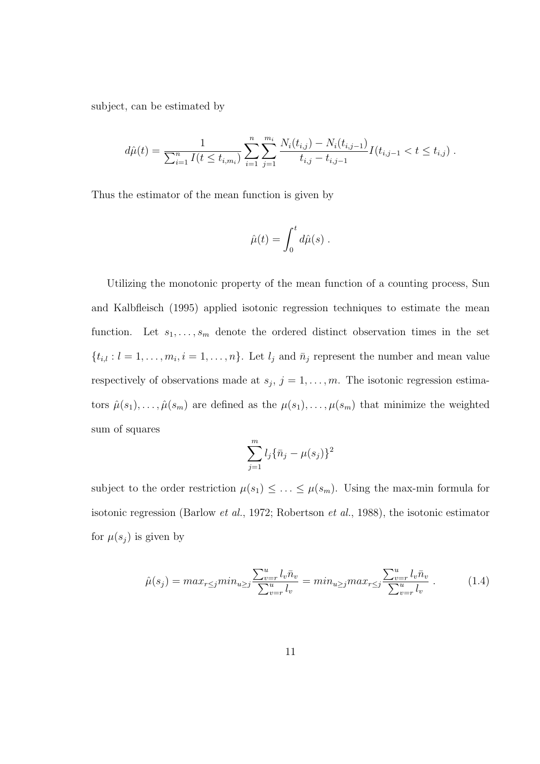subject, can be estimated by

$$d\hat{\mu}(t) = \frac{1}{\sum_{i=1}^{n} I(t \leq t_{i,m_i})} \sum_{i=1}^{n} \sum_{j=1}^{m_i} \frac{N_i(t_{i,j}) - N_i(t_{i,j-1})}{t_{i,j} - t_{i,j-1}} I(t_{i,j-1} < t \leq t_{i,j}) .$$

Thus the estimator of the mean function is given by

$$\hat{\mu}(t) = \int_0^t d\hat{\mu}(s) .$$

Utilizing the monotonic property of the mean function of a counting process, Sun and Kalbfleisch (1995) applied isotonic regression techniques to estimate the mean function. Let $s_1, \ldots, s_m$ denote the ordered distinct observation times in the set $\{t_{i,l} : l = 1, \ldots, m_i, i = 1, \ldots, n\}$. Let $l_j$ and $\bar{n}_j$ represent the number and mean value respectively of observations made at $s_j$, $j = 1, \ldots, m$. The isotonic regression estimators $\hat{\mu}(s_1), \ldots, \hat{\mu}(s_m)$ are defined as the $\mu(s_1), \ldots, \mu(s_m)$ that minimize the weighted sum of squares

$$\sum_{j=1}^{m} l_j \{\bar{n}_j - \mu(s_j)\}^2$$

subject to the order restriction $\mu(s_1) \leq \ldots \leq \mu(s_m)$. Using the max-min formula for isotonic regression (Barlow *et al.*, 1972; Robertson *et al.*, 1988), the isotonic estimator for $\mu(s_j)$ is given by

$$\hat{\mu}(s_j) = max_{r \leq j} min_{u \geq j} \frac{\sum_{v=r}^{u} l_v \bar{n}_v}{\sum_{v=r}^{u} l_v} = min_{u \geq j} max_{r \leq j} \frac{\sum_{v=r}^{u} l_v \bar{n}_v}{\sum_{v=r}^{u} l_v} . \tag{1.4}$$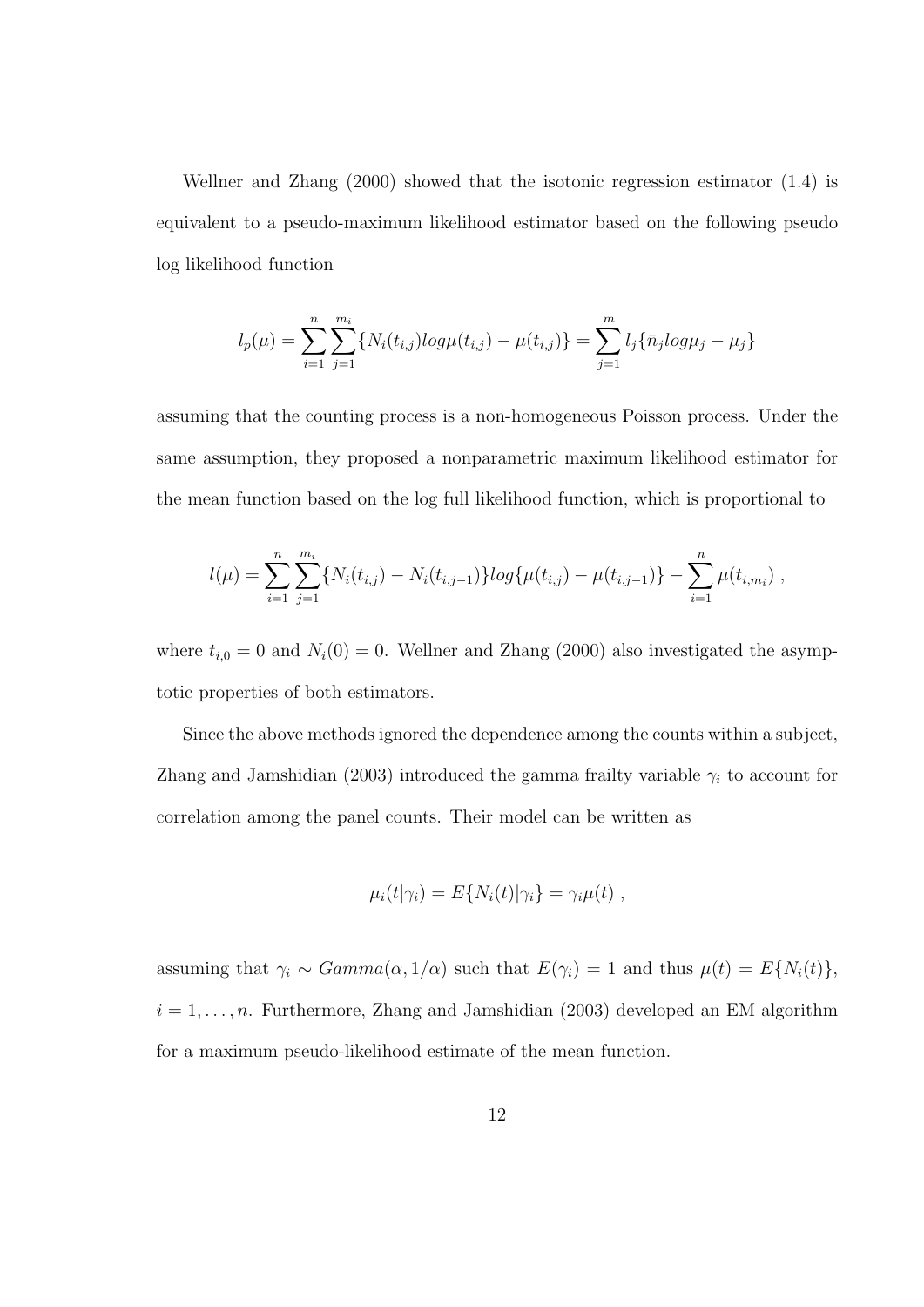Wellner and Zhang (2000) showed that the isotonic regression estimator (1.4) is equivalent to a pseudo-maximum likelihood estimator based on the following pseudo log likelihood function

$$l_p(\mu) = \sum_{i=1}^{n} \sum_{j=1}^{m_i} \{N_i(t_{i,j}) log\mu(t_{i,j}) - \mu(t_{i,j})\} = \sum_{j=1}^{m} l_j \{\bar{n}_j log\mu_j - \mu_j\}$$

assuming that the counting process is a non-homogeneous Poisson process. Under the same assumption, they proposed a nonparametric maximum likelihood estimator for the mean function based on the log full likelihood function, which is proportional to

$$l(\mu) = \sum_{i=1}^{n} \sum_{j=1}^{m_i} \{N_i(t_{i,j}) - N_i(t_{i,j-1})\} log\{\mu(t_{i,j}) - \mu(t_{i,j-1})\} - \sum_{i=1}^{n} \mu(t_{i,m_i}) \ ,$$

where $t_{i,0} = 0$ and $N_i(0) = 0$. Wellner and Zhang (2000) also investigated the asymptotic properties of both estimators.

Since the above methods ignored the dependence among the counts within a subject, Zhang and Jamshidian (2003) introduced the gamma frailty variable $\gamma_i$ to account for correlation among the panel counts. Their model can be written as

$$\mu_i(t|\gamma_i) = E\{N_i(t)|\gamma_i\} = \gamma_i \mu(t) \ ,$$

assuming that $\gamma_i \sim Gamma(\alpha, 1/\alpha)$ such that $E(\gamma_i) = 1$ and thus $\mu(t) = E\{N_i(t)\}$, $i = 1, \ldots, n$. Furthermore, Zhang and Jamshidian (2003) developed an EM algorithm for a maximum pseudo-likelihood estimate of the mean function.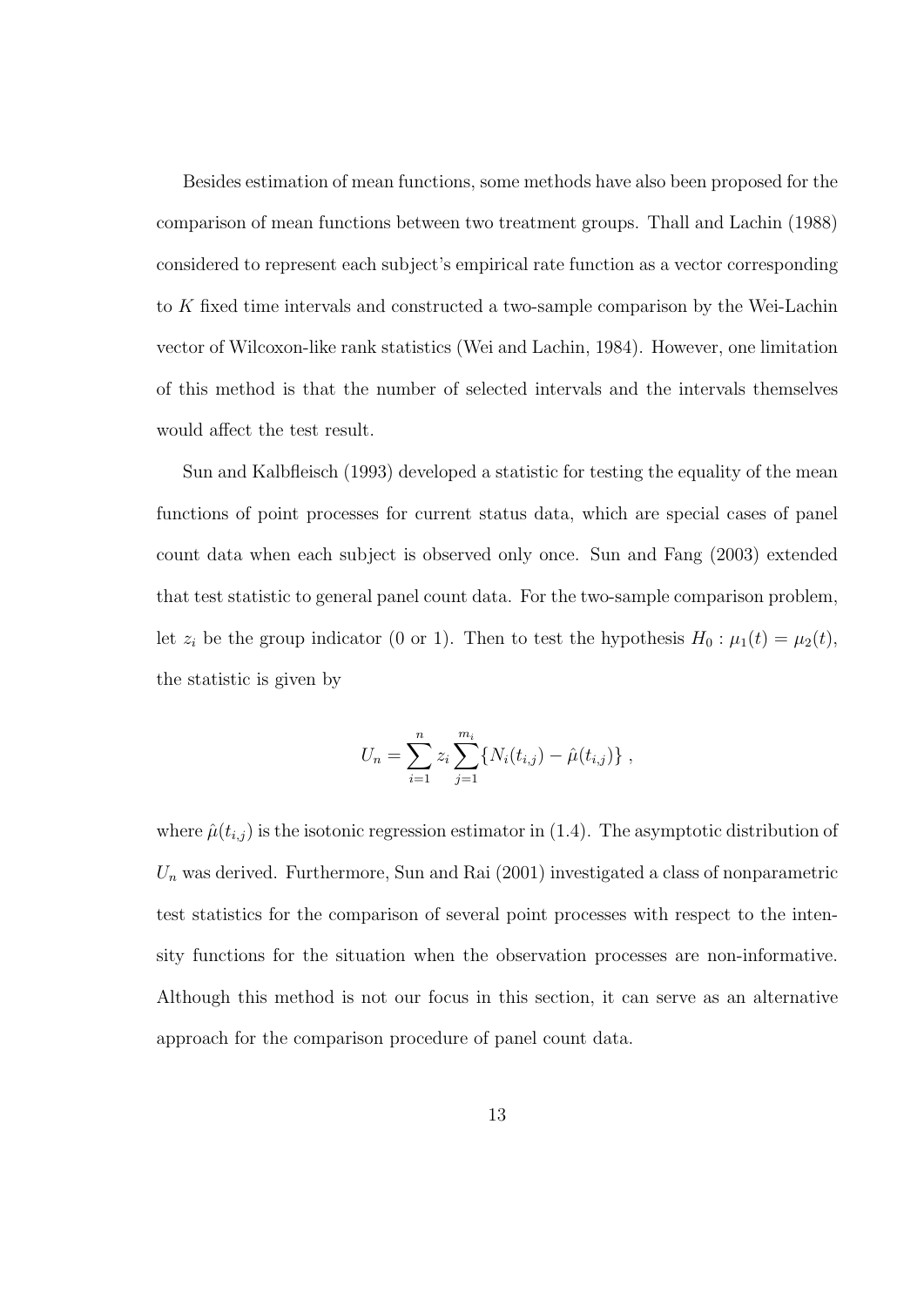Besides estimation of mean functions, some methods have also been proposed for the comparison of mean functions between two treatment groups. Thall and Lachin (1988) considered to represent each subject's empirical rate function as a vector corresponding to $K$ fixed time intervals and constructed a two-sample comparison by the Wei-Lachin vector of Wilcoxon-like rank statistics (Wei and Lachin, 1984). However, one limitation of this method is that the number of selected intervals and the intervals themselves would affect the test result.

Sun and Kalbfleisch (1993) developed a statistic for testing the equality of the mean functions of point processes for current status data, which are special cases of panel count data when each subject is observed only once. Sun and Fang (2003) extended that test statistic to general panel count data. For the two-sample comparison problem, let $z_i$ be the group indicator (0 or 1). Then to test the hypothesis $H_0 : \mu_1(t) = \mu_2(t)$, the statistic is given by

$$U_n = \sum_{i=1}^{n} z_i \sum_{j=1}^{m_i} \{N_i(t_{i,j}) - \hat{\mu}(t_{i,j})\} \ ,$$

where $\hat{\mu}(t_{i,j})$ is the isotonic regression estimator in (1.4). The asymptotic distribution of $U_n$ was derived. Furthermore, Sun and Rai (2001) investigated a class of nonparametric test statistics for the comparison of several point processes with respect to the intensity functions for the situation when the observation processes are non-informative. Although this method is not our focus in this section, it can serve as an alternative approach for the comparison procedure of panel count data.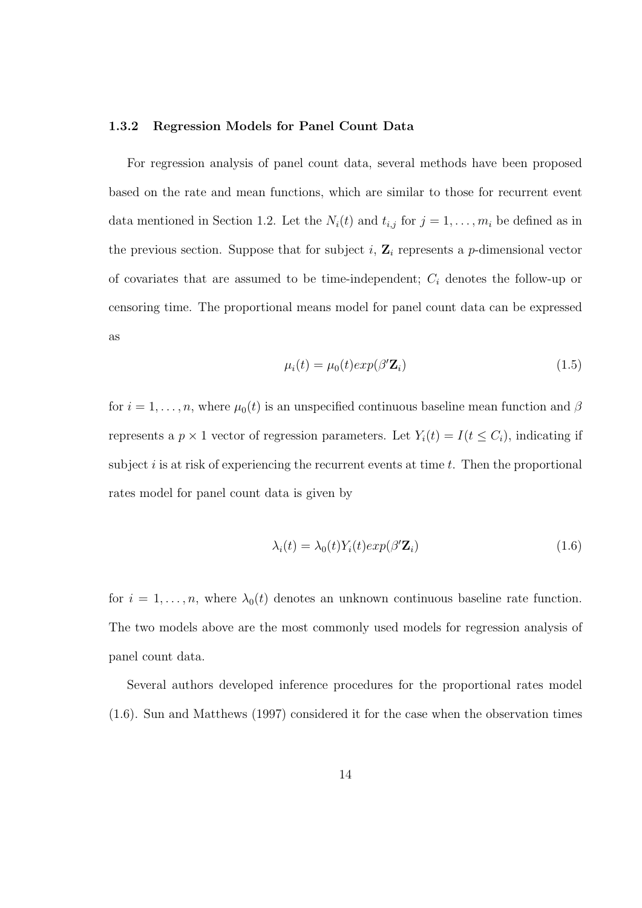### 1.3.2 Regression Models for Panel Count Data

For regression analysis of panel count data, several methods have been proposed based on the rate and mean functions, which are similar to those for recurrent event data mentioned in Section 1.2. Let the $N_i(t)$ and $t_{i,j}$ for $j = 1, \ldots, m_i$ be defined as in the previous section. Suppose that for subject $i$, $\mathbf{Z}_i$ represents a $p$-dimensional vector of covariates that are assumed to be time-independent; $C_i$ denotes the follow-up or censoring time. The proportional means model for panel count data can be expressed as

$$\mu_i(t) = \mu_0(t) exp(\beta' \mathbf{Z}_i) \tag{1.5}$$

for $i = 1, \ldots, n$, where $\mu_0(t)$ is an unspecified continuous baseline mean function and $\beta$ represents a $p \times 1$ vector of regression parameters. Let $Y_i(t) = I(t \leq C_i)$, indicating if subject $i$ is at risk of experiencing the recurrent events at time $t$. Then the proportional rates model for panel count data is given by

$$\lambda_i(t) = \lambda_0(t) Y_i(t) exp(\beta' \mathbf{Z}_i) \tag{1.6}$$

for $i = 1, \ldots, n$, where $\lambda_0(t)$ denotes an unknown continuous baseline rate function. The two models above are the most commonly used models for regression analysis of panel count data.

Several authors developed inference procedures for the proportional rates model (1.6). Sun and Matthews (1997) considered it for the case when the observation times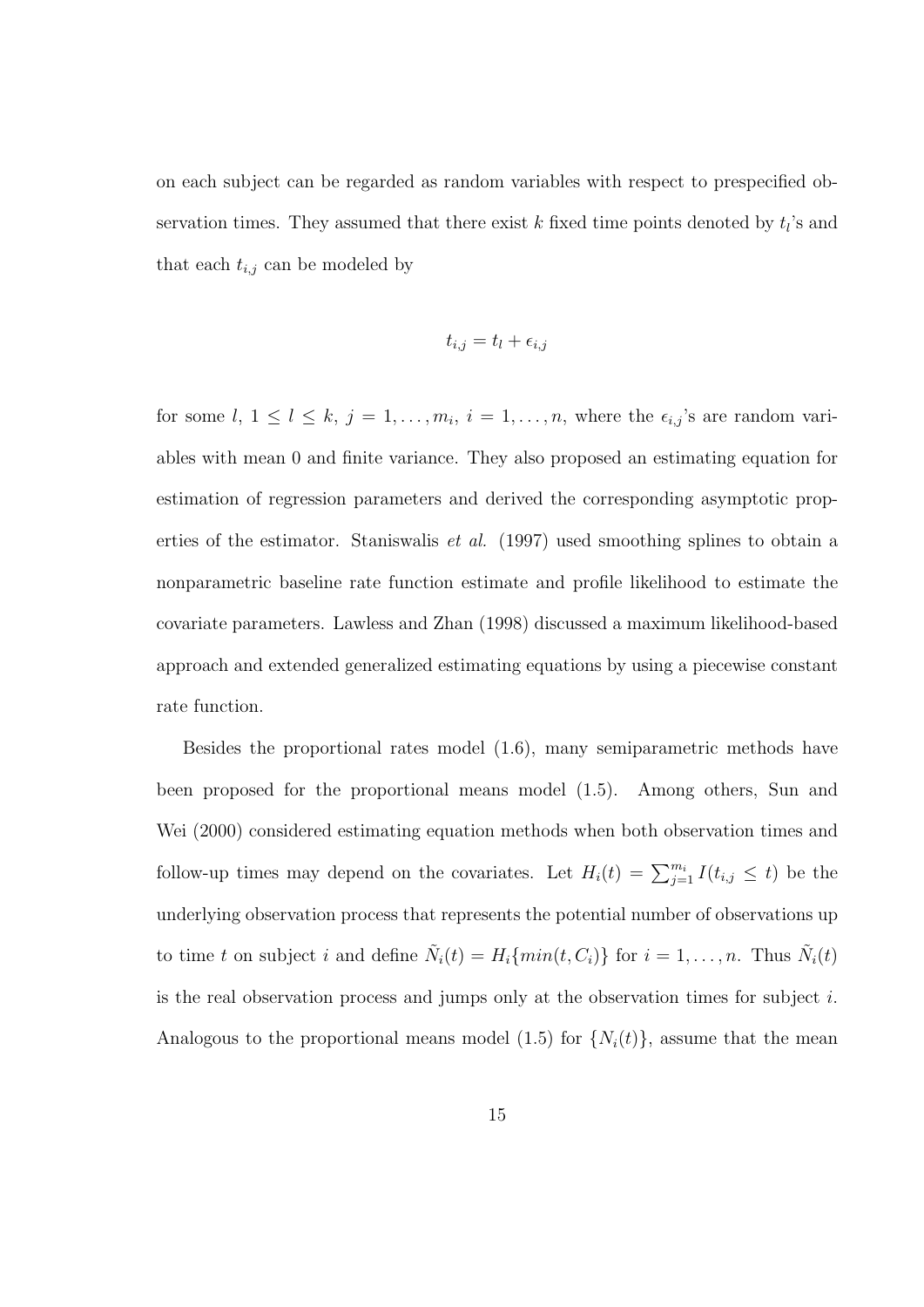on each subject can be regarded as random variables with respect to prespecified observation times. They assumed that there exist $k$ fixed time points denoted by $t_l$'s and that each $t_{i,j}$ can be modeled by

$$t_{i,j} = t_l + \epsilon_{i,j}$$

for some $l$, $1 \leq l \leq k$, $j = 1, \ldots, m_i$, $i = 1, \ldots, n$, where the $\epsilon_{i,j}$'s are random variables with mean 0 and finite variance. They also proposed an estimating equation for estimation of regression parameters and derived the corresponding asymptotic properties of the estimator. Staniswalis *et al.* (1997) used smoothing splines to obtain a nonparametric baseline rate function estimate and profile likelihood to estimate the covariate parameters. Lawless and Zhan (1998) discussed a maximum likelihood-based approach and extended generalized estimating equations by using a piecewise constant rate function.

Besides the proportional rates model (1.6), many semiparametric methods have been proposed for the proportional means model (1.5). Among others, Sun and Wei (2000) considered estimating equation methods when both observation times and follow-up times may depend on the covariates. Let $H_i(t) = \sum_{j=1}^{m_i} I(t_{i,j} \leq t)$ be the underlying observation process that represents the potential number of observations up to time $t$ on subject $i$ and define $\tilde{N}_i(t) = H_i\{min(t, C_i)\}$ for $i = 1, \ldots, n$. Thus $\tilde{N}_i(t)$ is the real observation process and jumps only at the observation times for subject $i$. Analogous to the proportional means model (1.5) for $\{N_i(t)\}$, assume that the mean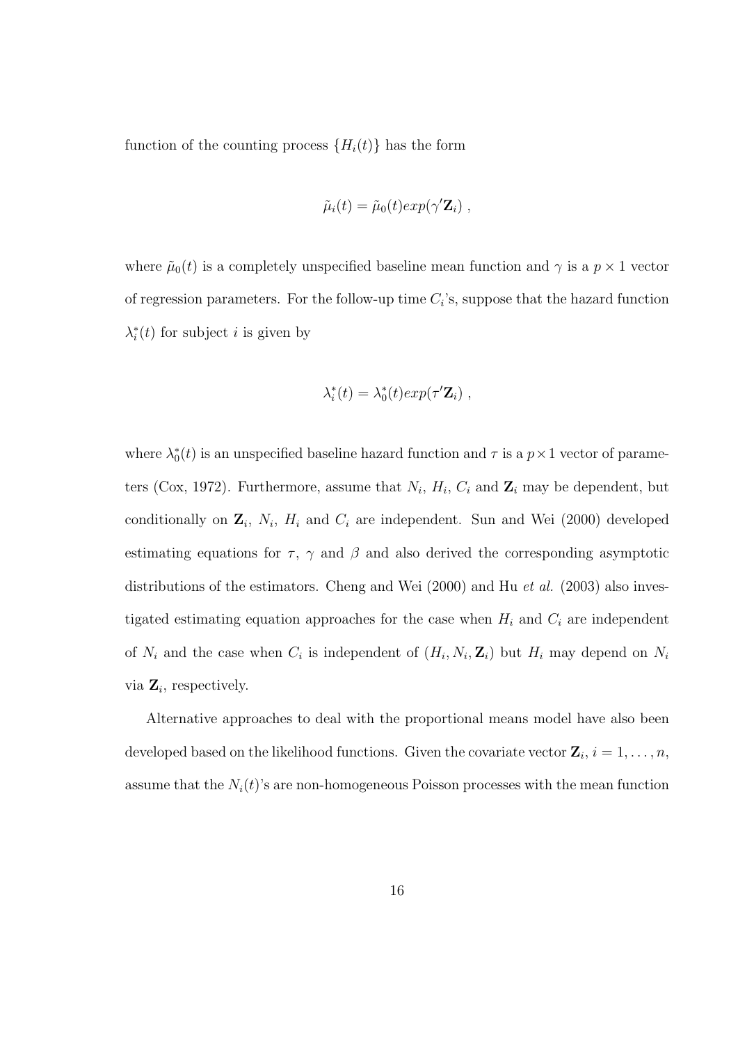function of the counting process $\{H_i(t)\}$ has the form

$$\tilde{\mu}_i(t) = \tilde{\mu}_0(t) exp(\gamma' \mathbf{Z}_i) \ ,$$

where $\tilde{\mu}_0(t)$ is a completely unspecified baseline mean function and $\gamma$ is a $p \times 1$ vector of regression parameters. For the follow-up time $C_i$'s, suppose that the hazard function $\lambda_i^*(t)$ for subject $i$ is given by

$$\lambda_i^*(t) = \lambda_0^*(t) exp(\tau' \mathbf{Z}_i) \ ,$$

where $\lambda_0^*(t)$ is an unspecified baseline hazard function and $\tau$ is a $p \times 1$ vector of parameters (Cox, 1972). Furthermore, assume that $N_i$, $H_i$, $C_i$ and $\mathbf{Z}_i$ may be dependent, but conditionally on $\mathbf{Z}_i$, $N_i$, $H_i$ and $C_i$ are independent. Sun and Wei (2000) developed estimating equations for $\tau$, $\gamma$ and $\beta$ and also derived the corresponding asymptotic distributions of the estimators. Cheng and Wei (2000) and Hu *et al.* (2003) also investigated estimating equation approaches for the case when $H_i$ and $C_i$ are independent of $N_i$ and the case when $C_i$ is independent of $(H_i, N_i, \mathbf{Z}_i)$ but $H_i$ may depend on $N_i$ via $\mathbf{Z}_i$, respectively.

Alternative approaches to deal with the proportional means model have also been developed based on the likelihood functions. Given the covariate vector $\mathbf{Z}_i$, $i = 1, \ldots, n$, assume that the $N_i(t)$'s are non-homogeneous Poisson processes with the mean function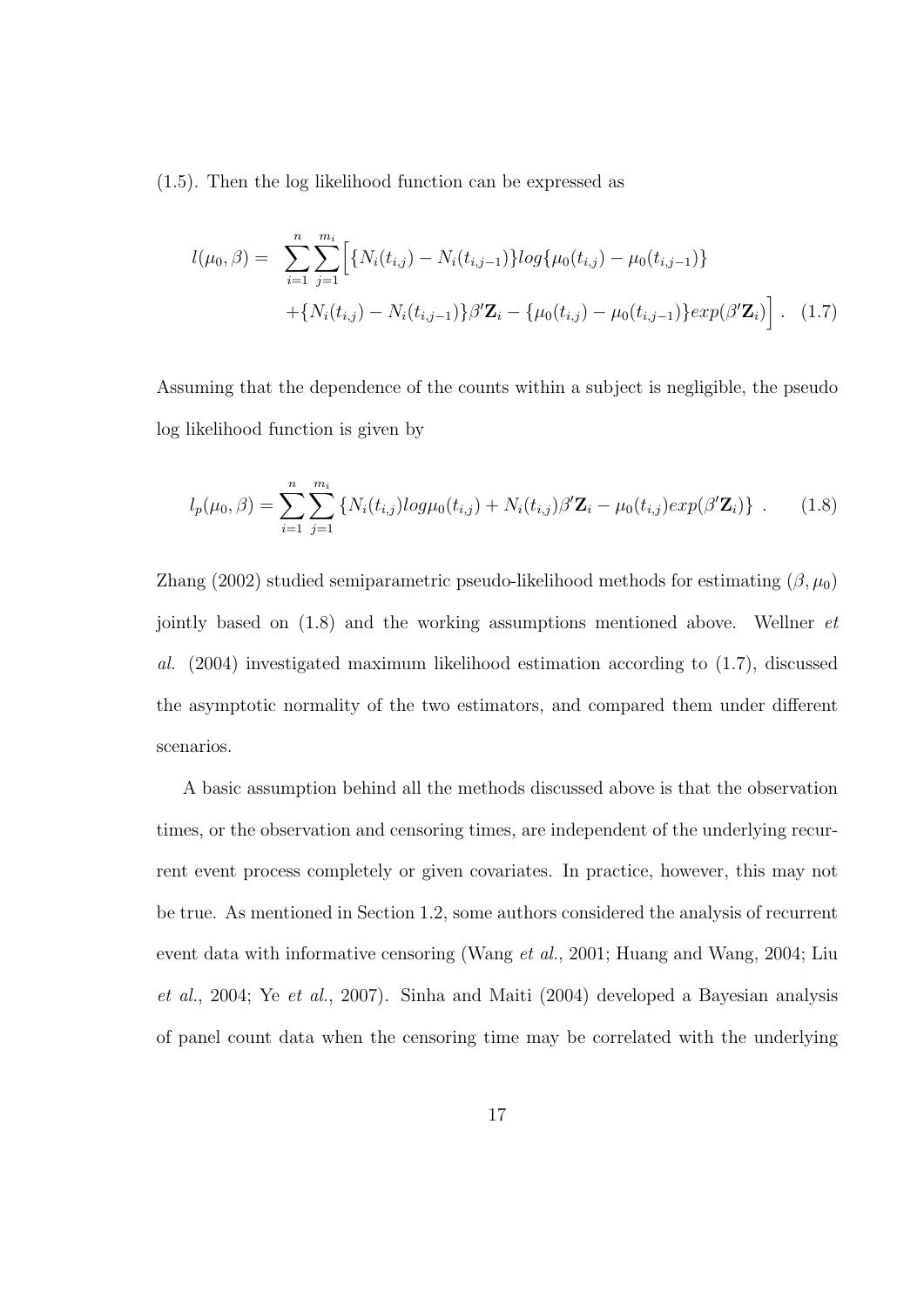(1.5). Then the log likelihood function can be expressed as

$$
\begin{aligned}
l(\mu_0, \beta) = & \sum_{i=1}^{n} \sum_{j=1}^{m_i} \Big[ \{N_i(t_{i,j}) - N_i(t_{i,j-1})\} log\{\mu_0(t_{i,j}) - \mu_0(t_{i,j-1})\} \\
& + \{N_i(t_{i,j}) - N_i(t_{i,j-1})\}\beta'\mathbf{Z}_i - \{\mu_0(t_{i,j}) - \mu_0(t_{i,j-1})\} exp(\beta'\mathbf{Z}_i) \Big] . \quad (1.7)
\end{aligned}
$$

Assuming that the dependence of the counts within a subject is negligible, the pseudo log likelihood function is given by

$$
l_p(\mu_0, \beta) = \sum_{i=1}^{n} \sum_{j=1}^{m_i} \{N_i(t_{i,j}) log\mu_0(t_{i,j}) + N_i(t_{i,j})\beta'\mathbf{Z}_i - \mu_0(t_{i,j}) exp(\beta'\mathbf{Z}_i)\} . \quad (1.8)
$$

Zhang (2002) studied semiparametric pseudo-likelihood methods for estimating $(\beta, \mu_0)$ jointly based on (1.8) and the working assumptions mentioned above. Wellner *et al.* (2004) investigated maximum likelihood estimation according to (1.7), discussed the asymptotic normality of the two estimators, and compared them under different scenarios.

A basic assumption behind all the methods discussed above is that the observation times, or the observation and censoring times, are independent of the underlying recurrent event process completely or given covariates. In practice, however, this may not be true. As mentioned in Section 1.2, some authors considered the analysis of recurrent event data with informative censoring (Wang *et al.*, 2001; Huang and Wang, 2004; Liu *et al.*, 2004; Ye *et al.*, 2007). Sinha and Maiti (2004) developed a Bayesian analysis of panel count data when the censoring time may be correlated with the underlying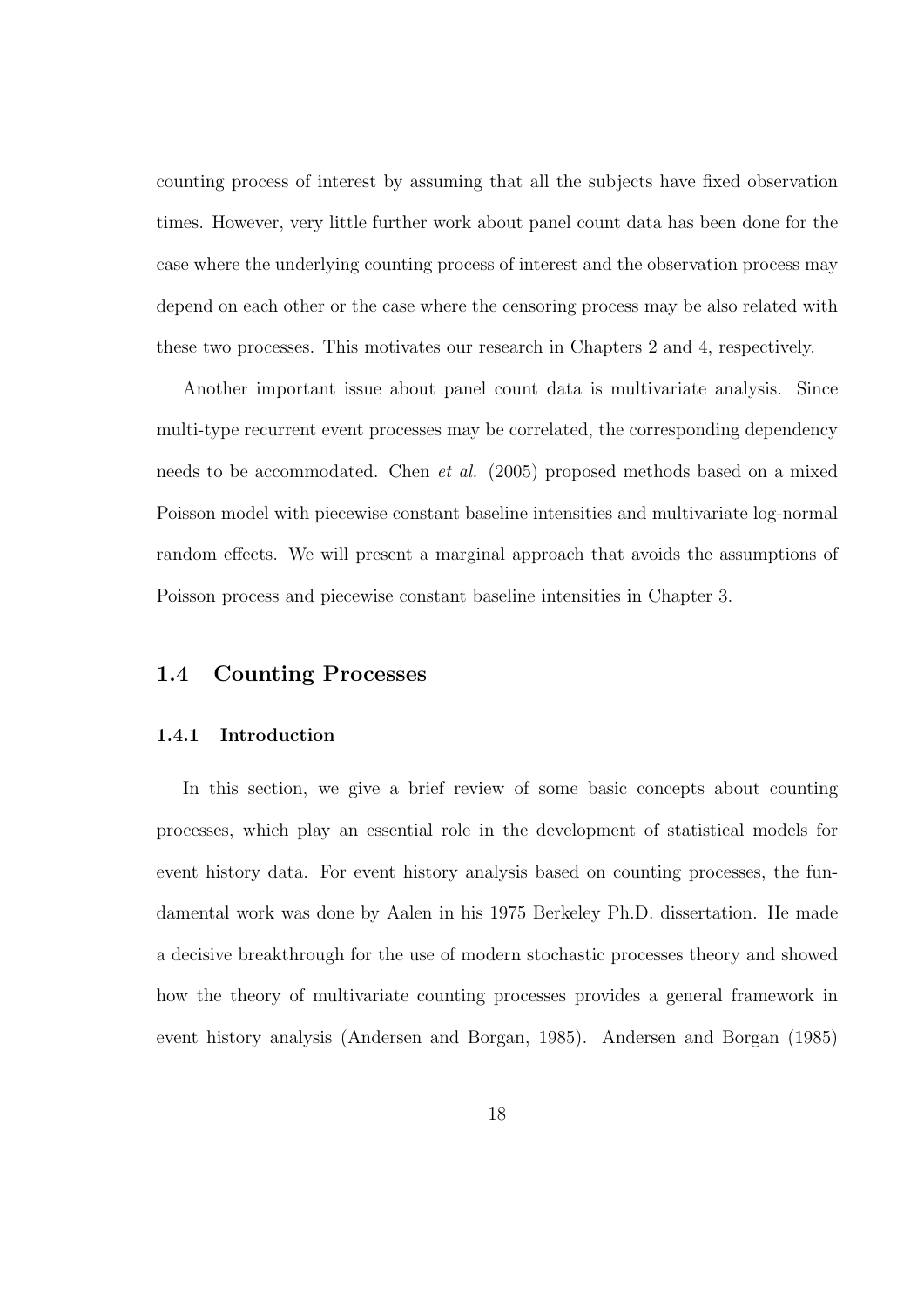counting process of interest by assuming that all the subjects have fixed observation times. However, very little further work about panel count data has been done for the case where the underlying counting process of interest and the observation process may depend on each other or the case where the censoring process may be also related with these two processes. This motivates our research in Chapters 2 and 4, respectively.

Another important issue about panel count data is multivariate analysis. Since multi-type recurrent event processes may be correlated, the corresponding dependency needs to be accommodated. Chen *et al.* (2005) proposed methods based on a mixed Poisson model with piecewise constant baseline intensities and multivariate log-normal random effects. We will present a marginal approach that avoids the assumptions of Poisson process and piecewise constant baseline intensities in Chapter 3.

## 1.4 Counting Processes

### 1.4.1 Introduction

In this section, we give a brief review of some basic concepts about counting processes, which play an essential role in the development of statistical models for event history data. For event history analysis based on counting processes, the fundamental work was done by Aalen in his 1975 Berkeley Ph.D. dissertation. He made a decisive breakthrough for the use of modern stochastic processes theory and showed how the theory of multivariate counting processes provides a general framework in event history analysis (Andersen and Borgan, 1985). Andersen and Borgan (1985)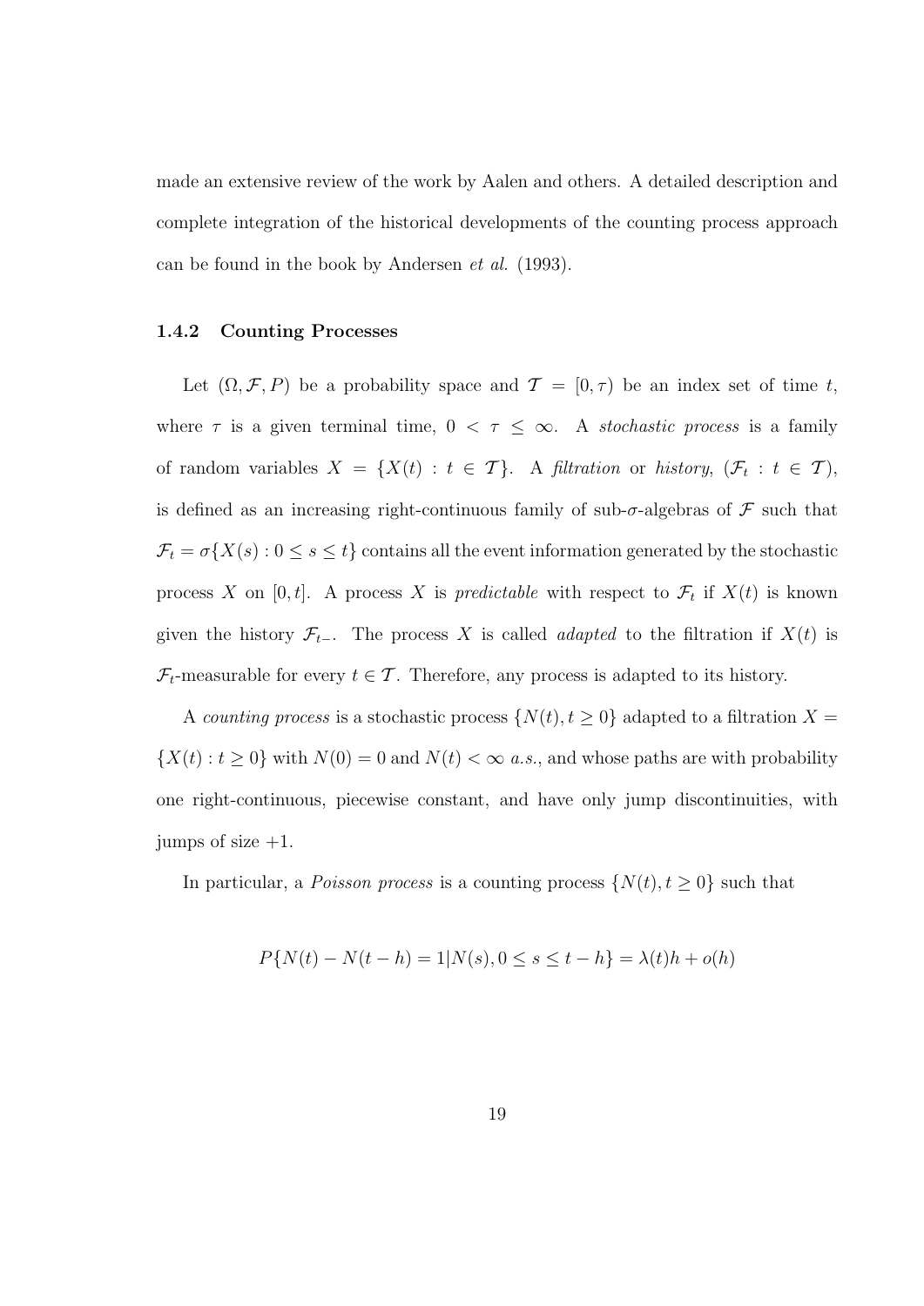made an extensive review of the work by Aalen and others. A detailed description and complete integration of the historical developments of the counting process approach can be found in the book by Andersen *et al.* (1993).

### 1.4.2 Counting Processes

Let $(\Omega, \mathcal{F}, P)$ be a probability space and $\mathcal{T} = [0, \tau)$ be an index set of time $t$, where $\tau$ is a given terminal time, $0 < \tau \leq \infty$. A *stochastic process* is a family of random variables $X = \{X(t) : t \in \mathcal{T}\}$. A *filtration* or *history*, $(\mathcal{F}_t : t \in \mathcal{T})$, is defined as an increasing right-continuous family of sub-$\sigma$-algebras of $\mathcal{F}$ such that $\mathcal{F}_t = \sigma\{X(s) : 0 \leq s \leq t\}$ contains all the event information generated by the stochastic process $X$ on $[0, t]$. A process $X$ is *predictable* with respect to $\mathcal{F}_t$ if $X(t)$ is known given the history $\mathcal{F}_{t-}$. The process $X$ is called *adapted* to the filtration if $X(t)$ is $\mathcal{F}_t$-measurable for every $t \in \mathcal{T}$. Therefore, any process is adapted to its history.

A *counting process* is a stochastic process $\{N(t), t \geq 0\}$ adapted to a filtration $X = \{X(t) : t \geq 0\}$ with $N(0) = 0$ and $N(t) < \infty$ *a.s.*, and whose paths are with probability one right-continuous, piecewise constant, and have only jump discontinuities, with jumps of size $+1$.

In particular, a *Poisson process* is a counting process $\{N(t), t \geq 0\}$ such that

$$P\{N(t) - N(t-h) = 1 | N(s), 0 \leq s \leq t-h\} = \lambda(t)h + o(h)$$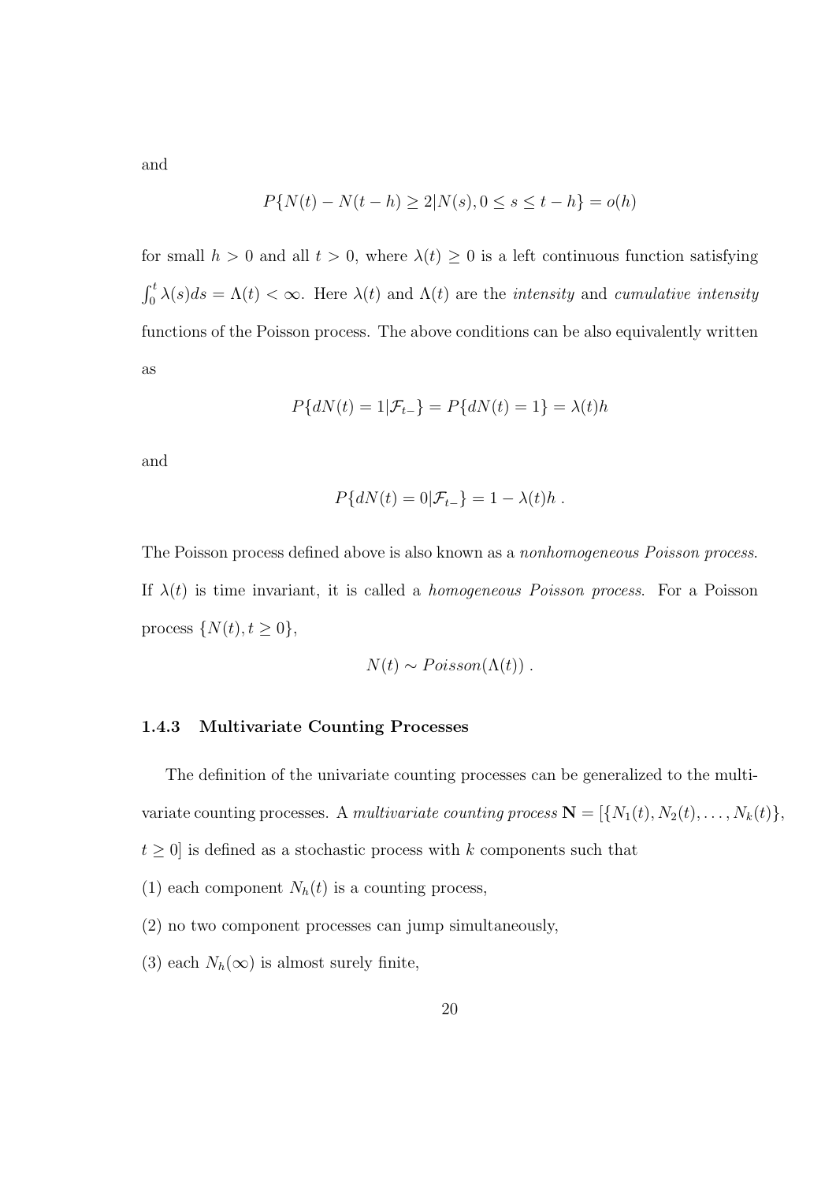and

$$P\{N(t) - N(t-h) \geq 2 | N(s), 0 \leq s \leq t-h\} = o(h)$$

for small $h > 0$ and all $t > 0$, where $\lambda(t) \geq 0$ is a left continuous function satisfying $\int_0^t \lambda(s)ds = \Lambda(t) < \infty$. Here $\lambda(t)$ and $\Lambda(t)$ are the *intensity* and *cumulative intensity* functions of the Poisson process. The above conditions can be also equivalently written as

$$P\{dN(t) = 1 | \mathcal{F}_{t-}\} = P\{dN(t) = 1\} = \lambda(t)h$$

and

$$P\{dN(t) = 0 | \mathcal{F}_{t-}\} = 1 - \lambda(t)h \ .$$

The Poisson process defined above is also known as a *nonhomogeneous Poisson process*. If $\lambda(t)$ is time invariant, it is called a *homogeneous Poisson process*. For a Poisson process $\{N(t), t \geq 0\}$,

$$N(t) \sim Poisson(\Lambda(t)) \ .$$

### 1.4.3 Multivariate Counting Processes

The definition of the univariate counting processes can be generalized to the multivariate counting processes. A *multivariate counting process* $\mathbf{N} = [\{N_1(t), N_2(t), \ldots, N_k(t)\}, t \geq 0]$ is defined as a stochastic process with $k$ components such that

(1) each component $N_h(t)$ is a counting process,

(2) no two component processes can jump simultaneously,

(3) each $N_h(\infty)$ is almost surely finite,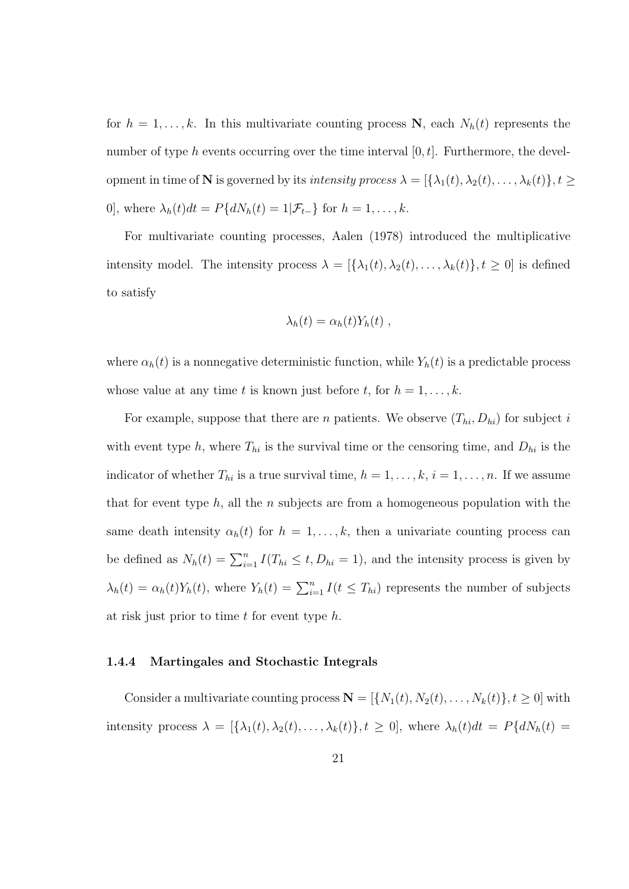for $h = 1, \ldots, k$. In this multivariate counting process $\mathbf{N}$, each $N_h(t)$ represents the number of type $h$ events occurring over the time interval $[0, t]$. Furthermore, the development in time of $\mathbf{N}$ is governed by its *intensity process* $\lambda = [\{\lambda_1(t), \lambda_2(t), \ldots, \lambda_k(t)\}, t \geq 0]$, where $\lambda_h(t)dt = P\{dN_h(t) = 1|\mathcal{F}_{t-}\}$ for $h = 1, \ldots, k$.

For multivariate counting processes, Aalen (1978) introduced the multiplicative intensity model. The intensity process $\lambda = [\{\lambda_1(t), \lambda_2(t), \ldots, \lambda_k(t)\}, t \geq 0]$ is defined to satisfy

$$\lambda_h(t) = \alpha_h(t) Y_h(t) \ ,$$

where $\alpha_h(t)$ is a nonnegative deterministic function, while $Y_h(t)$ is a predictable process whose value at any time $t$ is known just before $t$, for $h = 1, \ldots, k$.

For example, suppose that there are $n$ patients. We observe $(T_{hi}, D_{hi})$ for subject $i$ with event type $h$, where $T_{hi}$ is the survival time or the censoring time, and $D_{hi}$ is the indicator of whether $T_{hi}$ is a true survival time, $h = 1, \ldots, k$, $i = 1, \ldots, n$. If we assume that for event type $h$, all the $n$ subjects are from a homogeneous population with the same death intensity $\alpha_h(t)$ for $h = 1, \ldots, k$, then a univariate counting process can be defined as $N_h(t) = \sum_{i=1}^{n} I(T_{hi} \leq t, D_{hi} = 1)$, and the intensity process is given by $\lambda_h(t) = \alpha_h(t) Y_h(t)$, where $Y_h(t) = \sum_{i=1}^{n} I(t \leq T_{hi})$ represents the number of subjects at risk just prior to time $t$ for event type $h$.

### 1.4.4 Martingales and Stochastic Integrals

Consider a multivariate counting process $\mathbf{N} = [\{N_1(t), N_2(t), \ldots, N_k(t)\}, t \geq 0]$ with intensity process $\lambda = [\{\lambda_1(t), \lambda_2(t), \ldots, \lambda_k(t)\}, t \geq 0]$, where $\lambda_h(t)dt = P\{dN_h(t) =$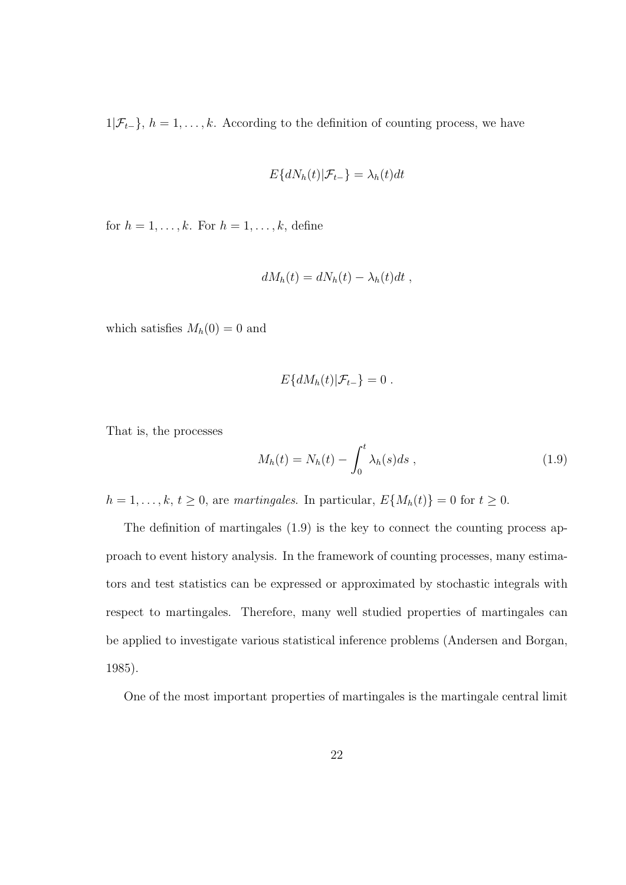$1|\mathcal{F}_{t-}\}$, $h = 1, \ldots, k$. According to the definition of counting process, we have

$$E\{dN_h(t)|\mathcal{F}_{t-}\} = \lambda_h(t)dt$$

for $h = 1, \ldots, k$. For $h = 1, \ldots, k$, define

$$dM_h(t) = dN_h(t) - \lambda_h(t)dt \ ,$$

which satisfies $M_h(0) = 0$ and

$$E\{dM_h(t)|\mathcal{F}_{t-}\} = 0 \ .$$

That is, the processes

$$M_h(t) = N_h(t) - \int_0^t \lambda_h(s)ds \ , \tag{1.9}$$

$h = 1, \ldots, k$, $t \geq 0$, are *martingales*. In particular, $E\{M_h(t)\} = 0$ for $t \geq 0$.

The definition of martingales (1.9) is the key to connect the counting process approach to event history analysis. In the framework of counting processes, many estimators and test statistics can be expressed or approximated by stochastic integrals with respect to martingales. Therefore, many well studied properties of martingales can be applied to investigate various statistical inference problems (Andersen and Borgan, 1985).

One of the most important properties of martingales is the martingale central limit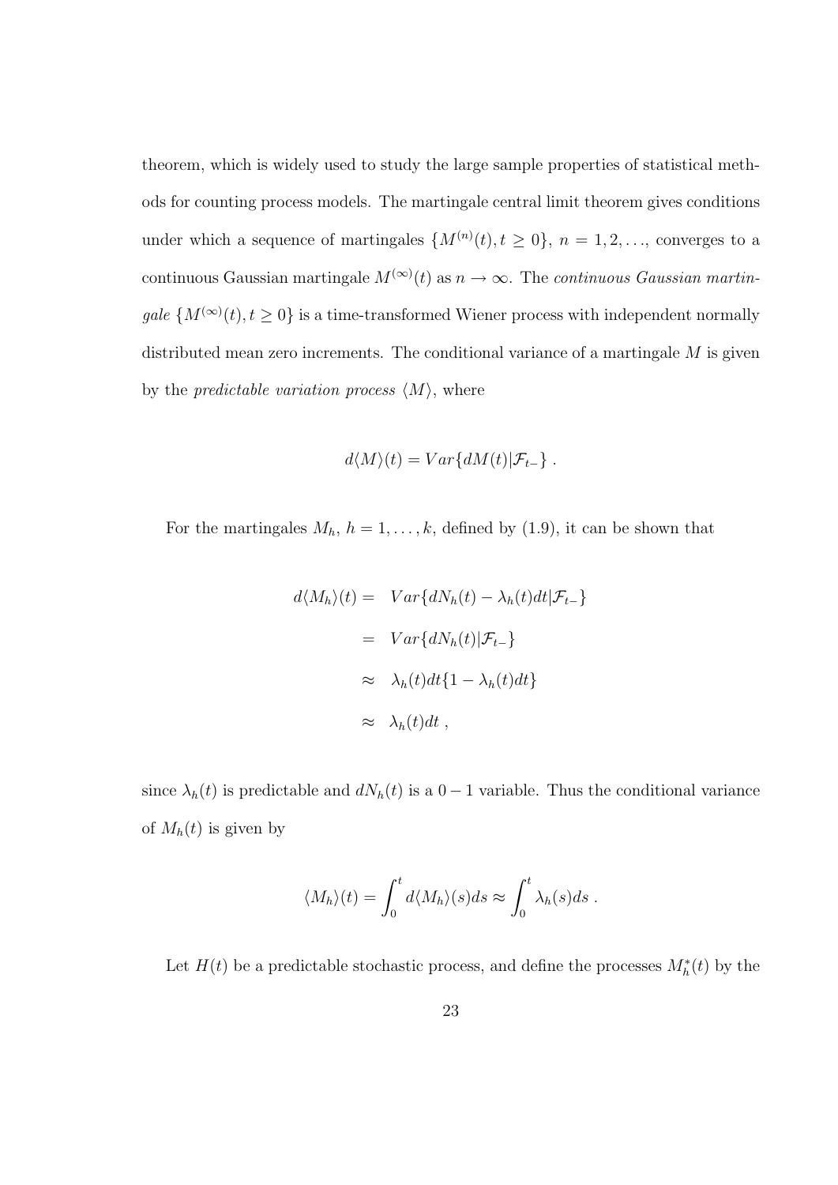theorem, which is widely used to study the large sample properties of statistical methods for counting process models. The martingale central limit theorem gives conditions under which a sequence of martingales $\{M^{(n)}(t), t \geq 0\}$, $n = 1, 2, \ldots$, converges to a continuous Gaussian martingale $M^{(\infty)}(t)$ as $n \to \infty$. The *continuous Gaussian martingale* $\{M^{(\infty)}(t), t \geq 0\}$ is a time-transformed Wiener process with independent normally distributed mean zero increments. The conditional variance of a martingale $M$ is given by the *predictable variation process* $\langle M \rangle$, where

$$d\langle M \rangle(t) = Var\{dM(t)|\mathcal{F}_{t-}\} \ .$$

For the martingales $M_h$, $h = 1, \ldots, k$, defined by (1.9), it can be shown that

$$\begin{aligned}
d\langle M_h \rangle(t) = & \quad Var\{dN_h(t) - \lambda_h(t)dt|\mathcal{F}_{t-}\} \\
= & \quad Var\{dN_h(t)|\mathcal{F}_{t-}\} \\
\approx & \quad \lambda_h(t)dt\{1 - \lambda_h(t)dt\} \\
\approx & \quad \lambda_h(t)dt \ ,
\end{aligned}$$

since $\lambda_h(t)$ is predictable and $dN_h(t)$ is a $0-1$ variable. Thus the conditional variance of $M_h(t)$ is given by

$$\langle M_h \rangle(t) = \int_0^t d\langle M_h \rangle(s)ds \approx \int_0^t \lambda_h(s)ds \ .$$

Let $H(t)$ be a predictable stochastic process, and define the processes $M_h^*(t)$ by the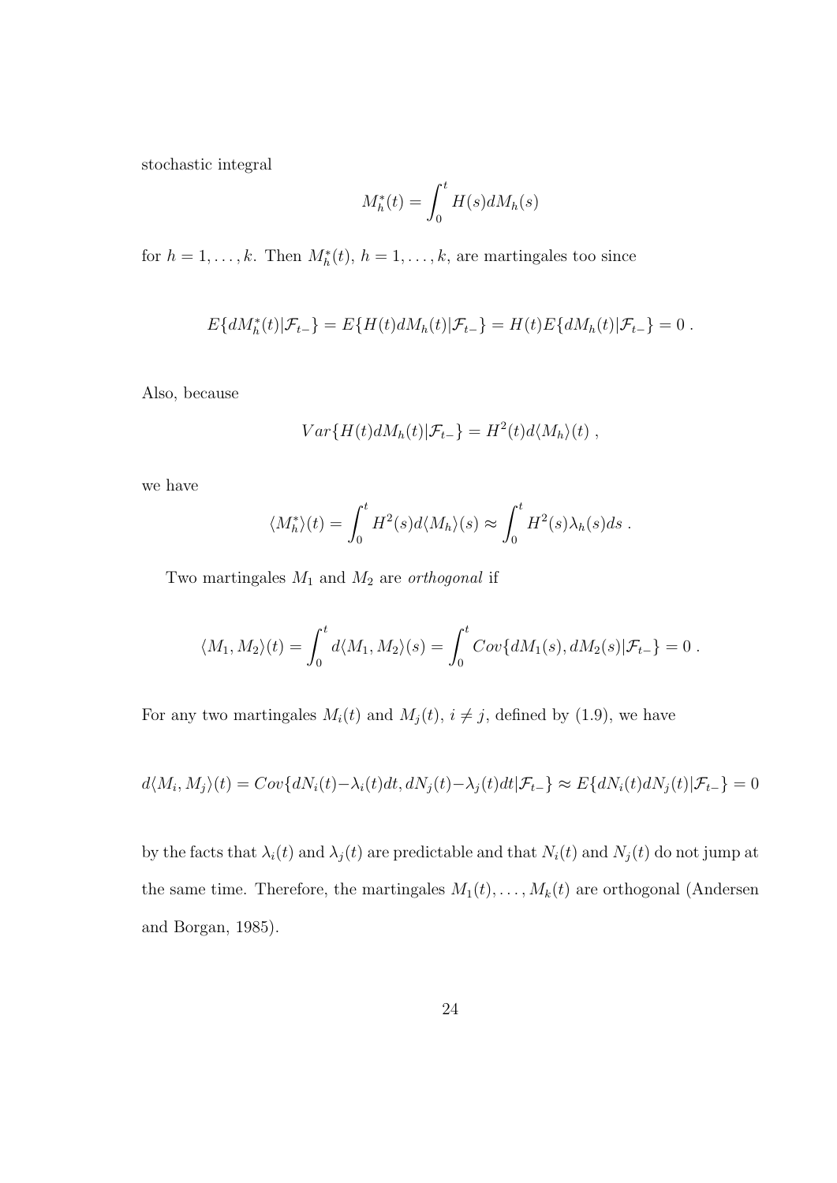stochastic integral

$$M_h^*(t) = \int_0^t H(s) dM_h(s)$$

for $h = 1, \ldots, k$. Then $M_h^*(t)$, $h = 1, \ldots, k$, are martingales too since

$$E\{dM_h^*(t)|\mathcal{F}_{t-}\} = E\{H(t)dM_h(t)|\mathcal{F}_{t-}\} = H(t)E\{dM_h(t)|\mathcal{F}_{t-}\} = 0 \ .$$

Also, because

$$Var\{H(t)dM_h(t)|\mathcal{F}_{t-}\} = H^2(t)d\langle M_h\rangle(t) \ ,$$

we have

$$\langle M_h^*\rangle(t) = \int_0^t H^2(s)d\langle M_h\rangle(s) \approx \int_0^t H^2(s)\lambda_h(s)ds \ .$$

Two martingales $M_1$ and $M_2$ are *orthogonal* if

$$\langle M_1, M_2\rangle(t) = \int_0^t d\langle M_1, M_2\rangle(s) = \int_0^t Cov\{dM_1(s), dM_2(s)|\mathcal{F}_{t-}\} = 0 \ .$$

For any two martingales $M_i(t)$ and $M_j(t)$, $i \neq j$, defined by (1.9), we have

$$d\langle M_i, M_j\rangle(t) = Cov\{dN_i(t) - \lambda_i(t)dt, dN_j(t) - \lambda_j(t)dt|\mathcal{F}_{t-}\} \approx E\{dN_i(t)dN_j(t)|\mathcal{F}_{t-}\} = 0$$

by the facts that $\lambda_i(t)$ and $\lambda_j(t)$ are predictable and that $N_i(t)$ and $N_j(t)$ do not jump at the same time. Therefore, the martingales $M_1(t), \ldots, M_k(t)$ are orthogonal (Andersen and Borgan, 1985).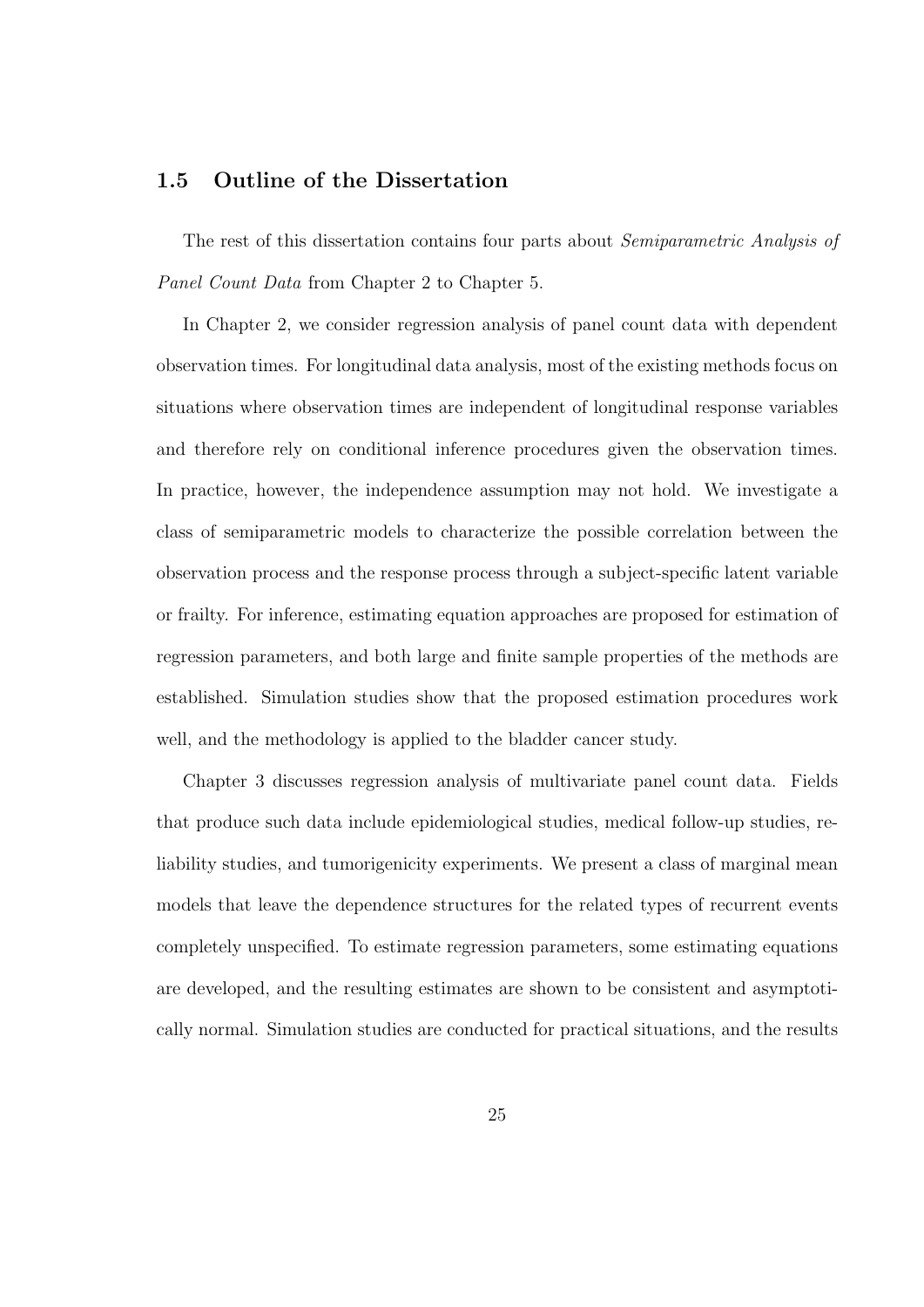## 1.5 Outline of the Dissertation

The rest of this dissertation contains four parts about *Semiparametric Analysis of Panel Count Data* from Chapter 2 to Chapter 5.

In Chapter 2, we consider regression analysis of panel count data with dependent observation times. For longitudinal data analysis, most of the existing methods focus on situations where observation times are independent of longitudinal response variables and therefore rely on conditional inference procedures given the observation times. In practice, however, the independence assumption may not hold. We investigate a class of semiparametric models to characterize the possible correlation between the observation process and the response process through a subject-specific latent variable or frailty. For inference, estimating equation approaches are proposed for estimation of regression parameters, and both large and finite sample properties of the methods are established. Simulation studies show that the proposed estimation procedures work well, and the methodology is applied to the bladder cancer study.

Chapter 3 discusses regression analysis of multivariate panel count data. Fields that produce such data include epidemiological studies, medical follow-up studies, reliability studies, and tumorigenicity experiments. We present a class of marginal mean models that leave the dependence structures for the related types of recurrent events completely unspecified. To estimate regression parameters, some estimating equations are developed, and the resulting estimates are shown to be consistent and asymptotically normal. Simulation studies are conducted for practical situations, and the results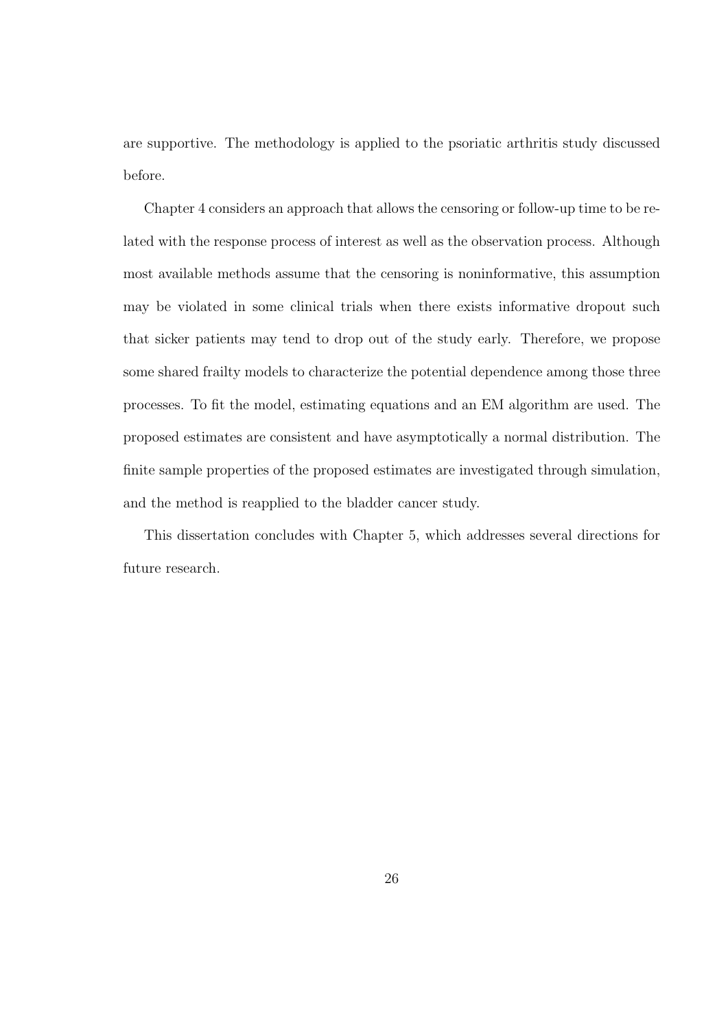are supportive. The methodology is applied to the psoriatic arthritis study discussed before.

Chapter 4 considers an approach that allows the censoring or follow-up time to be related with the response process of interest as well as the observation process. Although most available methods assume that the censoring is noninformative, this assumption may be violated in some clinical trials when there exists informative dropout such that sicker patients may tend to drop out of the study early. Therefore, we propose some shared frailty models to characterize the potential dependence among those three processes. To fit the model, estimating equations and an EM algorithm are used. The proposed estimates are consistent and have asymptotically a normal distribution. The finite sample properties of the proposed estimates are investigated through simulation, and the method is reapplied to the bladder cancer study.

This dissertation concludes with Chapter 5, which addresses several directions for future research.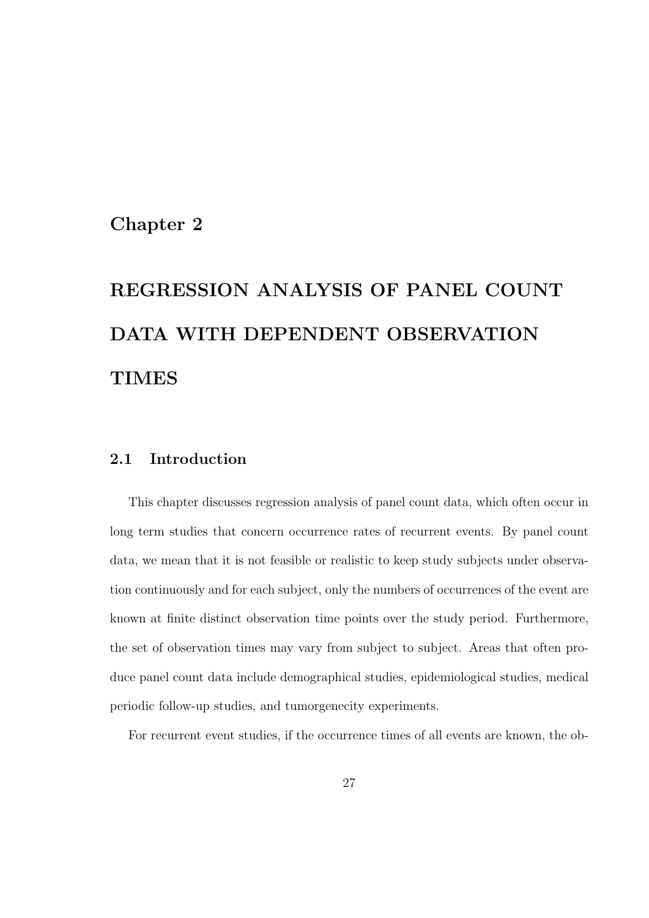# Chapter 2

# REGRESSION ANALYSIS OF PANEL COUNT DATA WITH DEPENDENT OBSERVATION TIMES

## 2.1 Introduction

This chapter discusses regression analysis of panel count data, which often occur in long term studies that concern occurrence rates of recurrent events. By panel count data, we mean that it is not feasible or realistic to keep study subjects under observation continuously and for each subject, only the numbers of occurrences of the event are known at finite distinct observation time points over the study period. Furthermore, the set of observation times may vary from subject to subject. Areas that often produce panel count data include demographical studies, epidemiological studies, medical periodic follow-up studies, and tumorgenecity experiments.

For recurrent event studies, if the occurrence times of all events are known, the ob-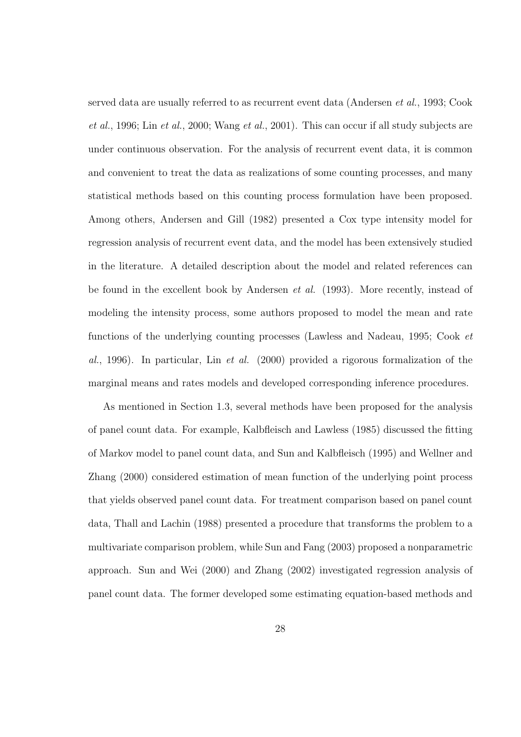served data are usually referred to as recurrent event data (Andersen *et al.*, 1993; Cook *et al.*, 1996; Lin *et al.*, 2000; Wang *et al.*, 2001). This can occur if all study subjects are under continuous observation. For the analysis of recurrent event data, it is common and convenient to treat the data as realizations of some counting processes, and many statistical methods based on this counting process formulation have been proposed. Among others, Andersen and Gill (1982) presented a Cox type intensity model for regression analysis of recurrent event data, and the model has been extensively studied in the literature. A detailed description about the model and related references can be found in the excellent book by Andersen *et al.* (1993). More recently, instead of modeling the intensity process, some authors proposed to model the mean and rate functions of the underlying counting processes (Lawless and Nadeau, 1995; Cook *et al.*, 1996). In particular, Lin *et al.* (2000) provided a rigorous formalization of the marginal means and rates models and developed corresponding inference procedures.

As mentioned in Section 1.3, several methods have been proposed for the analysis of panel count data. For example, Kalbfleisch and Lawless (1985) discussed the fitting of Markov model to panel count data, and Sun and Kalbfleisch (1995) and Wellner and Zhang (2000) considered estimation of mean function of the underlying point process that yields observed panel count data. For treatment comparison based on panel count data, Thall and Lachin (1988) presented a procedure that transforms the problem to a multivariate comparison problem, while Sun and Fang (2003) proposed a nonparametric approach. Sun and Wei (2000) and Zhang (2002) investigated regression analysis of panel count data. The former developed some estimating equation-based methods and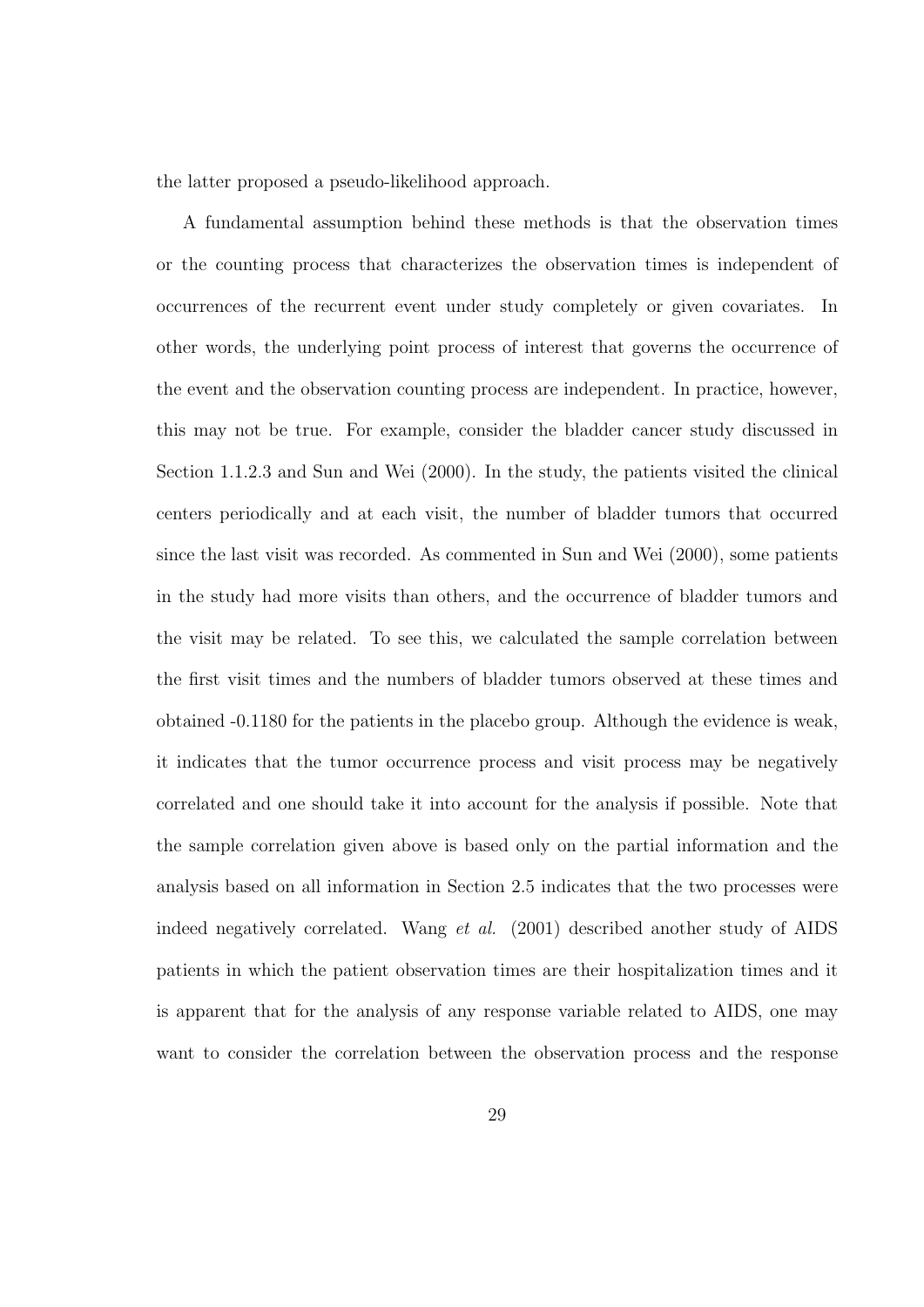the latter proposed a pseudo-likelihood approach.

A fundamental assumption behind these methods is that the observation times or the counting process that characterizes the observation times is independent of occurrences of the recurrent event under study completely or given covariates. In other words, the underlying point process of interest that governs the occurrence of the event and the observation counting process are independent. In practice, however, this may not be true. For example, consider the bladder cancer study discussed in Section 1.1.2.3 and Sun and Wei (2000). In the study, the patients visited the clinical centers periodically and at each visit, the number of bladder tumors that occurred since the last visit was recorded. As commented in Sun and Wei (2000), some patients in the study had more visits than others, and the occurrence of bladder tumors and the visit may be related. To see this, we calculated the sample correlation between the first visit times and the numbers of bladder tumors observed at these times and obtained -0.1180 for the patients in the placebo group. Although the evidence is weak, it indicates that the tumor occurrence process and visit process may be negatively correlated and one should take it into account for the analysis if possible. Note that the sample correlation given above is based only on the partial information and the analysis based on all information in Section 2.5 indicates that the two processes were indeed negatively correlated. Wang *et al.* (2001) described another study of AIDS patients in which the patient observation times are their hospitalization times and it is apparent that for the analysis of any response variable related to AIDS, one may want to consider the correlation between the observation process and the response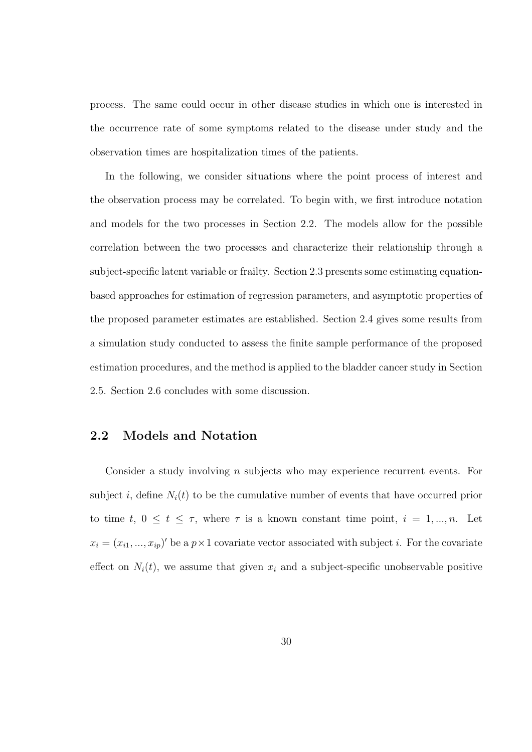process. The same could occur in other disease studies in which one is interested in the occurrence rate of some symptoms related to the disease under study and the observation times are hospitalization times of the patients.

In the following, we consider situations where the point process of interest and the observation process may be correlated. To begin with, we first introduce notation and models for the two processes in Section 2.2. The models allow for the possible correlation between the two processes and characterize their relationship through a subject-specific latent variable or frailty. Section 2.3 presents some estimating equation-based approaches for estimation of regression parameters, and asymptotic properties of the proposed parameter estimates are established. Section 2.4 gives some results from a simulation study conducted to assess the finite sample performance of the proposed estimation procedures, and the method is applied to the bladder cancer study in Section 2.5. Section 2.6 concludes with some discussion.

## 2.2 Models and Notation

Consider a study involving $n$ subjects who may experience recurrent events. For subject $i$, define $N_i(t)$ to be the cumulative number of events that have occurred prior to time $t$, $0 \leq t \leq \tau$, where $\tau$ is a known constant time point, $i = 1, ..., n$. Let $x_i = (x_{i1}, ..., x_{ip})'$ be a $p \times 1$ covariate vector associated with subject $i$. For the covariate effect on $N_i(t)$, we assume that given $x_i$ and a subject-specific unobservable positive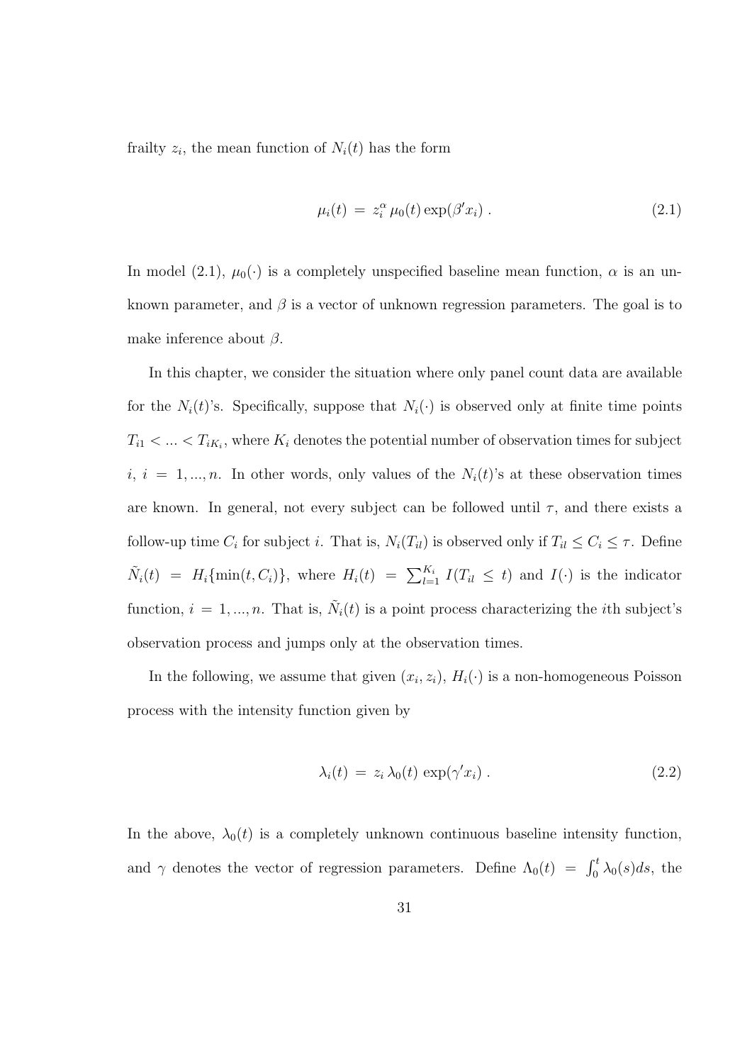frailty $z_i$, the mean function of $N_i(t)$ has the form

$$\mu_i(t) \,=\, z_i^{\alpha}\, \mu_0(t) \exp(\beta' x_i) \,. \tag{2.1}$$

In model (2.1), $\mu_0(\cdot)$ is a completely unspecified baseline mean function, $\alpha$ is an unknown parameter, and $\beta$ is a vector of unknown regression parameters. The goal is to make inference about $\beta$.

In this chapter, we consider the situation where only panel count data are available for the $N_i(t)$'s. Specifically, suppose that $N_i(\cdot)$ is observed only at finite time points $T_{i1} < ... < T_{iK_i}$, where $K_i$ denotes the potential number of observation times for subject $i$, $i = 1, ..., n$. In other words, only values of the $N_i(t)$'s at these observation times are known. In general, not every subject can be followed until $\tau$, and there exists a follow-up time $C_i$ for subject $i$. That is, $N_i(T_{il})$ is observed only if $T_{il} \le C_i \le \tau$. Define $\tilde{N}_i(t) \,=\, H_i\{\min(t, C_i)\}$, where $H_i(t) \,=\, \sum_{l=1}^{K_i} I(T_{il} \,\le\, t)$ and $I(\cdot)$ is the indicator function, $i = 1, ..., n$. That is, $\tilde{N}_i(t)$ is a point process characterizing the $i$th subject's observation process and jumps only at the observation times.

In the following, we assume that given $(x_i, z_i)$, $H_i(\cdot)$ is a non-homogeneous Poisson process with the intensity function given by

$$\lambda_i(t) \,=\, z_i\, \lambda_0(t)\, \exp(\gamma' x_i) \,. \tag{2.2}$$

In the above, $\lambda_0(t)$ is a completely unknown continuous baseline intensity function, and $\gamma$ denotes the vector of regression parameters. Define $\Lambda_0(t) \,=\, \int_0^t \lambda_0(s) ds$, the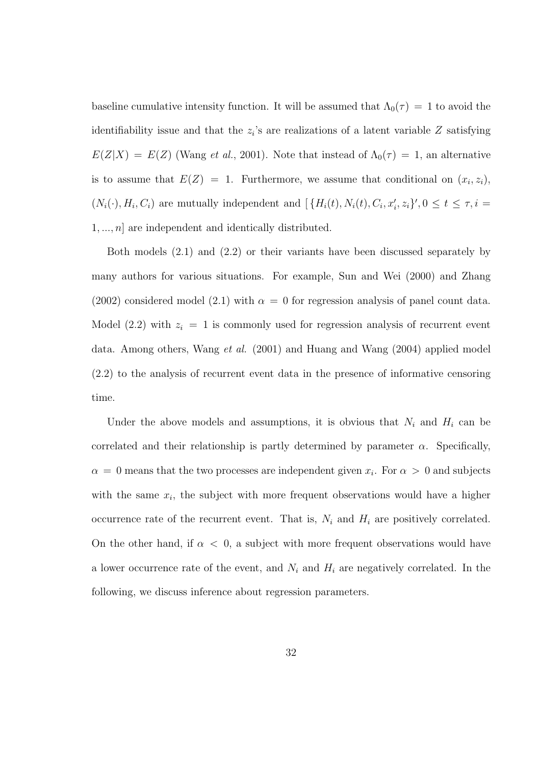baseline cumulative intensity function. It will be assumed that $\Lambda_0(\tau) = 1$ to avoid the identifiability issue and that the $z_i$'s are realizations of a latent variable $Z$ satisfying $E(Z|X) = E(Z)$ (Wang *et al.*, 2001). Note that instead of $\Lambda_0(\tau) = 1$, an alternative is to assume that $E(Z) = 1$. Furthermore, we assume that conditional on $(x_i, z_i)$, $(N_i(\cdot), H_i, C_i)$ are mutually independent and $[\{H_i(t), N_i(t), C_i, x_i', z_i\}', 0 \leq t \leq \tau, i = 1, ..., n]$ are independent and identically distributed.

Both models (2.1) and (2.2) or their variants have been discussed separately by many authors for various situations. For example, Sun and Wei (2000) and Zhang (2002) considered model (2.1) with $\alpha = 0$ for regression analysis of panel count data. Model (2.2) with $z_i = 1$ is commonly used for regression analysis of recurrent event data. Among others, Wang *et al.* (2001) and Huang and Wang (2004) applied model (2.2) to the analysis of recurrent event data in the presence of informative censoring time.

Under the above models and assumptions, it is obvious that $N_i$ and $H_i$ can be correlated and their relationship is partly determined by parameter $\alpha$. Specifically, $\alpha = 0$ means that the two processes are independent given $x_i$. For $\alpha > 0$ and subjects with the same $x_i$, the subject with more frequent observations would have a higher occurrence rate of the recurrent event. That is, $N_i$ and $H_i$ are positively correlated. On the other hand, if $\alpha < 0$, a subject with more frequent observations would have a lower occurrence rate of the event, and $N_i$ and $H_i$ are negatively correlated. In the following, we discuss inference about regression parameters.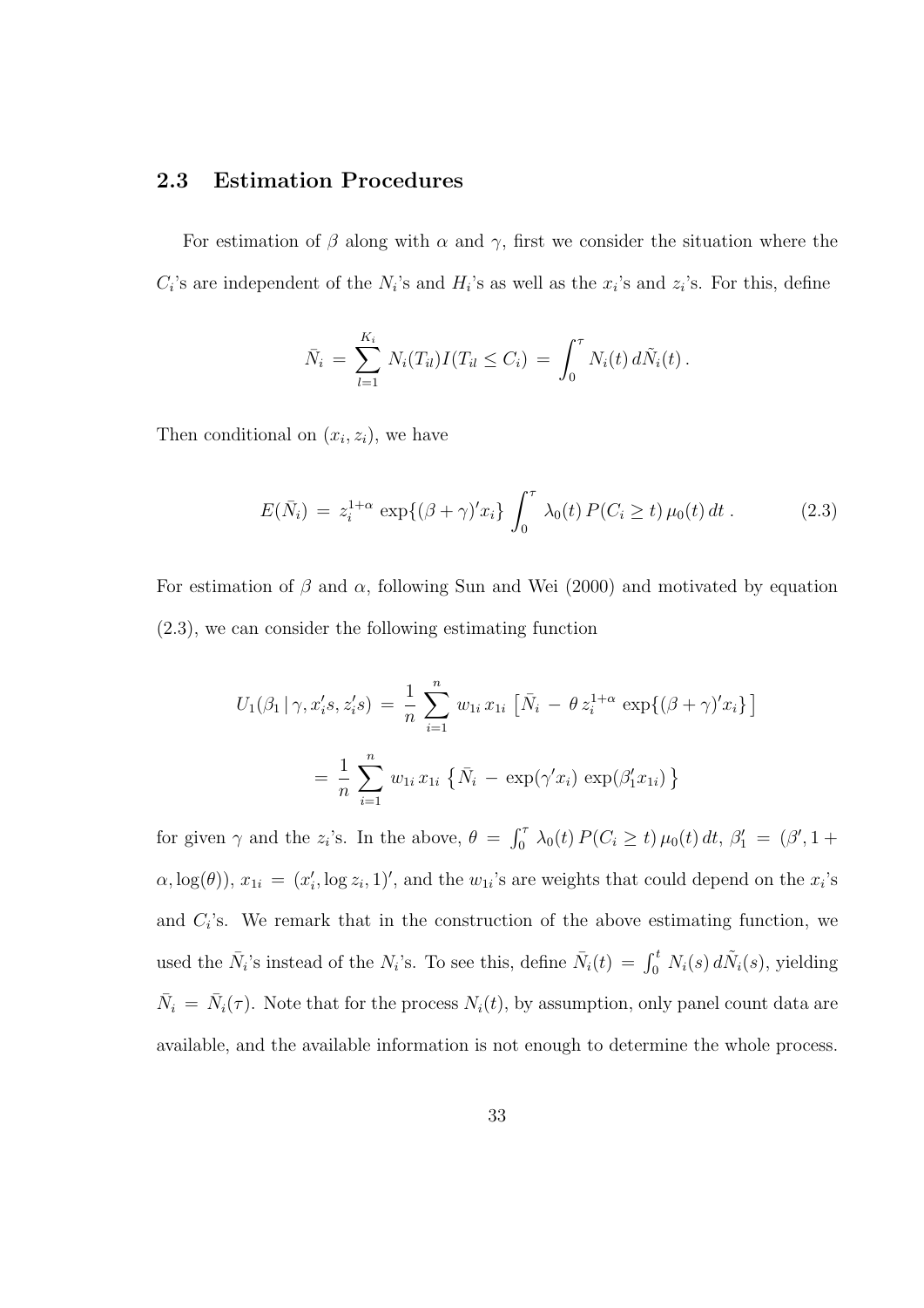## 2.3 Estimation Procedures

For estimation of $\beta$ along with $\alpha$ and $\gamma$, first we consider the situation where the $C_i$'s are independent of the $N_i$'s and $H_i$'s as well as the $x_i$'s and $z_i$'s. For this, define

$$\bar{N}_i \,=\, \sum_{l=1}^{K_i} N_i(T_{il}) I(T_{il} \leq C_i) \,=\, \int_0^\tau N_i(t)\, d\tilde{N}_i(t)\,.$$

Then conditional on $(x_i, z_i)$, we have

$$E(\bar{N}_i) \,=\, z_i^{1+\alpha} \exp\{(\beta+\gamma)' x_i\} \int_0^\tau \lambda_0(t)\, P(C_i \geq t)\, \mu_0(t)\, dt\,. \tag{2.3}$$

For estimation of $\beta$ and $\alpha$, following Sun and Wei (2000) and motivated by equation (2.3), we can consider the following estimating function

$$U_1(\beta_1 \,|\, \gamma, x_i's, z_i's) \,=\, \frac{1}{n} \sum_{i=1}^n w_{1i}\, x_{1i} \left[ \bar{N}_i \,-\, \theta\, z_i^{1+\alpha} \exp\{(\beta+\gamma)' x_i\} \right]$$

$$=\, \frac{1}{n} \sum_{i=1}^n w_{1i}\, x_{1i} \left\{ \bar{N}_i \,-\, \exp(\gamma' x_i) \exp(\beta_1' x_{1i}) \right\}$$

for given $\gamma$ and the $z_i$'s. In the above, $\theta \,=\, \int_0^\tau \lambda_0(t)\, P(C_i \geq t)\, \mu_0(t)\, dt$, $\beta_1' \,=\, (\beta', 1 + \alpha, \log(\theta))$, $x_{1i} \,=\, (x_i', \log z_i, 1)'$, and the $w_{1i}$'s are weights that could depend on the $x_i$'s and $C_i$'s. We remark that in the construction of the above estimating function, we used the $\bar{N}_i$'s instead of the $N_i$'s. To see this, define $\bar{N}_i(t) \,=\, \int_0^t N_i(s)\, d\tilde{N}_i(s)$, yielding $\bar{N}_i \,=\, \bar{N}_i(\tau)$. Note that for the process $N_i(t)$, by assumption, only panel count data are available, and the available information is not enough to determine the whole process.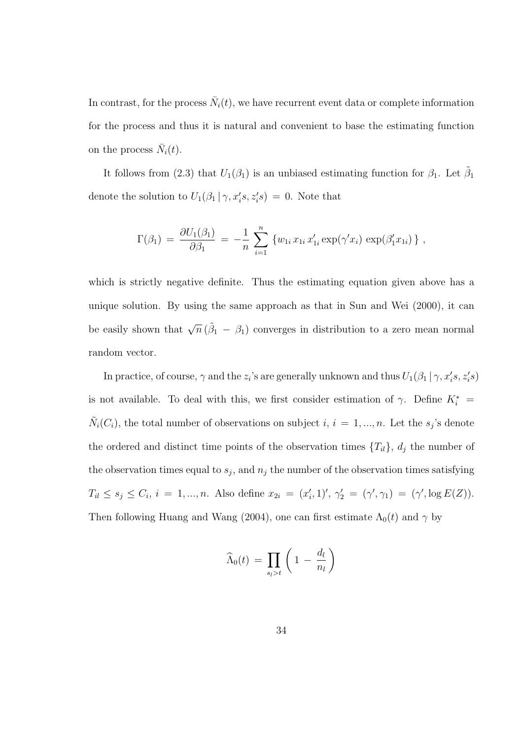In contrast, for the process $\bar{N}_i(t)$, we have recurrent event data or complete information for the process and thus it is natural and convenient to base the estimating function on the process $\bar{N}_i(t)$.

It follows from (2.3) that $U_1(\beta_1)$ is an unbiased estimating function for $\beta_1$. Let $\tilde{\beta}_1$ denote the solution to $U_1(\beta_1 \,|\, \gamma, x_i's, z_i's) \,=\, 0$. Note that

$$\Gamma(\beta_1) \,=\, \frac{\partial U_1(\beta_1)}{\partial \beta_1} \,=\, -\frac{1}{n} \sum_{i=1}^{n} \left\{ w_{1i}\, x_{1i}\, x_{1i}' \exp(\gamma' x_i) \, \exp(\beta_1' x_{1i}) \right\} ,$$

which is strictly negative definite. Thus the estimating equation given above has a unique solution. By using the same approach as that in Sun and Wei (2000), it can be easily shown that $\sqrt{n}\,(\tilde{\beta}_1 \,-\, \beta_1)$ converges in distribution to a zero mean normal random vector.

In practice, of course, $\gamma$ and the $z_i$'s are generally unknown and thus $U_1(\beta_1 \,|\, \gamma, x_i's, z_i's)$ is not available. To deal with this, we first consider estimation of $\gamma$. Define $K_i^* \,=\, \tilde{N}_i(C_i)$, the total number of observations on subject $i$, $i \,=\, 1, ..., n$. Let the $s_j$'s denote the ordered and distinct time points of the observation times $\{T_{il}\}$, $d_j$ the number of the observation times equal to $s_j$, and $n_j$ the number of the observation times satisfying $T_{il} \leq s_j \leq C_i$, $i \,=\, 1, ..., n$. Also define $x_{2i} \,=\, (x_i', 1)'$, $\gamma_2' \,=\, (\gamma', \gamma_1) \,=\, (\gamma', \log E(Z))$. Then following Huang and Wang (2004), one can first estimate $\Lambda_0(t)$ and $\gamma$ by

$$\widehat{\Lambda}_0(t) \,=\, \prod_{s_l > t} \left( 1 \,-\, \frac{d_l}{n_l} \right)$$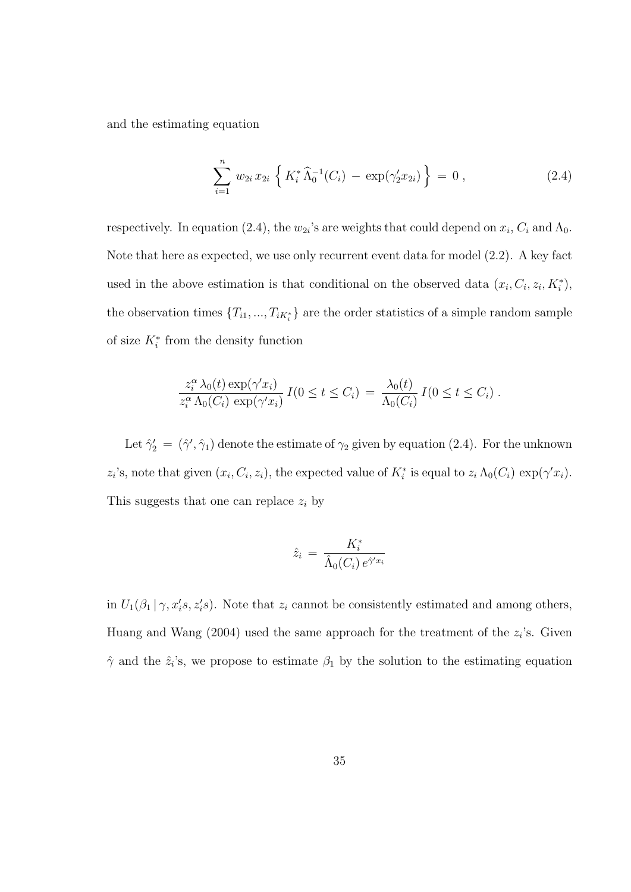and the estimating equation

$$\sum_{i=1}^{n} w_{2i}\, x_{2i} \left\{ K_i^* \, \widehat{\Lambda}_0^{-1}(C_i) \,-\, \exp(\gamma_2' x_{2i}) \right\} \,=\, 0 \,, \tag{2.4}$$

respectively. In equation (2.4), the $w_{2i}$'s are weights that could depend on $x_i$, $C_i$ and $\Lambda_0$. Note that here as expected, we use only recurrent event data for model (2.2). A key fact used in the above estimation is that conditional on the observed data $(x_i, C_i, z_i, K_i^*)$, the observation times $\{T_{i1}, ..., T_{iK_i^*}\}$ are the order statistics of a simple random sample of size $K_i^*$ from the density function

$$\frac{z_i^{\alpha}\, \lambda_0(t) \exp(\gamma' x_i)}{z_i^{\alpha}\, \Lambda_0(C_i)\, \exp(\gamma' x_i)}\, I(0 \le t \le C_i) \,=\, \frac{\lambda_0(t)}{\Lambda_0(C_i)}\, I(0 \le t \le C_i) \,.$$

Let $\hat{\gamma}_2' \,=\, (\hat{\gamma}', \hat{\gamma}_1)$ denote the estimate of $\gamma_2$ given by equation (2.4). For the unknown $z_i$'s, note that given $(x_i, C_i, z_i)$, the expected value of $K_i^*$ is equal to $z_i\, \Lambda_0(C_i)\, \exp(\gamma' x_i)$. This suggests that one can replace $z_i$ by

$$\hat{z}_i \,=\, \frac{K_i^*}{\hat{\Lambda}_0(C_i)\, e^{\hat{\gamma}' x_i}}$$

in $U_1(\beta_1 \,|\, \gamma, x_i's, z_i's)$. Note that $z_i$ cannot be consistently estimated and among others, Huang and Wang (2004) used the same approach for the treatment of the $z_i$'s. Given $\hat{\gamma}$ and the $\hat{z}_i$'s, we propose to estimate $\beta_1$ by the solution to the estimating equation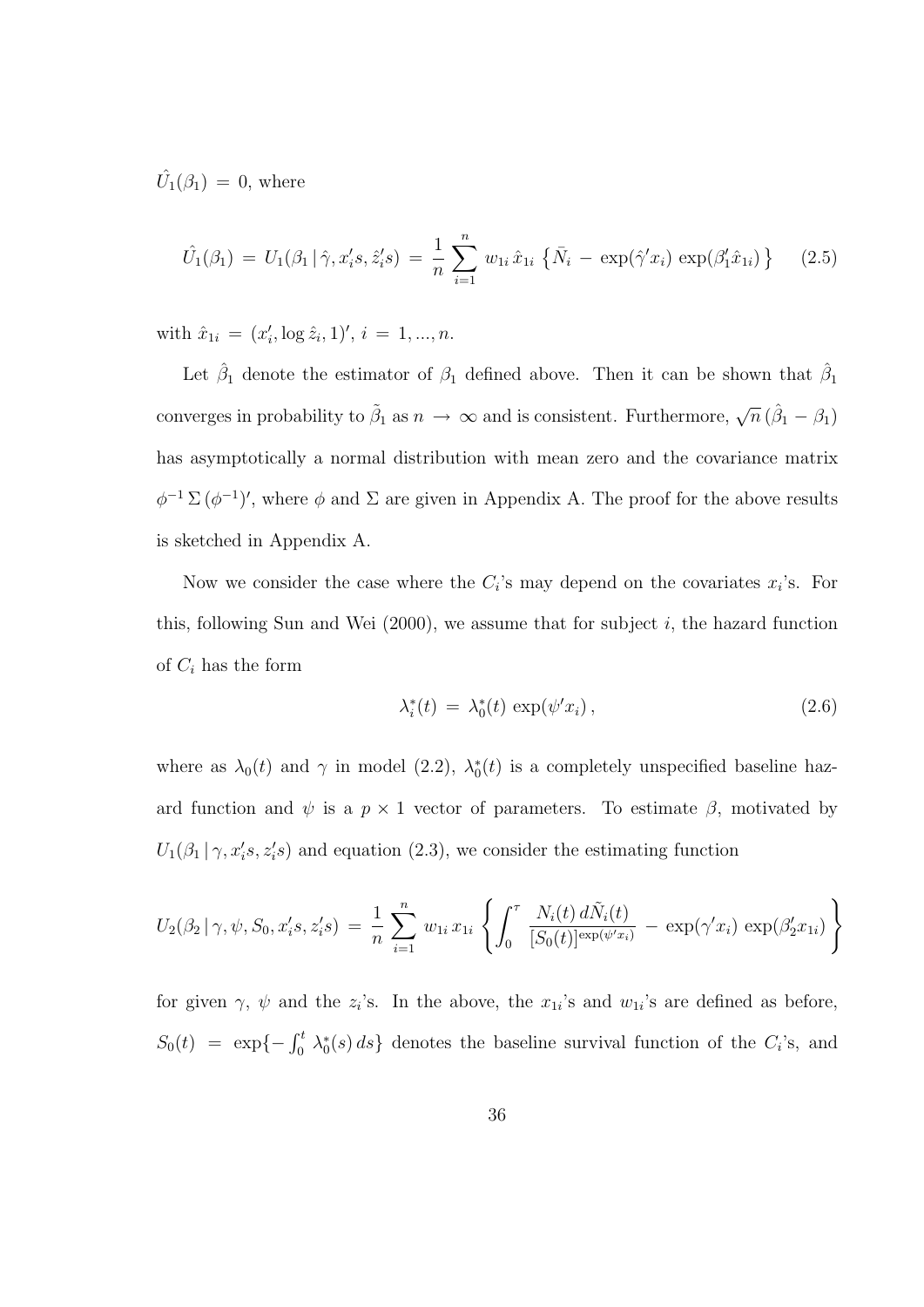$\hat{U}_1(\beta_1) = 0$, where

$$\hat{U}_1(\beta_1) = U_1(\beta_1 \,|\, \hat{\gamma}, x_i's, \hat{z}_i's) = \frac{1}{n} \sum_{i=1}^{n} w_{1i}\, \hat{x}_{1i} \left\{ \bar{N}_i - \exp(\hat{\gamma}' x_i) \exp(\beta_1' \hat{x}_{1i}) \right\} \qquad (2.5)$$

with $\hat{x}_{1i} = (x_i', \log \hat{z}_i, 1)'$, $i = 1, ..., n$.

Let $\hat{\beta}_1$ denote the estimator of $\beta_1$ defined above. Then it can be shown that $\hat{\beta}_1$ converges in probability to $\tilde{\beta}_1$ as $n \to \infty$ and is consistent. Furthermore, $\sqrt{n}\,(\hat{\beta}_1 - \beta_1)$ has asymptotically a normal distribution with mean zero and the covariance matrix $\phi^{-1}\,\Sigma\,(\phi^{-1})'$, where $\phi$ and $\Sigma$ are given in Appendix A. The proof for the above results is sketched in Appendix A.

Now we consider the case where the $C_i$'s may depend on the covariates $x_i$'s. For this, following Sun and Wei (2000), we assume that for subject $i$, the hazard function of $C_i$ has the form

$$\lambda_i^*(t) = \lambda_0^*(t) \exp(\psi' x_i), \qquad (2.6)$$

where as $\lambda_0(t)$ and $\gamma$ in model (2.2), $\lambda_0^*(t)$ is a completely unspecified baseline hazard function and $\psi$ is a $p \times 1$ vector of parameters. To estimate $\beta$, motivated by $U_1(\beta_1 \,|\, \gamma, x_i's, z_i's)$ and equation (2.3), we consider the estimating function

$$U_2(\beta_2 \,|\, \gamma, \psi, S_0, x_i's, z_i's) = \frac{1}{n} \sum_{i=1}^{n} w_{1i}\, x_{1i} \left\{ \int_0^{\tau} \frac{N_i(t)\, d\tilde{N}_i(t)}{[S_0(t)]^{\exp(\psi' x_i)}} - \exp(\gamma' x_i) \exp(\beta_2' x_{1i}) \right\}$$

for given $\gamma$, $\psi$ and the $z_i$'s. In the above, the $x_{1i}$'s and $w_{1i}$'s are defined as before, $S_0(t) = \exp\{-\int_0^t \lambda_0^*(s)\, ds\}$ denotes the baseline survival function of the $C_i$'s, and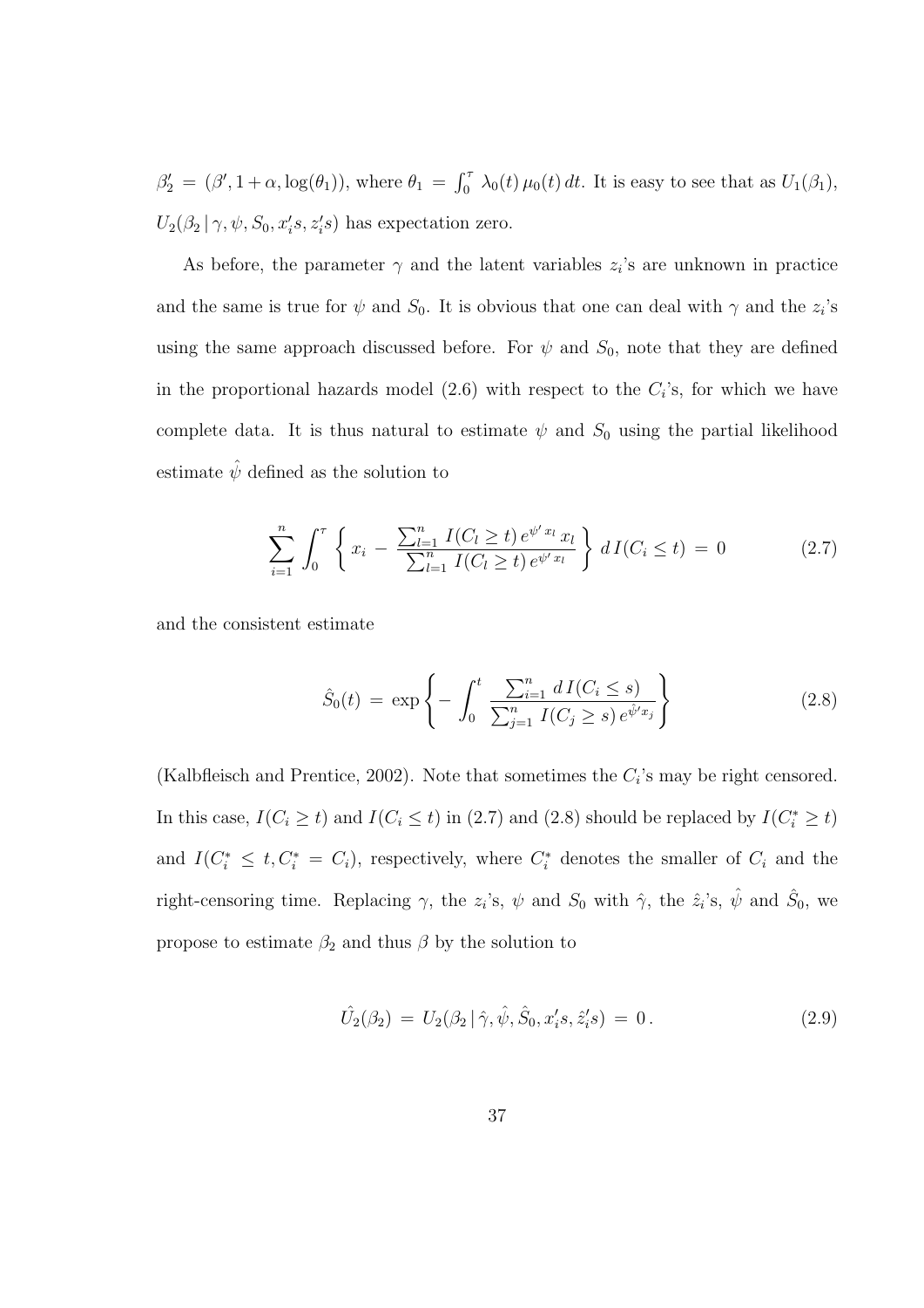$\beta_2' = (\beta', 1+\alpha, \log(\theta_1))$, where $\theta_1 = \int_0^\tau \lambda_0(t)\,\mu_0(t)\,dt$. It is easy to see that as $U_1(\beta_1)$, $U_2(\beta_2 \,|\, \gamma, \psi, S_0, x_i's, z_i's)$ has expectation zero.

As before, the parameter $\gamma$ and the latent variables $z_i$'s are unknown in practice and the same is true for $\psi$ and $S_0$. It is obvious that one can deal with $\gamma$ and the $z_i$'s using the same approach discussed before. For $\psi$ and $S_0$, note that they are defined in the proportional hazards model (2.6) with respect to the $C_i$'s, for which we have complete data. It is thus natural to estimate $\psi$ and $S_0$ using the partial likelihood estimate $\hat{\psi}$ defined as the solution to

$$\sum_{i=1}^{n} \int_0^{\tau} \left\{ x_i - \frac{\sum_{l=1}^{n} I(C_l \geq t)\, e^{\psi' x_l}\, x_l}{\sum_{l=1}^{n} I(C_l \geq t)\, e^{\psi' x_l}} \right\} d\, I(C_i \leq t) \,=\, 0 \tag{2.7}$$

and the consistent estimate

$$\hat{S}_0(t) \,=\, \exp\left\{ -\int_0^t \frac{\sum_{i=1}^{n} d\, I(C_i \leq s)}{\sum_{j=1}^{n} I(C_j \geq s)\, e^{\hat{\psi}' x_j}} \right\} \tag{2.8}$$

(Kalbfleisch and Prentice, 2002). Note that sometimes the $C_i$'s may be right censored. In this case, $I(C_i \geq t)$ and $I(C_i \leq t)$ in (2.7) and (2.8) should be replaced by $I(C_i^* \geq t)$ and $I(C_i^* \leq t, C_i^* = C_i)$, respectively, where $C_i^*$ denotes the smaller of $C_i$ and the right-censoring time. Replacing $\gamma$, the $z_i$'s, $\psi$ and $S_0$ with $\hat{\gamma}$, the $\hat{z}_i$'s, $\hat{\psi}$ and $\hat{S}_0$, we propose to estimate $\beta_2$ and thus $\beta$ by the solution to

$$\hat{U_2}(\beta_2) \,=\, U_2(\beta_2 \,|\, \hat{\gamma}, \hat{\psi}, \hat{S}_0, x_i's, \hat{z}_i's) \,=\, 0\,. \tag{2.9}$$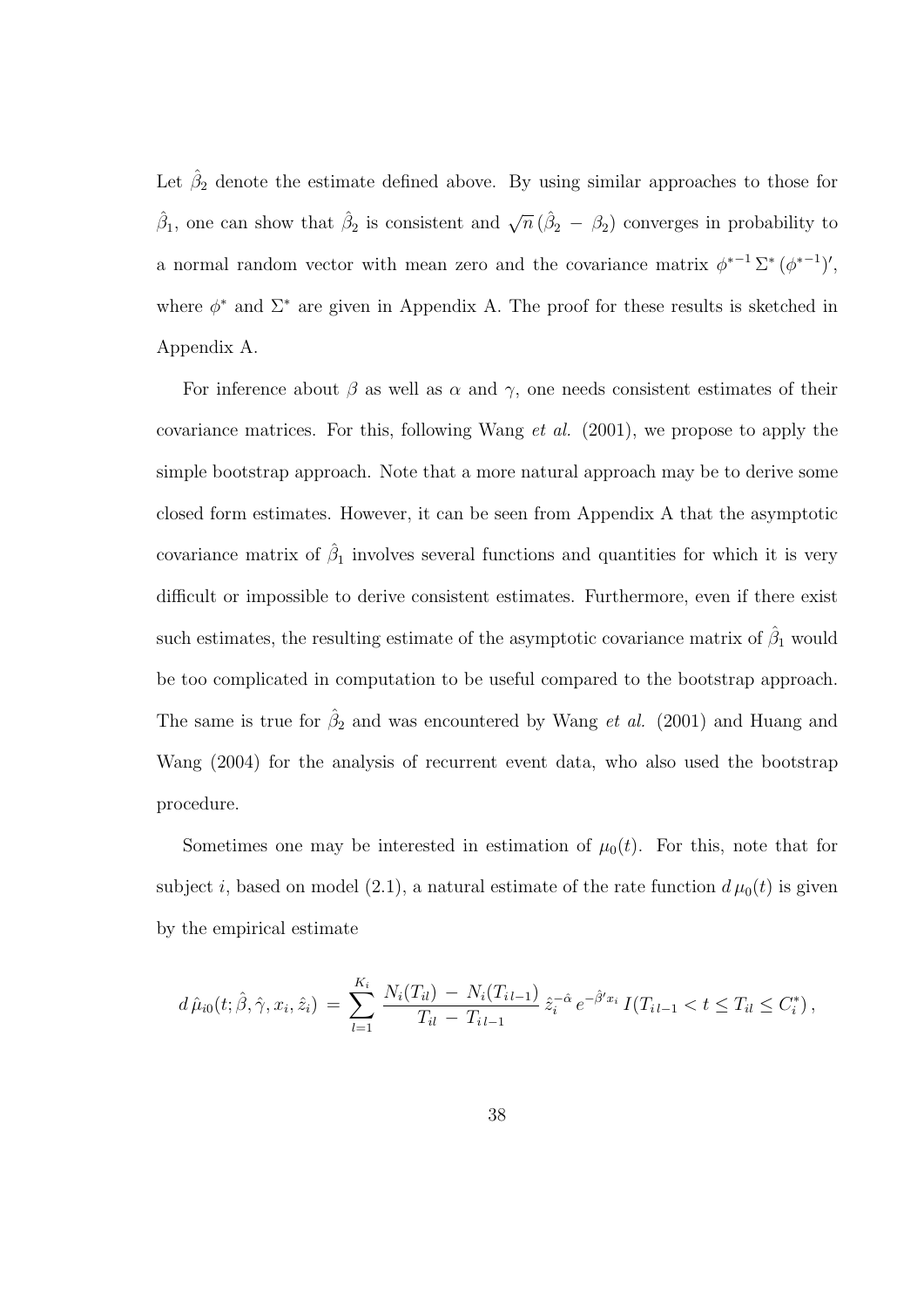Let $\hat{\beta}_2$ denote the estimate defined above. By using similar approaches to those for $\hat{\beta}_1$, one can show that $\hat{\beta}_2$ is consistent and $\sqrt{n}\,(\hat{\beta}_2 \,-\, \beta_2)$ converges in probability to a normal random vector with mean zero and the covariance matrix $\phi^{*-1}\,\Sigma^*\,(\phi^{*-1})'$, where $\phi^*$ and $\Sigma^*$ are given in Appendix A. The proof for these results is sketched in Appendix A.

For inference about $\beta$ as well as $\alpha$ and $\gamma$, one needs consistent estimates of their covariance matrices. For this, following Wang *et al.* (2001), we propose to apply the simple bootstrap approach. Note that a more natural approach may be to derive some closed form estimates. However, it can be seen from Appendix A that the asymptotic covariance matrix of $\hat{\beta}_1$ involves several functions and quantities for which it is very difficult or impossible to derive consistent estimates. Furthermore, even if there exist such estimates, the resulting estimate of the asymptotic covariance matrix of $\hat{\beta}_1$ would be too complicated in computation to be useful compared to the bootstrap approach. The same is true for $\hat{\beta}_2$ and was encountered by Wang *et al.* (2001) and Huang and Wang (2004) for the analysis of recurrent event data, who also used the bootstrap procedure.

Sometimes one may be interested in estimation of $\mu_0(t)$. For this, note that for subject $i$, based on model (2.1), a natural estimate of the rate function $d\,\mu_0(t)$ is given by the empirical estimate

$$d\,\hat{\mu}_{i0}(t;\hat{\beta},\hat{\gamma},x_i,\hat{z}_i) \,=\, \sum_{l=1}^{K_i} \frac{N_i(T_{il}) \,-\, N_i(T_{i\,l-1})}{T_{il} \,-\, T_{i\,l-1}}\,\hat{z}_i^{-\hat{\alpha}}\,e^{-\hat{\beta}' x_i}\,I(T_{i\,l-1} < t \le T_{il} \le C_i^*)\,,$$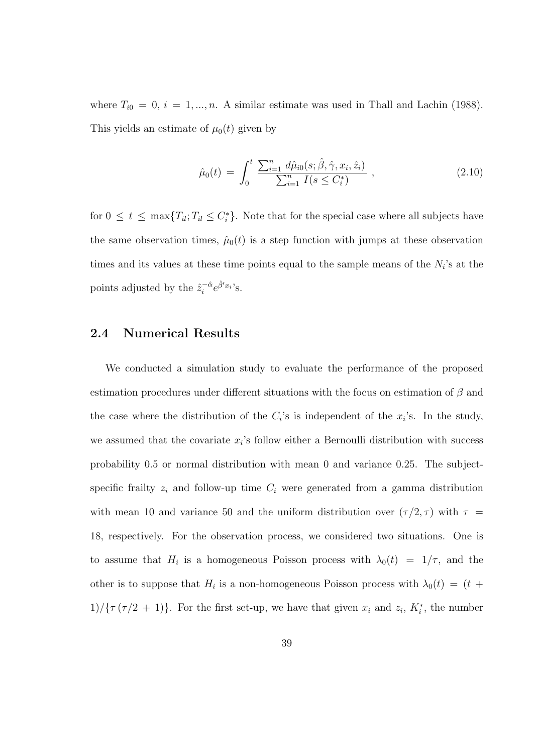where $T_{i0} = 0$, $i = 1, ..., n$. A similar estimate was used in Thall and Lachin (1988). This yields an estimate of $\mu_0(t)$ given by

$$\hat{\mu}_0(t) = \int_0^t \frac{\sum_{i=1}^n d\hat{\mu}_{i0}(s; \hat{\beta}, \hat{\gamma}, x_i, \hat{z}_i)}{\sum_{i=1}^n I(s \leq C_i^*)} , \tag{2.10}$$

for $0 \leq t \leq \max\{T_{il}; T_{il} \leq C_i^*\}$. Note that for the special case where all subjects have the same observation times, $\hat{\mu}_0(t)$ is a step function with jumps at these observation times and its values at these time points equal to the sample means of the $N_i$'s at the points adjusted by the $\hat{z}_i^{-\hat{\alpha}} e^{\hat{\beta}' x_i}$'s.

## 2.4 Numerical Results

We conducted a simulation study to evaluate the performance of the proposed estimation procedures under different situations with the focus on estimation of $\beta$ and the case where the distribution of the $C_i$'s is independent of the $x_i$'s. In the study, we assumed that the covariate $x_i$'s follow either a Bernoulli distribution with success probability 0.5 or normal distribution with mean 0 and variance 0.25. The subject-specific frailty $z_i$ and follow-up time $C_i$ were generated from a gamma distribution with mean 10 and variance 50 and the uniform distribution over $(\tau/2, \tau)$ with $\tau = 18$, respectively. For the observation process, we considered two situations. One is to assume that $H_i$ is a homogeneous Poisson process with $\lambda_0(t) = 1/\tau$, and the other is to suppose that $H_i$ is a non-homogeneous Poisson process with $\lambda_0(t) = (t + 1)/\{\tau\,(\tau/2 + 1)\}$. For the first set-up, we have that given $x_i$ and $z_i$, $K_i^*$, the number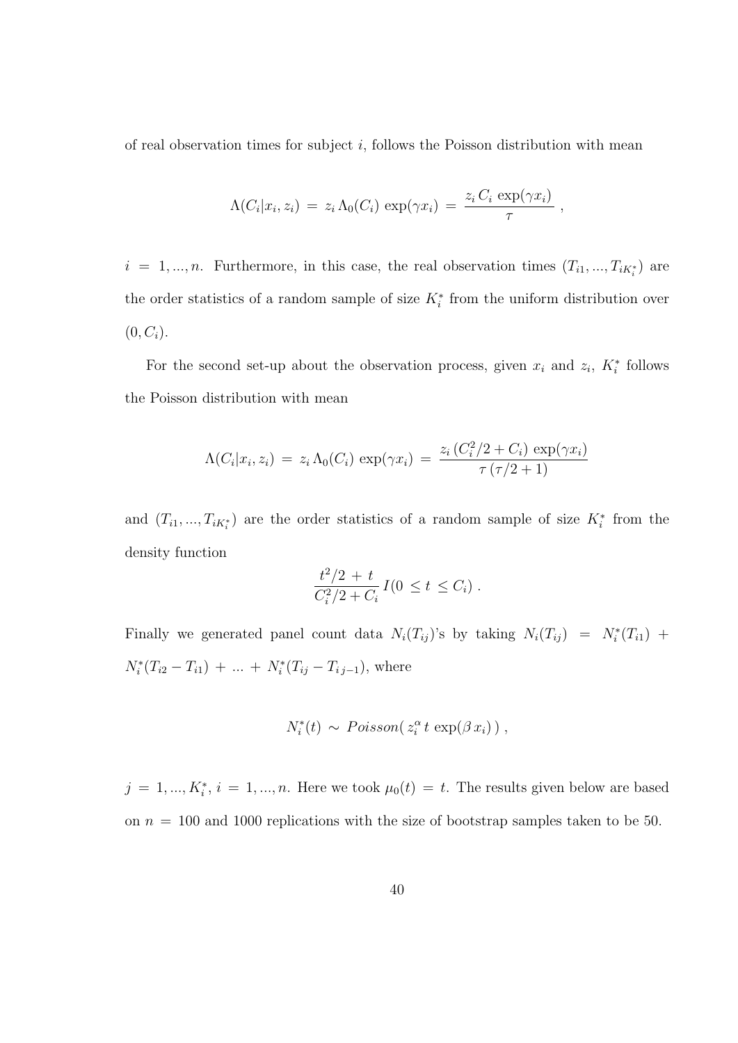of real observation times for subject $i$, follows the Poisson distribution with mean

$$\Lambda(C_i|x_i, z_i) \,=\, z_i\,\Lambda_0(C_i)\,\exp(\gamma x_i) \,=\, \frac{z_i\,C_i\,\exp(\gamma x_i)}{\tau}\ ,$$

$i \,=\, 1, ..., n$. Furthermore, in this case, the real observation times $(T_{i1}, ..., T_{iK_i^*})$ are the order statistics of a random sample of size $K_i^*$ from the uniform distribution over $(0, C_i)$.

For the second set-up about the observation process, given $x_i$ and $z_i$, $K_i^*$ follows the Poisson distribution with mean

$$\Lambda(C_i|x_i, z_i) \,=\, z_i\,\Lambda_0(C_i)\,\exp(\gamma x_i) \,=\, \frac{z_i\,(C_i^2/2 + C_i)\,\exp(\gamma x_i)}{\tau\,(\tau/2 + 1)}$$

and $(T_{i1}, ..., T_{iK_i^*})$ are the order statistics of a random sample of size $K_i^*$ from the density function

$$\frac{t^2/2\,+\,t}{C_i^2/2 + C_i}\,I(0\,\leq t\,\leq C_i)\ .$$

Finally we generated panel count data $N_i(T_{ij})$'s by taking $N_i(T_{ij}) \,=\, N_i^*(T_{i1}) \,+\, N_i^*(T_{i2} - T_{i1}) \,+\, ... \,+\, N_i^*(T_{ij} - T_{i\,j-1})$, where

$$N_i^*(t)\,\sim\,Poisson(\,z_i^{\alpha}\,t\,\exp(\beta\,x_i)\,)\ ,$$

$j \,=\, 1, ..., K_i^*$, $i \,=\, 1, ..., n$. Here we took $\mu_0(t) \,=\, t$. The results given below are based on $n \,=\, 100$ and 1000 replications with the size of bootstrap samples taken to be 50.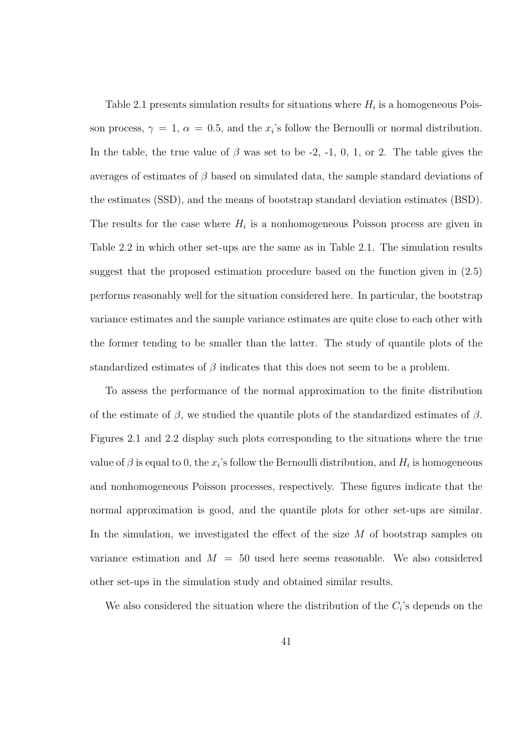Table 2.1 presents simulation results for situations where $H_i$ is a homogeneous Poisson process, $\gamma = 1$, $\alpha = 0.5$, and the $x_i$'s follow the Bernoulli or normal distribution. In the table, the true value of $\beta$ was set to be -2, -1, 0, 1, or 2. The table gives the averages of estimates of $\beta$ based on simulated data, the sample standard deviations of the estimates (SSD), and the means of bootstrap standard deviation estimates (BSD). The results for the case where $H_i$ is a nonhomogeneous Poisson process are given in Table 2.2 in which other set-ups are the same as in Table 2.1. The simulation results suggest that the proposed estimation procedure based on the function given in (2.5) performs reasonably well for the situation considered here. In particular, the bootstrap variance estimates and the sample variance estimates are quite close to each other with the former tending to be smaller than the latter. The study of quantile plots of the standardized estimates of $\beta$ indicates that this does not seem to be a problem.

To assess the performance of the normal approximation to the finite distribution of the estimate of $\beta$, we studied the quantile plots of the standardized estimates of $\beta$. Figures 2.1 and 2.2 display such plots corresponding to the situations where the true value of $\beta$ is equal to 0, the $x_i$'s follow the Bernoulli distribution, and $H_i$ is homogeneous and nonhomogeneous Poisson processes, respectively. These figures indicate that the normal approximation is good, and the quantile plots for other set-ups are similar. In the simulation, we investigated the effect of the size $M$ of bootstrap samples on variance estimation and $M = 50$ used here seems reasonable. We also considered other set-ups in the simulation study and obtained similar results.

We also considered the situation where the distribution of the $C_i$'s depends on the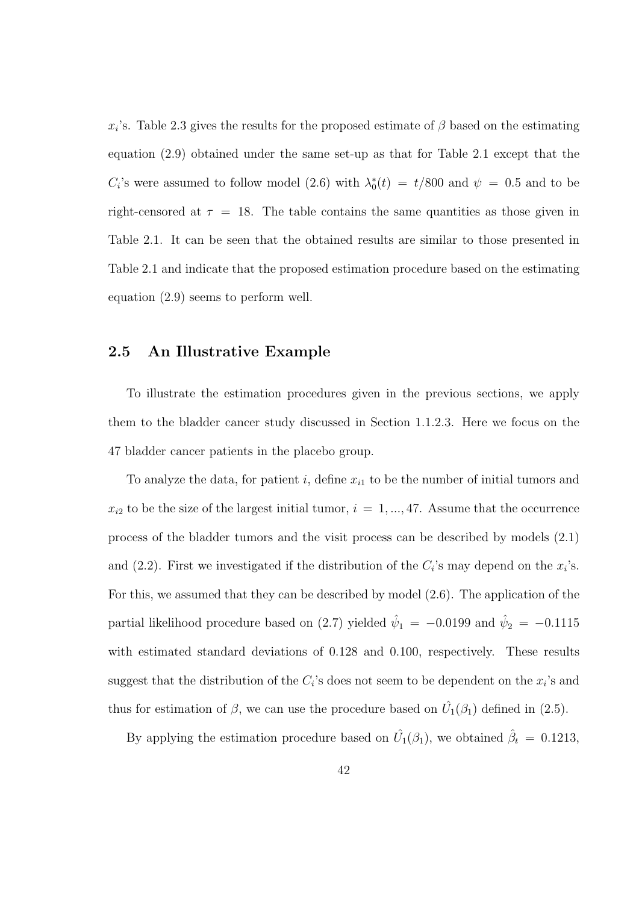$x_i$'s. Table 2.3 gives the results for the proposed estimate of $\beta$ based on the estimating equation (2.9) obtained under the same set-up as that for Table 2.1 except that the $C_i$'s were assumed to follow model (2.6) with $\lambda_0^*(t) = t/800$ and $\psi = 0.5$ and to be right-censored at $\tau = 18$. The table contains the same quantities as those given in Table 2.1. It can be seen that the obtained results are similar to those presented in Table 2.1 and indicate that the proposed estimation procedure based on the estimating equation (2.9) seems to perform well.

## 2.5 An Illustrative Example

To illustrate the estimation procedures given in the previous sections, we apply them to the bladder cancer study discussed in Section 1.1.2.3. Here we focus on the 47 bladder cancer patients in the placebo group.

To analyze the data, for patient $i$, define $x_{i1}$ to be the number of initial tumors and $x_{i2}$ to be the size of the largest initial tumor, $i = 1, ..., 47$. Assume that the occurrence process of the bladder tumors and the visit process can be described by models (2.1) and (2.2). First we investigated if the distribution of the $C_i$'s may depend on the $x_i$'s. For this, we assumed that they can be described by model (2.6). The application of the partial likelihood procedure based on (2.7) yielded $\hat{\psi}_1 = -0.0199$ and $\hat{\psi}_2 = -0.1115$ with estimated standard deviations of 0.128 and 0.100, respectively. These results suggest that the distribution of the $C_i$'s does not seem to be dependent on the $x_i$'s and thus for estimation of $\beta$, we can use the procedure based on $\hat{U}_1(\beta_1)$ defined in (2.5).

By applying the estimation procedure based on $\hat{U}_1(\beta_1)$, we obtained $\hat{\beta}_t = 0.1213$,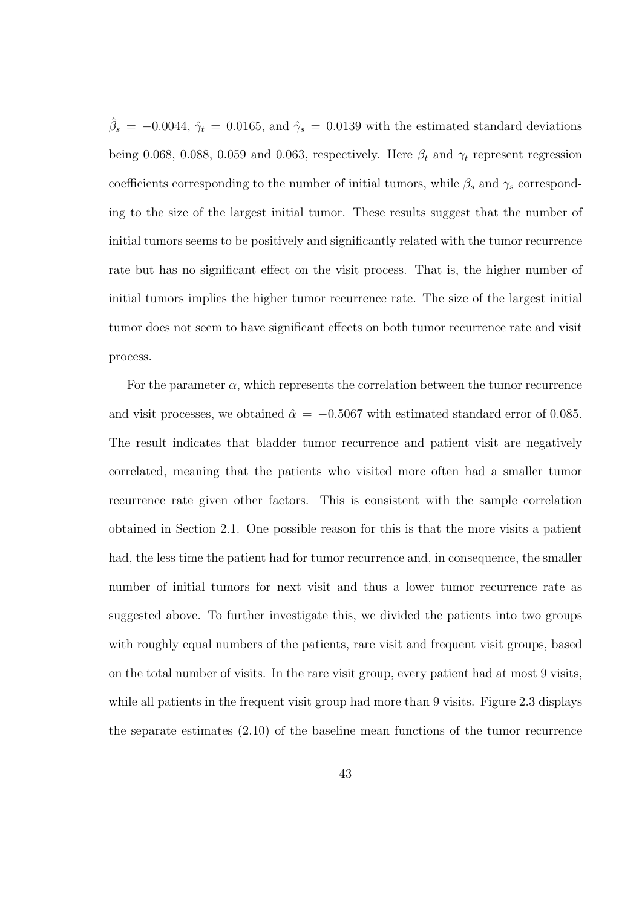$\hat{\beta}_s = -0.0044$, $\hat{\gamma}_t = 0.0165$, and $\hat{\gamma}_s = 0.0139$ with the estimated standard deviations being 0.068, 0.088, 0.059 and 0.063, respectively. Here $\beta_t$ and $\gamma_t$ represent regression coefficients corresponding to the number of initial tumors, while $\beta_s$ and $\gamma_s$ corresponding to the size of the largest initial tumor. These results suggest that the number of initial tumors seems to be positively and significantly related with the tumor recurrence rate but has no significant effect on the visit process. That is, the higher number of initial tumors implies the higher tumor recurrence rate. The size of the largest initial tumor does not seem to have significant effects on both tumor recurrence rate and visit process.

For the parameter $\alpha$, which represents the correlation between the tumor recurrence and visit processes, we obtained $\hat{\alpha} = -0.5067$ with estimated standard error of 0.085. The result indicates that bladder tumor recurrence and patient visit are negatively correlated, meaning that the patients who visited more often had a smaller tumor recurrence rate given other factors. This is consistent with the sample correlation obtained in Section 2.1. One possible reason for this is that the more visits a patient had, the less time the patient had for tumor recurrence and, in consequence, the smaller number of initial tumors for next visit and thus a lower tumor recurrence rate as suggested above. To further investigate this, we divided the patients into two groups with roughly equal numbers of the patients, rare visit and frequent visit groups, based on the total number of visits. In the rare visit group, every patient had at most 9 visits, while all patients in the frequent visit group had more than 9 visits. Figure 2.3 displays the separate estimates (2.10) of the baseline mean functions of the tumor recurrence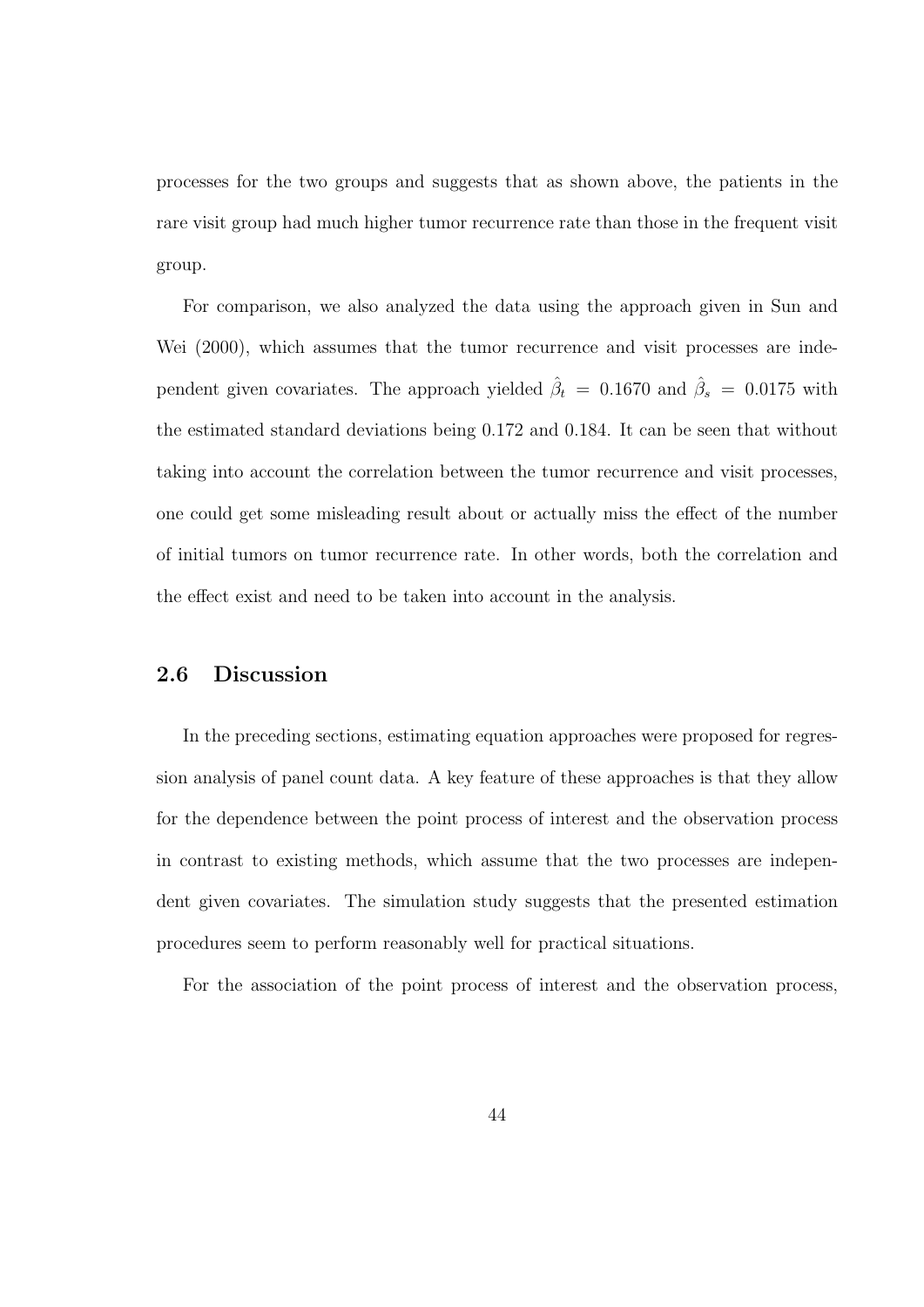processes for the two groups and suggests that as shown above, the patients in the rare visit group had much higher tumor recurrence rate than those in the frequent visit group.

For comparison, we also analyzed the data using the approach given in Sun and Wei (2000), which assumes that the tumor recurrence and visit processes are independent given covariates. The approach yielded $\hat{\beta}_t = 0.1670$ and $\hat{\beta}_s = 0.0175$ with the estimated standard deviations being 0.172 and 0.184. It can be seen that without taking into account the correlation between the tumor recurrence and visit processes, one could get some misleading result about or actually miss the effect of the number of initial tumors on tumor recurrence rate. In other words, both the correlation and the effect exist and need to be taken into account in the analysis.

## 2.6 Discussion

In the preceding sections, estimating equation approaches were proposed for regression analysis of panel count data. A key feature of these approaches is that they allow for the dependence between the point process of interest and the observation process in contrast to existing methods, which assume that the two processes are independent given covariates. The simulation study suggests that the presented estimation procedures seem to perform reasonably well for practical situations.

For the association of the point process of interest and the observation process,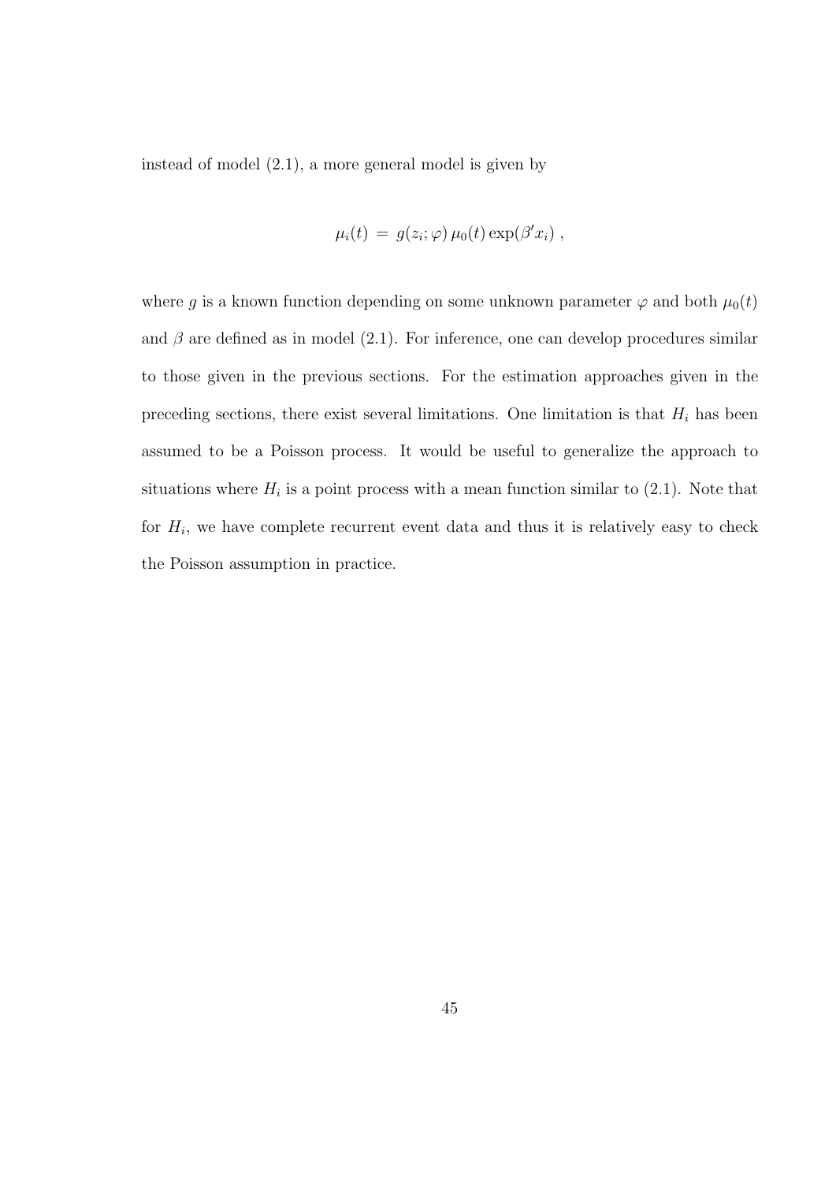instead of model (2.1), a more general model is given by

$$\mu_i(t) \,=\, g(z_i;\varphi)\,\mu_0(t)\exp(\beta' x_i)\;,$$

where $g$ is a known function depending on some unknown parameter $\varphi$ and both $\mu_0(t)$ and $\beta$ are defined as in model (2.1). For inference, one can develop procedures similar to those given in the previous sections. For the estimation approaches given in the preceding sections, there exist several limitations. One limitation is that $H_i$ has been assumed to be a Poisson process. It would be useful to generalize the approach to situations where $H_i$ is a point process with a mean function similar to (2.1). Note that for $H_i$, we have complete recurrent event data and thus it is relatively easy to check the Poisson assumption in practice.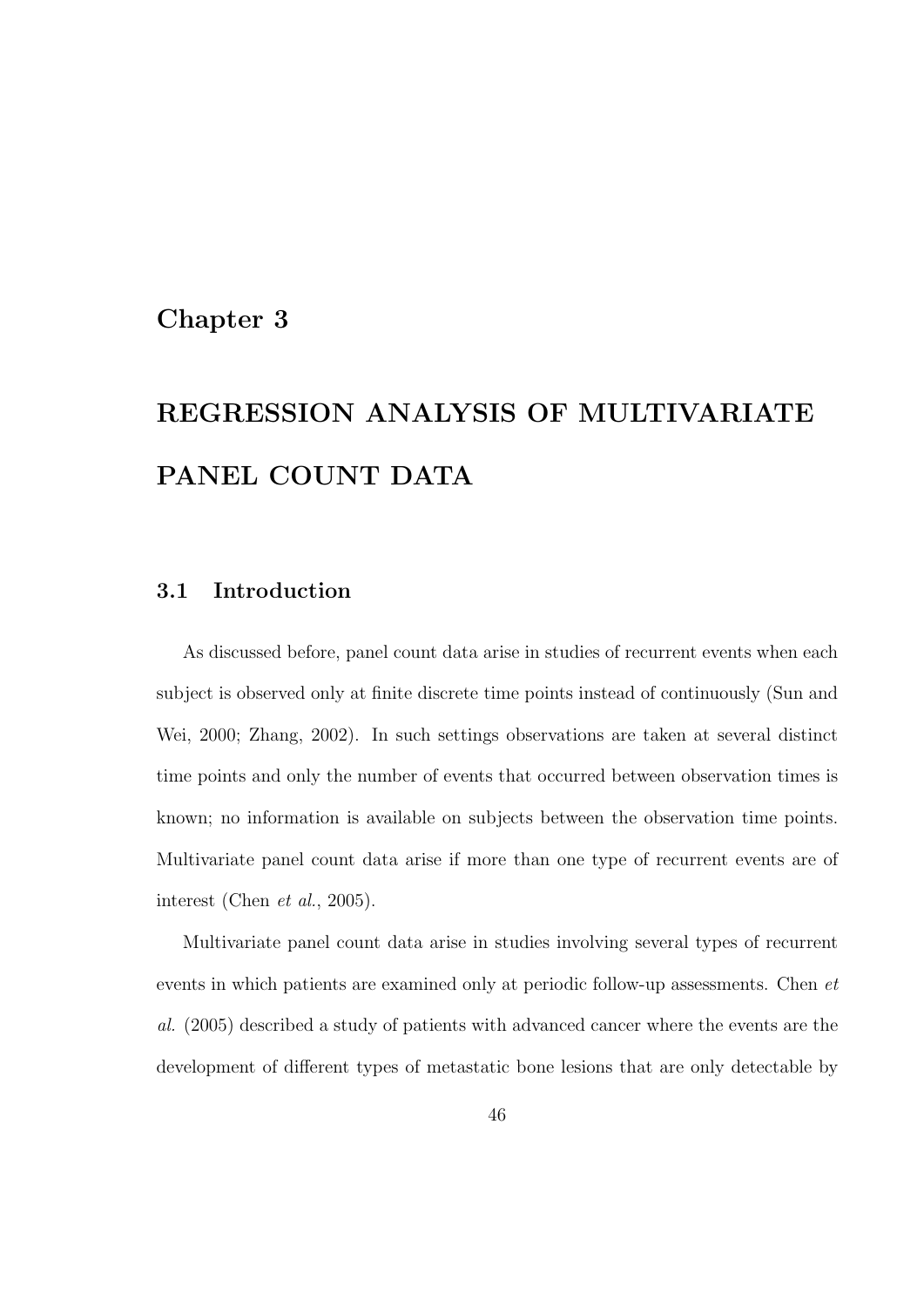# Chapter 3

# REGRESSION ANALYSIS OF MULTIVARIATE PANEL COUNT DATA

## 3.1 Introduction

As discussed before, panel count data arise in studies of recurrent events when each subject is observed only at finite discrete time points instead of continuously (Sun and Wei, 2000; Zhang, 2002). In such settings observations are taken at several distinct time points and only the number of events that occurred between observation times is known; no information is available on subjects between the observation time points. Multivariate panel count data arise if more than one type of recurrent events are of interest (Chen *et al.*, 2005).

Multivariate panel count data arise in studies involving several types of recurrent events in which patients are examined only at periodic follow-up assessments. Chen *et al.* (2005) described a study of patients with advanced cancer where the events are the development of different types of metastatic bone lesions that are only detectable by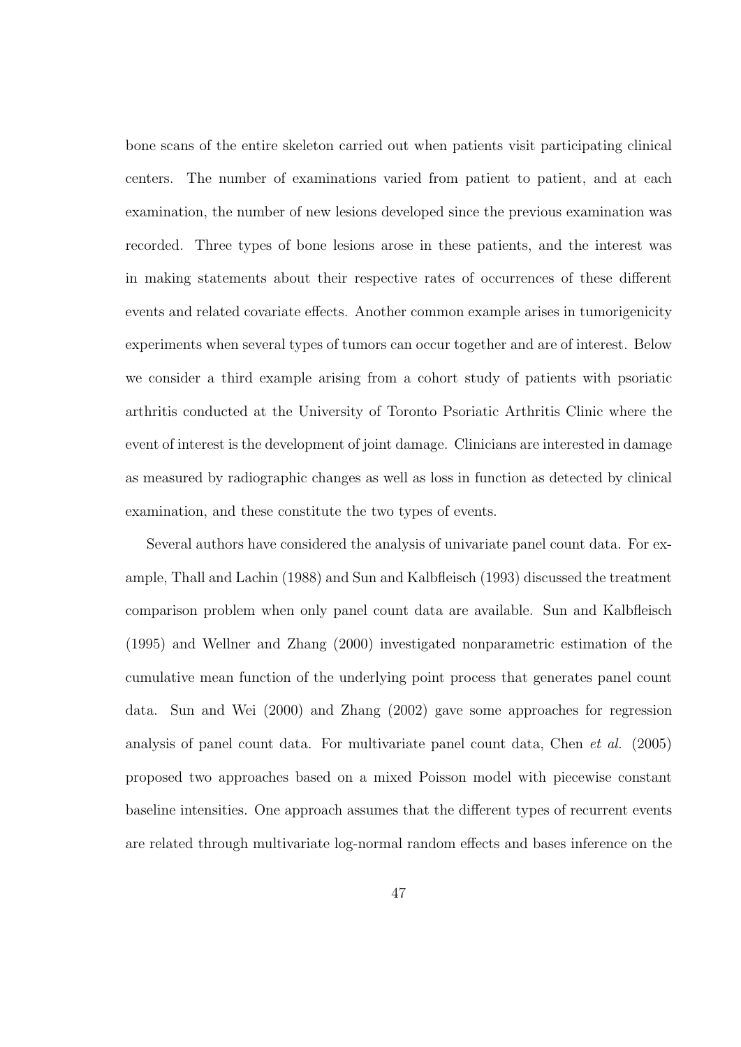bone scans of the entire skeleton carried out when patients visit participating clinical centers. The number of examinations varied from patient to patient, and at each examination, the number of new lesions developed since the previous examination was recorded. Three types of bone lesions arose in these patients, and the interest was in making statements about their respective rates of occurrences of these different events and related covariate effects. Another common example arises in tumorigenicity experiments when several types of tumors can occur together and are of interest. Below we consider a third example arising from a cohort study of patients with psoriatic arthritis conducted at the University of Toronto Psoriatic Arthritis Clinic where the event of interest is the development of joint damage. Clinicians are interested in damage as measured by radiographic changes as well as loss in function as detected by clinical examination, and these constitute the two types of events.

Several authors have considered the analysis of univariate panel count data. For example, Thall and Lachin (1988) and Sun and Kalbfleisch (1993) discussed the treatment comparison problem when only panel count data are available. Sun and Kalbfleisch (1995) and Wellner and Zhang (2000) investigated nonparametric estimation of the cumulative mean function of the underlying point process that generates panel count data. Sun and Wei (2000) and Zhang (2002) gave some approaches for regression analysis of panel count data. For multivariate panel count data, Chen *et al.* (2005) proposed two approaches based on a mixed Poisson model with piecewise constant baseline intensities. One approach assumes that the different types of recurrent events are related through multivariate log-normal random effects and bases inference on the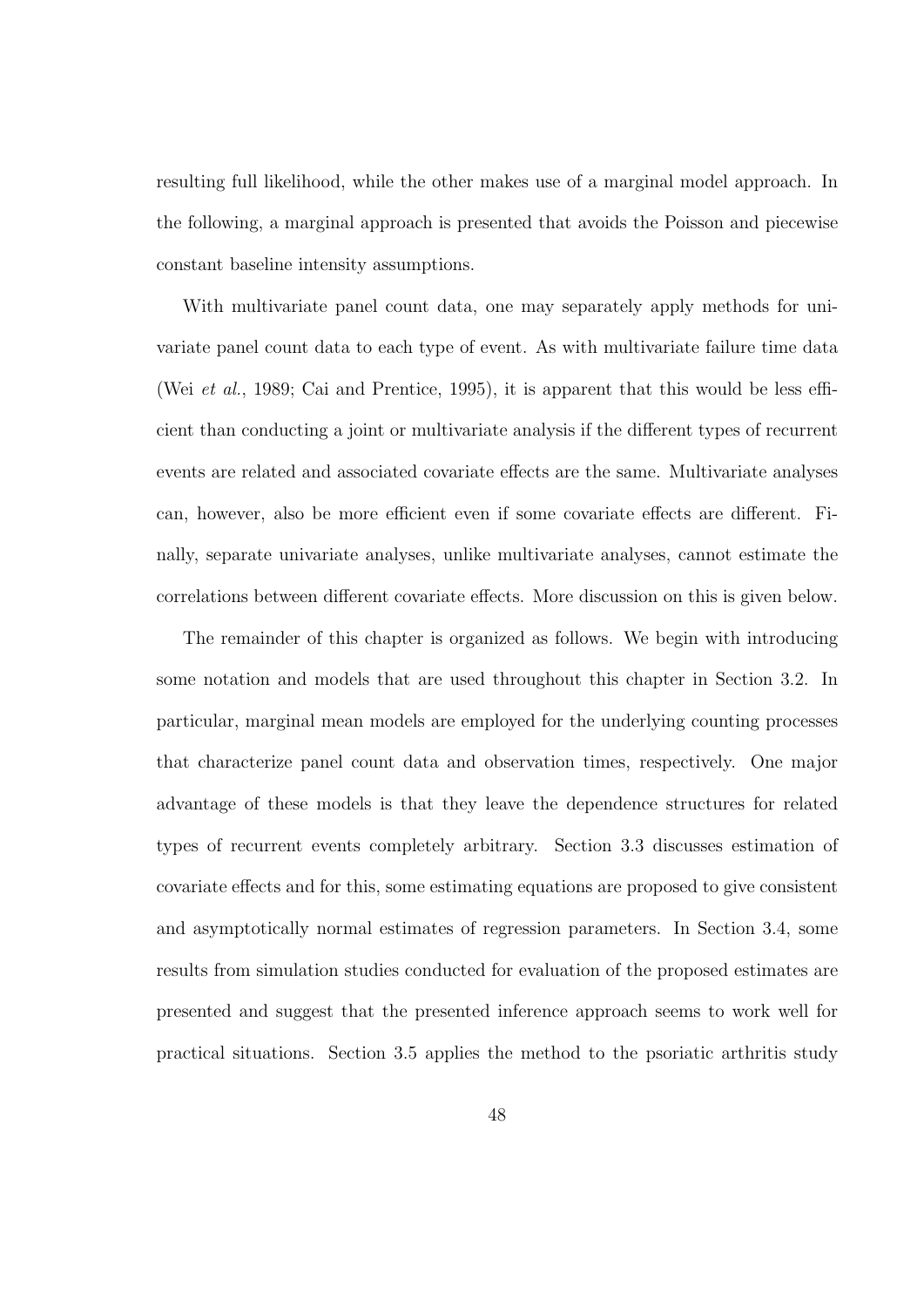resulting full likelihood, while the other makes use of a marginal model approach. In the following, a marginal approach is presented that avoids the Poisson and piecewise constant baseline intensity assumptions.

With multivariate panel count data, one may separately apply methods for univariate panel count data to each type of event. As with multivariate failure time data (Wei *et al.*, 1989; Cai and Prentice, 1995), it is apparent that this would be less efficient than conducting a joint or multivariate analysis if the different types of recurrent events are related and associated covariate effects are the same. Multivariate analyses can, however, also be more efficient even if some covariate effects are different. Finally, separate univariate analyses, unlike multivariate analyses, cannot estimate the correlations between different covariate effects. More discussion on this is given below.

The remainder of this chapter is organized as follows. We begin with introducing some notation and models that are used throughout this chapter in Section 3.2. In particular, marginal mean models are employed for the underlying counting processes that characterize panel count data and observation times, respectively. One major advantage of these models is that they leave the dependence structures for related types of recurrent events completely arbitrary. Section 3.3 discusses estimation of covariate effects and for this, some estimating equations are proposed to give consistent and asymptotically normal estimates of regression parameters. In Section 3.4, some results from simulation studies conducted for evaluation of the proposed estimates are presented and suggest that the presented inference approach seems to work well for practical situations. Section 3.5 applies the method to the psoriatic arthritis study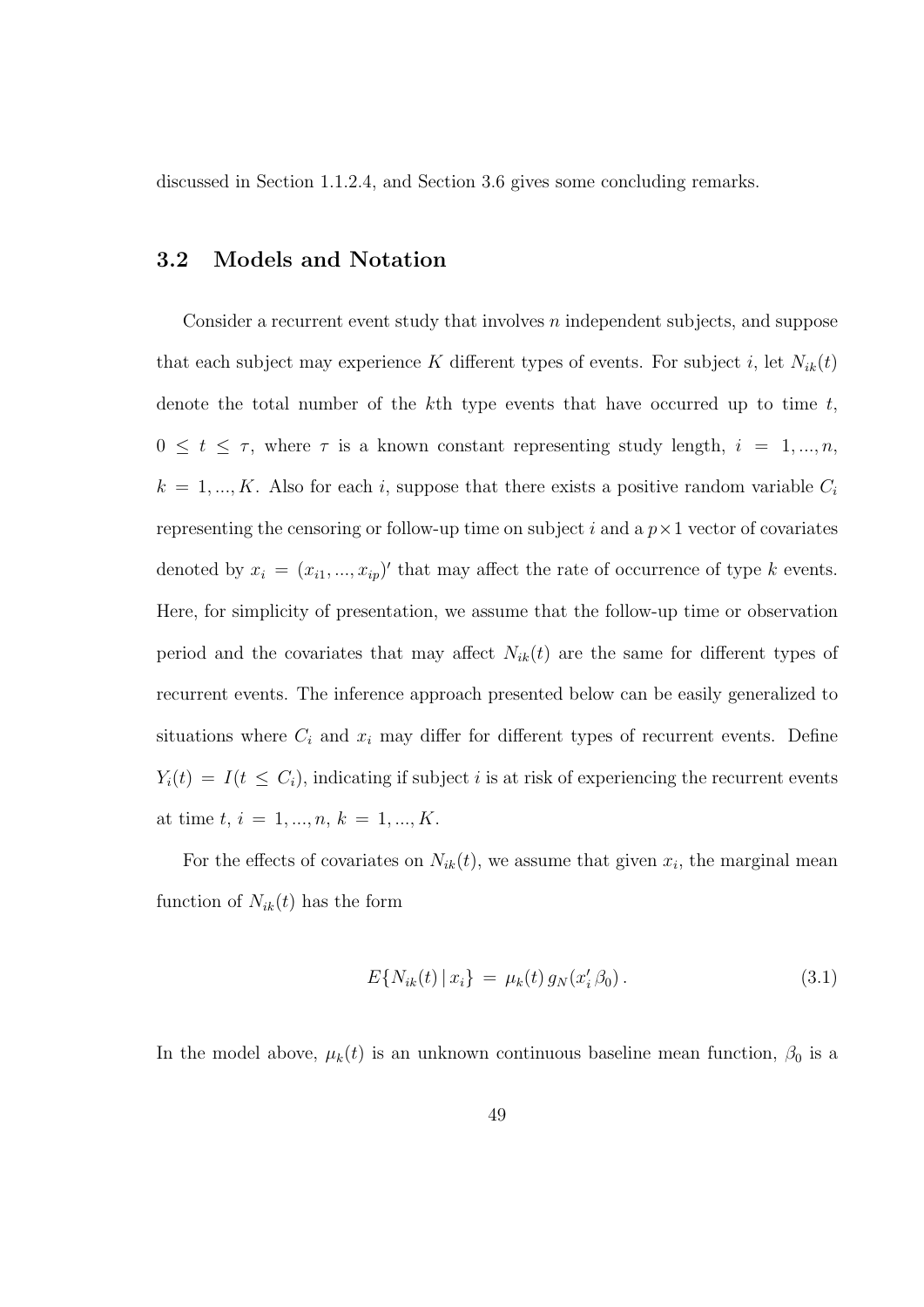discussed in Section 1.1.2.4, and Section 3.6 gives some concluding remarks.

## 3.2 Models and Notation

Consider a recurrent event study that involves $n$ independent subjects, and suppose that each subject may experience $K$ different types of events. For subject $i$, let $N_{ik}(t)$ denote the total number of the $k$th type events that have occurred up to time $t$, $0 \leq t \leq \tau$, where $\tau$ is a known constant representing study length, $i = 1, ..., n$, $k = 1, ..., K$. Also for each $i$, suppose that there exists a positive random variable $C_i$ representing the censoring or follow-up time on subject $i$ and a $p \times 1$ vector of covariates denoted by $x_i = (x_{i1}, ..., x_{ip})'$ that may affect the rate of occurrence of type $k$ events. Here, for simplicity of presentation, we assume that the follow-up time or observation period and the covariates that may affect $N_{ik}(t)$ are the same for different types of recurrent events. The inference approach presented below can be easily generalized to situations where $C_i$ and $x_i$ may differ for different types of recurrent events. Define $Y_i(t) = I(t \leq C_i)$, indicating if subject $i$ is at risk of experiencing the recurrent events at time $t$, $i = 1, ..., n$, $k = 1, ..., K$.

For the effects of covariates on $N_{ik}(t)$, we assume that given $x_i$, the marginal mean function of $N_{ik}(t)$ has the form

$$E\{N_{ik}(t) \,|\, x_i\} \,=\, \mu_k(t)\, g_N(x_i'\, \beta_0)\,. \tag{3.1}$$

In the model above, $\mu_k(t)$ is an unknown continuous baseline mean function, $\beta_0$ is a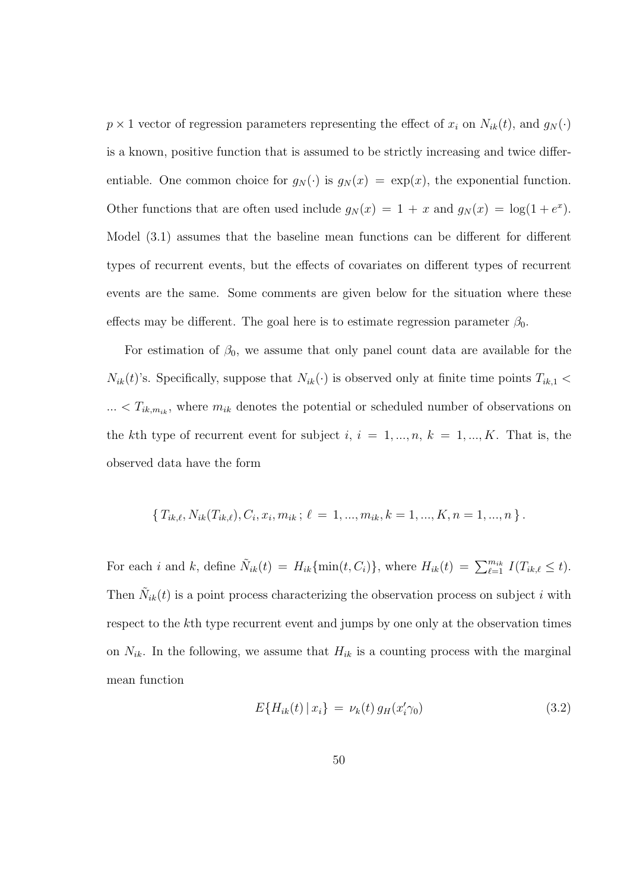$p \times 1$ vector of regression parameters representing the effect of $x_i$ on $N_{ik}(t)$, and $g_N(\cdot)$ is a known, positive function that is assumed to be strictly increasing and twice differentiable. One common choice for $g_N(\cdot)$ is $g_N(x) = \exp(x)$, the exponential function. Other functions that are often used include $g_N(x) = 1 + x$ and $g_N(x) = \log(1 + e^x)$. Model (3.1) assumes that the baseline mean functions can be different for different types of recurrent events, but the effects of covariates on different types of recurrent events are the same. Some comments are given below for the situation where these effects may be different. The goal here is to estimate regression parameter $\beta_0$.

For estimation of $\beta_0$, we assume that only panel count data are available for the $N_{ik}(t)$'s. Specifically, suppose that $N_{ik}(\cdot)$ is observed only at finite time points $T_{ik,1} < \ldots < T_{ik,m_{ik}}$, where $m_{ik}$ denotes the potential or scheduled number of observations on the $k$th type of recurrent event for subject $i$, $i = 1, \ldots, n$, $k = 1, \ldots, K$. That is, the observed data have the form

$$\{\, T_{ik,\ell}, N_{ik}(T_{ik,\ell}), C_i, x_i, m_{ik}\, ;\; \ell = 1, \ldots, m_{ik}, k = 1, \ldots, K, n = 1, \ldots, n \,\} .$$

For each $i$ and $k$, define $\tilde{N}_{ik}(t) = H_{ik}\{\min(t, C_i)\}$, where $H_{ik}(t) = \sum_{\ell=1}^{m_{ik}} I(T_{ik,\ell} \leq t)$. Then $\tilde{N}_{ik}(t)$ is a point process characterizing the observation process on subject $i$ with respect to the $k$th type recurrent event and jumps by one only at the observation times on $N_{ik}$. In the following, we assume that $H_{ik}$ is a counting process with the marginal mean function

$$E\{H_{ik}(t) \,|\, x_i\} \;=\; \nu_k(t)\, g_H(x_i'\gamma_0) \tag{3.2}$$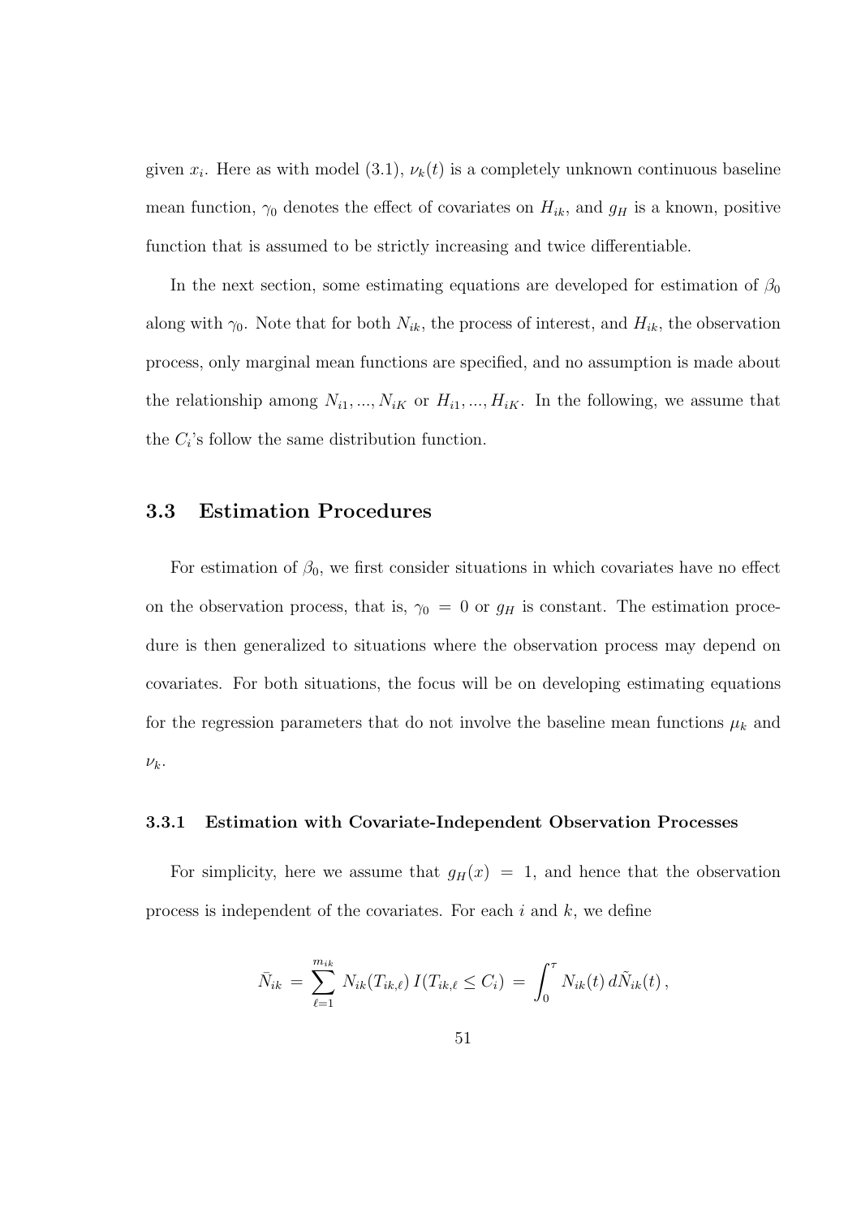given $x_i$. Here as with model (3.1), $\nu_k(t)$ is a completely unknown continuous baseline mean function, $\gamma_0$ denotes the effect of covariates on $H_{ik}$, and $g_H$ is a known, positive function that is assumed to be strictly increasing and twice differentiable.

In the next section, some estimating equations are developed for estimation of $\beta_0$ along with $\gamma_0$. Note that for both $N_{ik}$, the process of interest, and $H_{ik}$, the observation process, only marginal mean functions are specified, and no assumption is made about the relationship among $N_{i1}, ..., N_{iK}$ or $H_{i1}, ..., H_{iK}$. In the following, we assume that the $C_i$'s follow the same distribution function.

## 3.3 Estimation Procedures

For estimation of $\beta_0$, we first consider situations in which covariates have no effect on the observation process, that is, $\gamma_0 = 0$ or $g_H$ is constant. The estimation procedure is then generalized to situations where the observation process may depend on covariates. For both situations, the focus will be on developing estimating equations for the regression parameters that do not involve the baseline mean functions $\mu_k$ and $\nu_k$.

### 3.3.1 Estimation with Covariate-Independent Observation Processes

For simplicity, here we assume that $g_H(x) = 1$, and hence that the observation process is independent of the covariates. For each $i$ and $k$, we define

$$\bar{N}_{ik} = \sum_{\ell=1}^{m_{ik}} N_{ik}(T_{ik,\ell}) \, I(T_{ik,\ell} \leq C_i) = \int_0^{\tau} N_{ik}(t) \, d\tilde{N}_{ik}(t) \, ,$$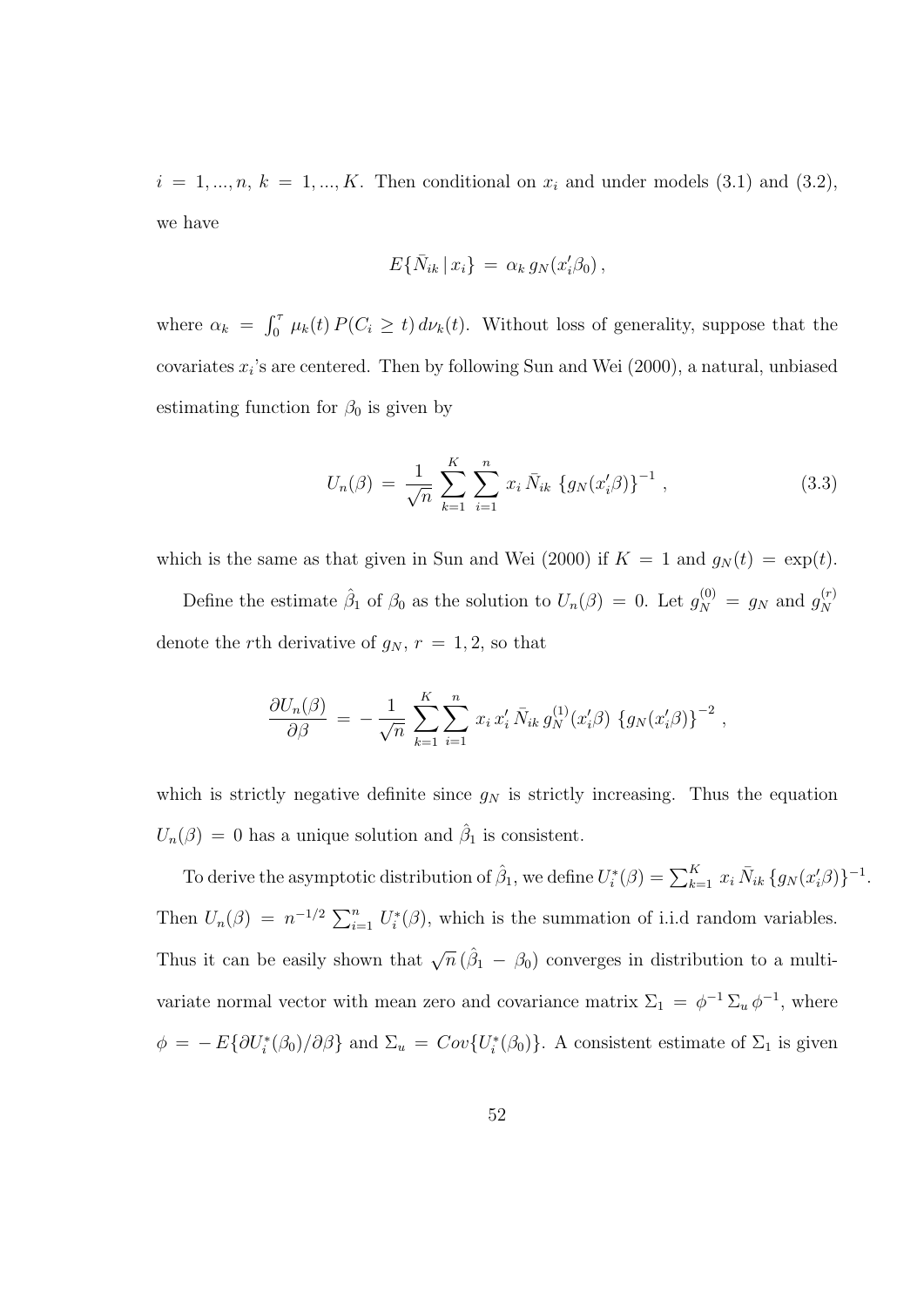$i = 1, ..., n,\ k = 1, ..., K$. Then conditional on $x_i$ and under models (3.1) and (3.2), we have

$$E\{\bar{N}_{ik} \,|\, x_i\} \,=\, \alpha_k \, g_N(x_i'\beta_0)\,,$$

where $\alpha_k \,=\, \int_0^\tau \mu_k(t)\, P(C_i \geq t)\, d\nu_k(t)$. Without loss of generality, suppose that the covariates $x_i$'s are centered. Then by following Sun and Wei (2000), a natural, unbiased estimating function for $\beta_0$ is given by

$$U_n(\beta) \,=\, \frac{1}{\sqrt{n}} \sum_{k=1}^{K} \sum_{i=1}^{n} \, x_i \, \bar{N}_{ik} \, \{g_N(x_i'\beta)\}^{-1} \,, \tag{3.3}$$

which is the same as that given in Sun and Wei (2000) if $K = 1$ and $g_N(t) = \exp(t)$.

Define the estimate $\hat{\beta}_1$ of $\beta_0$ as the solution to $U_n(\beta) = 0$. Let $g_N^{(0)} = g_N$ and $g_N^{(r)}$ denote the $r$th derivative of $g_N$, $r = 1, 2$, so that

$$\frac{\partial U_n(\beta)}{\partial \beta} \,=\, -\,\frac{1}{\sqrt{n}} \sum_{k=1}^{K} \sum_{i=1}^{n} \, x_i \, x_i' \, \bar{N}_{ik} \, g_N^{(1)}(x_i'\beta) \, \{g_N(x_i'\beta)\}^{-2} \,,$$

which is strictly negative definite since $g_N$ is strictly increasing. Thus the equation $U_n(\beta) = 0$ has a unique solution and $\hat{\beta}_1$ is consistent.

To derive the asymptotic distribution of $\hat{\beta}_1$, we define $U_i^*(\beta) = \sum_{k=1}^{K} \, x_i \, \bar{N}_{ik} \, \{g_N(x_i'\beta)\}^{-1}$. Then $U_n(\beta) \,=\, n^{-1/2} \sum_{i=1}^{n} U_i^*(\beta)$, which is the summation of i.i.d random variables. Thus it can be easily shown that $\sqrt{n}\,(\hat{\beta}_1 \,-\, \beta_0)$ converges in distribution to a multivariate normal vector with mean zero and covariance matrix $\Sigma_1 \,=\, \phi^{-1}\, \Sigma_u \, \phi^{-1}$, where $\phi \,=\, -\, E\{\partial U_i^*(\beta_0)/\partial \beta\}$ and $\Sigma_u \,=\, Cov\{U_i^*(\beta_0)\}$. A consistent estimate of $\Sigma_1$ is given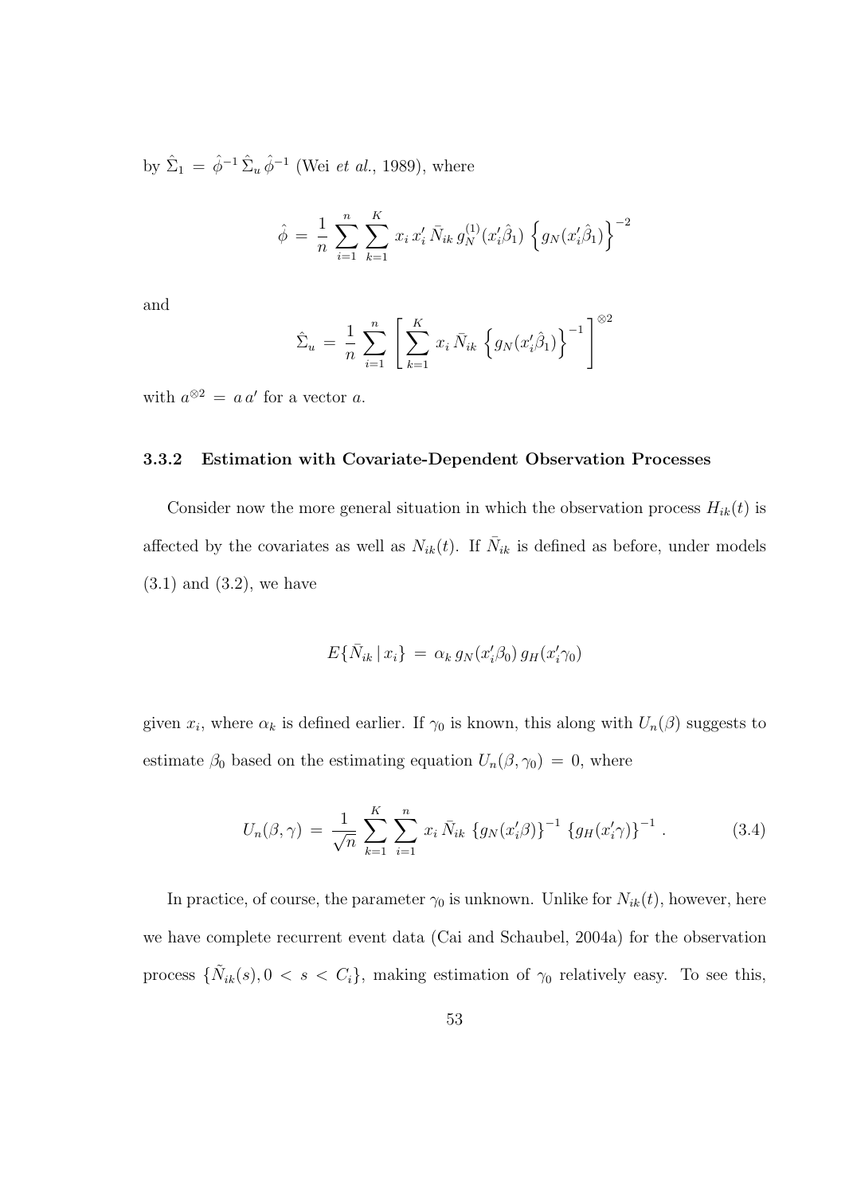by $\hat{\Sigma}_1 = \hat{\phi}^{-1} \hat{\Sigma}_u \hat{\phi}^{-1}$ (Wei *et al.*, 1989), where

$$\hat{\phi} = \frac{1}{n} \sum_{i=1}^{n} \sum_{k=1}^{K} x_i \, x_i' \, \bar{N}_{ik} \, g_N^{(1)}(x_i'\hat{\beta}_1) \left\{ g_N(x_i'\hat{\beta}_1) \right\}^{-2}$$

and

$$\hat{\Sigma}_u = \frac{1}{n} \sum_{i=1}^{n} \left[ \sum_{k=1}^{K} x_i \, \bar{N}_{ik} \left\{ g_N(x_i'\hat{\beta}_1) \right\}^{-1} \right]^{\otimes 2}$$

with $a^{\otimes 2} = a \, a'$ for a vector $a$.

### 3.3.2 Estimation with Covariate-Dependent Observation Processes

Consider now the more general situation in which the observation process $H_{ik}(t)$ is affected by the covariates as well as $N_{ik}(t)$. If $\bar{N}_{ik}$ is defined as before, under models (3.1) and (3.2), we have

$$E\{\bar{N}_{ik} \,|\, x_i\} = \alpha_k \, g_N(x_i'\beta_0) \, g_H(x_i'\gamma_0)$$

given $x_i$, where $\alpha_k$ is defined earlier. If $\gamma_0$ is known, this along with $U_n(\beta)$ suggests to estimate $\beta_0$ based on the estimating equation $U_n(\beta, \gamma_0) = 0$, where

$$U_n(\beta, \gamma) = \frac{1}{\sqrt{n}} \sum_{k=1}^{K} \sum_{i=1}^{n} x_i \, \bar{N}_{ik} \, \{g_N(x_i'\beta)\}^{-1} \, \{g_H(x_i'\gamma)\}^{-1} \, . \tag{3.4}$$

In practice, of course, the parameter $\gamma_0$ is unknown. Unlike for $N_{ik}(t)$, however, here we have complete recurrent event data (Cai and Schaubel, 2004a) for the observation process $\{\tilde{N}_{ik}(s), 0 < s < C_i\}$, making estimation of $\gamma_0$ relatively easy. To see this,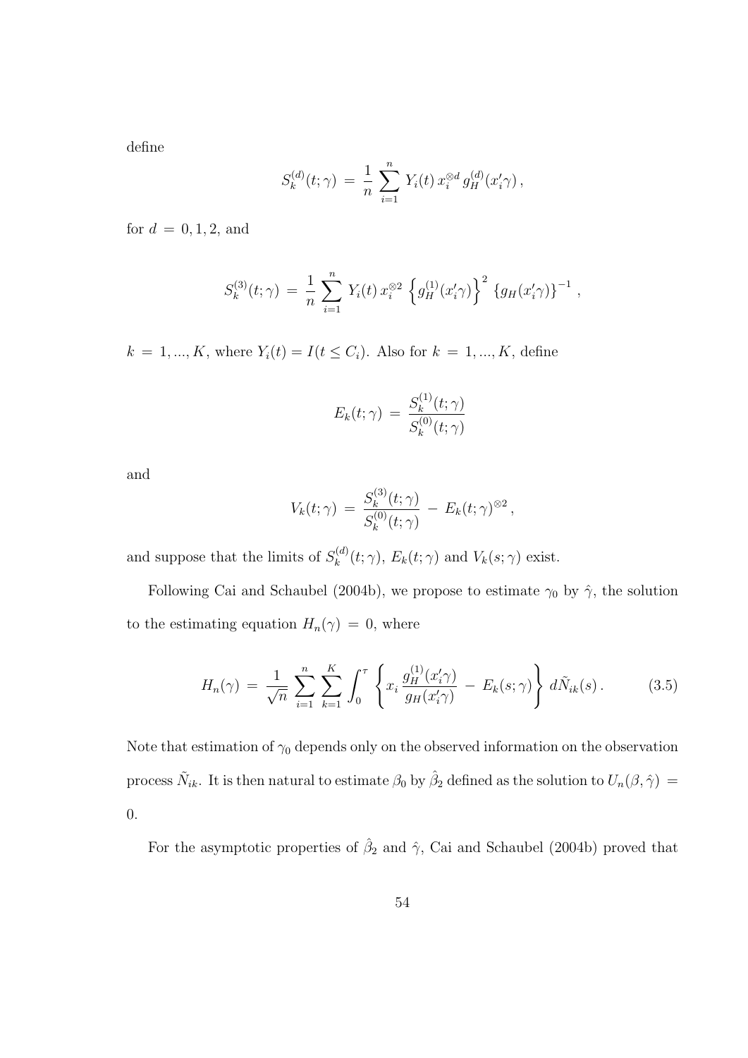define

$$S_k^{(d)}(t;\gamma) \,=\, \frac{1}{n}\,\sum_{i=1}^{n}\, Y_i(t)\, x_i^{\otimes d}\, g_H^{(d)}(x_i'\gamma)\,,$$

for $d \,=\, 0, 1, 2$, and

$$S_k^{(3)}(t;\gamma) \,=\, \frac{1}{n}\,\sum_{i=1}^{n}\, Y_i(t)\, x_i^{\otimes 2}\, \left\{g_H^{(1)}(x_i'\gamma)\right\}^2\, \left\{g_H(x_i'\gamma)\right\}^{-1}\,,$$

$k \,=\, 1, ..., K$, where $Y_i(t) = I(t \leq C_i)$. Also for $k \,=\, 1, ..., K$, define

$$E_k(t;\gamma) \,=\, \frac{S_k^{(1)}(t;\gamma)}{S_k^{(0)}(t;\gamma)}$$

and

$$V_k(t;\gamma) \,=\, \frac{S_k^{(3)}(t;\gamma)}{S_k^{(0)}(t;\gamma)} \,-\, E_k(t;\gamma)^{\otimes 2}\,,$$

and suppose that the limits of $S_k^{(d)}(t;\gamma)$, $E_k(t;\gamma)$ and $V_k(s;\gamma)$ exist.

Following Cai and Schaubel (2004b), we propose to estimate $\gamma_0$ by $\hat{\gamma}$, the solution to the estimating equation $H_n(\gamma) \,=\, 0$, where

$$H_n(\gamma) \,=\, \frac{1}{\sqrt{n}}\,\sum_{i=1}^{n}\,\sum_{k=1}^{K}\,\int_0^{\tau}\,\left\{x_i\,\frac{g_H^{(1)}(x_i'\gamma)}{g_H(x_i'\gamma)} \,-\, E_k(s;\gamma)\right\}\, d\tilde{N}_{ik}(s)\,. \qquad (3.5)$$

Note that estimation of $\gamma_0$ depends only on the observed information on the observation process $\tilde{N}_{ik}$. It is then natural to estimate $\beta_0$ by $\hat{\beta}_2$ defined as the solution to $U_n(\beta, \hat{\gamma}) \,=\, 0$.

For the asymptotic properties of $\hat{\beta}_2$ and $\hat{\gamma}$, Cai and Schaubel (2004b) proved that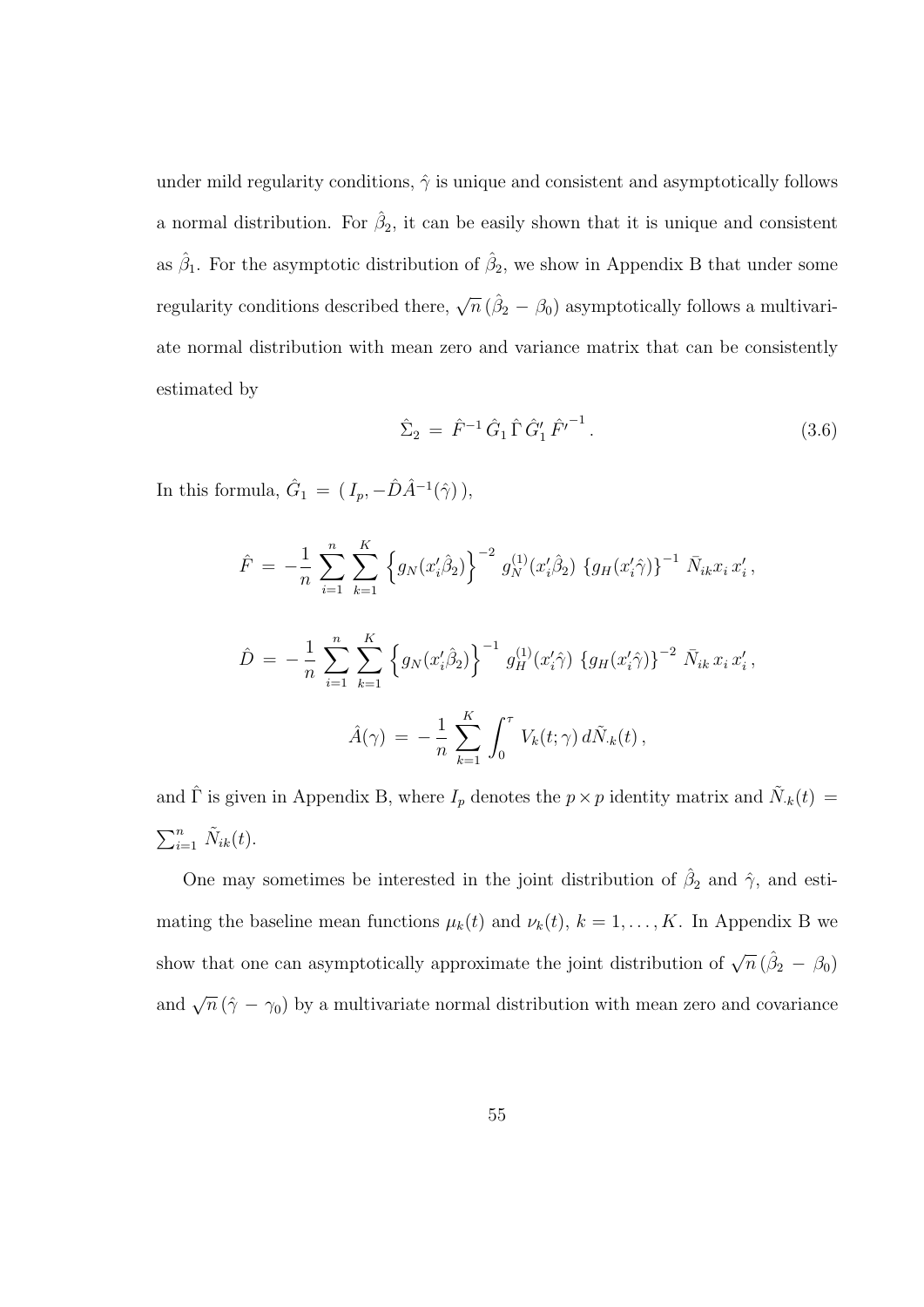under mild regularity conditions, $\hat{\gamma}$ is unique and consistent and asymptotically follows a normal distribution. For $\hat{\beta}_2$, it can be easily shown that it is unique and consistent as $\hat{\beta}_1$. For the asymptotic distribution of $\hat{\beta}_2$, we show in Appendix B that under some regularity conditions described there, $\sqrt{n}\,(\hat{\beta}_2 - \beta_0)$ asymptotically follows a multivariate normal distribution with mean zero and variance matrix that can be consistently estimated by

$$\hat{\Sigma}_2 \,=\, \hat{F}^{-1}\, \hat{G}_1\, \hat{\Gamma}\, \hat{G}_1'\, {\hat{F}'}^{-1}\,. \tag{3.6}$$

In this formula, $\hat{G}_1 \,=\, (\, I_p, -\hat{D}\hat{A}^{-1}(\hat{\gamma})\,)$,

$$\hat{F} \,=\, -\frac{1}{n}\sum_{i=1}^{n}\sum_{k=1}^{K}\left\{g_N(x_i'\hat{\beta}_2)\right\}^{-2}\, g_N^{(1)}(x_i'\hat{\beta}_2)\,\left\{g_H(x_i'\hat{\gamma})\right\}^{-1}\,\bar{N}_{ik}x_i\,x_i'\,,$$

$$\hat{D} \,=\, -\frac{1}{n}\sum_{i=1}^{n}\sum_{k=1}^{K}\left\{g_N(x_i'\hat{\beta}_2)\right\}^{-1}\, g_H^{(1)}(x_i'\hat{\gamma})\,\left\{g_H(x_i'\hat{\gamma})\right\}^{-2}\,\bar{N}_{ik}\,x_i\,x_i'\,,$$

$$\hat{A}(\gamma) \,=\, -\frac{1}{n}\sum_{k=1}^{K}\int_0^{\tau} V_k(t;\gamma)\,d\tilde{N}_{\cdot k}(t)\,,$$

and $\hat{\Gamma}$ is given in Appendix B, where $I_p$ denotes the $p \times p$ identity matrix and $\tilde{N}_{\cdot k}(t) = \sum_{i=1}^{n}\,\tilde{N}_{ik}(t)$.

One may sometimes be interested in the joint distribution of $\hat{\beta}_2$ and $\hat{\gamma}$, and estimating the baseline mean functions $\mu_k(t)$ and $\nu_k(t)$, $k = 1, \ldots, K$. In Appendix B we show that one can asymptotically approximate the joint distribution of $\sqrt{n}\,(\hat{\beta}_2 - \beta_0)$ and $\sqrt{n}\,(\hat{\gamma} - \gamma_0)$ by a multivariate normal distribution with mean zero and covariance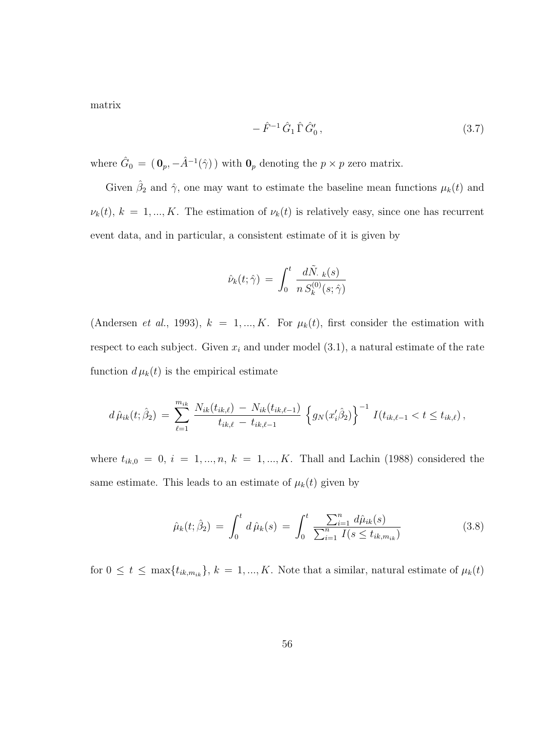matrix

$$-\hat{F}^{-1}\,\hat{G}_1\,\hat{\Gamma}\,\hat{G}_0'\,, \tag{3.7}$$

where $\hat{G}_0 = (\,\mathbf{0}_p, -\hat{A}^{-1}(\hat{\gamma})\,)$ with $\mathbf{0}_p$ denoting the $p \times p$ zero matrix.

Given $\hat{\beta}_2$ and $\hat{\gamma}$, one may want to estimate the baseline mean functions $\mu_k(t)$ and $\nu_k(t)$, $k = 1, ..., K$. The estimation of $\nu_k(t)$ is relatively easy, since one has recurrent event data, and in particular, a consistent estimate of it is given by

$$\hat{\nu}_k(t;\hat{\gamma}) \,=\, \int_0^t \frac{d\tilde{N}_{\cdot\,k}(s)}{n\,S_k^{(0)}(s;\hat{\gamma})}$$

(Andersen *et al.*, 1993), $k = 1, ..., K$. For $\mu_k(t)$, first consider the estimation with respect to each subject. Given $x_i$ and under model (3.1), a natural estimate of the rate function $d\,\mu_k(t)$ is the empirical estimate

$$d\,\hat{\mu}_{ik}(t;\hat{\beta}_2) \,=\, \sum_{\ell=1}^{m_{ik}} \frac{N_{ik}(t_{ik,\ell}) \,-\, N_{ik}(t_{ik,\ell-1})}{t_{ik,\ell} \,-\, t_{ik,\ell-1}} \left\{ g_N(x_i'\hat{\beta}_2) \right\}^{-1} I(t_{ik,\ell-1} < t \leq t_{ik,\ell})\,,$$

where $t_{ik,0} = 0$, $i = 1, ..., n$, $k = 1, ..., K$. Thall and Lachin (1988) considered the same estimate. This leads to an estimate of $\mu_k(t)$ given by

$$\hat{\mu}_k(t;\hat{\beta}_2) \,=\, \int_0^t d\,\hat{\mu}_k(s) \,=\, \int_0^t \frac{\sum_{i=1}^n d\hat{\mu}_{ik}(s)}{\sum_{i=1}^n I(s \leq t_{ik,m_{ik}})} \tag{3.8}$$

for $0 \leq t \leq \max\{t_{ik,m_{ik}}\}$, $k = 1, ..., K$. Note that a similar, natural estimate of $\mu_k(t)$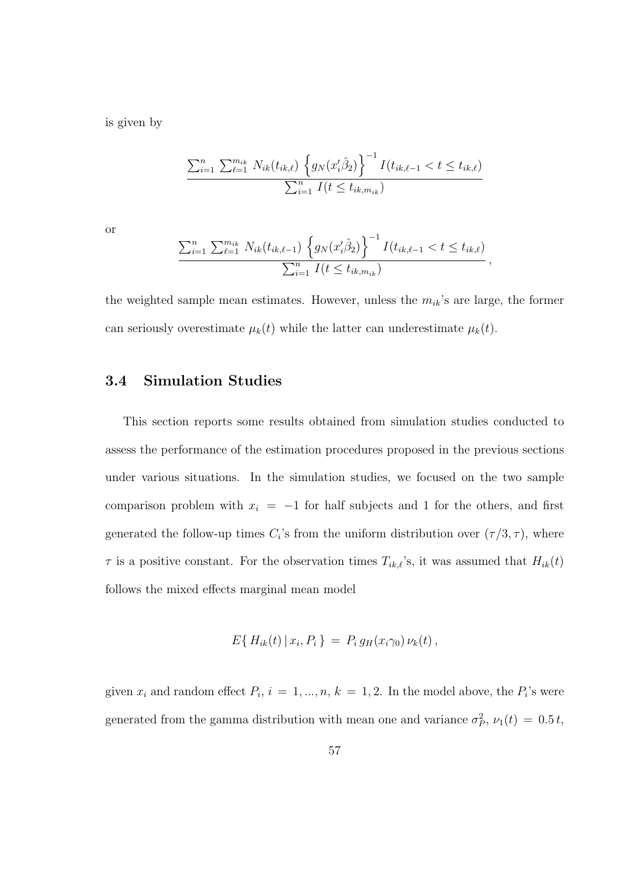is given by

$$\frac{\sum_{i=1}^{n} \sum_{\ell=1}^{m_{ik}} N_{ik}(t_{ik,\ell}) \left\{ g_N(x_i'\hat{\beta}_2) \right\}^{-1} I(t_{ik,\ell-1} < t \leq t_{ik,\ell})}{\sum_{i=1}^{n} I(t \leq t_{ik,m_{ik}})}$$

or

$$\frac{\sum_{i=1}^{n} \sum_{\ell=1}^{m_{ik}} N_{ik}(t_{ik,\ell-1}) \left\{ g_N(x_i'\hat{\beta}_2) \right\}^{-1} I(t_{ik,\ell-1} < t \leq t_{ik,\ell})}{\sum_{i=1}^{n} I(t \leq t_{ik,m_{ik}})},$$

the weighted sample mean estimates. However, unless the $m_{ik}$'s are large, the former can seriously overestimate $\mu_k(t)$ while the latter can underestimate $\mu_k(t)$.

## 3.4 Simulation Studies

This section reports some results obtained from simulation studies conducted to assess the performance of the estimation procedures proposed in the previous sections under various situations. In the simulation studies, we focused on the two sample comparison problem with $x_i = -1$ for half subjects and 1 for the others, and first generated the follow-up times $C_i$'s from the uniform distribution over $(\tau/3, \tau)$, where $\tau$ is a positive constant. For the observation times $T_{ik,\ell}$'s, it was assumed that $H_{ik}(t)$ follows the mixed effects marginal mean model

$$E\{ H_{ik}(t) \,|\, x_i, P_i \} = P_i \, g_H(x_i \gamma_0) \, \nu_k(t) \,,$$

given $x_i$ and random effect $P_i$, $i = 1, ..., n$, $k = 1, 2$. In the model above, the $P_i$'s were generated from the gamma distribution with mean one and variance $\sigma_P^2$, $\nu_1(t) = 0.5\,t$,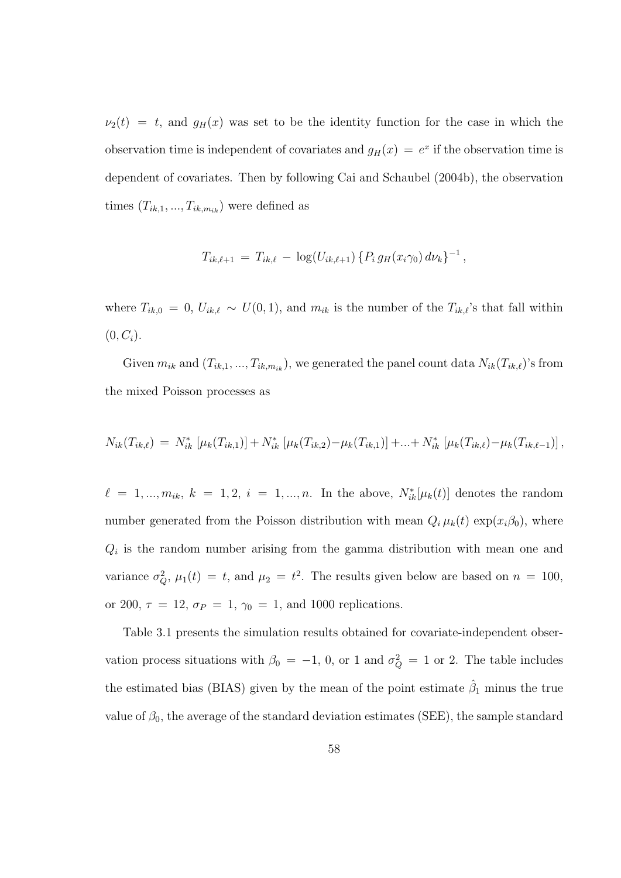$\nu_2(t) = t$, and $g_H(x)$ was set to be the identity function for the case in which the observation time is independent of covariates and $g_H(x) = e^x$ if the observation time is dependent of covariates. Then by following Cai and Schaubel (2004b), the observation times $(T_{ik,1}, ..., T_{ik,m_{ik}})$ were defined as

$$T_{ik,\ell+1} = T_{ik,\ell} - \log(U_{ik,\ell+1}) \{P_i \, g_H(x_i \gamma_0) \, d\nu_k\}^{-1},$$

where $T_{ik,0} = 0$, $U_{ik,\ell} \sim U(0,1)$, and $m_{ik}$ is the number of the $T_{ik,\ell}$'s that fall within $(0, C_i)$.

Given $m_{ik}$ and $(T_{ik,1}, ..., T_{ik,m_{ik}})$, we generated the panel count data $N_{ik}(T_{ik,\ell})$'s from the mixed Poisson processes as

$$N_{ik}(T_{ik,\ell}) = N_{ik}^* \left[\mu_k(T_{ik,1})\right] + N_{ik}^* \left[\mu_k(T_{ik,2}) - \mu_k(T_{ik,1})\right] + ... + N_{ik}^* \left[\mu_k(T_{ik,\ell}) - \mu_k(T_{ik,\ell-1})\right],$$

$\ell = 1, ..., m_{ik}$, $k = 1, 2$, $i = 1, ..., n$. In the above, $N_{ik}^*[\mu_k(t)]$ denotes the random number generated from the Poisson distribution with mean $Q_i \, \mu_k(t) \exp(x_i \beta_0)$, where $Q_i$ is the random number arising from the gamma distribution with mean one and variance $\sigma_Q^2$, $\mu_1(t) = t$, and $\mu_2 = t^2$. The results given below are based on $n = 100$, or 200, $\tau = 12$, $\sigma_P = 1$, $\gamma_0 = 1$, and 1000 replications.

Table 3.1 presents the simulation results obtained for covariate-independent observation process situations with $\beta_0 = -1$, 0, or 1 and $\sigma_Q^2 = 1$ or 2. The table includes the estimated bias (BIAS) given by the mean of the point estimate $\hat{\beta}_1$ minus the true value of $\beta_0$, the average of the standard deviation estimates (SEE), the sample standard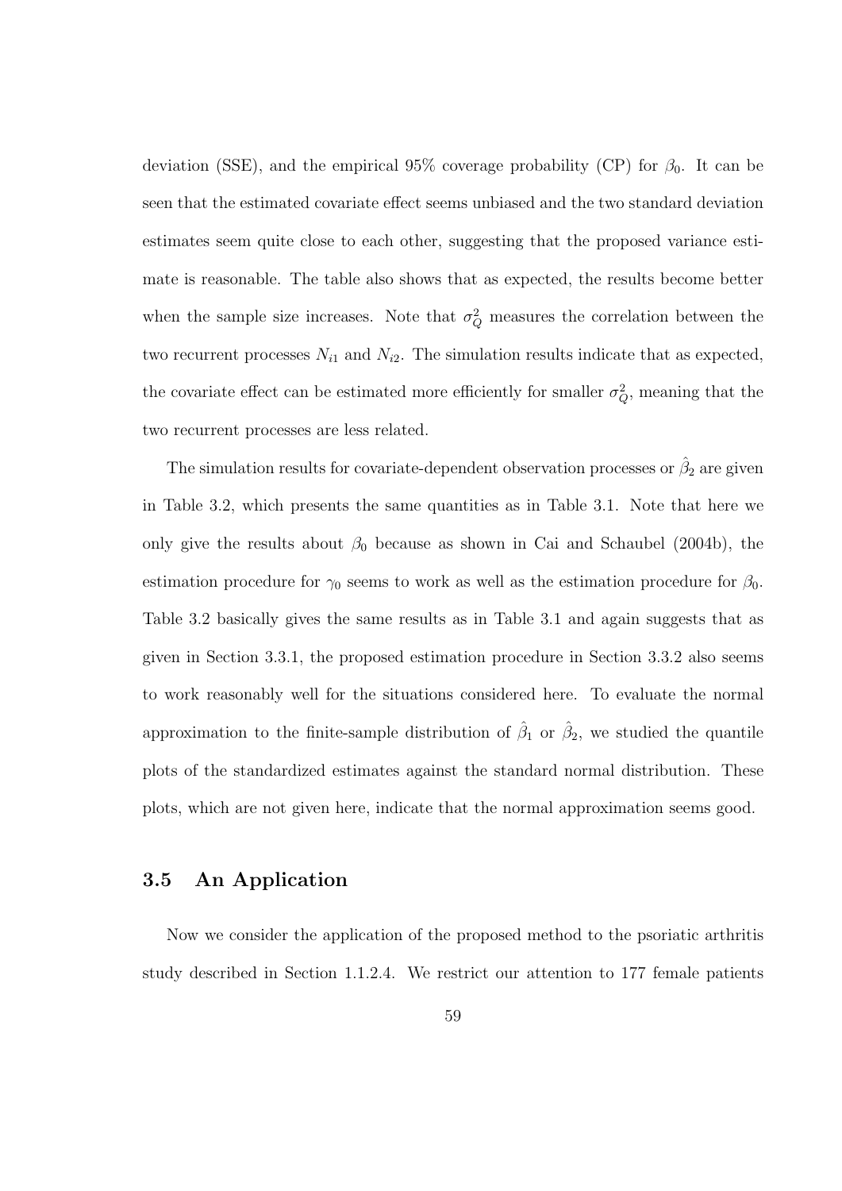deviation (SSE), and the empirical 95% coverage probability (CP) for $\beta_0$. It can be seen that the estimated covariate effect seems unbiased and the two standard deviation estimates seem quite close to each other, suggesting that the proposed variance estimate is reasonable. The table also shows that as expected, the results become better when the sample size increases. Note that $\sigma_Q^2$ measures the correlation between the two recurrent processes $N_{i1}$ and $N_{i2}$. The simulation results indicate that as expected, the covariate effect can be estimated more efficiently for smaller $\sigma_Q^2$, meaning that the two recurrent processes are less related.

The simulation results for covariate-dependent observation processes or $\hat{\beta}_2$ are given in Table 3.2, which presents the same quantities as in Table 3.1. Note that here we only give the results about $\beta_0$ because as shown in Cai and Schaubel (2004b), the estimation procedure for $\gamma_0$ seems to work as well as the estimation procedure for $\beta_0$. Table 3.2 basically gives the same results as in Table 3.1 and again suggests that as given in Section 3.3.1, the proposed estimation procedure in Section 3.3.2 also seems to work reasonably well for the situations considered here. To evaluate the normal approximation to the finite-sample distribution of $\hat{\beta}_1$ or $\hat{\beta}_2$, we studied the quantile plots of the standardized estimates against the standard normal distribution. These plots, which are not given here, indicate that the normal approximation seems good.

## 3.5 An Application

Now we consider the application of the proposed method to the psoriatic arthritis study described in Section 1.1.2.4. We restrict our attention to 177 female patients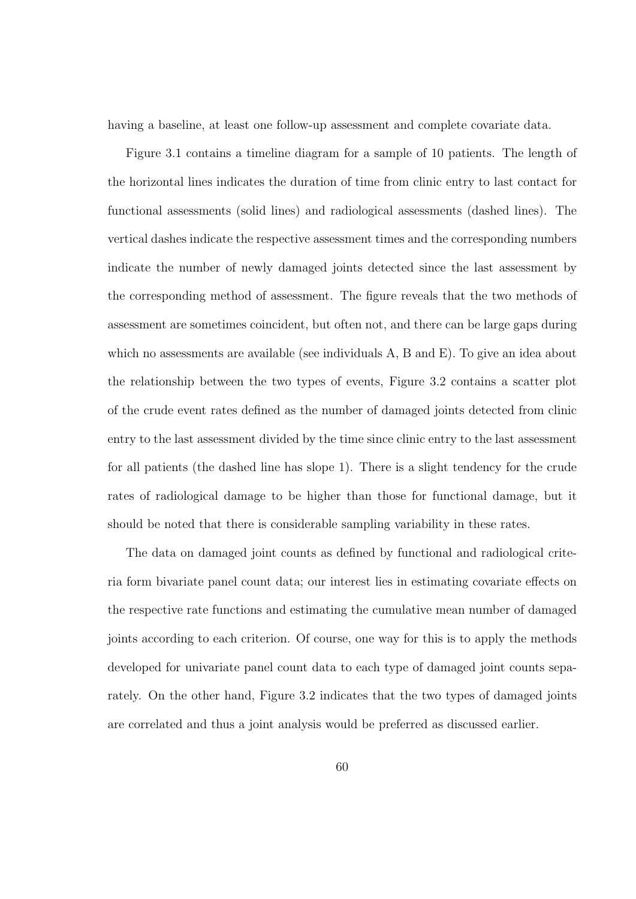having a baseline, at least one follow-up assessment and complete covariate data.

Figure 3.1 contains a timeline diagram for a sample of 10 patients. The length of the horizontal lines indicates the duration of time from clinic entry to last contact for functional assessments (solid lines) and radiological assessments (dashed lines). The vertical dashes indicate the respective assessment times and the corresponding numbers indicate the number of newly damaged joints detected since the last assessment by the corresponding method of assessment. The figure reveals that the two methods of assessment are sometimes coincident, but often not, and there can be large gaps during which no assessments are available (see individuals A, B and E). To give an idea about the relationship between the two types of events, Figure 3.2 contains a scatter plot of the crude event rates defined as the number of damaged joints detected from clinic entry to the last assessment divided by the time since clinic entry to the last assessment for all patients (the dashed line has slope 1). There is a slight tendency for the crude rates of radiological damage to be higher than those for functional damage, but it should be noted that there is considerable sampling variability in these rates.

The data on damaged joint counts as defined by functional and radiological criteria form bivariate panel count data; our interest lies in estimating covariate effects on the respective rate functions and estimating the cumulative mean number of damaged joints according to each criterion. Of course, one way for this is to apply the methods developed for univariate panel count data to each type of damaged joint counts separately. On the other hand, Figure 3.2 indicates that the two types of damaged joints are correlated and thus a joint analysis would be preferred as discussed earlier.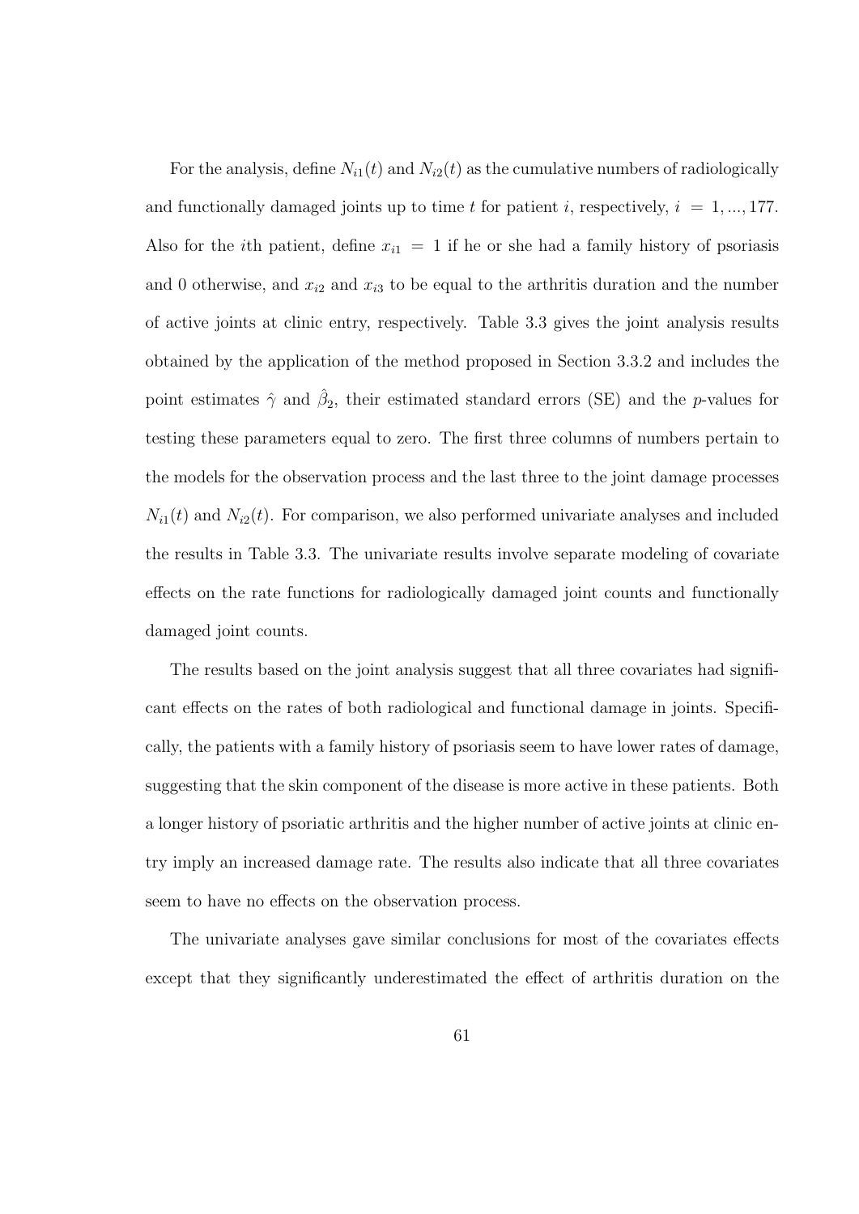For the analysis, define $N_{i1}(t)$ and $N_{i2}(t)$ as the cumulative numbers of radiologically and functionally damaged joints up to time $t$ for patient $i$, respectively, $i = 1, ..., 177$. Also for the $i$th patient, define $x_{i1} = 1$ if he or she had a family history of psoriasis and 0 otherwise, and $x_{i2}$ and $x_{i3}$ to be equal to the arthritis duration and the number of active joints at clinic entry, respectively. Table 3.3 gives the joint analysis results obtained by the application of the method proposed in Section 3.3.2 and includes the point estimates $\hat{\gamma}$ and $\hat{\beta}_2$, their estimated standard errors (SE) and the $p$-values for testing these parameters equal to zero. The first three columns of numbers pertain to the models for the observation process and the last three to the joint damage processes $N_{i1}(t)$ and $N_{i2}(t)$. For comparison, we also performed univariate analyses and included the results in Table 3.3. The univariate results involve separate modeling of covariate effects on the rate functions for radiologically damaged joint counts and functionally damaged joint counts.

The results based on the joint analysis suggest that all three covariates had significant effects on the rates of both radiological and functional damage in joints. Specifically, the patients with a family history of psoriasis seem to have lower rates of damage, suggesting that the skin component of the disease is more active in these patients. Both a longer history of psoriatic arthritis and the higher number of active joints at clinic entry imply an increased damage rate. The results also indicate that all three covariates seem to have no effects on the observation process.

The univariate analyses gave similar conclusions for most of the covariates effects except that they significantly underestimated the effect of arthritis duration on the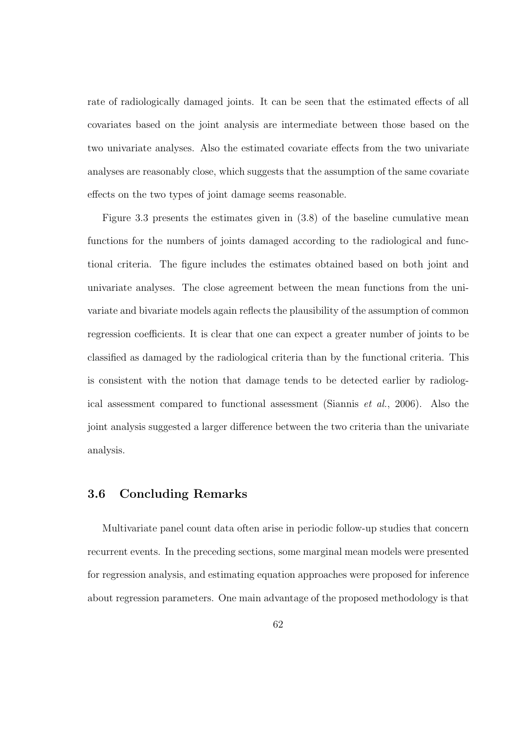rate of radiologically damaged joints. It can be seen that the estimated effects of all covariates based on the joint analysis are intermediate between those based on the two univariate analyses. Also the estimated covariate effects from the two univariate analyses are reasonably close, which suggests that the assumption of the same covariate effects on the two types of joint damage seems reasonable.

Figure 3.3 presents the estimates given in (3.8) of the baseline cumulative mean functions for the numbers of joints damaged according to the radiological and functional criteria. The figure includes the estimates obtained based on both joint and univariate analyses. The close agreement between the mean functions from the univariate and bivariate models again reflects the plausibility of the assumption of common regression coefficients. It is clear that one can expect a greater number of joints to be classified as damaged by the radiological criteria than by the functional criteria. This is consistent with the notion that damage tends to be detected earlier by radiological assessment compared to functional assessment (Siannis *et al.*, 2006). Also the joint analysis suggested a larger difference between the two criteria than the univariate analysis.

## 3.6 Concluding Remarks

Multivariate panel count data often arise in periodic follow-up studies that concern recurrent events. In the preceding sections, some marginal mean models were presented for regression analysis, and estimating equation approaches were proposed for inference about regression parameters. One main advantage of the proposed methodology is that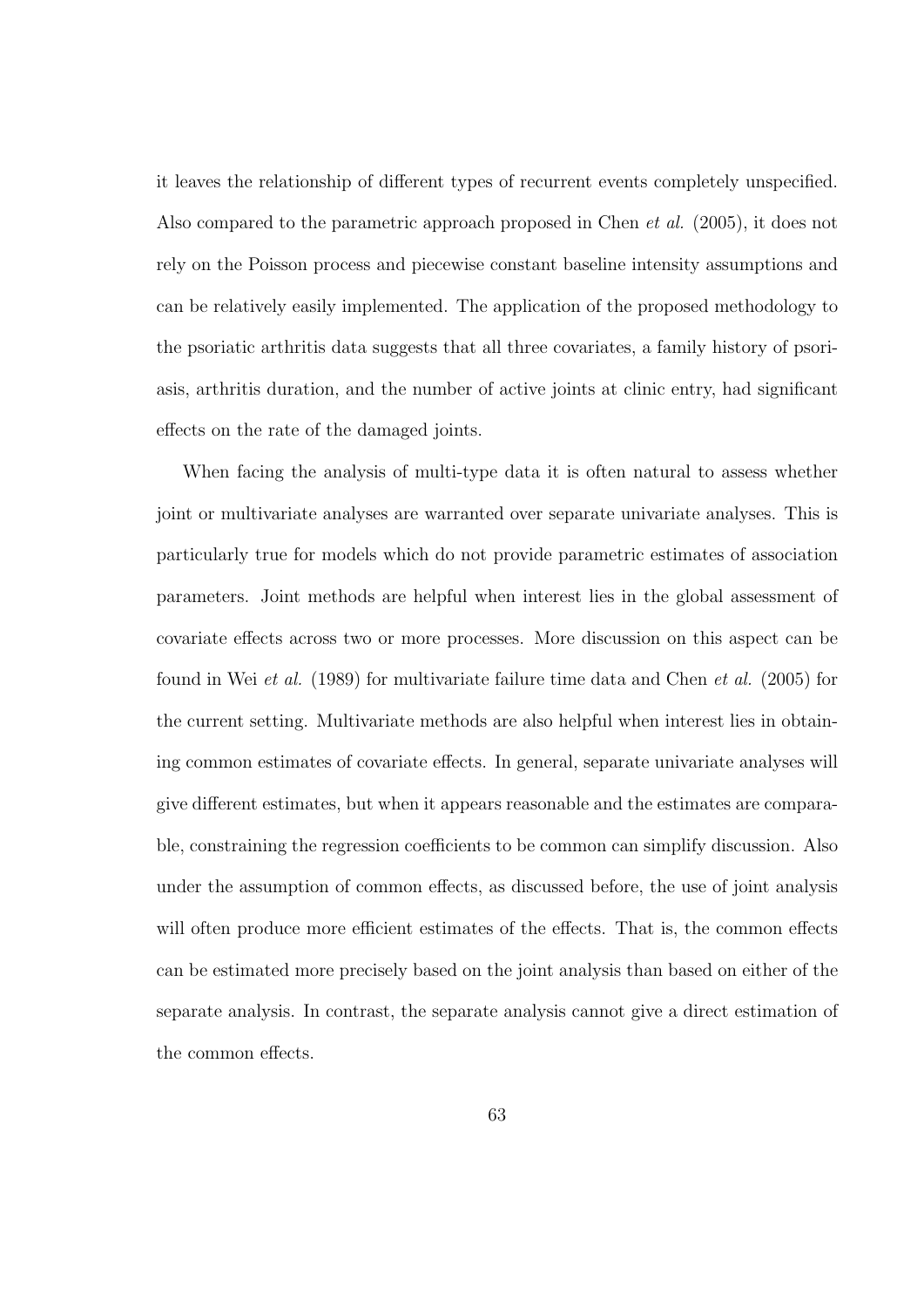it leaves the relationship of different types of recurrent events completely unspecified. Also compared to the parametric approach proposed in Chen *et al.* (2005), it does not rely on the Poisson process and piecewise constant baseline intensity assumptions and can be relatively easily implemented. The application of the proposed methodology to the psoriatic arthritis data suggests that all three covariates, a family history of psoriasis, arthritis duration, and the number of active joints at clinic entry, had significant effects on the rate of the damaged joints.

When facing the analysis of multi-type data it is often natural to assess whether joint or multivariate analyses are warranted over separate univariate analyses. This is particularly true for models which do not provide parametric estimates of association parameters. Joint methods are helpful when interest lies in the global assessment of covariate effects across two or more processes. More discussion on this aspect can be found in Wei *et al.* (1989) for multivariate failure time data and Chen *et al.* (2005) for the current setting. Multivariate methods are also helpful when interest lies in obtaining common estimates of covariate effects. In general, separate univariate analyses will give different estimates, but when it appears reasonable and the estimates are comparable, constraining the regression coefficients to be common can simplify discussion. Also under the assumption of common effects, as discussed before, the use of joint analysis will often produce more efficient estimates of the effects. That is, the common effects can be estimated more precisely based on the joint analysis than based on either of the separate analysis. In contrast, the separate analysis cannot give a direct estimation of the common effects.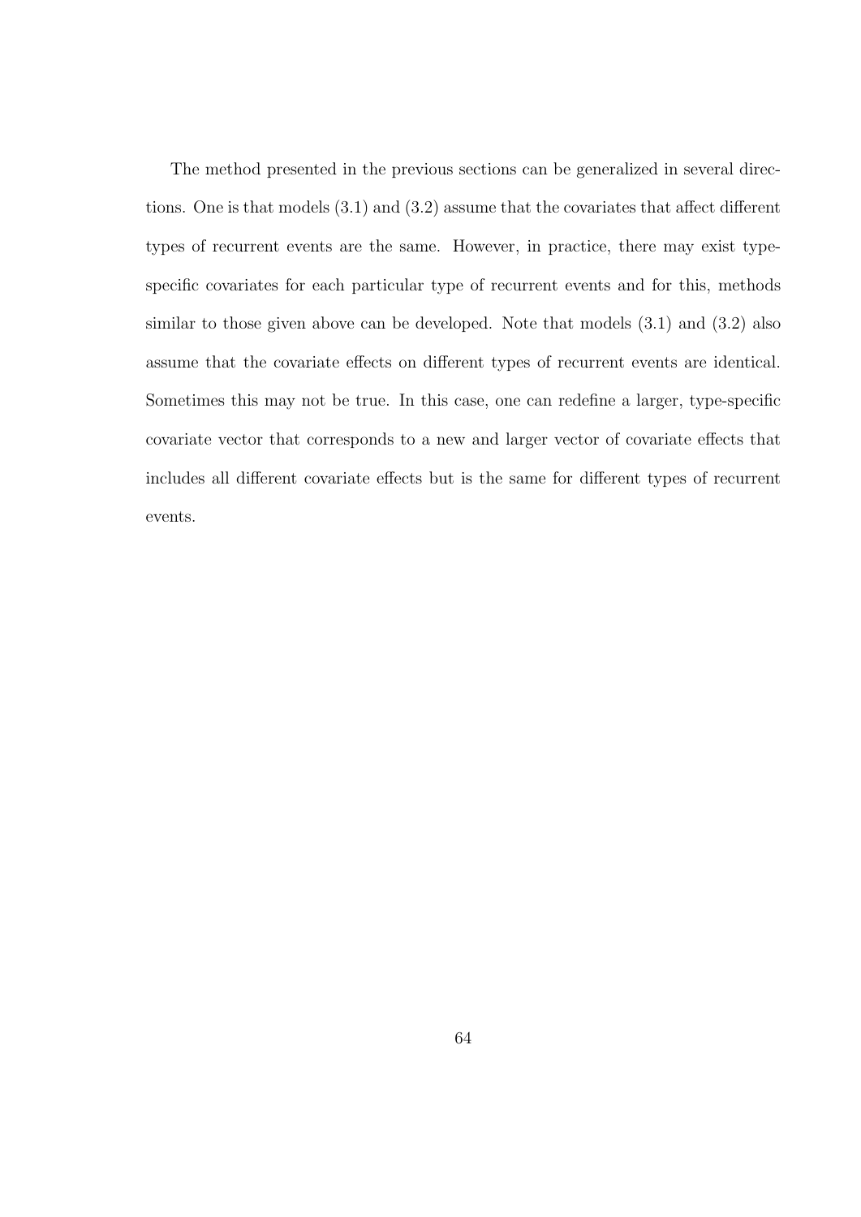The method presented in the previous sections can be generalized in several directions. One is that models (3.1) and (3.2) assume that the covariates that affect different types of recurrent events are the same. However, in practice, there may exist type-specific covariates for each particular type of recurrent events and for this, methods similar to those given above can be developed. Note that models (3.1) and (3.2) also assume that the covariate effects on different types of recurrent events are identical. Sometimes this may not be true. In this case, one can redefine a larger, type-specific covariate vector that corresponds to a new and larger vector of covariate effects that includes all different covariate effects but is the same for different types of recurrent events.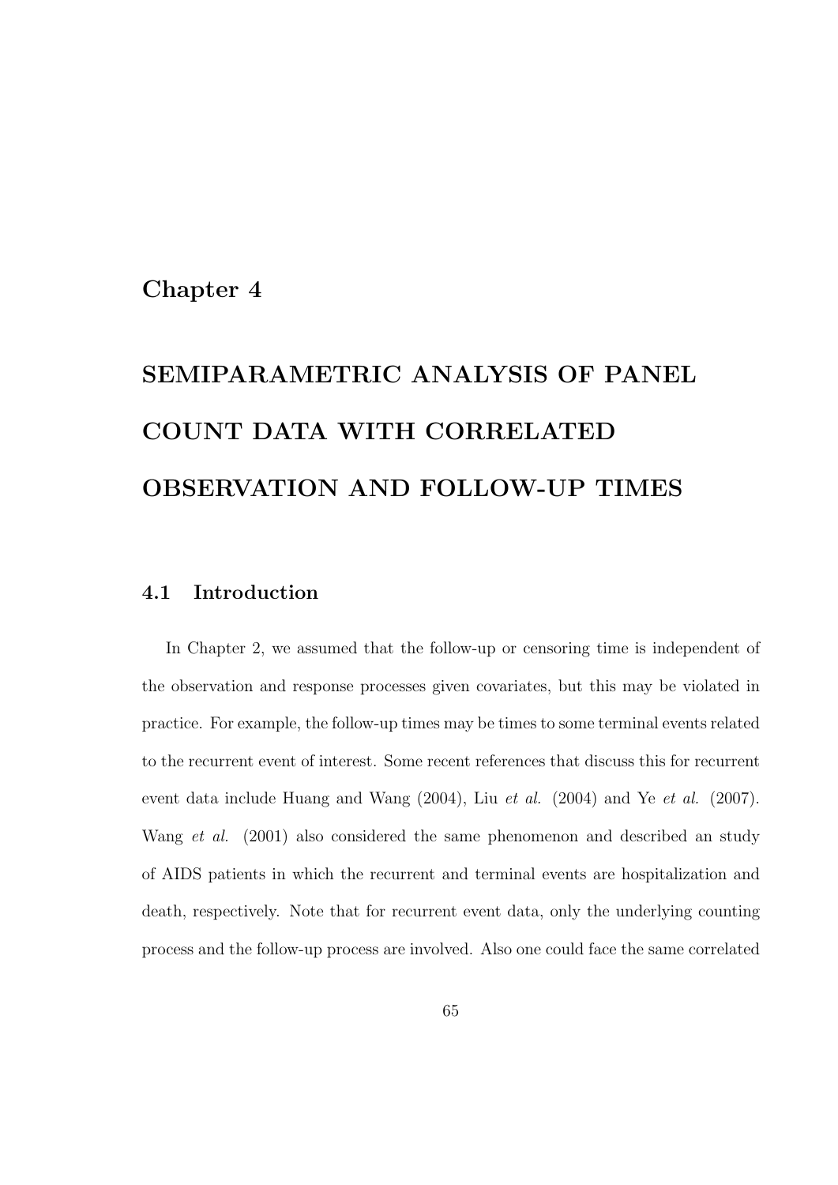# Chapter 4

# SEMIPARAMETRIC ANALYSIS OF PANEL COUNT DATA WITH CORRELATED OBSERVATION AND FOLLOW-UP TIMES

## 4.1 Introduction

In Chapter 2, we assumed that the follow-up or censoring time is independent of the observation and response processes given covariates, but this may be violated in practice. For example, the follow-up times may be times to some terminal events related to the recurrent event of interest. Some recent references that discuss this for recurrent event data include Huang and Wang (2004), Liu *et al.* (2004) and Ye *et al.* (2007). Wang *et al.* (2001) also considered the same phenomenon and described an study of AIDS patients in which the recurrent and terminal events are hospitalization and death, respectively. Note that for recurrent event data, only the underlying counting process and the follow-up process are involved. Also one could face the same correlated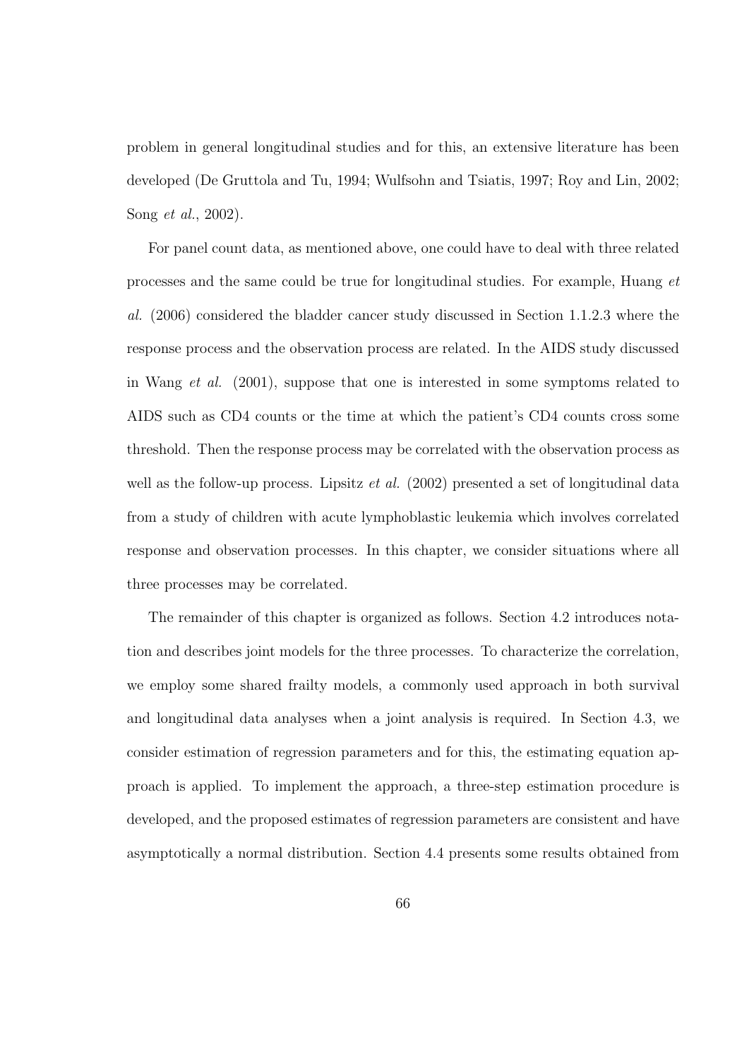problem in general longitudinal studies and for this, an extensive literature has been developed (De Gruttola and Tu, 1994; Wulfsohn and Tsiatis, 1997; Roy and Lin, 2002; Song *et al.*, 2002).

For panel count data, as mentioned above, one could have to deal with three related processes and the same could be true for longitudinal studies. For example, Huang *et al.* (2006) considered the bladder cancer study discussed in Section 1.1.2.3 where the response process and the observation process are related. In the AIDS study discussed in Wang *et al.* (2001), suppose that one is interested in some symptoms related to AIDS such as CD4 counts or the time at which the patient's CD4 counts cross some threshold. Then the response process may be correlated with the observation process as well as the follow-up process. Lipsitz *et al.* (2002) presented a set of longitudinal data from a study of children with acute lymphoblastic leukemia which involves correlated response and observation processes. In this chapter, we consider situations where all three processes may be correlated.

The remainder of this chapter is organized as follows. Section 4.2 introduces notation and describes joint models for the three processes. To characterize the correlation, we employ some shared frailty models, a commonly used approach in both survival and longitudinal data analyses when a joint analysis is required. In Section 4.3, we consider estimation of regression parameters and for this, the estimating equation approach is applied. To implement the approach, a three-step estimation procedure is developed, and the proposed estimates of regression parameters are consistent and have asymptotically a normal distribution. Section 4.4 presents some results obtained from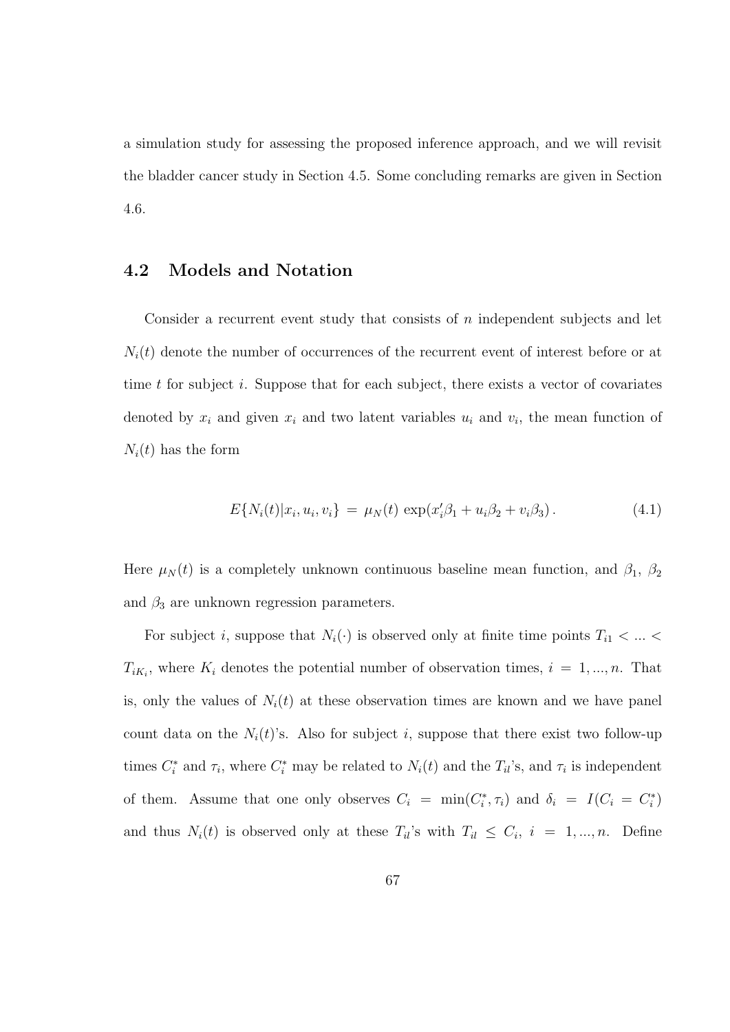a simulation study for assessing the proposed inference approach, and we will revisit the bladder cancer study in Section 4.5. Some concluding remarks are given in Section 4.6.

## 4.2 Models and Notation

Consider a recurrent event study that consists of $n$ independent subjects and let $N_i(t)$ denote the number of occurrences of the recurrent event of interest before or at time $t$ for subject $i$. Suppose that for each subject, there exists a vector of covariates denoted by $x_i$ and given $x_i$ and two latent variables $u_i$ and $v_i$, the mean function of $N_i(t)$ has the form

$$E\{N_i(t)|x_i, u_i, v_i\} = \mu_N(t) \exp(x_i'\beta_1 + u_i\beta_2 + v_i\beta_3). \tag{4.1}$$

Here $\mu_N(t)$ is a completely unknown continuous baseline mean function, and $\beta_1$, $\beta_2$ and $\beta_3$ are unknown regression parameters.

For subject $i$, suppose that $N_i(\cdot)$ is observed only at finite time points $T_{i1} < ... < T_{iK_i}$, where $K_i$ denotes the potential number of observation times, $i = 1, ..., n$. That is, only the values of $N_i(t)$ at these observation times are known and we have panel count data on the $N_i(t)$'s. Also for subject $i$, suppose that there exist two follow-up times $C_i^*$ and $\tau_i$, where $C_i^*$ may be related to $N_i(t)$ and the $T_{il}$'s, and $\tau_i$ is independent of them. Assume that one only observes $C_i = \min(C_i^*, \tau_i)$ and $\delta_i = I(C_i = C_i^*)$ and thus $N_i(t)$ is observed only at these $T_{il}$'s with $T_{il} \leq C_i$, $i = 1, ..., n$. Define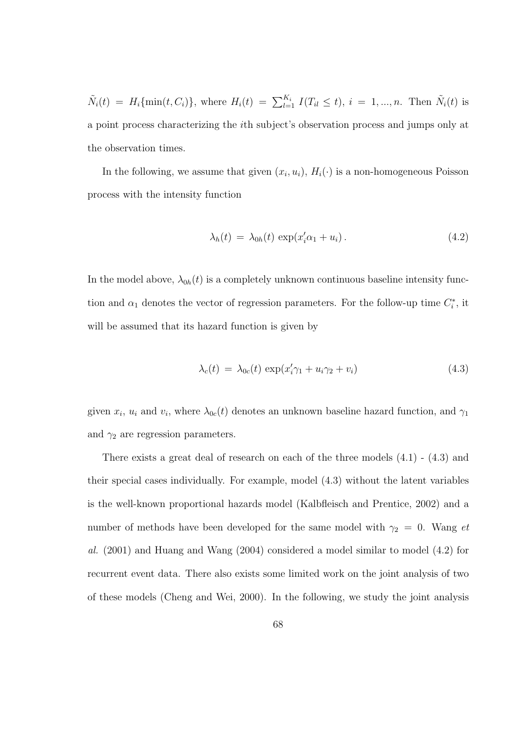$\tilde{N}_i(t) = H_i\{\min(t, C_i)\}$, where $H_i(t) = \sum_{l=1}^{K_i} I(T_{il} \leq t)$, $i = 1, ..., n$. Then $\tilde{N}_i(t)$ is a point process characterizing the $i$th subject's observation process and jumps only at the observation times.

In the following, we assume that given $(x_i, u_i)$, $H_i(\cdot)$ is a non-homogeneous Poisson process with the intensity function

$$\lambda_h(t) = \lambda_{0h}(t) \exp(x_i' \alpha_1 + u_i) . \tag{4.2}$$

In the model above, $\lambda_{0h}(t)$ is a completely unknown continuous baseline intensity function and $\alpha_1$ denotes the vector of regression parameters. For the follow-up time $C_i^*$, it will be assumed that its hazard function is given by

$$\lambda_c(t) = \lambda_{0c}(t) \exp(x_i' \gamma_1 + u_i \gamma_2 + v_i) \tag{4.3}$$

given $x_i$, $u_i$ and $v_i$, where $\lambda_{0c}(t)$ denotes an unknown baseline hazard function, and $\gamma_1$ and $\gamma_2$ are regression parameters.

There exists a great deal of research on each of the three models (4.1) - (4.3) and their special cases individually. For example, model (4.3) without the latent variables is the well-known proportional hazards model (Kalbfleisch and Prentice, 2002) and a number of methods have been developed for the same model with $\gamma_2 = 0$. Wang *et al.* (2001) and Huang and Wang (2004) considered a model similar to model (4.2) for recurrent event data. There also exists some limited work on the joint analysis of two of these models (Cheng and Wei, 2000). In the following, we study the joint analysis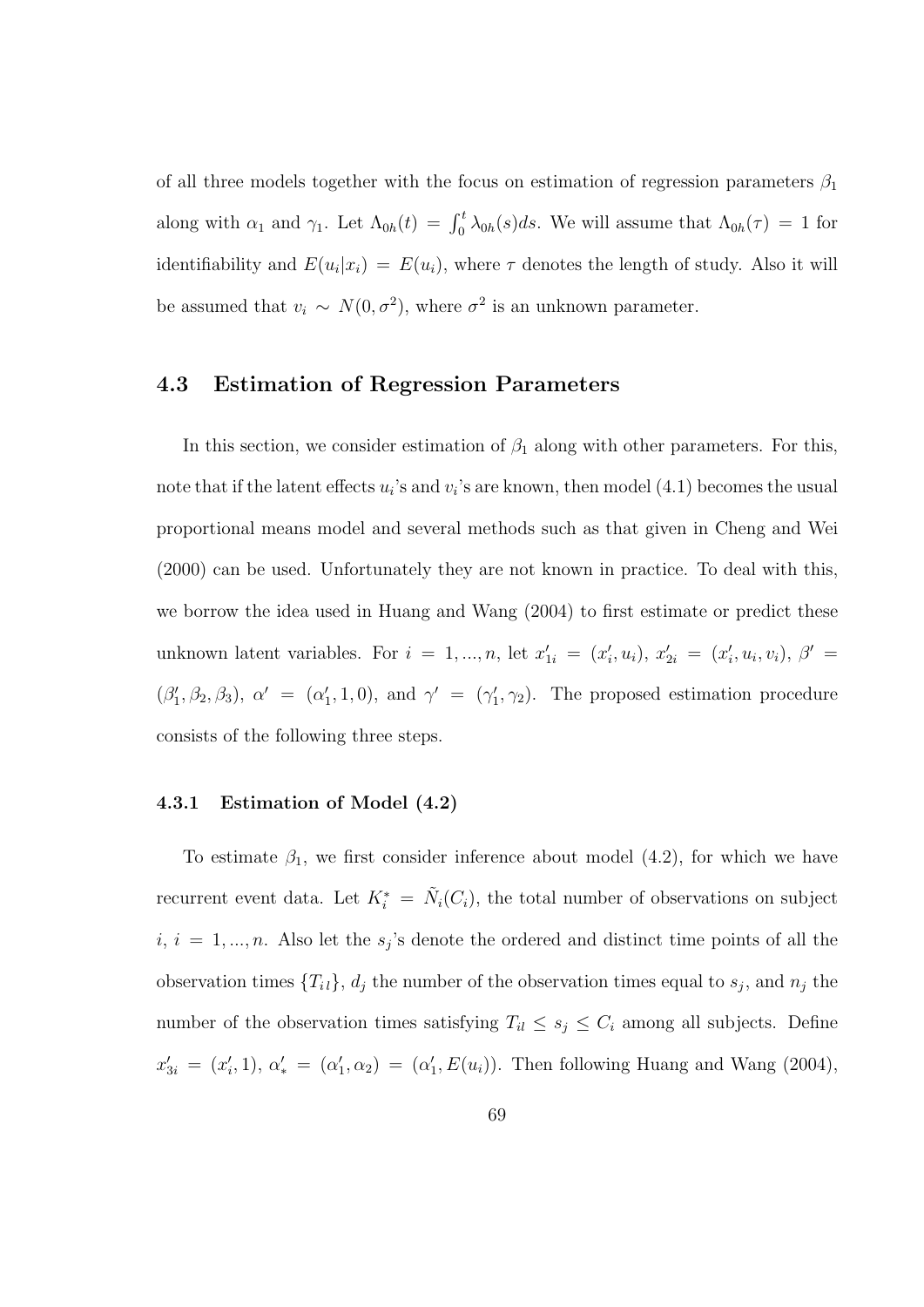of all three models together with the focus on estimation of regression parameters $\beta_1$ along with $\alpha_1$ and $\gamma_1$. Let $\Lambda_{0h}(t) = \int_0^t \lambda_{0h}(s)ds$. We will assume that $\Lambda_{0h}(\tau) = 1$ for identifiability and $E(u_i|x_i) = E(u_i)$, where $\tau$ denotes the length of study. Also it will be assumed that $v_i \sim N(0, \sigma^2)$, where $\sigma^2$ is an unknown parameter.

## 4.3 Estimation of Regression Parameters

In this section, we consider estimation of $\beta_1$ along with other parameters. For this, note that if the latent effects $u_i$'s and $v_i$'s are known, then model (4.1) becomes the usual proportional means model and several methods such as that given in Cheng and Wei (2000) can be used. Unfortunately they are not known in practice. To deal with this, we borrow the idea used in Huang and Wang (2004) to first estimate or predict these unknown latent variables. For $i = 1, ..., n$, let $x'_{1i} = (x'_i, u_i)$, $x'_{2i} = (x'_i, u_i, v_i)$, $\beta' = (\beta'_1, \beta_2, \beta_3)$, $\alpha' = (\alpha'_1, 1, 0)$, and $\gamma' = (\gamma'_1, \gamma_2)$. The proposed estimation procedure consists of the following three steps.

### 4.3.1 Estimation of Model (4.2)

To estimate $\beta_1$, we first consider inference about model (4.2), for which we have recurrent event data. Let $K_i^* = \tilde{N}_i(C_i)$, the total number of observations on subject $i$, $i = 1, ..., n$. Also let the $s_j$'s denote the ordered and distinct time points of all the observation times $\{T_{il}\}$, $d_j$ the number of the observation times equal to $s_j$, and $n_j$ the number of the observation times satisfying $T_{il} \le s_j \le C_i$ among all subjects. Define $x'_{3i} = (x'_i, 1)$, $\alpha'_* = (\alpha'_1, \alpha_2) = (\alpha'_1, E(u_i))$. Then following Huang and Wang (2004),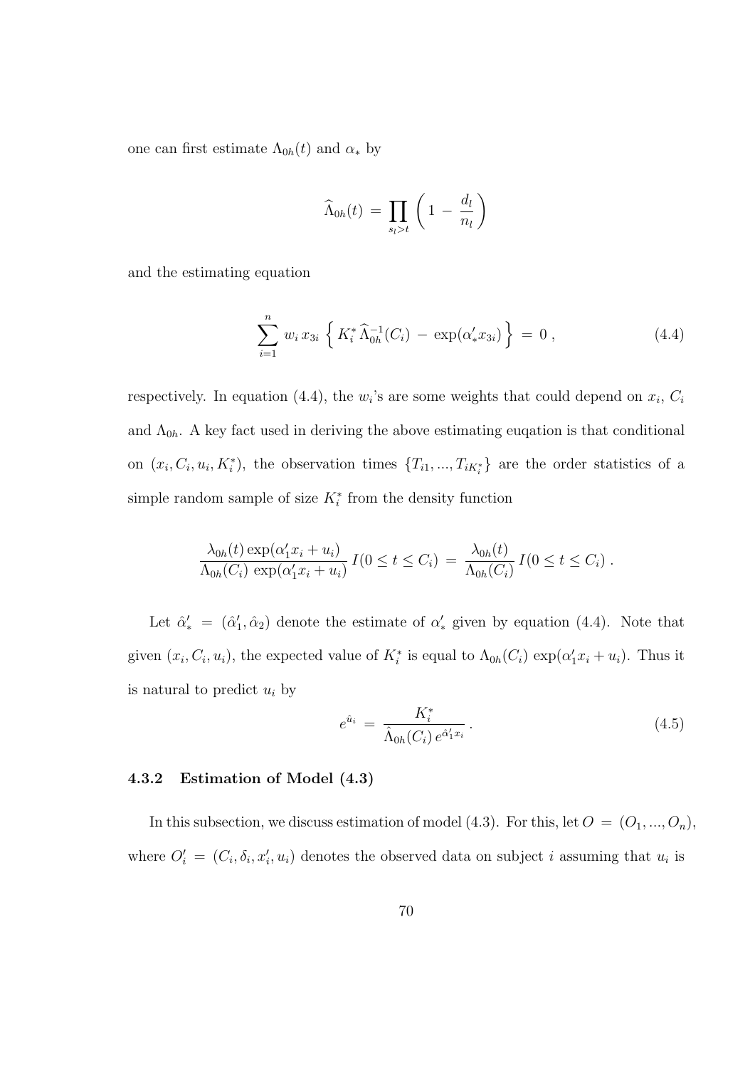one can first estimate $\Lambda_{0h}(t)$ and $\alpha_*$ by

$$\widehat{\Lambda}_{0h}(t) = \prod_{s_l > t} \left( 1 - \frac{d_l}{n_l} \right)$$

and the estimating equation

$$\sum_{i=1}^{n} w_i \, x_{3i} \left\{ K_i^* \, \widehat{\Lambda}_{0h}^{-1}(C_i) - \exp(\alpha_*' x_{3i}) \right\} = 0 \, , \tag{4.4}$$

respectively. In equation (4.4), the $w_i$'s are some weights that could depend on $x_i$, $C_i$ and $\Lambda_{0h}$. A key fact used in deriving the above estimating euqation is that conditional on $(x_i, C_i, u_i, K_i^*)$, the observation times $\{T_{i1}, ..., T_{iK_i^*}\}$ are the order statistics of a simple random sample of size $K_i^*$ from the density function

$$\frac{\lambda_{0h}(t) \exp(\alpha_1' x_i + u_i)}{\Lambda_{0h}(C_i) \, \exp(\alpha_1' x_i + u_i)} \, I(0 \leq t \leq C_i) = \frac{\lambda_{0h}(t)}{\Lambda_{0h}(C_i)} \, I(0 \leq t \leq C_i) \, .$$

Let $\hat{\alpha}_*' = (\hat{\alpha}_1', \hat{\alpha}_2)$ denote the estimate of $\alpha_*'$ given by equation (4.4). Note that given $(x_i, C_i, u_i)$, the expected value of $K_i^*$ is equal to $\Lambda_{0h}(C_i) \exp(\alpha_1' x_i + u_i)$. Thus it is natural to predict $u_i$ by

$$e^{\hat{u}_i} = \frac{K_i^*}{\hat{\Lambda}_{0h}(C_i) \, e^{\hat{\alpha}_1' x_i}} \, . \tag{4.5}$$

### 4.3.2 Estimation of Model (4.3)

In this subsection, we discuss estimation of model (4.3). For this, let $O = (O_1, ..., O_n)$, where $O_i' = (C_i, \delta_i, x_i', u_i)$ denotes the observed data on subject $i$ assuming that $u_i$ is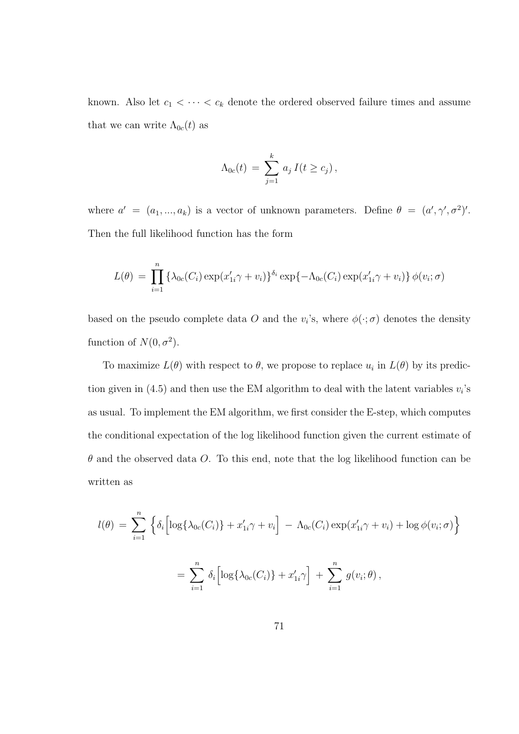known. Also let $c_1 < \cdots < c_k$ denote the ordered observed failure times and assume that we can write $\Lambda_{0c}(t)$ as

$$\Lambda_{0c}(t) \,=\, \sum_{j=1}^{k} a_j \, I(t \geq c_j)\,,$$

where $a' = (a_1, ..., a_k)$ is a vector of unknown parameters. Define $\theta = (a', \gamma', \sigma^2)'$. Then the full likelihood function has the form

$$L(\theta) \,=\, \prod_{i=1}^{n} \{\lambda_{0c}(C_i) \exp(x_{1i}'\gamma + v_i)\}^{\delta_i} \exp\{-\Lambda_{0c}(C_i) \exp(x_{1i}'\gamma + v_i)\}\, \phi(v_i; \sigma)$$

based on the pseudo complete data $O$ and the $v_i$'s, where $\phi(\cdot;\sigma)$ denotes the density function of $N(0, \sigma^2)$.

To maximize $L(\theta)$ with respect to $\theta$, we propose to replace $u_i$ in $L(\theta)$ by its prediction given in (4.5) and then use the EM algorithm to deal with the latent variables $v_i$'s as usual. To implement the EM algorithm, we first consider the E-step, which computes the conditional expectation of the log likelihood function given the current estimate of $\theta$ and the observed data $O$. To this end, note that the log likelihood function can be written as

$$l(\theta) \,=\, \sum_{i=1}^{n} \Big\{ \delta_i \Big[ \log\{\lambda_{0c}(C_i)\} + x_{1i}'\gamma + v_i \Big] \,-\, \Lambda_{0c}(C_i) \exp(x_{1i}'\gamma + v_i) + \log \phi(v_i; \sigma) \Big\}$$

$$= \sum_{i=1}^{n} \delta_i \Big[ \log\{\lambda_{0c}(C_i)\} + x_{1i}'\gamma \Big] \,+\, \sum_{i=1}^{n} g(v_i; \theta)\,,$$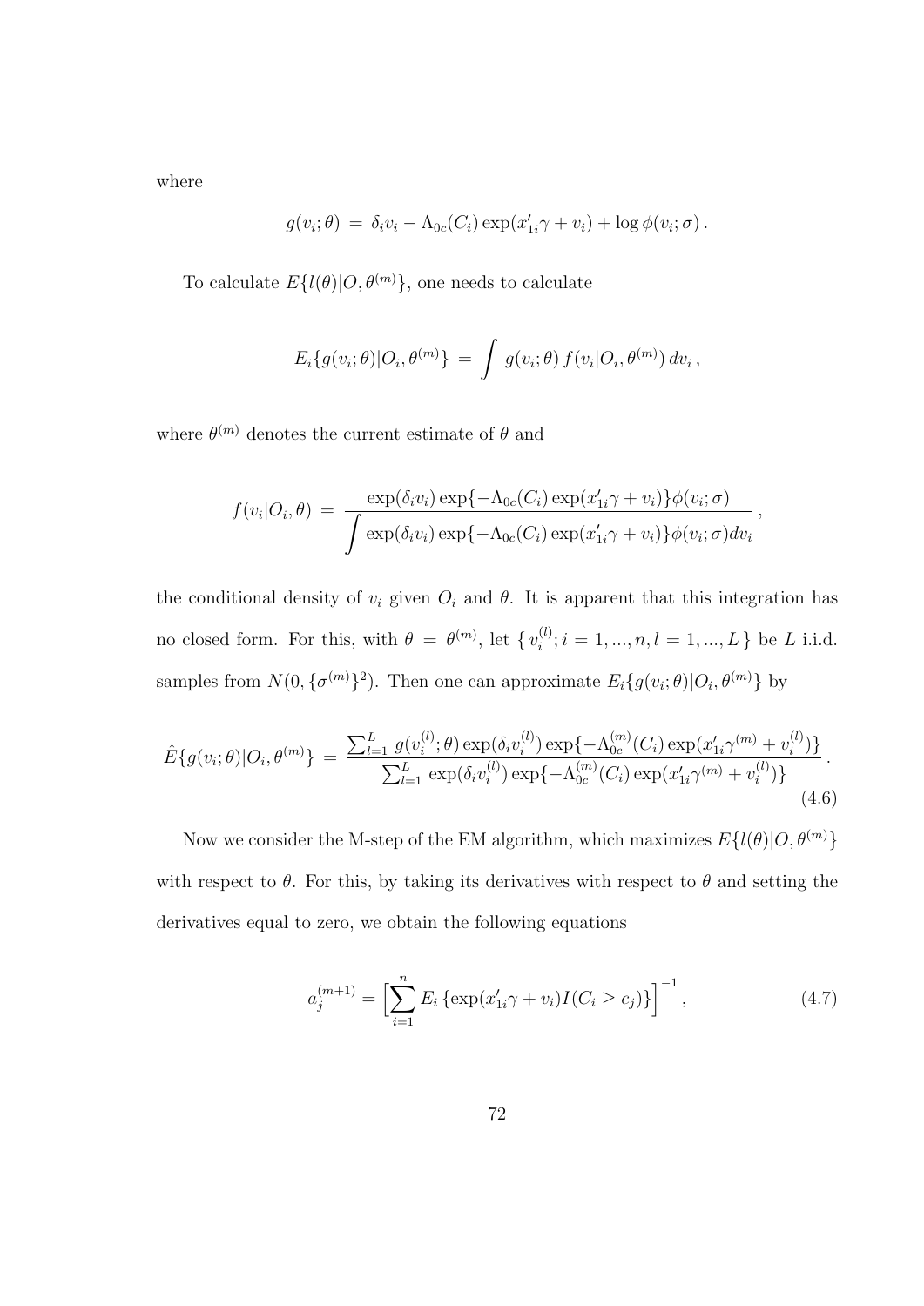where

$$g(v_i;\theta) \,=\, \delta_i v_i - \Lambda_{0c}(C_i)\exp(x_{1i}'\gamma + v_i) + \log\phi(v_i;\sigma)\,.$$

To calculate $E\{l(\theta)|O,\theta^{(m)}\}$, one needs to calculate

$$E_i\{g(v_i;\theta)|O_i,\theta^{(m)}\} \,=\, \int g(v_i;\theta)\, f(v_i|O_i,\theta^{(m)})\, dv_i\,,$$

where $\theta^{(m)}$ denotes the current estimate of $\theta$ and

$$f(v_i|O_i,\theta) \,=\, \frac{\exp(\delta_i v_i)\exp\{-\Lambda_{0c}(C_i)\exp(x_{1i}'\gamma + v_i)\}\phi(v_i;\sigma)}{\displaystyle\int \exp(\delta_i v_i)\exp\{-\Lambda_{0c}(C_i)\exp(x_{1i}'\gamma + v_i)\}\phi(v_i;\sigma)dv_i}\,,$$

the conditional density of $v_i$ given $O_i$ and $\theta$. It is apparent that this integration has no closed form. For this, with $\theta = \theta^{(m)}$, let $\{\, v_i^{(l)}; i = 1, ..., n, l = 1, ..., L \,\}$ be $L$ i.i.d. samples from $N(0, \{\sigma^{(m)}\}^2)$. Then one can approximate $E_i\{g(v_i;\theta)|O_i,\theta^{(m)}\}$ by

$$\hat{E}\{g(v_i;\theta)|O_i,\theta^{(m)}\} \,=\, \frac{\sum_{l=1}^{L} g(v_i^{(l)};\theta)\exp(\delta_i v_i^{(l)})\exp\{-\Lambda_{0c}^{(m)}(C_i)\exp(x_{1i}'\gamma^{(m)} + v_i^{(l)})\}}{\sum_{l=1}^{L}\exp(\delta_i v_i^{(l)})\exp\{-\Lambda_{0c}^{(m)}(C_i)\exp(x_{1i}'\gamma^{(m)} + v_i^{(l)})\}}\,. \tag{4.6}$$

Now we consider the M-step of the EM algorithm, which maximizes $E\{l(\theta)|O,\theta^{(m)}\}$ with respect to $\theta$. For this, by taking its derivatives with respect to $\theta$ and setting the derivatives equal to zero, we obtain the following equations

$$a_j^{(m+1)} = \Big[\sum_{i=1}^{n} E_i\left\{\exp(x_{1i}'\gamma + v_i) I(C_i \geq c_j)\right\}\Big]^{-1}, \tag{4.7}$$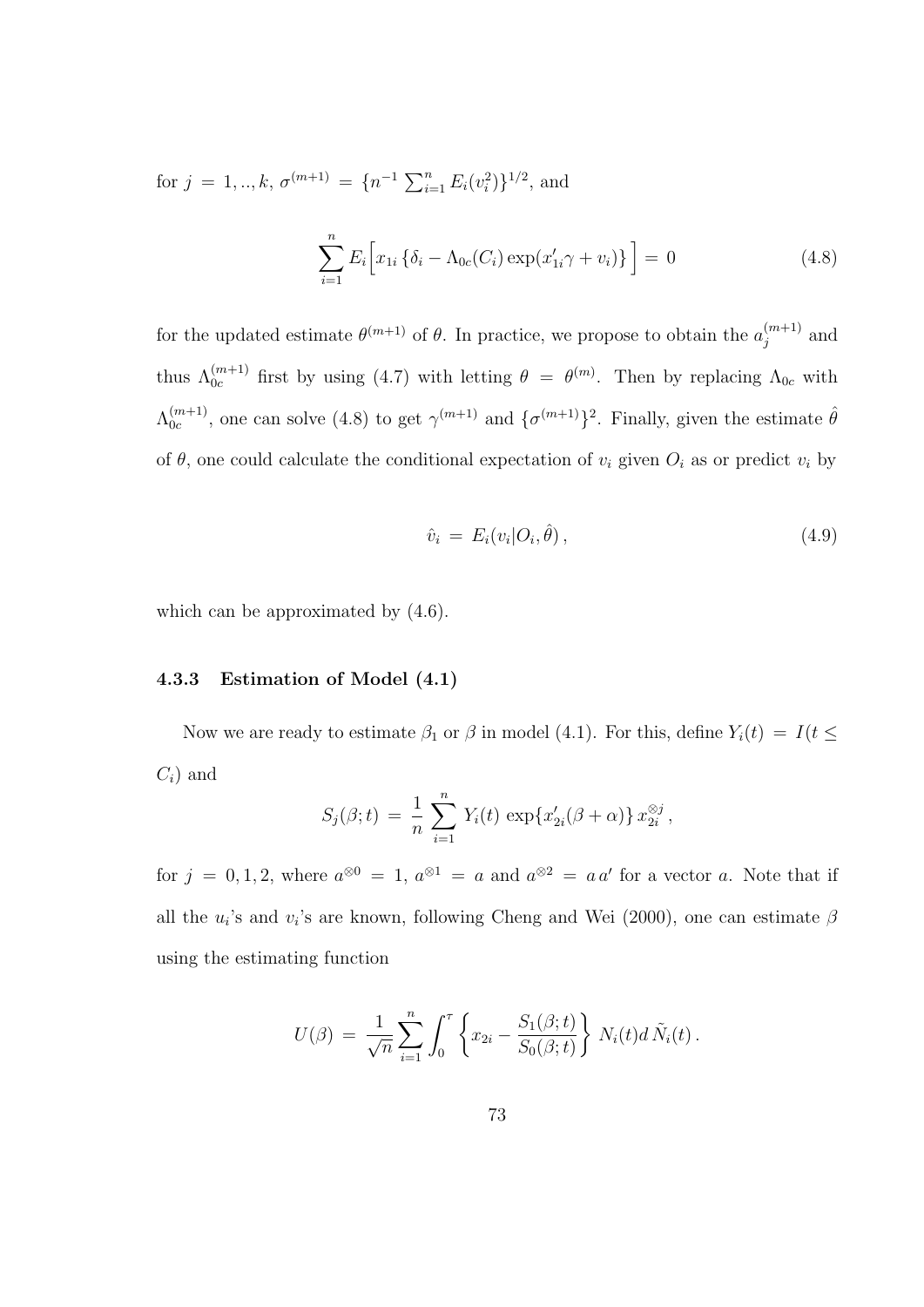for $j = 1, .., k$, $\sigma^{(m+1)} = \{n^{-1} \sum_{i=1}^{n} E_i(v_i^2)\}^{1/2}$, and

$$\sum_{i=1}^{n} E_i \Big[ x_{1i} \{ \delta_i - \Lambda_{0c}(C_i) \exp(x_{1i}'\gamma + v_i) \} \Big] = 0 \tag{4.8}$$

for the updated estimate $\theta^{(m+1)}$ of $\theta$. In practice, we propose to obtain the $a_j^{(m+1)}$ and thus $\Lambda_{0c}^{(m+1)}$ first by using (4.7) with letting $\theta = \theta^{(m)}$. Then by replacing $\Lambda_{0c}$ with $\Lambda_{0c}^{(m+1)}$, one can solve (4.8) to get $\gamma^{(m+1)}$ and $\{\sigma^{(m+1)}\}^2$. Finally, given the estimate $\hat{\theta}$ of $\theta$, one could calculate the conditional expectation of $v_i$ given $O_i$ as or predict $v_i$ by

$$\hat{v}_i = E_i(v_i | O_i, \hat{\theta}), \tag{4.9}$$

which can be approximated by (4.6).

### 4.3.3 Estimation of Model (4.1)

Now we are ready to estimate $\beta_1$ or $\beta$ in model (4.1). For this, define $Y_i(t) = I(t \leq C_i)$ and

$$S_j(\beta; t) = \frac{1}{n} \sum_{i=1}^{n} Y_i(t) \exp\{x_{2i}'(\beta + \alpha)\} x_{2i}^{\otimes j},$$

for $j = 0, 1, 2$, where $a^{\otimes 0} = 1$, $a^{\otimes 1} = a$ and $a^{\otimes 2} = a\,a'$ for a vector $a$. Note that if all the $u_i$'s and $v_i$'s are known, following Cheng and Wei (2000), one can estimate $\beta$ using the estimating function

$$U(\beta) = \frac{1}{\sqrt{n}} \sum_{i=1}^{n} \int_0^{\tau} \left\{ x_{2i} - \frac{S_1(\beta; t)}{S_0(\beta; t)} \right\} N_i(t) d\,\tilde{N}_i(t).$$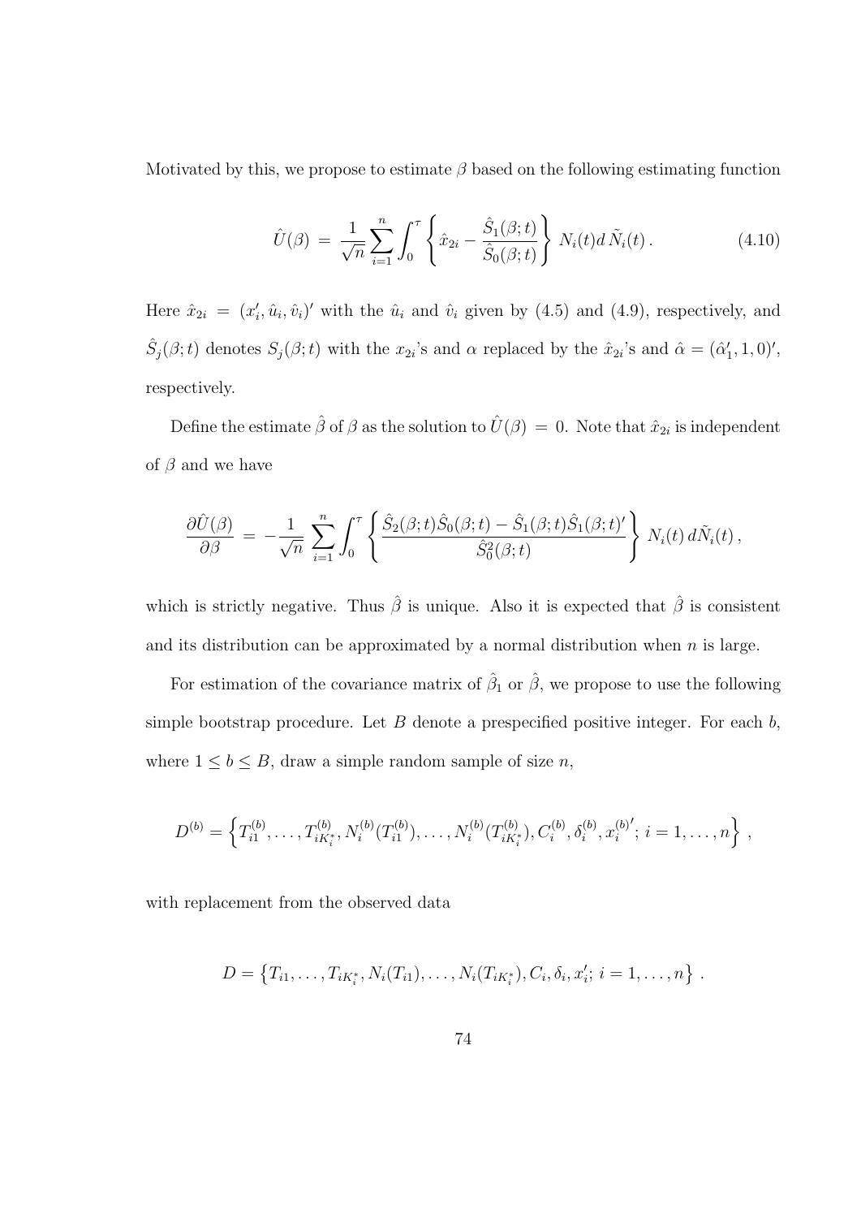Motivated by this, we propose to estimate $\beta$ based on the following estimating function

$$\hat{U}(\beta) \;=\; \frac{1}{\sqrt{n}}\sum_{i=1}^{n}\int_{0}^{\tau}\left\{\hat{x}_{2i} - \frac{\hat{S}_1(\beta;t)}{\hat{S}_0(\beta;t)}\right\}\, N_i(t)d\,\tilde{N}_i(t)\,. \tag{4.10}$$

Here $\hat{x}_{2i} \;=\; (x_i', \hat{u}_i, \hat{v}_i)'$ with the $\hat{u}_i$ and $\hat{v}_i$ given by (4.5) and (4.9), respectively, and $\hat{S}_j(\beta;t)$ denotes $S_j(\beta;t)$ with the $x_{2i}$'s and $\alpha$ replaced by the $\hat{x}_{2i}$'s and $\hat{\alpha} = (\hat{\alpha}_1', 1, 0)'$, respectively.

Define the estimate $\hat{\beta}$ of $\beta$ as the solution to $\hat{U}(\beta) \;=\; 0$. Note that $\hat{x}_{2i}$ is independent of $\beta$ and we have

$$\frac{\partial \hat{U}(\beta)}{\partial \beta} \;=\; -\frac{1}{\sqrt{n}}\,\sum_{i=1}^{n}\int_{0}^{\tau}\left\{\frac{\hat{S}_2(\beta;t)\hat{S}_0(\beta;t) - \hat{S}_1(\beta;t)\hat{S}_1(\beta;t)'}{\hat{S}_0^2(\beta;t)}\right\}\, N_i(t)\,d\tilde{N}_i(t)\,,$$

which is strictly negative. Thus $\hat{\beta}$ is unique. Also it is expected that $\hat{\beta}$ is consistent and its distribution can be approximated by a normal distribution when $n$ is large.

For estimation of the covariance matrix of $\hat{\beta}_1$ or $\hat{\beta}$, we propose to use the following simple bootstrap procedure. Let $B$ denote a prespecified positive integer. For each $b$, where $1 \leq b \leq B$, draw a simple random sample of size $n$,

$$D^{(b)} = \left\{T_{i1}^{(b)}, \ldots, T_{iK_i^*}^{(b)}, N_i^{(b)}(T_{i1}^{(b)}), \ldots, N_i^{(b)}(T_{iK_i^*}^{(b)}), C_i^{(b)}, \delta_i^{(b)}, {x_i^{(b)}}';\, i = 1, \ldots, n\right\}\,,$$

with replacement from the observed data

$$D = \left\{T_{i1}, \ldots, T_{iK_i^*}, N_i(T_{i1}), \ldots, N_i(T_{iK_i^*}), C_i, \delta_i, x_i';\, i = 1, \ldots, n\right\}\,.$$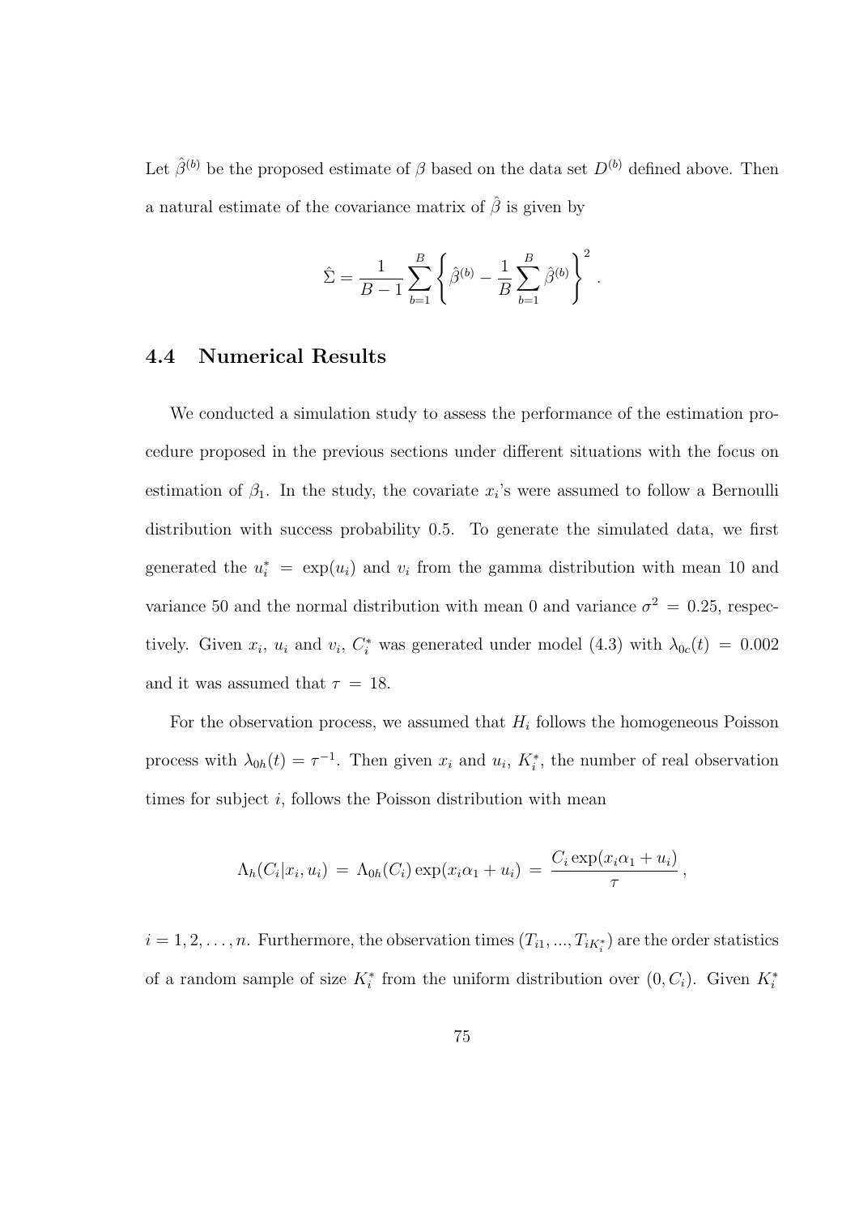Let $\hat{\beta}^{(b)}$ be the proposed estimate of $\beta$ based on the data set $D^{(b)}$ defined above. Then a natural estimate of the covariance matrix of $\hat{\beta}$ is given by

$$\hat{\Sigma} = \frac{1}{B-1} \sum_{b=1}^{B} \left\{ \hat{\beta}^{(b)} - \frac{1}{B} \sum_{b=1}^{B} \hat{\beta}^{(b)} \right\}^2 .$$

## 4.4 Numerical Results

We conducted a simulation study to assess the performance of the estimation procedure proposed in the previous sections under different situations with the focus on estimation of $\beta_1$. In the study, the covariate $x_i$'s were assumed to follow a Bernoulli distribution with success probability 0.5. To generate the simulated data, we first generated the $u_i^* = \exp(u_i)$ and $v_i$ from the gamma distribution with mean 10 and variance 50 and the normal distribution with mean 0 and variance $\sigma^2 = 0.25$, respectively. Given $x_i$, $u_i$ and $v_i$, $C_i^*$ was generated under model (4.3) with $\lambda_{0c}(t) = 0.002$ and it was assumed that $\tau = 18$.

For the observation process, we assumed that $H_i$ follows the homogeneous Poisson process with $\lambda_{0h}(t) = \tau^{-1}$. Then given $x_i$ and $u_i$, $K_i^*$, the number of real observation times for subject $i$, follows the Poisson distribution with mean

$$\Lambda_h(C_i | x_i, u_i) \, = \, \Lambda_{0h}(C_i) \exp(x_i \alpha_1 + u_i) \, = \, \frac{C_i \exp(x_i \alpha_1 + u_i)}{\tau} \, ,$$

$i = 1, 2, \ldots, n$. Furthermore, the observation times $(T_{i1}, ..., T_{iK_i^*})$ are the order statistics of a random sample of size $K_i^*$ from the uniform distribution over $(0, C_i)$. Given $K_i^*$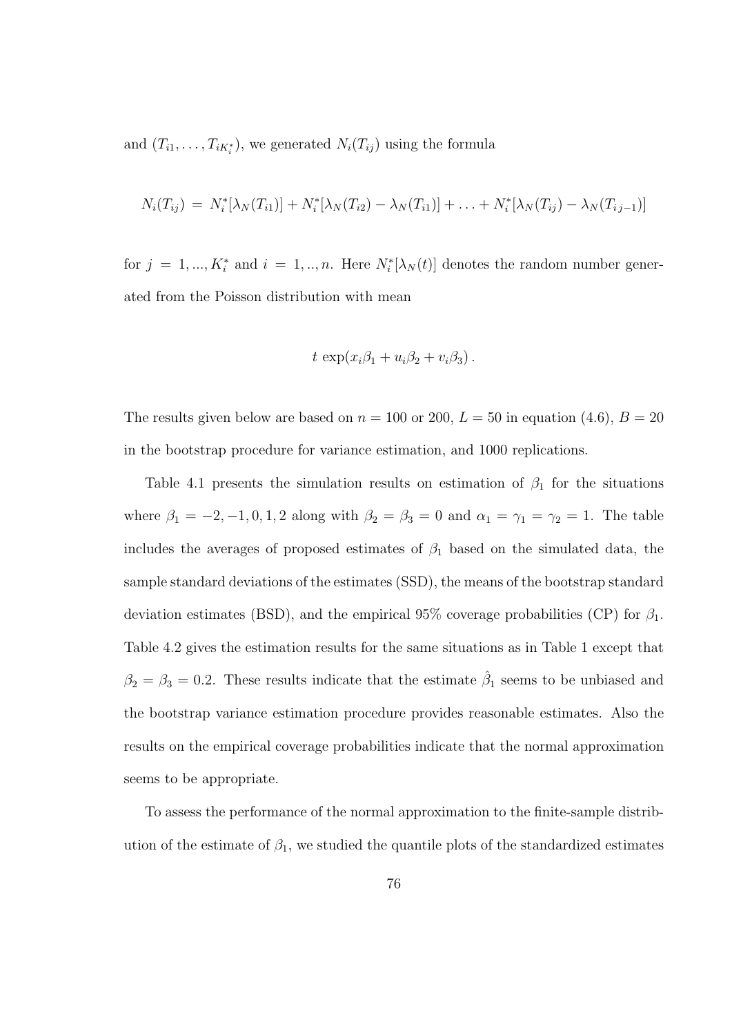and $(T_{i1}, \ldots, T_{iK_i^*})$, we generated $N_i(T_{ij})$ using the formula

$$N_i(T_{ij}) \,=\, N_i^*[\lambda_N(T_{i1})] + N_i^*[\lambda_N(T_{i2}) - \lambda_N(T_{i1})] + \ldots + N_i^*[\lambda_N(T_{ij}) - \lambda_N(T_{i\,j-1})]$$

for $j = 1, ..., K_i^*$ and $i = 1, .., n$. Here $N_i^*[\lambda_N(t)]$ denotes the random number generated from the Poisson distribution with mean

$$t \, \exp(x_i\beta_1 + u_i\beta_2 + v_i\beta_3) \,.$$

The results given below are based on $n = 100$ or 200, $L = 50$ in equation (4.6), $B = 20$ in the bootstrap procedure for variance estimation, and 1000 replications.

Table 4.1 presents the simulation results on estimation of $\beta_1$ for the situations where $\beta_1 = -2, -1, 0, 1, 2$ along with $\beta_2 = \beta_3 = 0$ and $\alpha_1 = \gamma_1 = \gamma_2 = 1$. The table includes the averages of proposed estimates of $\beta_1$ based on the simulated data, the sample standard deviations of the estimates (SSD), the means of the bootstrap standard deviation estimates (BSD), and the empirical 95% coverage probabilities (CP) for $\beta_1$. Table 4.2 gives the estimation results for the same situations as in Table 1 except that $\beta_2 = \beta_3 = 0.2$. These results indicate that the estimate $\hat{\beta}_1$ seems to be unbiased and the bootstrap variance estimation procedure provides reasonable estimates. Also the results on the empirical coverage probabilities indicate that the normal approximation seems to be appropriate.

To assess the performance of the normal approximation to the finite-sample distribution of the estimate of $\beta_1$, we studied the quantile plots of the standardized estimates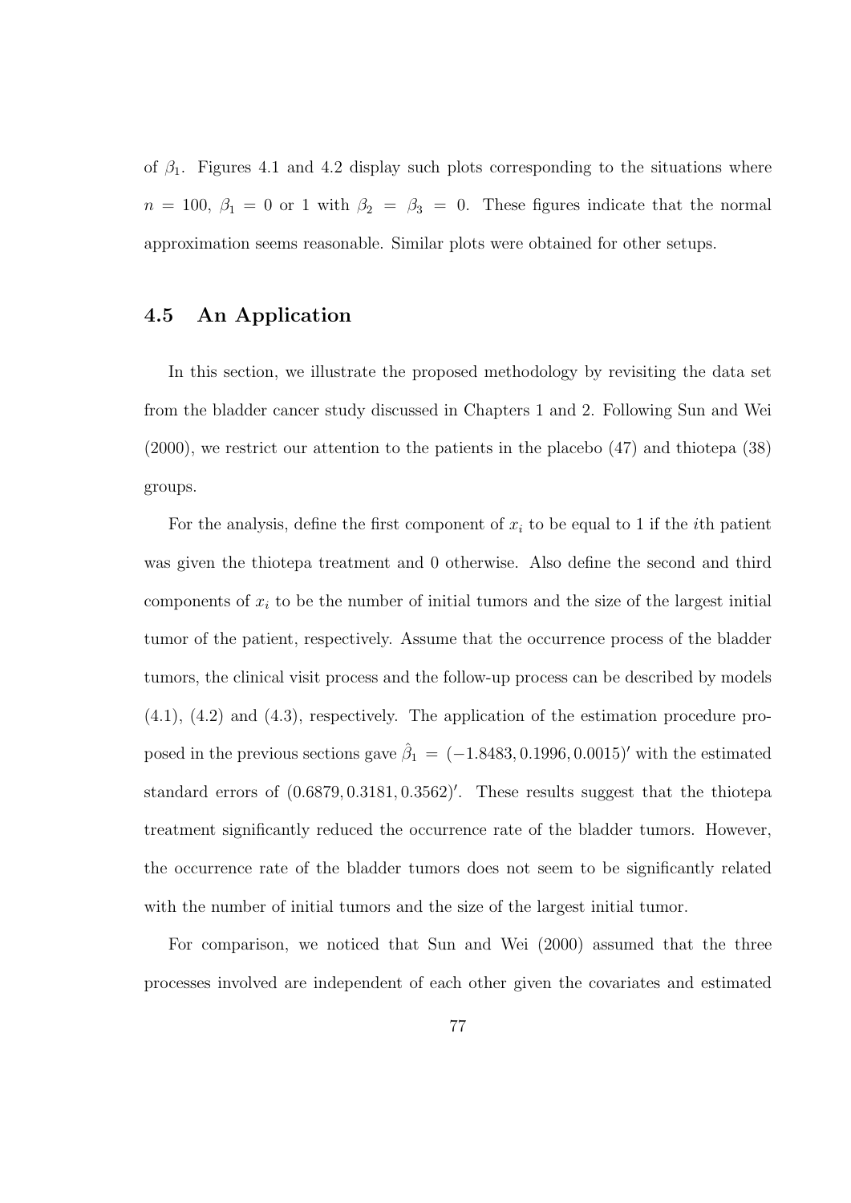of $\beta_1$. Figures 4.1 and 4.2 display such plots corresponding to the situations where $n = 100$, $\beta_1 = 0$ or 1 with $\beta_2 = \beta_3 = 0$. These figures indicate that the normal approximation seems reasonable. Similar plots were obtained for other setups.

## 4.5 An Application

In this section, we illustrate the proposed methodology by revisiting the data set from the bladder cancer study discussed in Chapters 1 and 2. Following Sun and Wei (2000), we restrict our attention to the patients in the placebo (47) and thiotepa (38) groups.

For the analysis, define the first component of $x_i$ to be equal to 1 if the $i$th patient was given the thiotepa treatment and 0 otherwise. Also define the second and third components of $x_i$ to be the number of initial tumors and the size of the largest initial tumor of the patient, respectively. Assume that the occurrence process of the bladder tumors, the clinical visit process and the follow-up process can be described by models (4.1), (4.2) and (4.3), respectively. The application of the estimation procedure proposed in the previous sections gave $\hat{\beta}_1 = (-1.8483, 0.1996, 0.0015)'$ with the estimated standard errors of $(0.6879, 0.3181, 0.3562)'$. These results suggest that the thiotepa treatment significantly reduced the occurrence rate of the bladder tumors. However, the occurrence rate of the bladder tumors does not seem to be significantly related with the number of initial tumors and the size of the largest initial tumor.

For comparison, we noticed that Sun and Wei (2000) assumed that the three processes involved are independent of each other given the covariates and estimated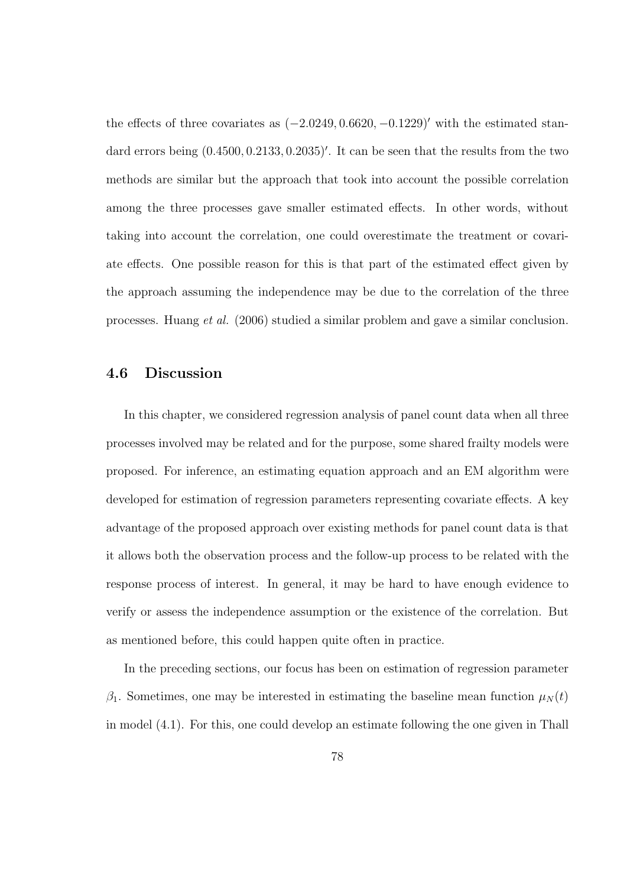the effects of three covariates as $(-2.0249, 0.6620, -0.1229)'$ with the estimated standard errors being $(0.4500, 0.2133, 0.2035)'$. It can be seen that the results from the two methods are similar but the approach that took into account the possible correlation among the three processes gave smaller estimated effects. In other words, without taking into account the correlation, one could overestimate the treatment or covariate effects. One possible reason for this is that part of the estimated effect given by the approach assuming the independence may be due to the correlation of the three processes. Huang *et al.* (2006) studied a similar problem and gave a similar conclusion.

## 4.6 Discussion

In this chapter, we considered regression analysis of panel count data when all three processes involved may be related and for the purpose, some shared frailty models were proposed. For inference, an estimating equation approach and an EM algorithm were developed for estimation of regression parameters representing covariate effects. A key advantage of the proposed approach over existing methods for panel count data is that it allows both the observation process and the follow-up process to be related with the response process of interest. In general, it may be hard to have enough evidence to verify or assess the independence assumption or the existence of the correlation. But as mentioned before, this could happen quite often in practice.

In the preceding sections, our focus has been on estimation of regression parameter $\beta_1$. Sometimes, one may be interested in estimating the baseline mean function $\mu_N(t)$ in model (4.1). For this, one could develop an estimate following the one given in Thall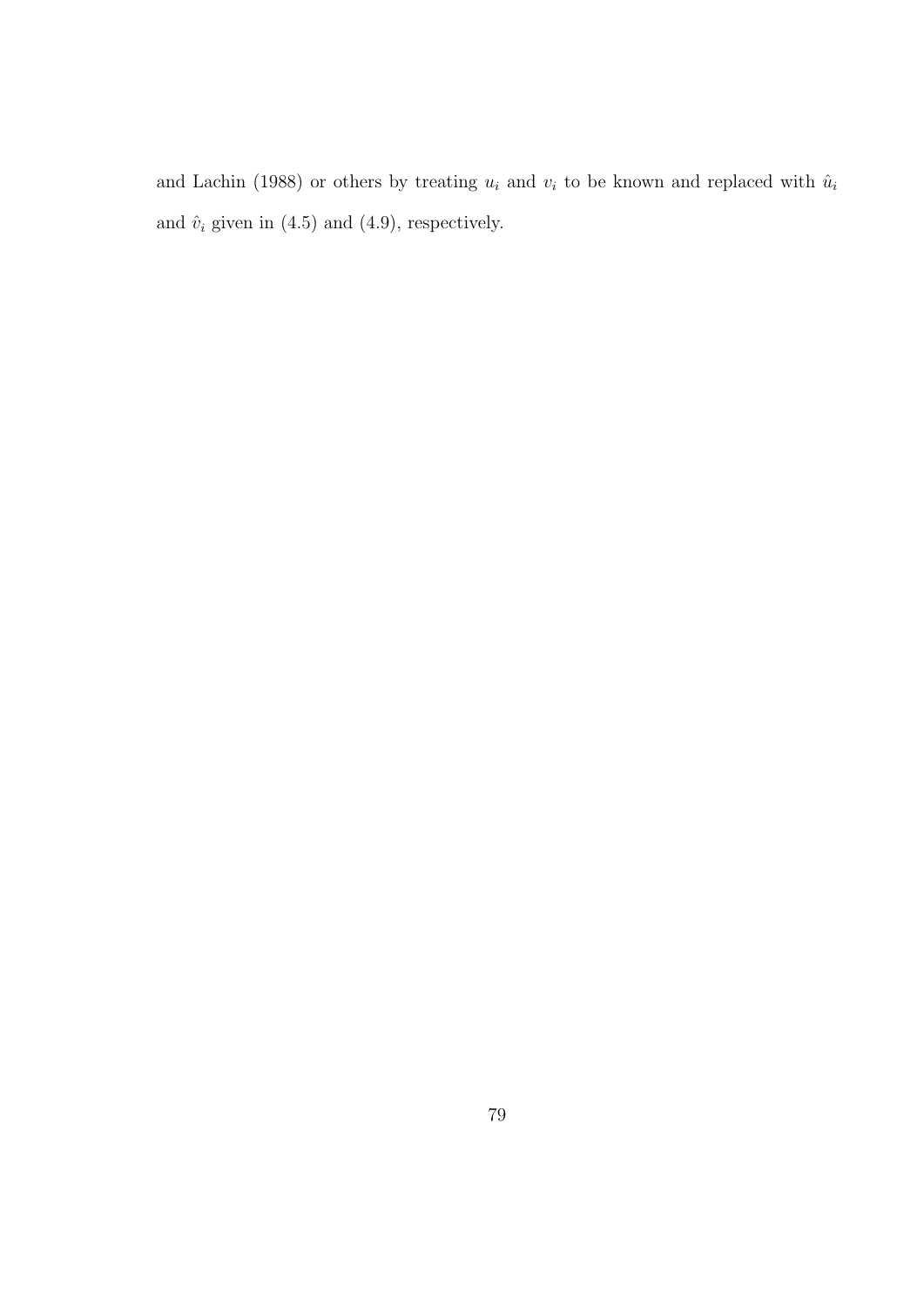and Lachin (1988) or others by treating $u_i$ and $v_i$ to be known and replaced with $\hat{u}_i$ and $\hat{v}_i$ given in (4.5) and (4.9), respectively.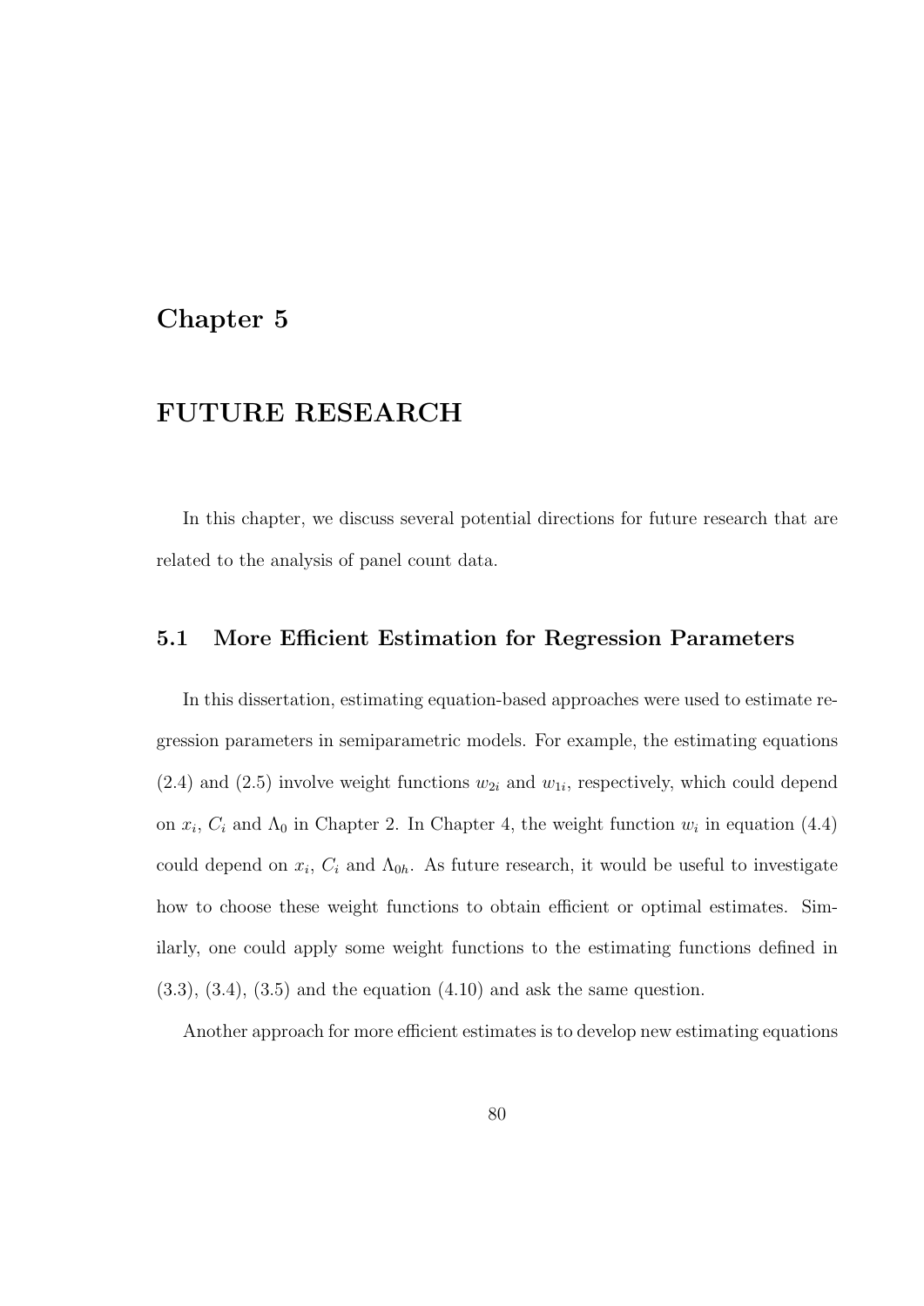# Chapter 5

# FUTURE RESEARCH

In this chapter, we discuss several potential directions for future research that are related to the analysis of panel count data.

## 5.1 More Efficient Estimation for Regression Parameters

In this dissertation, estimating equation-based approaches were used to estimate regression parameters in semiparametric models. For example, the estimating equations (2.4) and (2.5) involve weight functions $w_{2i}$ and $w_{1i}$, respectively, which could depend on $x_i$, $C_i$ and $\Lambda_0$ in Chapter 2. In Chapter 4, the weight function $w_i$ in equation (4.4) could depend on $x_i$, $C_i$ and $\Lambda_{0h}$. As future research, it would be useful to investigate how to choose these weight functions to obtain efficient or optimal estimates. Similarly, one could apply some weight functions to the estimating functions defined in (3.3), (3.4), (3.5) and the equation (4.10) and ask the same question.

Another approach for more efficient estimates is to develop new estimating equations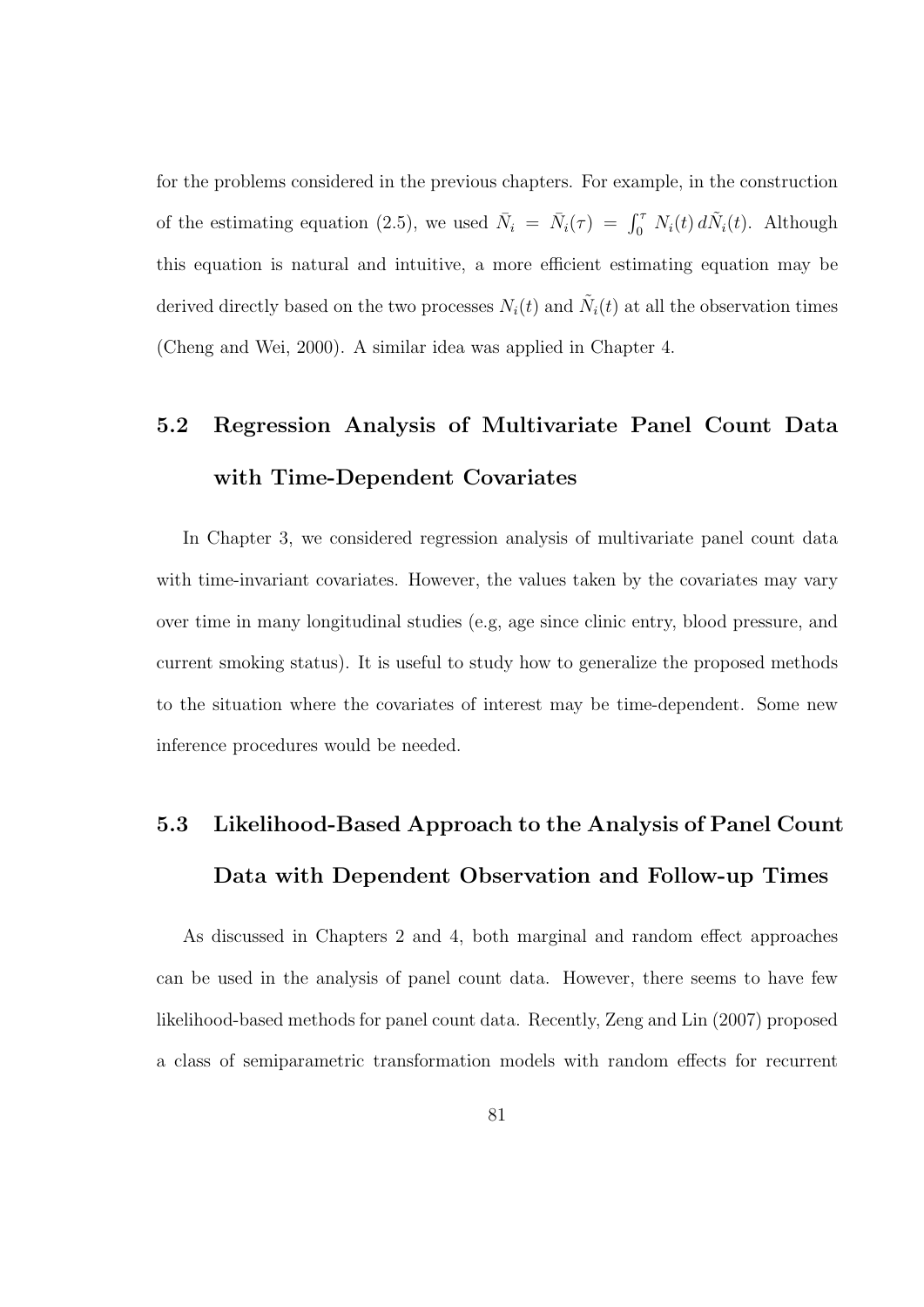for the problems considered in the previous chapters. For example, in the construction of the estimating equation (2.5), we used $\bar{N}_i = \bar{N}_i(\tau) = \int_0^\tau N_i(t)\, d\tilde{N}_i(t)$. Although this equation is natural and intuitive, a more efficient estimating equation may be derived directly based on the two processes $N_i(t)$ and $\tilde{N}_i(t)$ at all the observation times (Cheng and Wei, 2000). A similar idea was applied in Chapter 4.

## 5.2 Regression Analysis of Multivariate Panel Count Data with Time-Dependent Covariates

In Chapter 3, we considered regression analysis of multivariate panel count data with time-invariant covariates. However, the values taken by the covariates may vary over time in many longitudinal studies (e.g, age since clinic entry, blood pressure, and current smoking status). It is useful to study how to generalize the proposed methods to the situation where the covariates of interest may be time-dependent. Some new inference procedures would be needed.

## 5.3 Likelihood-Based Approach to the Analysis of Panel Count Data with Dependent Observation and Follow-up Times

As discussed in Chapters 2 and 4, both marginal and random effect approaches can be used in the analysis of panel count data. However, there seems to have few likelihood-based methods for panel count data. Recently, Zeng and Lin (2007) proposed a class of semiparametric transformation models with random effects for recurrent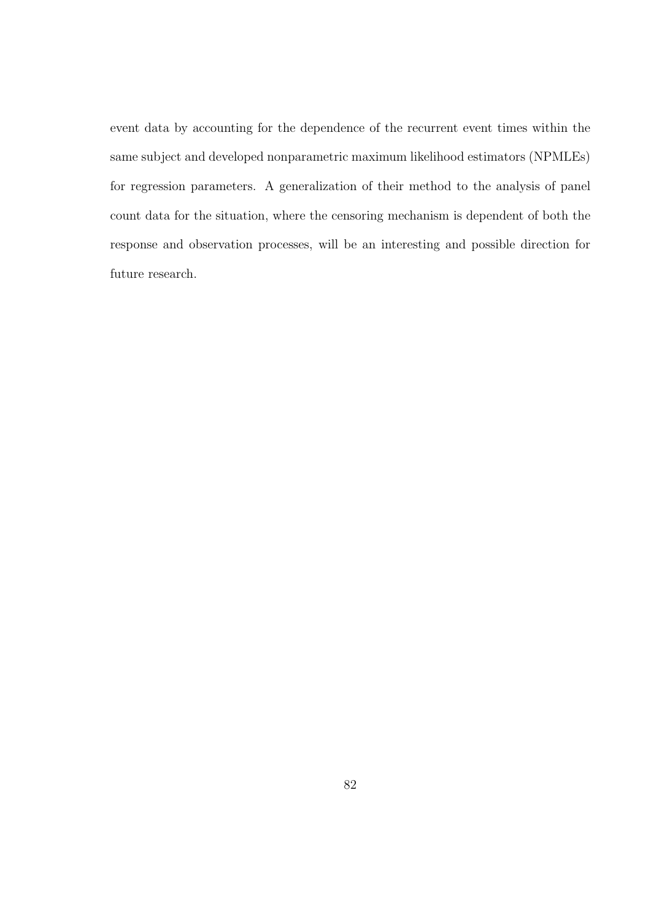event data by accounting for the dependence of the recurrent event times within the same subject and developed nonparametric maximum likelihood estimators (NPMLEs) for regression parameters. A generalization of their method to the analysis of panel count data for the situation, where the censoring mechanism is dependent of both the response and observation processes, will be an interesting and possible direction for future research.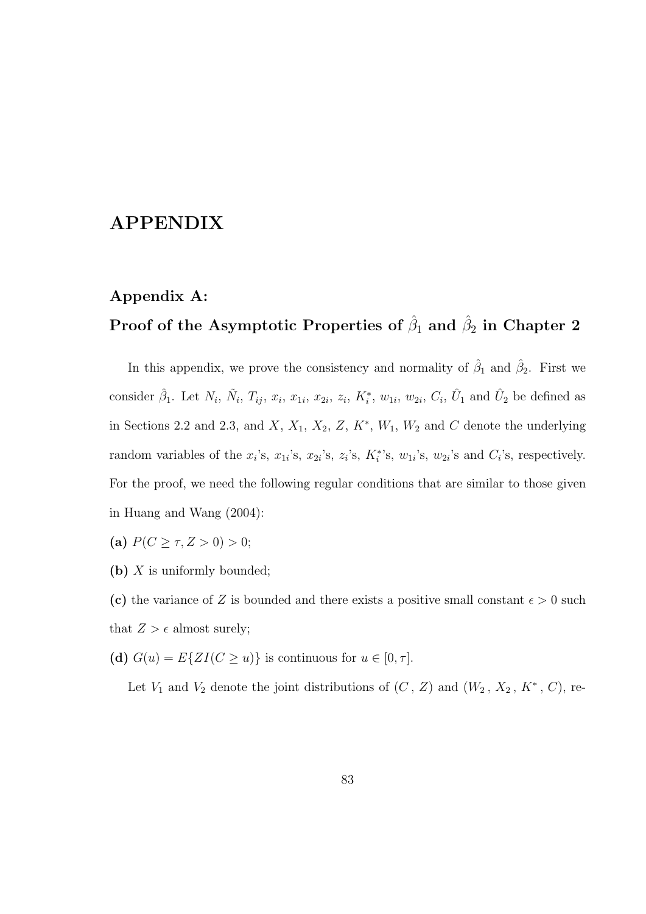# APPENDIX

## Appendix A: Proof of the Asymptotic Properties of $\hat{\beta}_1$ and $\hat{\beta}_2$ in Chapter 2

In this appendix, we prove the consistency and normality of $\hat{\beta}_1$ and $\hat{\beta}_2$. First we consider $\hat{\beta}_1$. Let $N_i$, $\tilde{N}_i$, $T_{ij}$, $x_i$, $x_{1i}$, $x_{2i}$, $z_i$, $K_i^*$, $w_{1i}$, $w_{2i}$, $C_i$, $\hat{U}_1$ and $\hat{U}_2$ be defined as in Sections 2.2 and 2.3, and $X$, $X_1$, $X_2$, $Z$, $K^*$, $W_1$, $W_2$ and $C$ denote the underlying random variables of the $x_i$'s, $x_{1i}$'s, $x_{2i}$'s, $z_i$'s, $K_i^*$'s, $w_{1i}$'s, $w_{2i}$'s and $C_i$'s, respectively. For the proof, we need the following regular conditions that are similar to those given in Huang and Wang (2004):

**(a)** $P(C \geq \tau, Z > 0) > 0$;

**(b)** $X$ is uniformly bounded;

**(c)** the variance of $Z$ is bounded and there exists a positive small constant $\epsilon > 0$ such that $Z > \epsilon$ almost surely;

**(d)** $G(u) = E\{ZI(C \geq u)\}$ is continuous for $u \in [0, \tau]$.

Let $V_1$ and $V_2$ denote the joint distributions of $(C\,,\, Z)$ and $(W_2\,,\, X_2\,,\, K^*\,,\, C)$, re-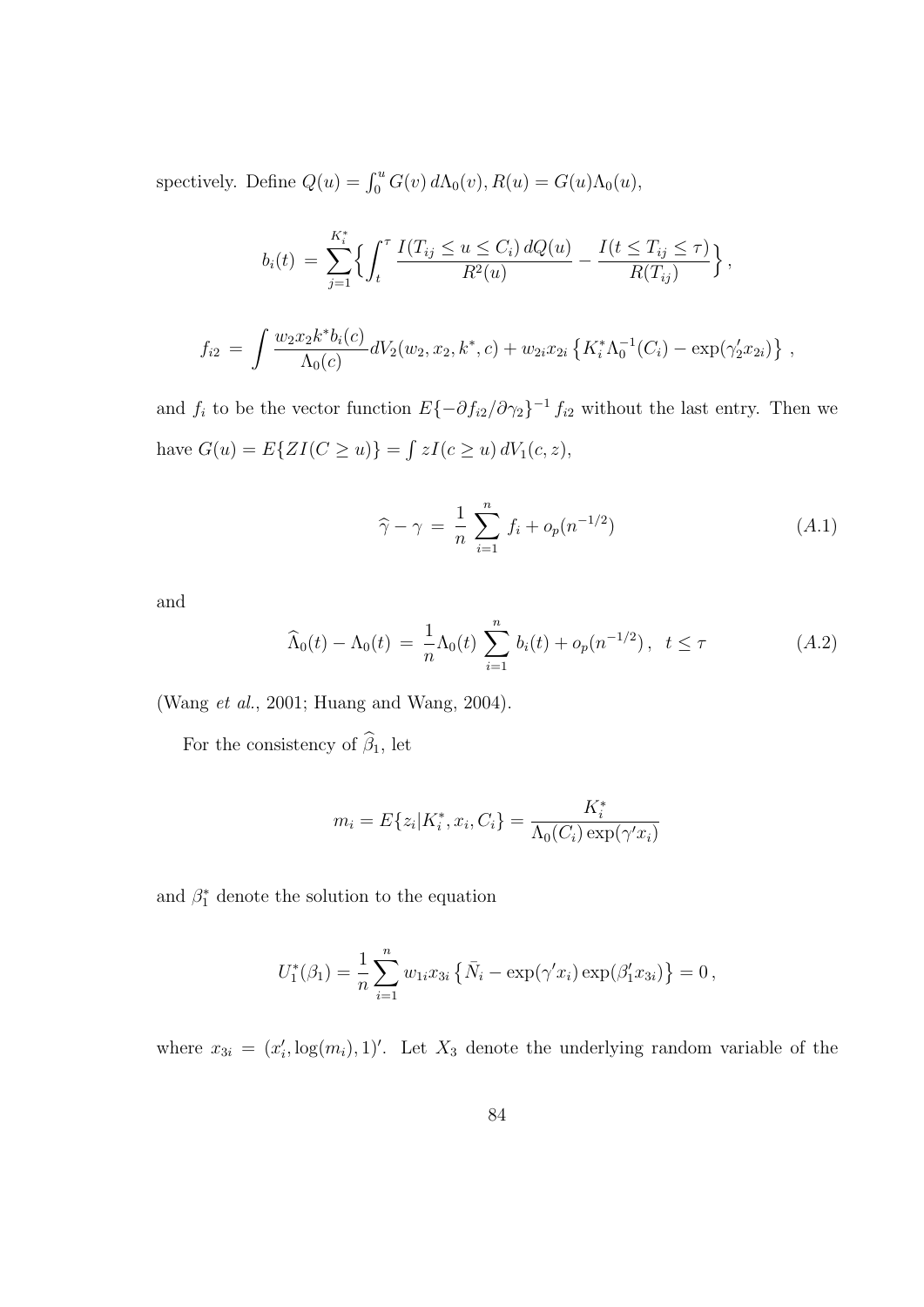spectively. Define $Q(u) = \int_0^u G(v)\, d\Lambda_0(v), R(u) = G(u)\Lambda_0(u)$,

$$b_i(t) \;=\; \sum_{j=1}^{K_i^*} \Big\{ \int_t^\tau \frac{I(T_{ij} \le u \le C_i)\, dQ(u)}{R^2(u)} - \frac{I(t \le T_{ij} \le \tau)}{R(T_{ij})} \Big\},$$

$$f_{i2} \;=\; \int \frac{w_2 x_2 k^* b_i(c)}{\Lambda_0(c)} dV_2(w_2, x_2, k^*, c) + w_{2i} x_{2i} \left\{ K_i^* \Lambda_0^{-1}(C_i) - \exp(\gamma_2' x_{2i}) \right\} \,,$$

and $f_i$ to be the vector function $E\{-\partial f_{i2}/\partial \gamma_2\}^{-1} f_{i2}$ without the last entry. Then we have $G(u) = E\{ZI(C \ge u)\} = \int z I(c \ge u)\, dV_1(c, z)$,

$$\widehat{\gamma} - \gamma \;=\; \frac{1}{n} \sum_{i=1}^n f_i + o_p(n^{-1/2}) \tag{A.1}$$

and

$$\widehat{\Lambda}_0(t) - \Lambda_0(t) \;=\; \frac{1}{n} \Lambda_0(t) \sum_{i=1}^n b_i(t) + o_p(n^{-1/2})\,, \;\;\; t \le \tau \tag{A.2}$$

(Wang *et al.*, 2001; Huang and Wang, 2004).

For the consistency of $\widehat{\beta}_1$, let

$$m_i = E\{z_i | K_i^*, x_i, C_i\} = \frac{K_i^*}{\Lambda_0(C_i)\exp(\gamma' x_i)}$$

and $\beta_1^*$ denote the solution to the equation

$$U_1^*(\beta_1) = \frac{1}{n}\sum_{i=1}^n w_{1i} x_{3i} \left\{ \bar{N}_i - \exp(\gamma' x_i)\exp(\beta_1' x_{3i}) \right\} = 0\,,$$

where $x_{3i} = (x_i', \log(m_i), 1)'$. Let $X_3$ denote the underlying random variable of the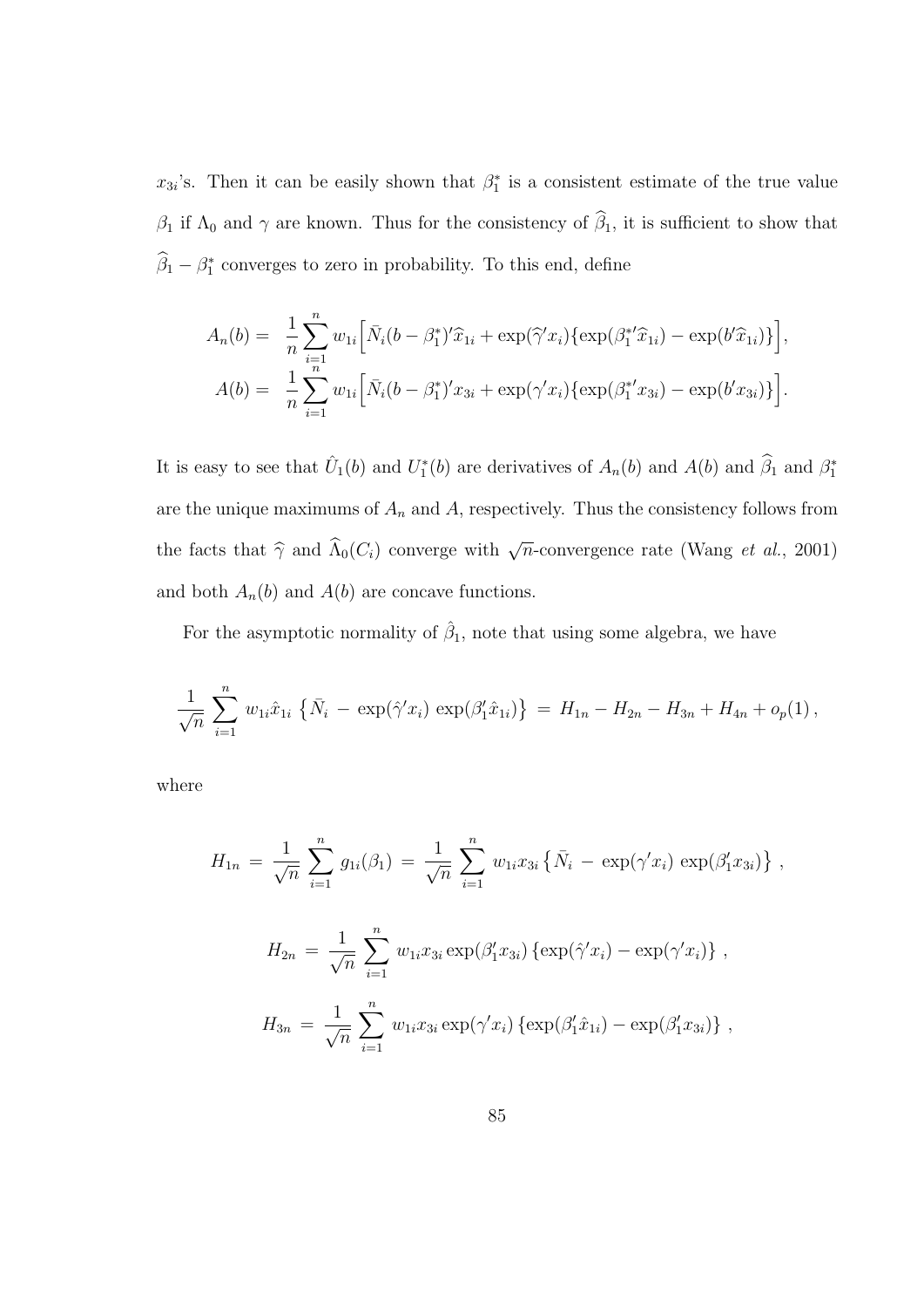$x_{3i}$'s. Then it can be easily shown that $\beta_1^*$ is a consistent estimate of the true value $\beta_1$ if $\Lambda_0$ and $\gamma$ are known. Thus for the consistency of $\widehat{\beta}_1$, it is sufficient to show that $\widehat{\beta}_1 - \beta_1^*$ converges to zero in probability. To this end, define

$$
\begin{aligned}
A_n(b) = & \ \frac{1}{n}\sum_{i=1}^{n} w_{1i}\Big[\bar{N}_i(b-\beta_1^*)'\widehat{x}_{1i} + \exp(\widehat{\gamma}'x_i)\{\exp(\beta_1^{*\prime}\widehat{x}_{1i}) - \exp(b'\widehat{x}_{1i})\}\Big], \\
A(b) = & \ \frac{1}{n}\sum_{i=1}^{n} w_{1i}\Big[\bar{N}_i(b-\beta_1^*)'x_{3i} + \exp(\gamma'x_i)\{\exp(\beta_1^{*\prime}x_{3i}) - \exp(b'x_{3i})\}\Big].
\end{aligned}
$$

It is easy to see that $\hat{U}_1(b)$ and $U_1^*(b)$ are derivatives of $A_n(b)$ and $A(b)$ and $\widehat{\beta}_1$ and $\beta_1^*$ are the unique maximums of $A_n$ and $A$, respectively. Thus the consistency follows from the facts that $\widehat{\gamma}$ and $\widehat{\Lambda}_0(C_i)$ converge with $\sqrt{n}$-convergence rate (Wang *et al.*, 2001) and both $A_n(b)$ and $A(b)$ are concave functions.

For the asymptotic normality of $\hat{\beta}_1$, note that using some algebra, we have

$$
\frac{1}{\sqrt{n}}\sum_{i=1}^{n} w_{1i}\hat{x}_{1i}\left\{\bar{N}_i - \exp(\hat{\gamma}'x_i)\exp(\beta_1'\hat{x}_{1i})\right\} = H_{1n} - H_{2n} - H_{3n} + H_{4n} + o_p(1)\,,
$$

where

$$
H_{1n} = \frac{1}{\sqrt{n}}\sum_{i=1}^{n} g_{1i}(\beta_1) = \frac{1}{\sqrt{n}}\sum_{i=1}^{n} w_{1i}x_{3i}\left\{\bar{N}_i - \exp(\gamma'x_i)\exp(\beta_1'x_{3i})\right\}\,,
$$

$$
H_{2n} = \frac{1}{\sqrt{n}}\sum_{i=1}^{n} w_{1i}x_{3i}\exp(\beta_1'x_{3i})\left\{\exp(\hat{\gamma}'x_i) - \exp(\gamma'x_i)\right\}\,,
$$

$$
H_{3n} = \frac{1}{\sqrt{n}}\sum_{i=1}^{n} w_{1i}x_{3i}\exp(\gamma'x_i)\left\{\exp(\beta_1'\hat{x}_{1i}) - \exp(\beta_1'x_{3i})\right\}\,,
$$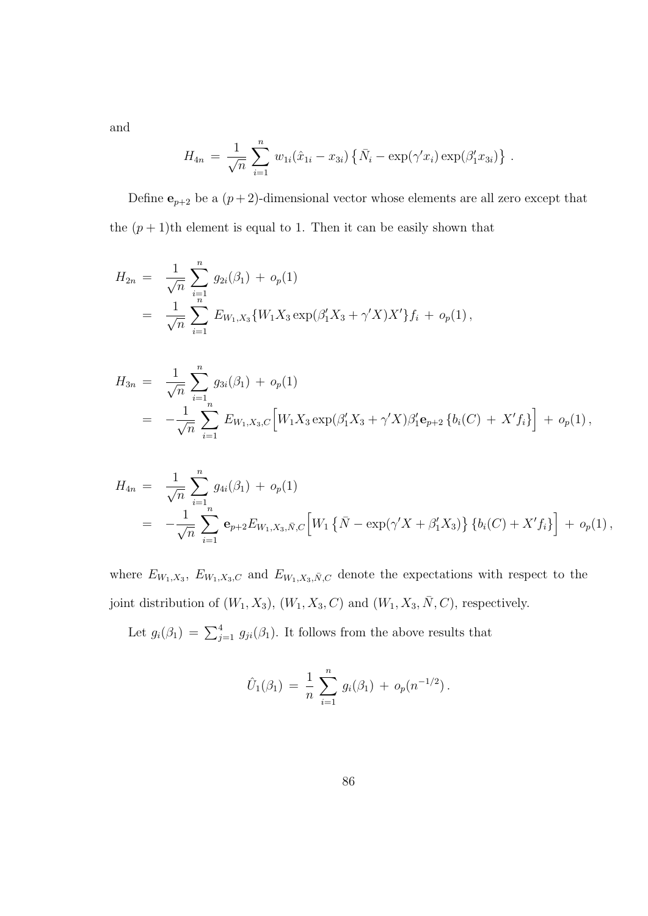and

$$H_{4n} \;=\; \frac{1}{\sqrt{n}} \sum_{i=1}^{n} \, w_{1i}(\hat{x}_{1i} - x_{3i}) \left\{ \bar{N}_i - \exp(\gamma' x_i) \exp(\beta_1' x_{3i}) \right\} \, .$$

Define $\mathbf{e}_{p+2}$ be a $(p+2)$-dimensional vector whose elements are all zero except that the $(p+1)$th element is equal to 1. Then it can be easily shown that

$$\begin{aligned}
H_{2n} \;=&\;\; \frac{1}{\sqrt{n}} \sum_{i=1}^{n} \, g_{2i}(\beta_1) \;+\; o_p(1) \\
=&\;\; \frac{1}{\sqrt{n}} \sum_{i=1}^{n} \, E_{W_1,X_3}\{W_1 X_3 \exp(\beta_1' X_3 + \gamma' X) X'\} f_i \;+\; o_p(1) \, ,
\end{aligned}$$

$$\begin{aligned}
H_{3n} \;=&\;\; \frac{1}{\sqrt{n}} \sum_{i=1}^{n} \, g_{3i}(\beta_1) \;+\; o_p(1) \\
=&\;\; -\frac{1}{\sqrt{n}} \sum_{i=1}^{n} \, E_{W_1,X_3,C}\Big[W_1 X_3 \exp(\beta_1' X_3 + \gamma' X) \beta_1' \mathbf{e}_{p+2} \left\{ b_i(C) \;+\; X' f_i \right\}\Big] \;+\; o_p(1) \, ,
\end{aligned}$$

$$\begin{aligned}
H_{4n} \;=&\;\; \frac{1}{\sqrt{n}} \sum_{i=1}^{n} \, g_{4i}(\beta_1) \;+\; o_p(1) \\
=&\;\; -\frac{1}{\sqrt{n}} \sum_{i=1}^{n} \, \mathbf{e}_{p+2} E_{W_1,X_3,\bar{N},C}\Big[W_1 \left\{ \bar{N} - \exp(\gamma' X + \beta_1' X_3) \right\} \left\{ b_i(C) + X' f_i \right\}\Big] \;+\; o_p(1) \, ,
\end{aligned}$$

where $E_{W_1,X_3}$, $E_{W_1,X_3,C}$ and $E_{W_1,X_3,\bar{N},C}$ denote the expectations with respect to the joint distribution of $(W_1, X_3)$, $(W_1, X_3, C)$ and $(W_1, X_3, \bar{N}, C)$, respectively.

Let $g_i(\beta_1) \;=\; \sum_{j=1}^{4} \, g_{ji}(\beta_1)$. It follows from the above results that

$$\hat{U}_1(\beta_1) \;=\; \frac{1}{n} \sum_{i=1}^{n} \, g_i(\beta_1) \;+\; o_p(n^{-1/2}) \, .$$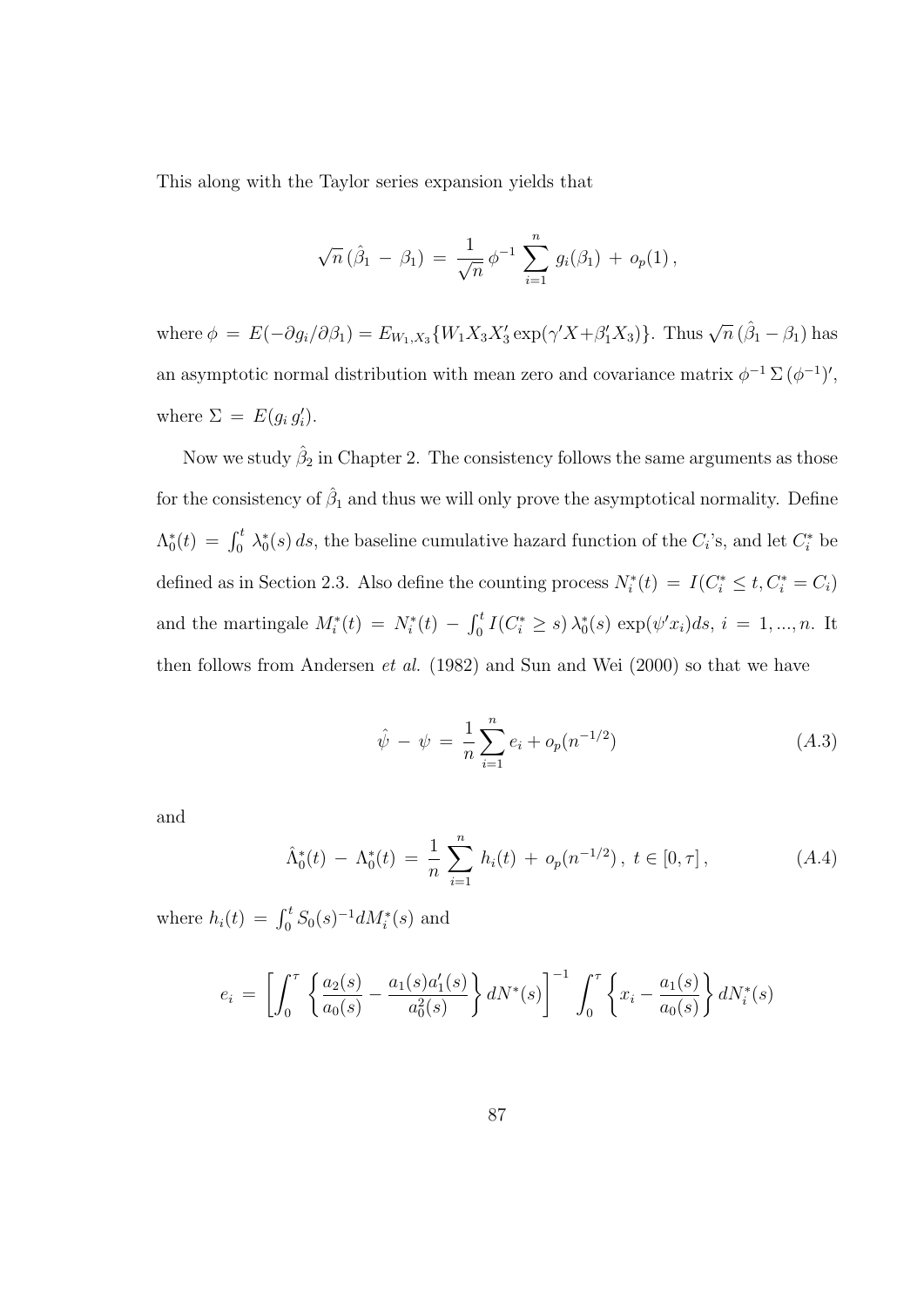This along with the Taylor series expansion yields that

$$\sqrt{n}\,(\hat{\beta}_1 \,-\, \beta_1) \,=\, \frac{1}{\sqrt{n}}\,\phi^{-1}\,\sum_{i=1}^{n}\,g_i(\beta_1)\,+\,o_p(1)\,,$$

where $\phi \,=\, E(-\partial g_i/\partial \beta_1) = E_{W_1,X_3}\{W_1 X_3 X_3' \exp(\gamma' X + \beta_1' X_3)\}$. Thus $\sqrt{n}\,(\hat{\beta}_1 - \beta_1)$ has an asymptotic normal distribution with mean zero and covariance matrix $\phi^{-1}\,\Sigma\,(\phi^{-1})'$, where $\Sigma \,=\, E(g_i\,g_i')$.

Now we study $\hat{\beta}_2$ in Chapter 2. The consistency follows the same arguments as those for the consistency of $\hat{\beta}_1$ and thus we will only prove the asymptotical normality. Define $\Lambda_0^*(t) \,=\, \int_0^t \,\lambda_0^*(s)\,ds$, the baseline cumulative hazard function of the $C_i$'s, and let $C_i^*$ be defined as in Section 2.3. Also define the counting process $N_i^*(t) \,=\, I(C_i^* \leq t, C_i^* = C_i)$ and the martingale $M_i^*(t) \,=\, N_i^*(t) \,-\, \int_0^t I(C_i^* \geq s)\,\lambda_0^*(s)\,\exp(\psi' x_i) ds$, $i \,=\, 1, ..., n$. It then follows from Andersen *et al.* (1982) and Sun and Wei (2000) so that we have

$$\hat{\psi} \,-\, \psi \,=\, \frac{1}{n}\sum_{i=1}^{n} e_i + o_p(n^{-1/2}) \tag{A.3}$$

and

$$\hat{\Lambda}_0^*(t) \,-\, \Lambda_0^*(t) \,=\, \frac{1}{n}\,\sum_{i=1}^{n}\,h_i(t)\,+\,o_p(n^{-1/2})\,,\; t \in [0, \tau]\,, \tag{A.4}$$

where $h_i(t) \,=\, \int_0^t S_0(s)^{-1} dM_i^*(s)$ and

$$e_i \,=\, \left[\int_0^{\tau}\,\left\{\frac{a_2(s)}{a_0(s)} - \frac{a_1(s) a_1'(s)}{a_0^2(s)}\right\} dN^*(s)\right]^{-1}\,\int_0^{\tau}\left\{x_i - \frac{a_1(s)}{a_0(s)}\right\} dN_i^*(s)$$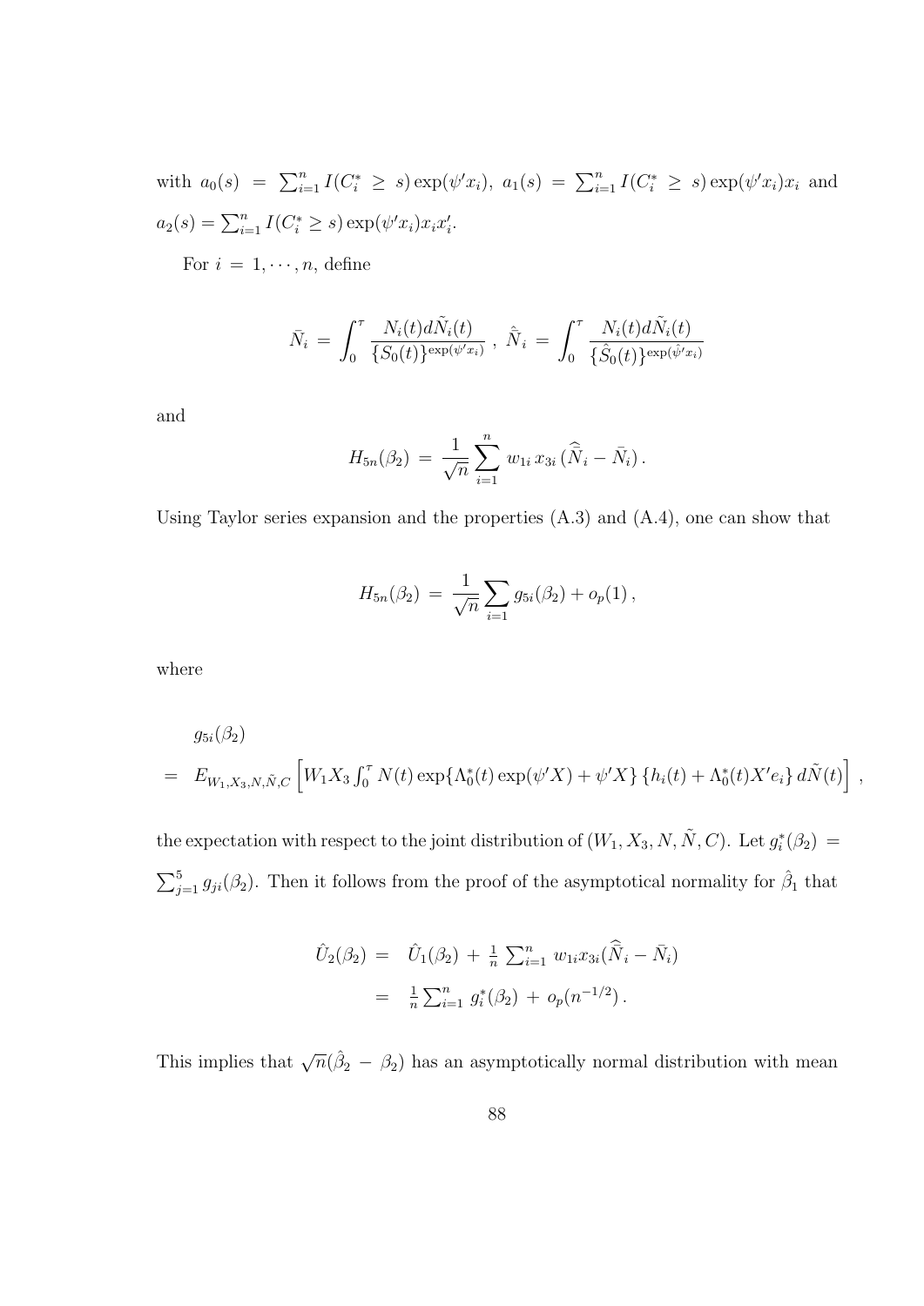with $a_0(s) = \sum_{i=1}^n I(C_i^* \geq s)\exp(\psi' x_i)$, $a_1(s) = \sum_{i=1}^n I(C_i^* \geq s)\exp(\psi' x_i) x_i$ and $a_2(s) = \sum_{i=1}^n I(C_i^* \geq s)\exp(\psi' x_i) x_i x_i'$.

For $i = 1, \cdots, n$, define

$$\bar{N}_i = \int_0^\tau \frac{N_i(t) d\tilde{N}_i(t)}{\{S_0(t)\}^{\exp(\psi' x_i)}} \,,\; \hat{\bar{N}}_i = \int_0^\tau \frac{N_i(t) d\tilde{N}_i(t)}{\{\hat{S}_0(t)\}^{\exp(\hat{\psi}' x_i)}}$$

and

$$H_{5n}(\beta_2) = \frac{1}{\sqrt{n}} \sum_{i=1}^n w_{1i} \, x_{3i} \, (\hat{\bar{N}}_i - \bar{N}_i) \,.$$

Using Taylor series expansion and the properties (A.3) and (A.4), one can show that

$$H_{5n}(\beta_2) = \frac{1}{\sqrt{n}} \sum_{i=1} g_{5i}(\beta_2) + o_p(1) \,,$$

where

$$\begin{aligned}
& g_{5i}(\beta_2) \\
= \; & E_{W_1, X_3, N, \tilde{N}, C} \left[ W_1 X_3 \int_0^\tau N(t) \exp\{\Lambda_0^*(t)\exp(\psi' X) + \psi' X\} \left\{ h_i(t) + \Lambda_0^*(t) X' e_i \right\} d\tilde{N}(t) \right] \,,
\end{aligned}$$

the expectation with respect to the joint distribution of $(W_1, X_3, N, \tilde{N}, C)$. Let $g_i^*(\beta_2) = \sum_{j=1}^5 g_{ji}(\beta_2)$. Then it follows from the proof of the asymptotical normality for $\hat{\beta}_1$ that

$$\begin{aligned}
\hat{U}_2(\beta_2) &= \hat{U}_1(\beta_2) + \tfrac{1}{n} \sum_{i=1}^n w_{1i} x_{3i} (\hat{\bar{N}}_i - \bar{N}_i) \\
&= \tfrac{1}{n} \sum_{i=1}^n g_i^*(\beta_2) + o_p(n^{-1/2}) \,.
\end{aligned}$$

This implies that $\sqrt{n}(\hat{\beta}_2 - \beta_2)$ has an asymptotically normal distribution with mean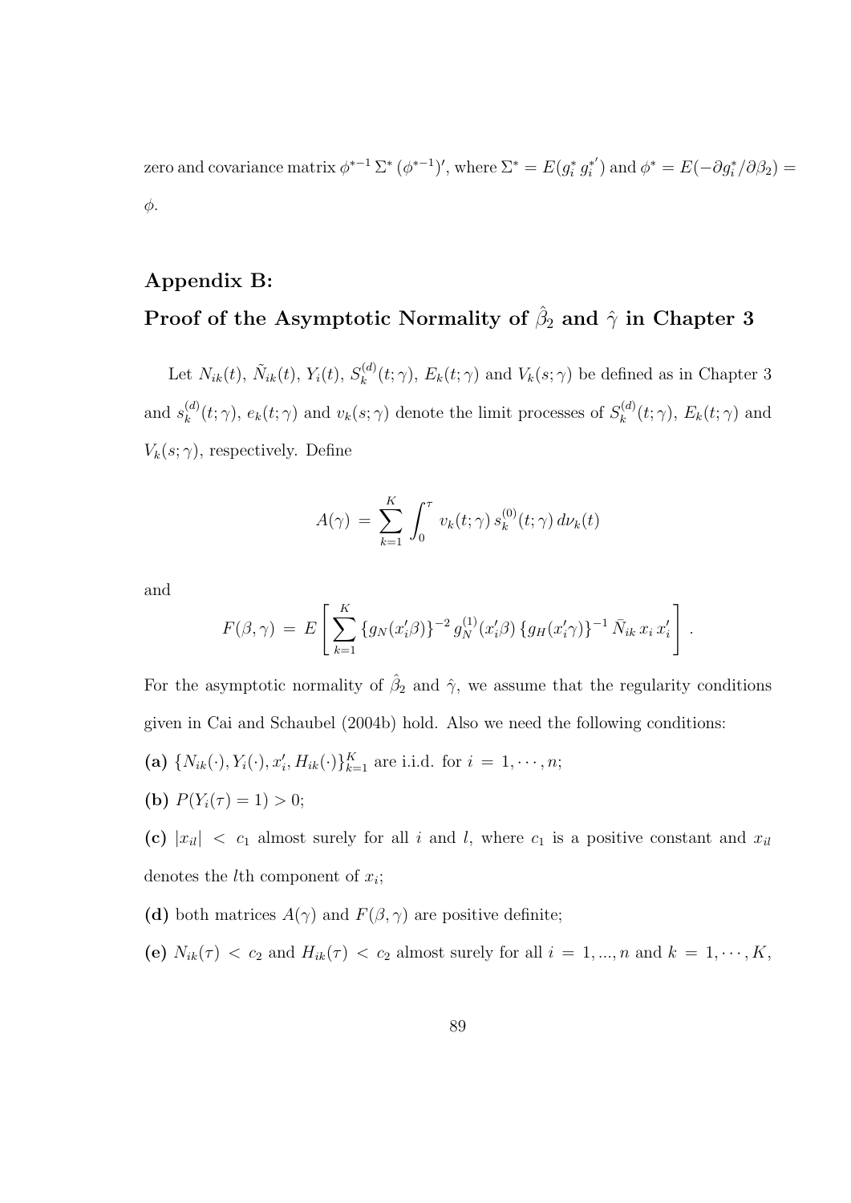zero and covariance matrix $\phi^{*-1}\,\Sigma^*\,(\phi^{*-1})'$, where $\Sigma^* = E(g_i^*\,g_i^{*'})$ and $\phi^* = E(-\partial g_i^*/\partial\beta_2) = \phi$.

## Appendix B:

## Proof of the Asymptotic Normality of $\hat{\beta}_2$ and $\hat{\gamma}$ in Chapter 3

Let $N_{ik}(t)$, $\tilde{N}_{ik}(t)$, $Y_i(t)$, $S_k^{(d)}(t;\gamma)$, $E_k(t;\gamma)$ and $V_k(s;\gamma)$ be defined as in Chapter 3 and $s_k^{(d)}(t;\gamma)$, $e_k(t;\gamma)$ and $v_k(s;\gamma)$ denote the limit processes of $S_k^{(d)}(t;\gamma)$, $E_k(t;\gamma)$ and $V_k(s;\gamma)$, respectively. Define

$$A(\gamma) \,=\, \sum_{k=1}^{K} \int_0^{\tau} v_k(t;\gamma)\, s_k^{(0)}(t;\gamma)\, d\nu_k(t)$$

and

$$F(\beta,\gamma) \,=\, E\left[\sum_{k=1}^{K} \{g_N(x_i'\beta)\}^{-2}\, g_N^{(1)}(x_i'\beta)\, \{g_H(x_i'\gamma)\}^{-1}\, \bar{N}_{ik}\, x_i\, x_i'\right].$$

For the asymptotic normality of $\hat{\beta}_2$ and $\hat{\gamma}$, we assume that the regularity conditions given in Cai and Schaubel (2004b) hold. Also we need the following conditions:

**(a)** $\{N_{ik}(\cdot), Y_i(\cdot), x_i', H_{ik}(\cdot)\}_{k=1}^{K}$ are i.i.d. for $i = 1, \cdots, n$;

**(b)** $P(Y_i(\tau) = 1) > 0$;

**(c)** $|x_{il}| < c_1$ almost surely for all $i$ and $l$, where $c_1$ is a positive constant and $x_{il}$ denotes the $l$th component of $x_i$;

**(d)** both matrices $A(\gamma)$ and $F(\beta,\gamma)$ are positive definite;

**(e)** $N_{ik}(\tau) < c_2$ and $H_{ik}(\tau) < c_2$ almost surely for all $i = 1, ..., n$ and $k = 1, \cdots, K$,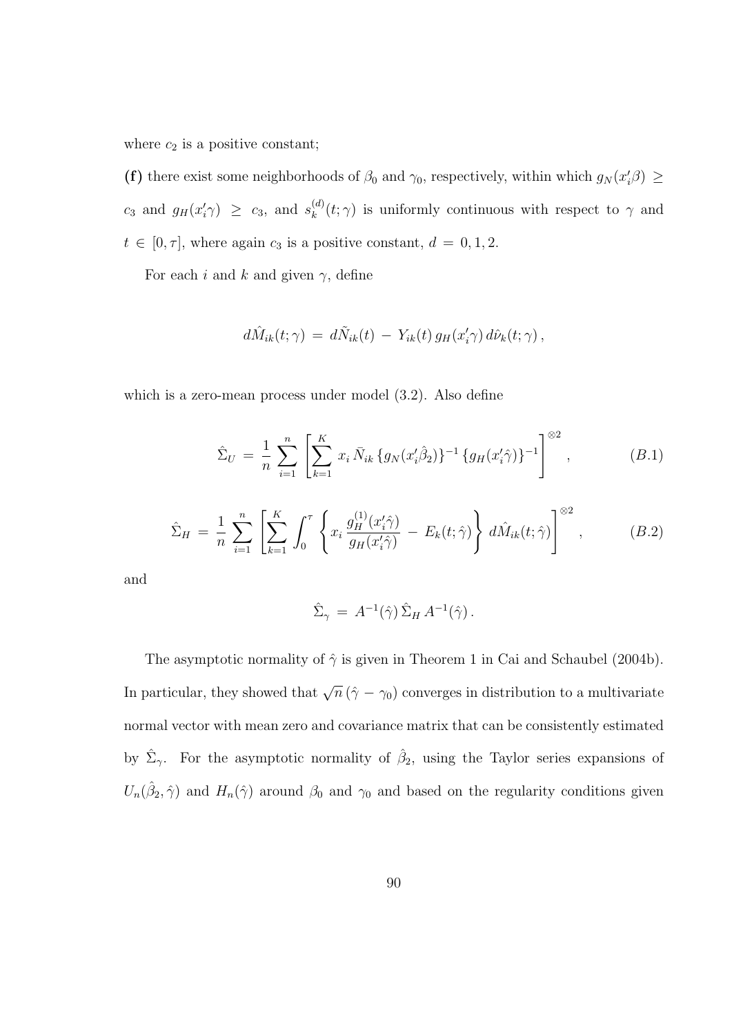where $c_2$ is a positive constant;

**(f)** there exist some neighborhoods of $\beta_0$ and $\gamma_0$, respectively, within which $g_N(x_i'\beta) \geq c_3$ and $g_H(x_i'\gamma) \geq c_3$, and $s_k^{(d)}(t;\gamma)$ is uniformly continuous with respect to $\gamma$ and $t \in [0,\tau]$, where again $c_3$ is a positive constant, $d = 0, 1, 2$.

For each $i$ and $k$ and given $\gamma$, define

$$d\hat{M}_{ik}(t;\gamma) \,=\, d\tilde{N}_{ik}(t) \,-\, Y_{ik}(t)\, g_H(x_i'\gamma)\, d\hat{\nu}_k(t;\gamma)\,,$$

which is a zero-mean process under model (3.2). Also define

$$\hat{\Sigma}_U \,=\, \frac{1}{n}\sum_{i=1}^{n}\left[\sum_{k=1}^{K} x_i\,\bar{N}_{ik}\,\{g_N(x_i'\hat{\beta}_2)\}^{-1}\,\{g_H(x_i'\hat{\gamma})\}^{-1}\right]^{\otimes 2}, \tag{B.1}$$

$$\hat{\Sigma}_H \,=\, \frac{1}{n}\sum_{i=1}^{n}\left[\sum_{k=1}^{K}\int_0^{\tau}\left\{x_i\,\frac{g_H^{(1)}(x_i'\hat{\gamma})}{g_H(x_i'\hat{\gamma})} \,-\, E_k(t;\hat{\gamma})\right\}\, d\hat{M}_{ik}(t;\hat{\gamma})\right]^{\otimes 2}, \tag{B.2}$$

and

$$\hat{\Sigma}_\gamma \,=\, A^{-1}(\hat{\gamma})\,\hat{\Sigma}_H\,A^{-1}(\hat{\gamma})\,.$$

The asymptotic normality of $\hat{\gamma}$ is given in Theorem 1 in Cai and Schaubel (2004b). In particular, they showed that $\sqrt{n}\,(\hat{\gamma} - \gamma_0)$ converges in distribution to a multivariate normal vector with mean zero and covariance matrix that can be consistently estimated by $\hat{\Sigma}_\gamma$. For the asymptotic normality of $\hat{\beta}_2$, using the Taylor series expansions of $U_n(\hat{\beta}_2, \hat{\gamma})$ and $H_n(\hat{\gamma})$ around $\beta_0$ and $\gamma_0$ and based on the regularity conditions given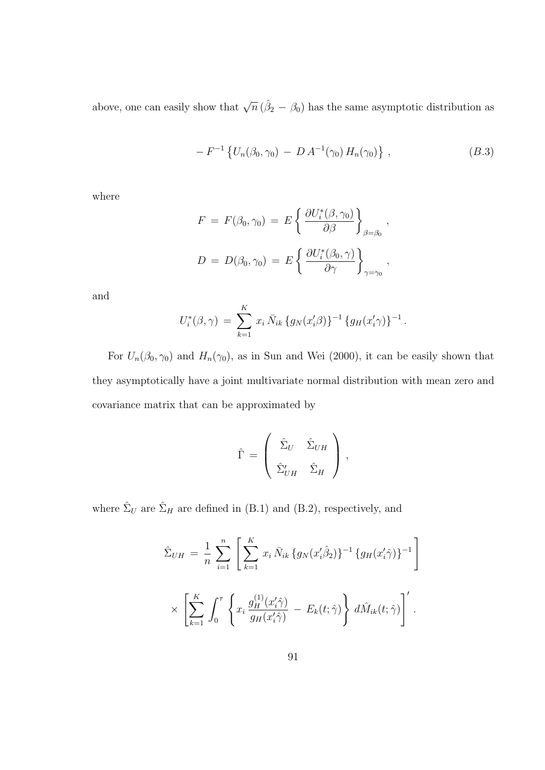above, one can easily show that $\sqrt{n}\,(\hat{\beta}_2 - \beta_0)$ has the same asymptotic distribution as

$$
-\,F^{-1}\left\{U_n(\beta_0,\gamma_0) \,-\, D\,A^{-1}(\gamma_0)\,H_n(\gamma_0)\right\}\,, \tag{B.3}
$$

where

$$
F \,=\, F(\beta_0,\gamma_0) \,=\, E\left\{\frac{\partial U_i^*(\beta,\gamma_0)}{\partial\beta}\right\}_{\beta=\beta_0}\,,
$$

$$
D \,=\, D(\beta_0,\gamma_0) \,=\, E\left\{\frac{\partial U_i^*(\beta_0,\gamma)}{\partial\gamma}\right\}_{\gamma=\gamma_0}\,,
$$

and

$$
U_i^*(\beta,\gamma) \,=\, \sum_{k=1}^{K} x_i\,\bar{N}_{ik}\,\{g_N(x_i'\beta)\}^{-1}\,\{g_H(x_i'\gamma)\}^{-1}\,.
$$

For $U_n(\beta_0,\gamma_0)$ and $H_n(\gamma_0)$, as in Sun and Wei (2000), it can be easily shown that they asymptotically have a joint multivariate normal distribution with mean zero and covariance matrix that can be approximated by

$$
\hat{\Gamma} \,=\, \begin{pmatrix} \hat{\Sigma}_U & \hat{\Sigma}_{UH} \\ \hat{\Sigma}_{UH}' & \hat{\Sigma}_H \end{pmatrix}\,,
$$

where $\hat{\Sigma}_U$ are $\hat{\Sigma}_H$ are defined in (B.1) and (B.2), respectively, and

$$
\hat{\Sigma}_{UH} \,=\, \frac{1}{n}\sum_{i=1}^{n}\left[\sum_{k=1}^{K} x_i\,\bar{N}_{ik}\,\{g_N(x_i'\hat{\beta}_2)\}^{-1}\,\{g_H(x_i'\hat{\gamma})\}^{-1}\right]
$$

$$
\times\left[\sum_{k=1}^{K}\int_0^{\tau}\left\{x_i\,\frac{g_H^{(1)}(x_i'\hat{\gamma})}{g_H(x_i'\hat{\gamma})} \,-\, E_k(t;\hat{\gamma})\right\}\,d\hat{M}_{ik}(t;\hat{\gamma})\right]'\,.
$$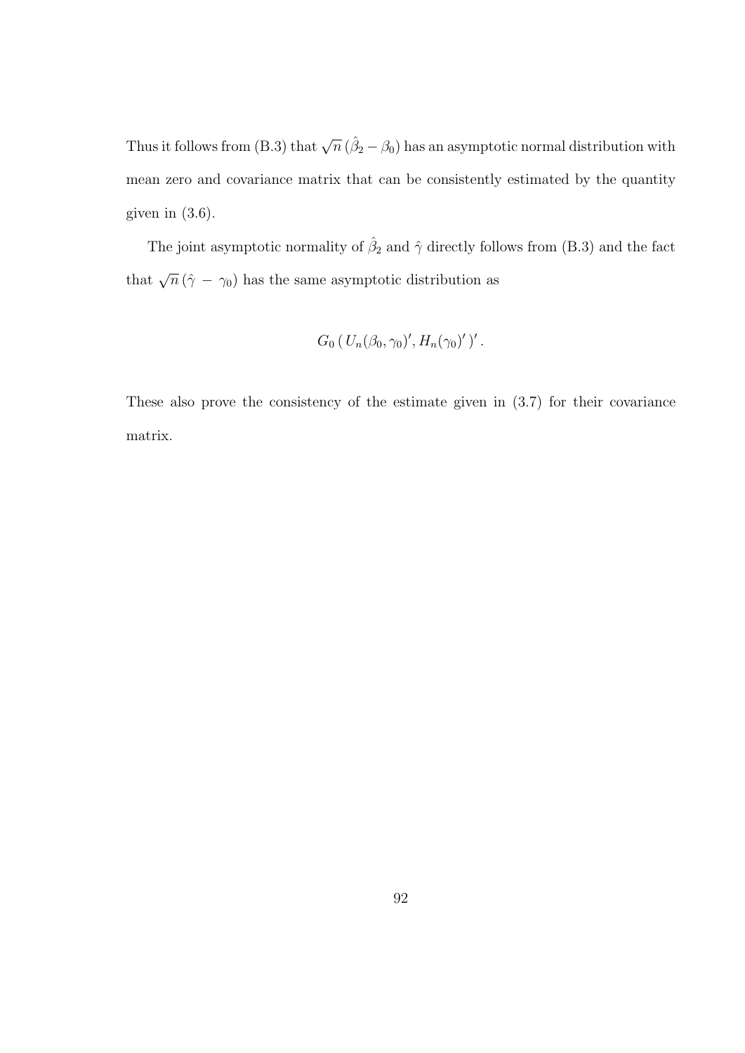Thus it follows from (B.3) that $\sqrt{n}\,(\hat{\beta}_2 - \beta_0)$ has an asymptotic normal distribution with mean zero and covariance matrix that can be consistently estimated by the quantity given in (3.6).

The joint asymptotic normality of $\hat{\beta}_2$ and $\hat{\gamma}$ directly follows from (B.3) and the fact that $\sqrt{n}\,(\hat{\gamma} - \gamma_0)$ has the same asymptotic distribution as

$$G_0\,(\,U_n(\beta_0, \gamma_0)', H_n(\gamma_0)'\,)'\,.$$

These also prove the consistency of the estimate given in (3.7) for their covariance matrix.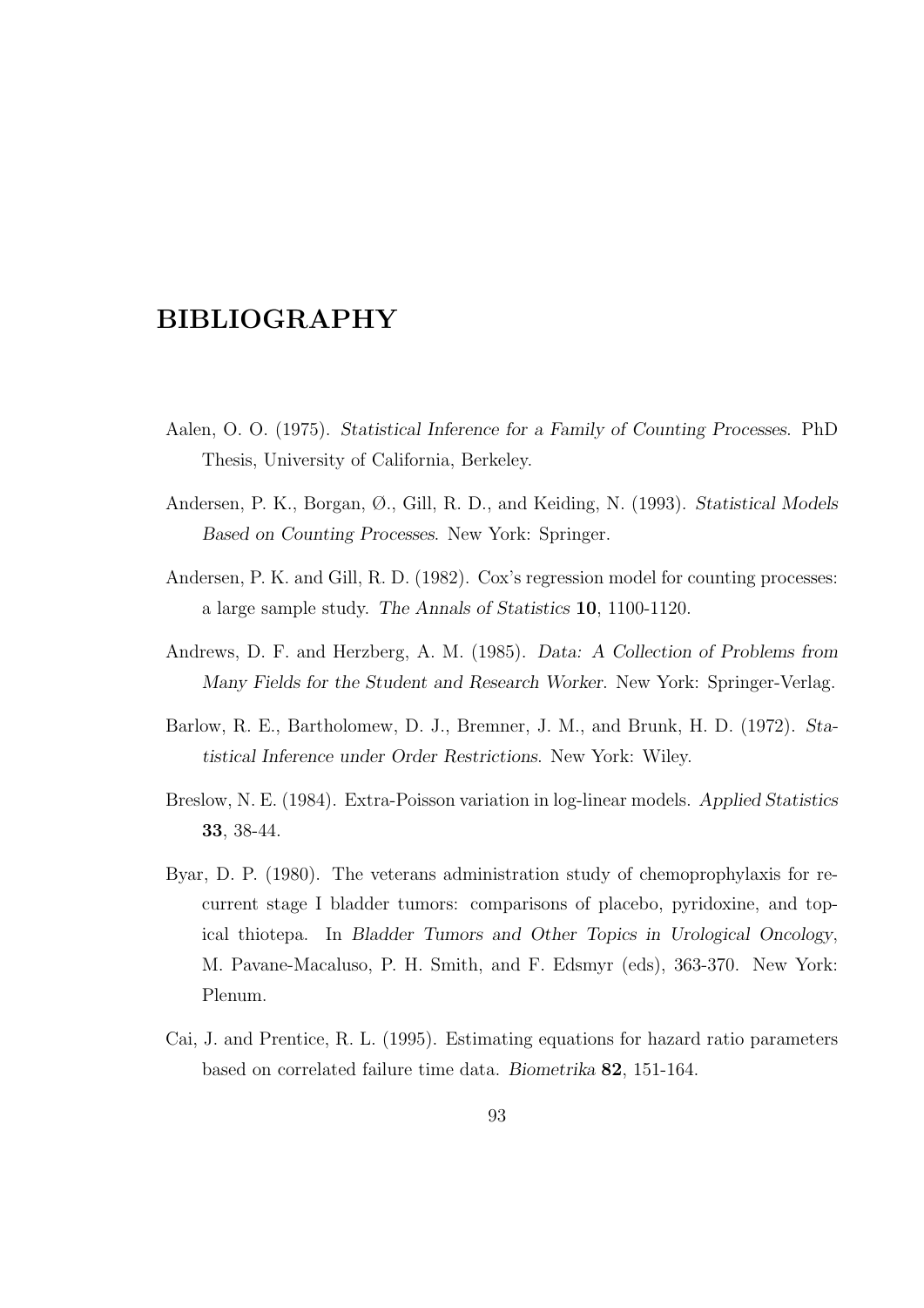# BIBLIOGRAPHY

Aalen, O. O. (1975). *Statistical Inference for a Family of Counting Processes*. PhD Thesis, University of California, Berkeley.

Andersen, P. K., Borgan, Ø., Gill, R. D., and Keiding, N. (1993). *Statistical Models Based on Counting Processes*. New York: Springer.

Andersen, P. K. and Gill, R. D. (1982). Cox's regression model for counting processes: a large sample study. *The Annals of Statistics* **10**, 1100-1120.

Andrews, D. F. and Herzberg, A. M. (1985). *Data: A Collection of Problems from Many Fields for the Student and Research Worker*. New York: Springer-Verlag.

Barlow, R. E., Bartholomew, D. J., Bremner, J. M., and Brunk, H. D. (1972). *Statistical Inference under Order Restrictions*. New York: Wiley.

Breslow, N. E. (1984). Extra-Poisson variation in log-linear models. *Applied Statistics* **33**, 38-44.

Byar, D. P. (1980). The veterans administration study of chemoprophylaxis for recurrent stage I bladder tumors: comparisons of placebo, pyridoxine, and topical thiotepa. In *Bladder Tumors and Other Topics in Urological Oncology*, M. Pavane-Macaluso, P. H. Smith, and F. Edsmyr (eds), 363-370. New York: Plenum.

Cai, J. and Prentice, R. L. (1995). Estimating equations for hazard ratio parameters based on correlated failure time data. *Biometrika* **82**, 151-164.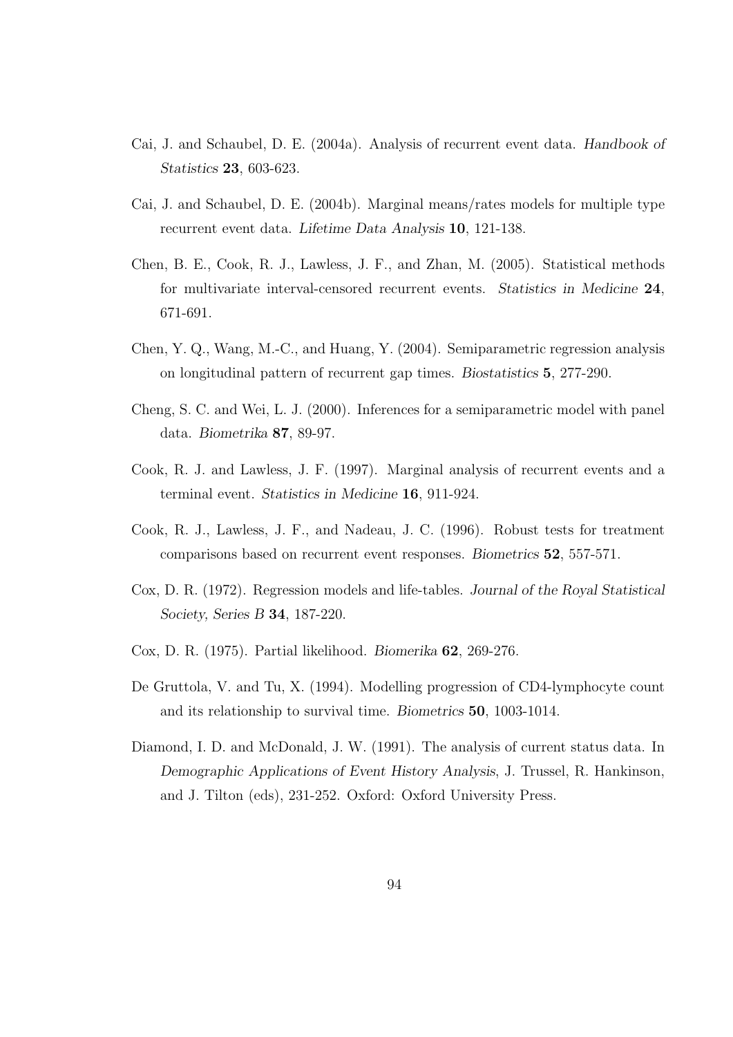Cai, J. and Schaubel, D. E. (2004a). Analysis of recurrent event data. *Handbook of Statistics* **23**, 603-623.

Cai, J. and Schaubel, D. E. (2004b). Marginal means/rates models for multiple type recurrent event data. *Lifetime Data Analysis* **10**, 121-138.

Chen, B. E., Cook, R. J., Lawless, J. F., and Zhan, M. (2005). Statistical methods for multivariate interval-censored recurrent events. *Statistics in Medicine* **24**, 671-691.

Chen, Y. Q., Wang, M.-C., and Huang, Y. (2004). Semiparametric regression analysis on longitudinal pattern of recurrent gap times. *Biostatistics* **5**, 277-290.

Cheng, S. C. and Wei, L. J. (2000). Inferences for a semiparametric model with panel data. *Biometrika* **87**, 89-97.

Cook, R. J. and Lawless, J. F. (1997). Marginal analysis of recurrent events and a terminal event. *Statistics in Medicine* **16**, 911-924.

Cook, R. J., Lawless, J. F., and Nadeau, J. C. (1996). Robust tests for treatment comparisons based on recurrent event responses. *Biometrics* **52**, 557-571.

Cox, D. R. (1972). Regression models and life-tables. *Journal of the Royal Statistical Society, Series B* **34**, 187-220.

Cox, D. R. (1975). Partial likelihood. *Biomerika* **62**, 269-276.

De Gruttola, V. and Tu, X. (1994). Modelling progression of CD4-lymphocyte count and its relationship to survival time. *Biometrics* **50**, 1003-1014.

Diamond, I. D. and McDonald, J. W. (1991). The analysis of current status data. In *Demographic Applications of Event History Analysis*, J. Trussel, R. Hankinson, and J. Tilton (eds), 231-252. Oxford: Oxford University Press.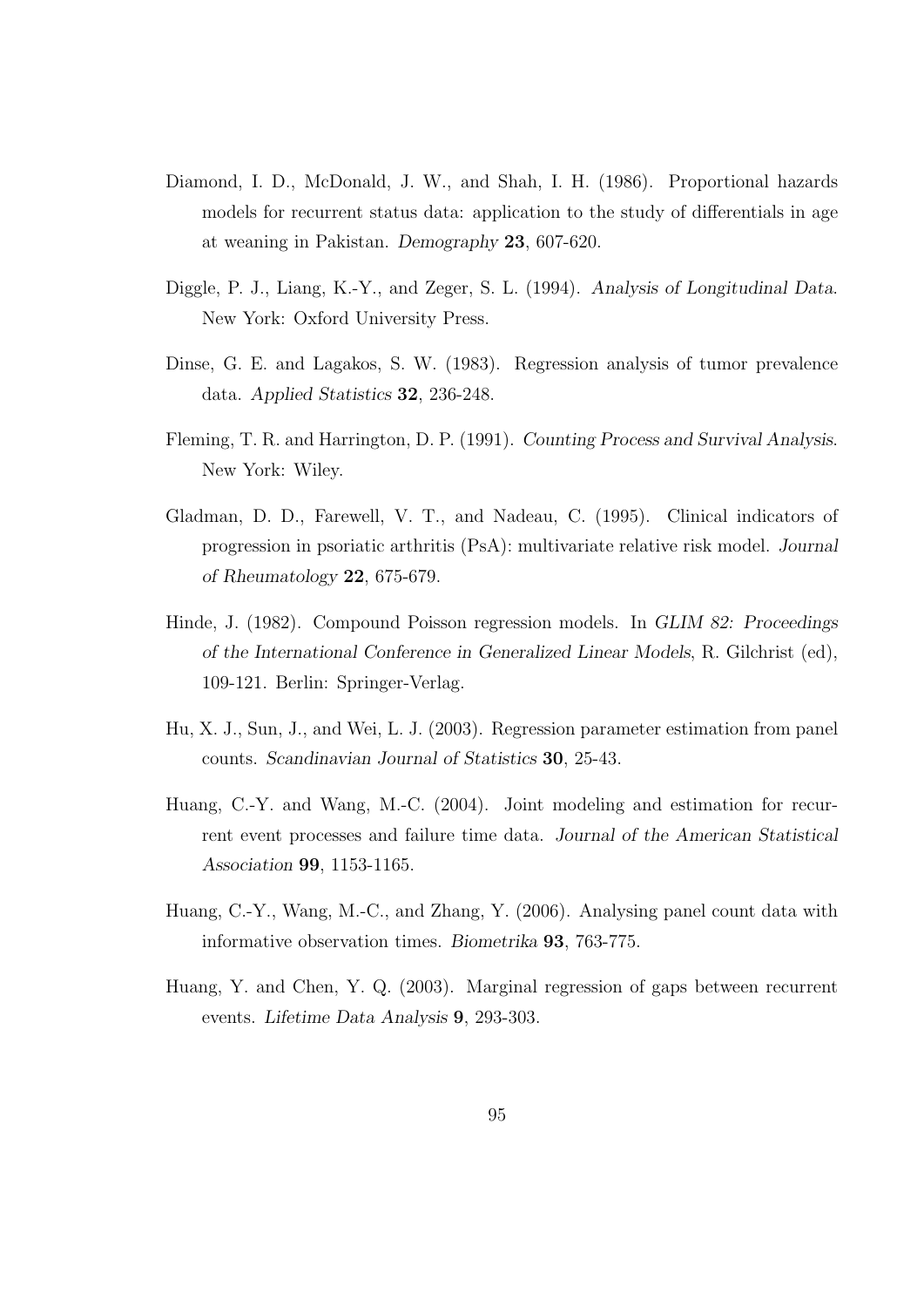Diamond, I. D., McDonald, J. W., and Shah, I. H. (1986). Proportional hazards models for recurrent status data: application to the study of differentials in age at weaning in Pakistan. *Demography* **23**, 607-620.

Diggle, P. J., Liang, K.-Y., and Zeger, S. L. (1994). *Analysis of Longitudinal Data*. New York: Oxford University Press.

Dinse, G. E. and Lagakos, S. W. (1983). Regression analysis of tumor prevalence data. *Applied Statistics* **32**, 236-248.

Fleming, T. R. and Harrington, D. P. (1991). *Counting Process and Survival Analysis*. New York: Wiley.

Gladman, D. D., Farewell, V. T., and Nadeau, C. (1995). Clinical indicators of progression in psoriatic arthritis (PsA): multivariate relative risk model. *Journal of Rheumatology* **22**, 675-679.

Hinde, J. (1982). Compound Poisson regression models. In *GLIM 82: Proceedings of the International Conference in Generalized Linear Models*, R. Gilchrist (ed), 109-121. Berlin: Springer-Verlag.

Hu, X. J., Sun, J., and Wei, L. J. (2003). Regression parameter estimation from panel counts. *Scandinavian Journal of Statistics* **30**, 25-43.

Huang, C.-Y. and Wang, M.-C. (2004). Joint modeling and estimation for recurrent event processes and failure time data. *Journal of the American Statistical Association* **99**, 1153-1165.

Huang, C.-Y., Wang, M.-C., and Zhang, Y. (2006). Analysing panel count data with informative observation times. *Biometrika* **93**, 763-775.

Huang, Y. and Chen, Y. Q. (2003). Marginal regression of gaps between recurrent events. *Lifetime Data Analysis* **9**, 293-303.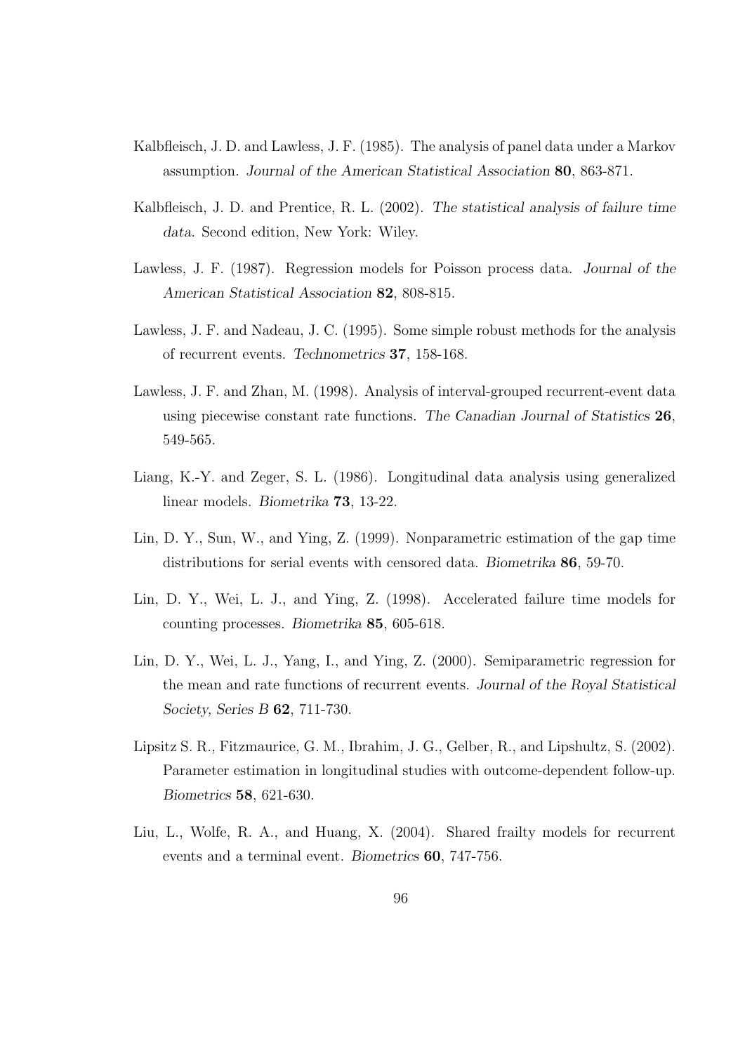Kalbfleisch, J. D. and Lawless, J. F. (1985). The analysis of panel data under a Markov assumption. *Journal of the American Statistical Association* **80**, 863-871.

Kalbfleisch, J. D. and Prentice, R. L. (2002). *The statistical analysis of failure time data*. Second edition, New York: Wiley.

Lawless, J. F. (1987). Regression models for Poisson process data. *Journal of the American Statistical Association* **82**, 808-815.

Lawless, J. F. and Nadeau, J. C. (1995). Some simple robust methods for the analysis of recurrent events. *Technometrics* **37**, 158-168.

Lawless, J. F. and Zhan, M. (1998). Analysis of interval-grouped recurrent-event data using piecewise constant rate functions. *The Canadian Journal of Statistics* **26**, 549-565.

Liang, K.-Y. and Zeger, S. L. (1986). Longitudinal data analysis using generalized linear models. *Biometrika* **73**, 13-22.

Lin, D. Y., Sun, W., and Ying, Z. (1999). Nonparametric estimation of the gap time distributions for serial events with censored data. *Biometrika* **86**, 59-70.

Lin, D. Y., Wei, L. J., and Ying, Z. (1998). Accelerated failure time models for counting processes. *Biometrika* **85**, 605-618.

Lin, D. Y., Wei, L. J., Yang, I., and Ying, Z. (2000). Semiparametric regression for the mean and rate functions of recurrent events. *Journal of the Royal Statistical Society, Series B* **62**, 711-730.

Lipsitz S. R., Fitzmaurice, G. M., Ibrahim, J. G., Gelber, R., and Lipshultz, S. (2002). Parameter estimation in longitudinal studies with outcome-dependent follow-up. *Biometrics* **58**, 621-630.

Liu, L., Wolfe, R. A., and Huang, X. (2004). Shared frailty models for recurrent events and a terminal event. *Biometrics* **60**, 747-756.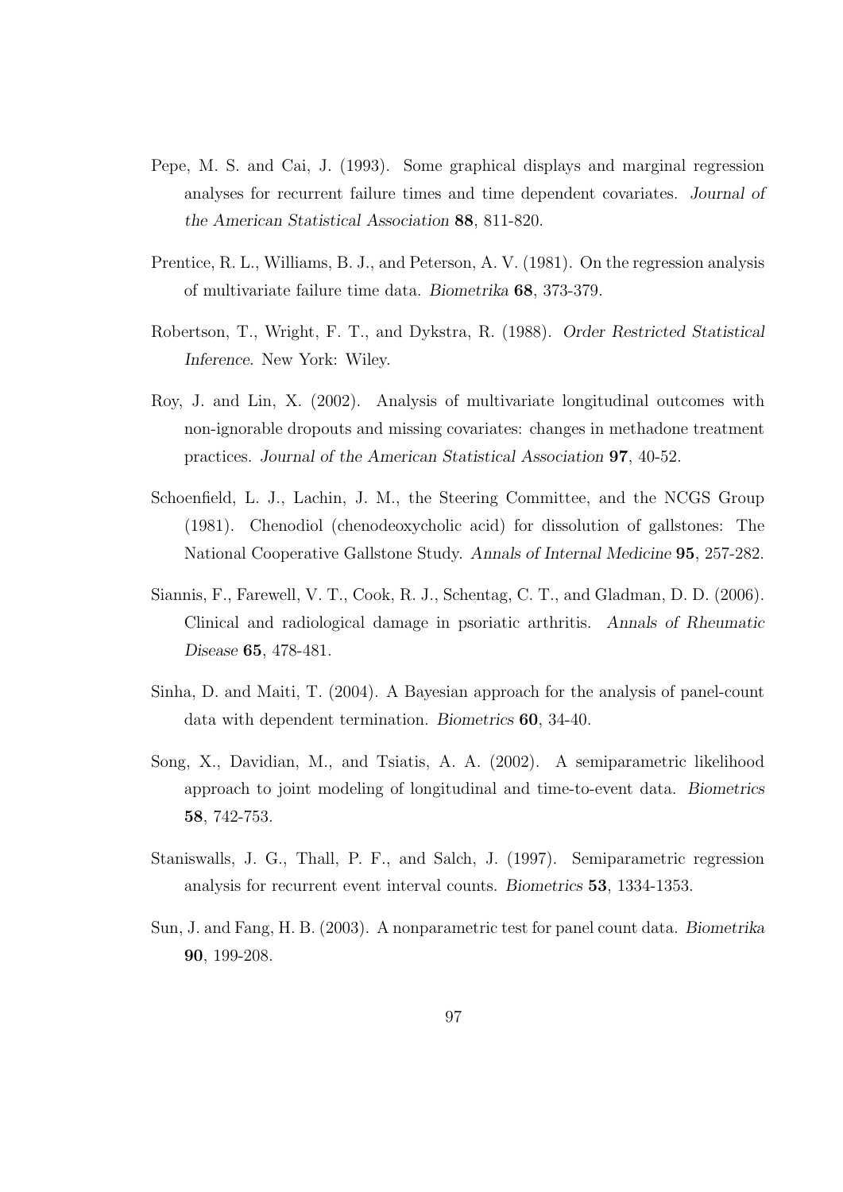Pepe, M. S. and Cai, J. (1993). Some graphical displays and marginal regression analyses for recurrent failure times and time dependent covariates. *Journal of the American Statistical Association* **88**, 811-820.

Prentice, R. L., Williams, B. J., and Peterson, A. V. (1981). On the regression analysis of multivariate failure time data. *Biometrika* **68**, 373-379.

Robertson, T., Wright, F. T., and Dykstra, R. (1988). *Order Restricted Statistical Inference*. New York: Wiley.

Roy, J. and Lin, X. (2002). Analysis of multivariate longitudinal outcomes with non-ignorable dropouts and missing covariates: changes in methadone treatment practices. *Journal of the American Statistical Association* **97**, 40-52.

Schoenfield, L. J., Lachin, J. M., the Steering Committee, and the NCGS Group (1981). Chenodiol (chenodeoxycholic acid) for dissolution of gallstones: The National Cooperative Gallstone Study. *Annals of Internal Medicine* **95**, 257-282.

Siannis, F., Farewell, V. T., Cook, R. J., Schentag, C. T., and Gladman, D. D. (2006). Clinical and radiological damage in psoriatic arthritis. *Annals of Rheumatic Disease* **65**, 478-481.

Sinha, D. and Maiti, T. (2004). A Bayesian approach for the analysis of panel-count data with dependent termination. *Biometrics* **60**, 34-40.

Song, X., Davidian, M., and Tsiatis, A. A. (2002). A semiparametric likelihood approach to joint modeling of longitudinal and time-to-event data. *Biometrics* **58**, 742-753.

Staniswalls, J. G., Thall, P. F., and Salch, J. (1997). Semiparametric regression analysis for recurrent event interval counts. *Biometrics* **53**, 1334-1353.

Sun, J. and Fang, H. B. (2003). A nonparametric test for panel count data. *Biometrika* **90**, 199-208.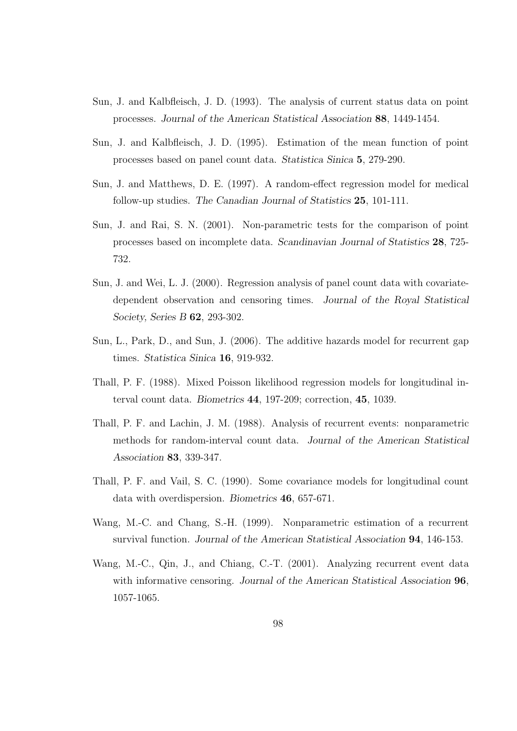Sun, J. and Kalbfleisch, J. D. (1993). The analysis of current status data on point processes. *Journal of the American Statistical Association* **88**, 1449-1454.

Sun, J. and Kalbfleisch, J. D. (1995). Estimation of the mean function of point processes based on panel count data. *Statistica Sinica* **5**, 279-290.

Sun, J. and Matthews, D. E. (1997). A random-effect regression model for medical follow-up studies. *The Canadian Journal of Statistics* **25**, 101-111.

Sun, J. and Rai, S. N. (2001). Non-parametric tests for the comparison of point processes based on incomplete data. *Scandinavian Journal of Statistics* **28**, 725-732.

Sun, J. and Wei, L. J. (2000). Regression analysis of panel count data with covariate-dependent observation and censoring times. *Journal of the Royal Statistical Society, Series B* **62**, 293-302.

Sun, L., Park, D., and Sun, J. (2006). The additive hazards model for recurrent gap times. *Statistica Sinica* **16**, 919-932.

Thall, P. F. (1988). Mixed Poisson likelihood regression models for longitudinal interval count data. *Biometrics* **44**, 197-209; correction, **45**, 1039.

Thall, P. F. and Lachin, J. M. (1988). Analysis of recurrent events: nonparametric methods for random-interval count data. *Journal of the American Statistical Association* **83**, 339-347.

Thall, P. F. and Vail, S. C. (1990). Some covariance models for longitudinal count data with overdispersion. *Biometrics* **46**, 657-671.

Wang, M.-C. and Chang, S.-H. (1999). Nonparametric estimation of a recurrent survival function. *Journal of the American Statistical Association* **94**, 146-153.

Wang, M.-C., Qin, J., and Chiang, C.-T. (2001). Analyzing recurrent event data with informative censoring. *Journal of the American Statistical Association* **96**, 1057-1065.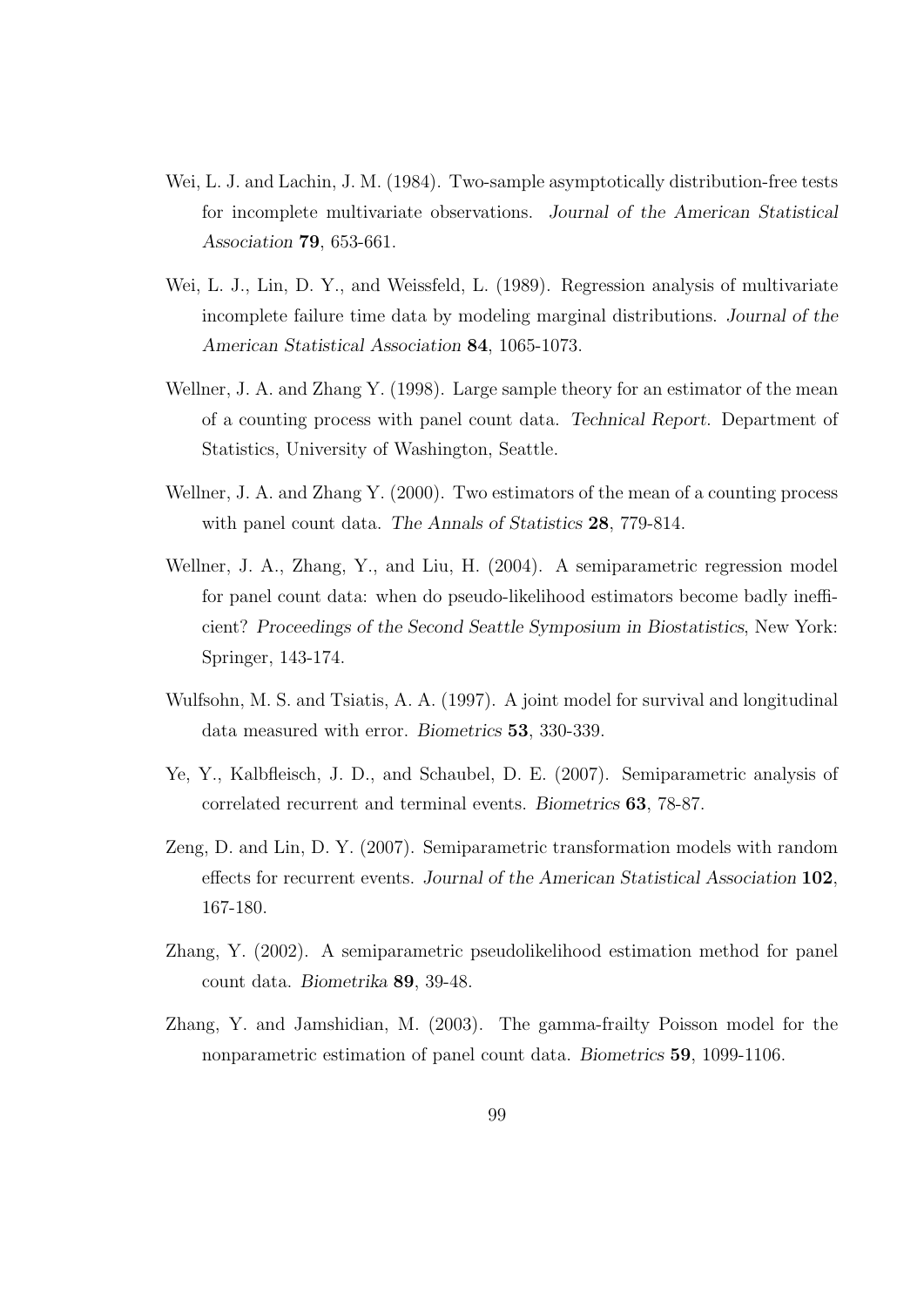Wei, L. J. and Lachin, J. M. (1984). Two-sample asymptotically distribution-free tests for incomplete multivariate observations. *Journal of the American Statistical Association* **79**, 653-661.

Wei, L. J., Lin, D. Y., and Weissfeld, L. (1989). Regression analysis of multivariate incomplete failure time data by modeling marginal distributions. *Journal of the American Statistical Association* **84**, 1065-1073.

Wellner, J. A. and Zhang Y. (1998). Large sample theory for an estimator of the mean of a counting process with panel count data. *Technical Report*. Department of Statistics, University of Washington, Seattle.

Wellner, J. A. and Zhang Y. (2000). Two estimators of the mean of a counting process with panel count data. *The Annals of Statistics* **28**, 779-814.

Wellner, J. A., Zhang, Y., and Liu, H. (2004). A semiparametric regression model for panel count data: when do pseudo-likelihood estimators become badly inefficient? *Proceedings of the Second Seattle Symposium in Biostatistics*, New York: Springer, 143-174.

Wulfsohn, M. S. and Tsiatis, A. A. (1997). A joint model for survival and longitudinal data measured with error. *Biometrics* **53**, 330-339.

Ye, Y., Kalbfleisch, J. D., and Schaubel, D. E. (2007). Semiparametric analysis of correlated recurrent and terminal events. *Biometrics* **63**, 78-87.

Zeng, D. and Lin, D. Y. (2007). Semiparametric transformation models with random effects for recurrent events. *Journal of the American Statistical Association* **102**, 167-180.

Zhang, Y. (2002). A semiparametric pseudolikelihood estimation method for panel count data. *Biometrika* **89**, 39-48.

Zhang, Y. and Jamshidian, M. (2003). The gamma-frailty Poisson model for the nonparametric estimation of panel count data. *Biometrics* **59**, 1099-1106.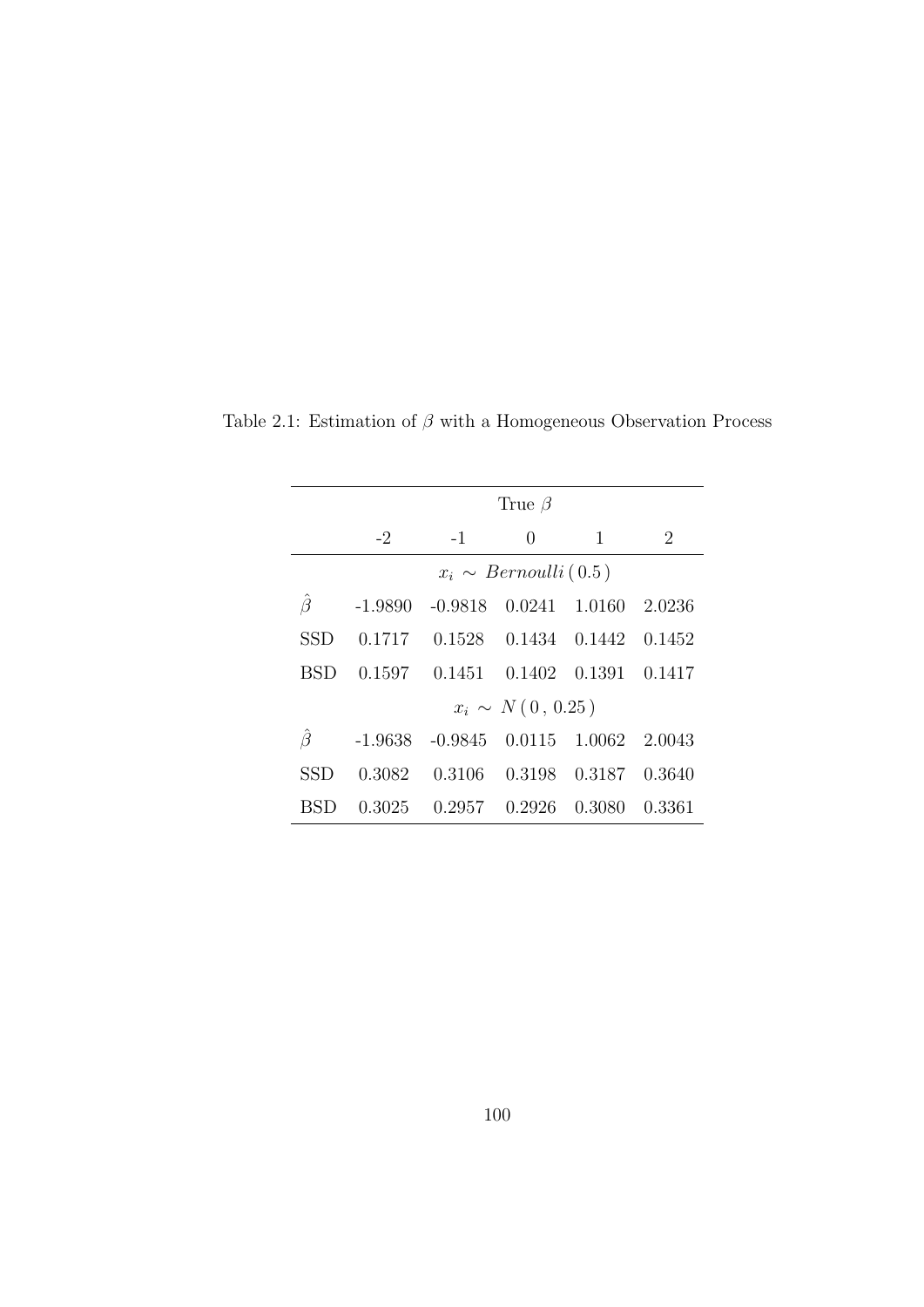Table 2.1: Estimation of $\beta$ with a Homogeneous Observation Process

| | True $\beta$ | | | | |
|---|---|---|---|---|---|
| | -2 | -1 | 0 | 1 | 2 |
| | $x_i \sim Bernoulli\,(0.5)$ | | | | |
| $\hat{\beta}$ | -1.9890 | -0.9818 | 0.0241 | 1.0160 | 2.0236 |
| SSD | 0.1717 | 0.1528 | 0.1434 | 0.1442 | 0.1452 |
| BSD | 0.1597 | 0.1451 | 0.1402 | 0.1391 | 0.1417 |
| | $x_i \sim N\,(0\,,\,0.25)$ | | | | |
| $\hat{\beta}$ | -1.9638 | -0.9845 | 0.0115 | 1.0062 | 2.0043 |
| SSD | 0.3082 | 0.3106 | 0.3198 | 0.3187 | 0.3640 |
| BSD | 0.3025 | 0.2957 | 0.2926 | 0.3080 | 0.3361 |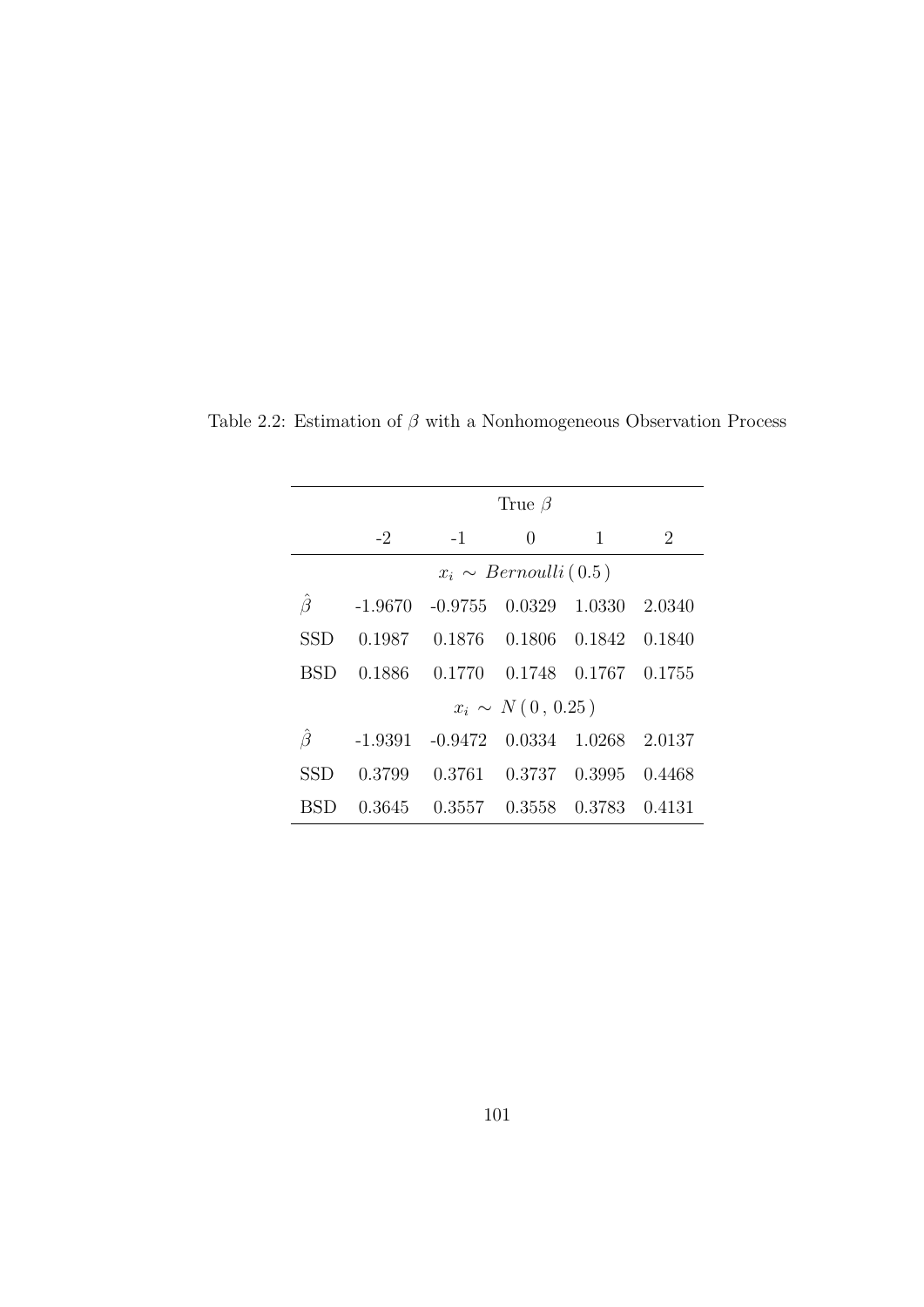Table 2.2: Estimation of $\beta$ with a Nonhomogeneous Observation Process

| | True $\beta$ | | | | |
|---|---|---|---|---|---|
| | -2 | -1 | 0 | 1 | 2 |
| | $x_i \sim Bernoulli\,(0.5)$ | | | | |
| $\hat{\beta}$ | -1.9670 | -0.9755 | 0.0329 | 1.0330 | 2.0340 |
| SSD | 0.1987 | 0.1876 | 0.1806 | 0.1842 | 0.1840 |
| BSD | 0.1886 | 0.1770 | 0.1748 | 0.1767 | 0.1755 |
| | $x_i \sim N\,(0\,,\,0.25)$ | | | | |
| $\hat{\beta}$ | -1.9391 | -0.9472 | 0.0334 | 1.0268 | 2.0137 |
| SSD | 0.3799 | 0.3761 | 0.3737 | 0.3995 | 0.4468 |
| BSD | 0.3645 | 0.3557 | 0.3558 | 0.3783 | 0.4131 |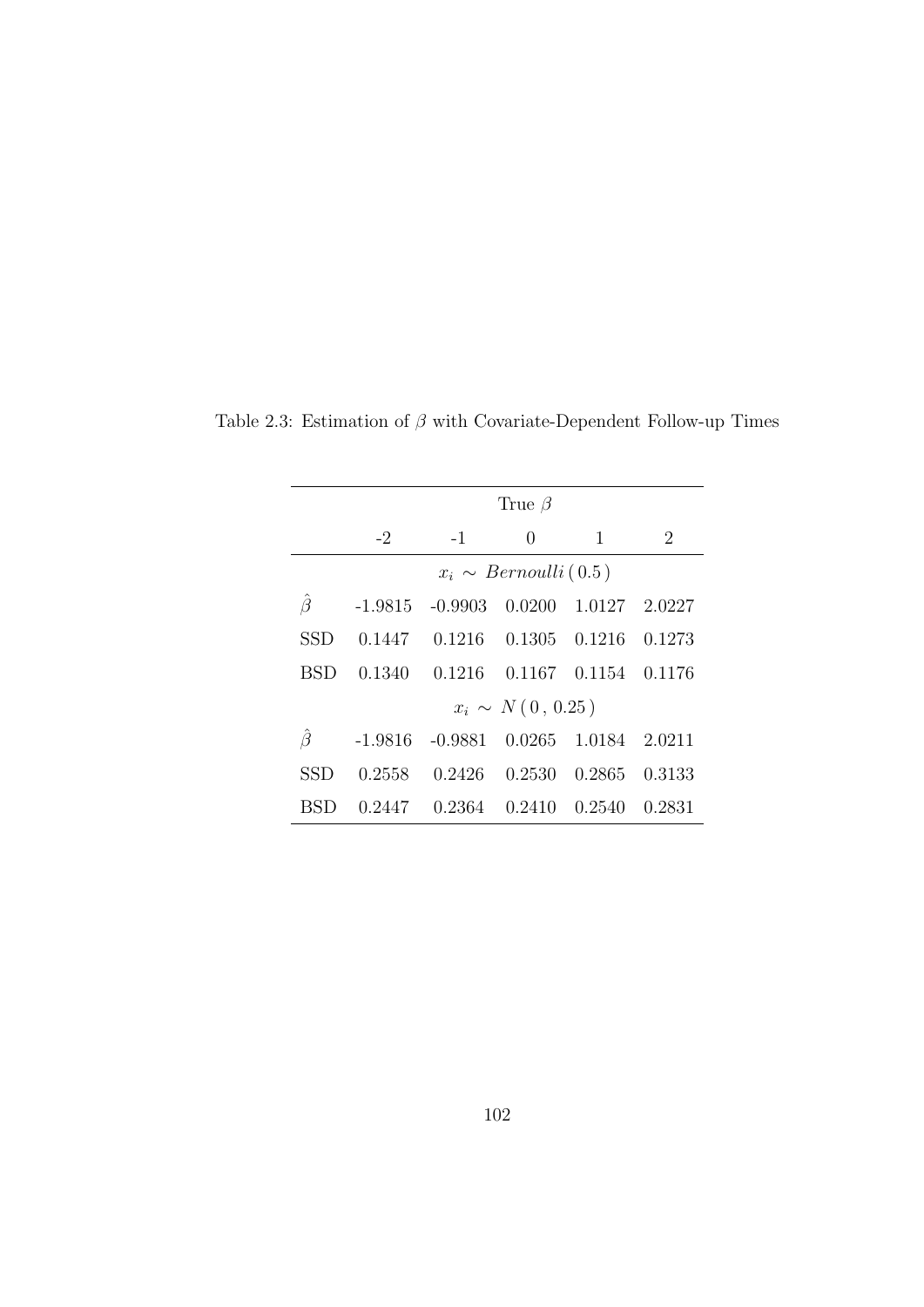Table 2.3: Estimation of $\beta$ with Covariate-Dependent Follow-up Times

| | True $\beta$ | | | | |
|---|---|---|---|---|---|
| | -2 | -1 | 0 | 1 | 2 |
| | $x_i \sim Bernoulli\,(0.5)$ | | | | |
| $\hat{\beta}$ | -1.9815 | -0.9903 | 0.0200 | 1.0127 | 2.0227 |
| SSD | 0.1447 | 0.1216 | 0.1305 | 0.1216 | 0.1273 |
| BSD | 0.1340 | 0.1216 | 0.1167 | 0.1154 | 0.1176 |
| | $x_i \sim N\,(0\,,\,0.25)$ | | | | |
| $\hat{\beta}$ | -1.9816 | -0.9881 | 0.0265 | 1.0184 | 2.0211 |
| SSD | 0.2558 | 0.2426 | 0.2530 | 0.2865 | 0.3133 |
| BSD | 0.2447 | 0.2364 | 0.2410 | 0.2540 | 0.2831 |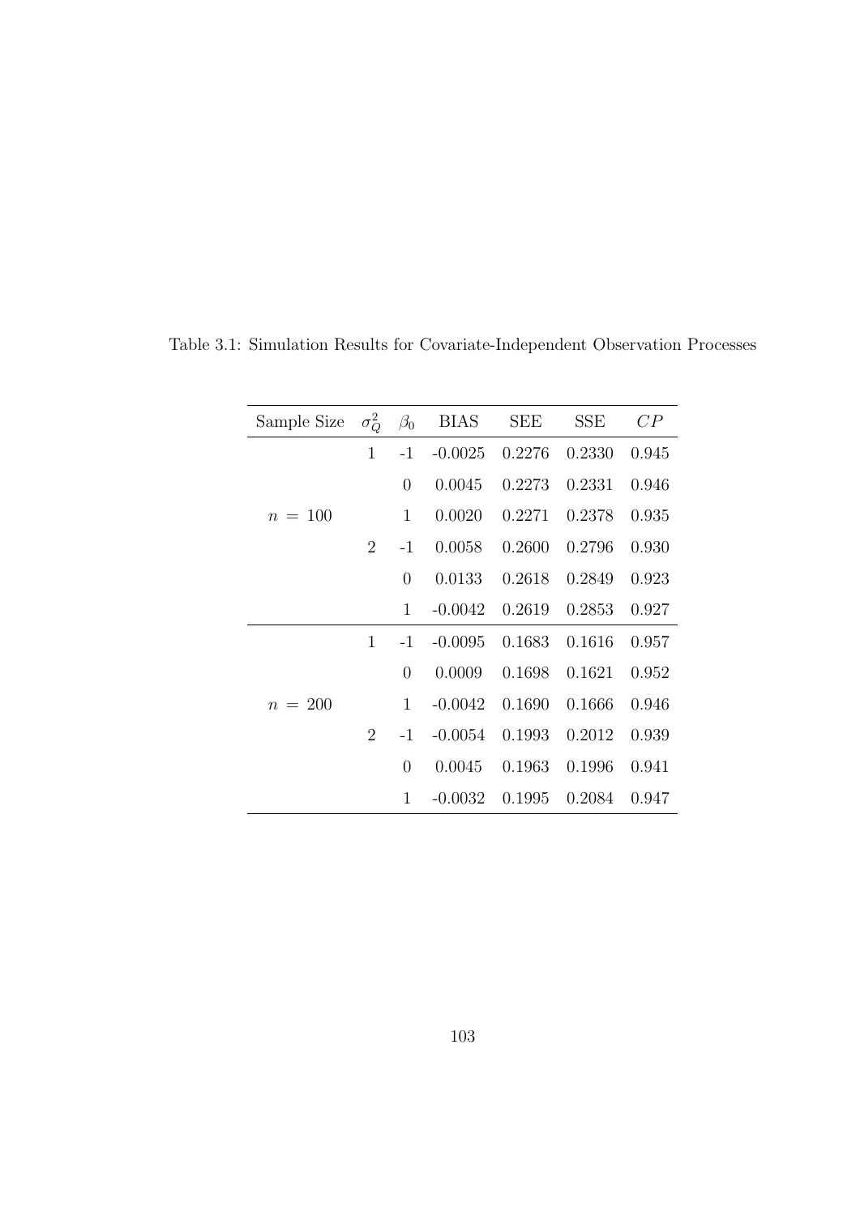Table 3.1: Simulation Results for Covariate-Independent Observation Processes

| Sample Size | $\sigma_Q^2$ | $\beta_0$ | BIAS | SEE | SSE | $CP$ |
|---|---|---|---|---|---|---|
| $n$ = 100 | 1 | -1 | -0.0025 | 0.2276 | 0.2330 | 0.945 |
| | | 0 | 0.0045 | 0.2273 | 0.2331 | 0.946 |
| | | 1 | 0.0020 | 0.2271 | 0.2378 | 0.935 |
| | 2 | -1 | 0.0058 | 0.2600 | 0.2796 | 0.930 |
| | | 0 | 0.0133 | 0.2618 | 0.2849 | 0.923 |
| | | 1 | -0.0042 | 0.2619 | 0.2853 | 0.927 |
| $n$ = 200 | 1 | -1 | -0.0095 | 0.1683 | 0.1616 | 0.957 |
| | | 0 | 0.0009 | 0.1698 | 0.1621 | 0.952 |
| | | 1 | -0.0042 | 0.1690 | 0.1666 | 0.946 |
| | 2 | -1 | -0.0054 | 0.1993 | 0.2012 | 0.939 |
| | | 0 | 0.0045 | 0.1963 | 0.1996 | 0.941 |
| | | 1 | -0.0032 | 0.1995 | 0.2084 | 0.947 |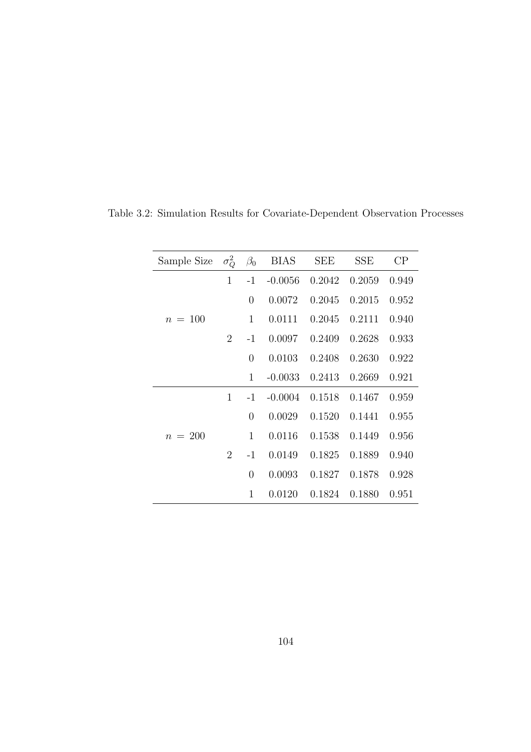Table 3.2: Simulation Results for Covariate-Dependent Observation Processes

| Sample Size | $\sigma_Q^2$ | $\beta_0$ | BIAS | SEE | SSE | CP |
|---|---|---|---|---|---|---|
| | 1 | -1 | -0.0056 | 0.2042 | 0.2059 | 0.949 |
| | | 0 | 0.0072 | 0.2045 | 0.2015 | 0.952 |
| $n = 100$ | | 1 | 0.0111 | 0.2045 | 0.2111 | 0.940 |
| | 2 | -1 | 0.0097 | 0.2409 | 0.2628 | 0.933 |
| | | 0 | 0.0103 | 0.2408 | 0.2630 | 0.922 |
| | | 1 | -0.0033 | 0.2413 | 0.2669 | 0.921 |
| | 1 | -1 | -0.0004 | 0.1518 | 0.1467 | 0.959 |
| | | 0 | 0.0029 | 0.1520 | 0.1441 | 0.955 |
| $n = 200$ | | 1 | 0.0116 | 0.1538 | 0.1449 | 0.956 |
| | 2 | -1 | 0.0149 | 0.1825 | 0.1889 | 0.940 |
| | | 0 | 0.0093 | 0.1827 | 0.1878 | 0.928 |
| | | 1 | 0.0120 | 0.1824 | 0.1880 | 0.951 |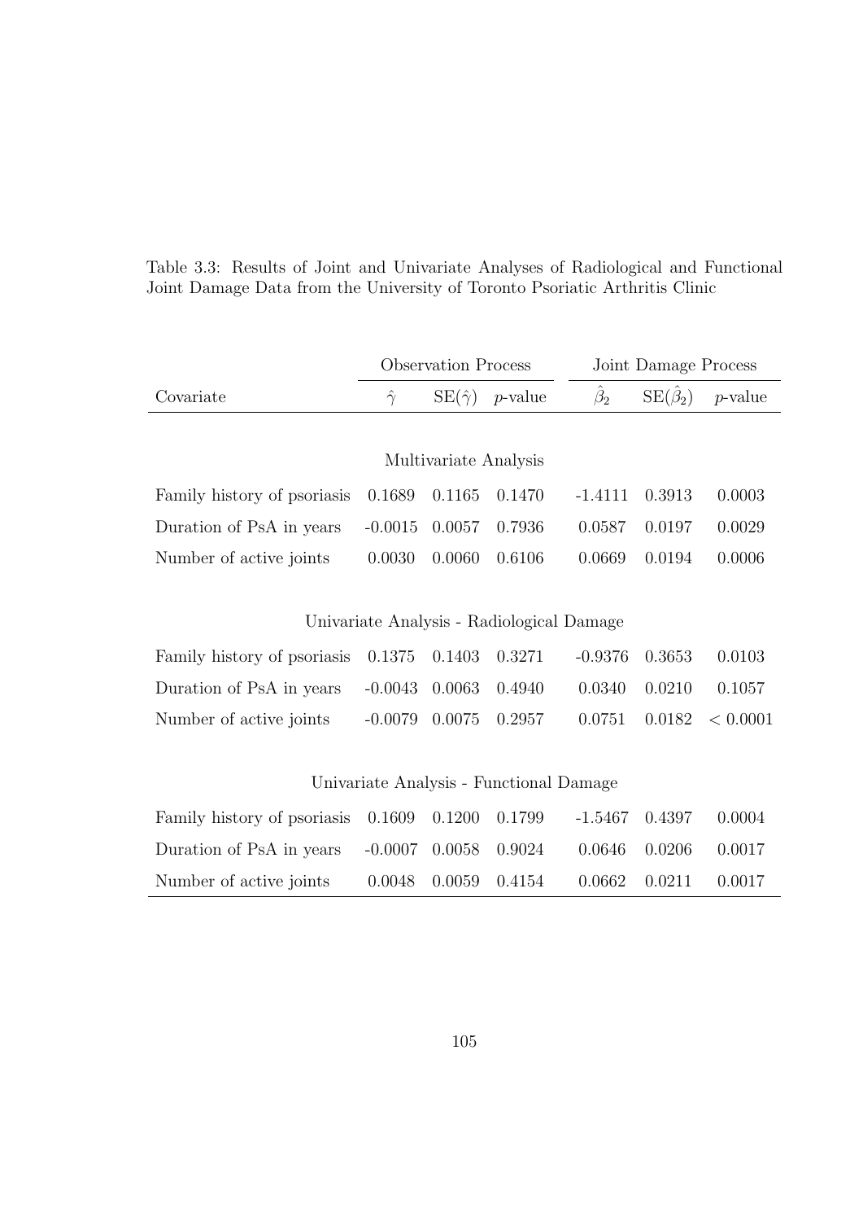Table 3.3: Results of Joint and Univariate Analyses of Radiological and Functional Joint Damage Data from the University of Toronto Psoriatic Arthritis Clinic

| | Observation Process | | | Joint Damage Process | | |
|---|---|---|---|---|---|---|
| Covariate | $\hat{\gamma}$ | $\mathrm{SE}(\hat{\gamma})$ | $p$-value | $\hat{\beta}_2$ | $\mathrm{SE}(\hat{\beta}_2)$ | $p$-value |
| **Multivariate Analysis** | | | | | | |
| Family history of psoriasis | 0.1689 | 0.1165 | 0.1470 | -1.4111 | 0.3913 | 0.0003 |
| Duration of PsA in years | -0.0015 | 0.0057 | 0.7936 | 0.0587 | 0.0197 | 0.0029 |
| Number of active joints | 0.0030 | 0.0060 | 0.6106 | 0.0669 | 0.0194 | 0.0006 |
| **Univariate Analysis - Radiological Damage** | | | | | | |
| Family history of psoriasis | 0.1375 | 0.1403 | 0.3271 | -0.9376 | 0.3653 | 0.0103 |
| Duration of PsA in years | -0.0043 | 0.0063 | 0.4940 | 0.0340 | 0.0210 | 0.1057 |
| Number of active joints | -0.0079 | 0.0075 | 0.2957 | 0.0751 | 0.0182 | $< 0.0001$ |
| **Univariate Analysis - Functional Damage** | | | | | | |
| Family history of psoriasis | 0.1609 | 0.1200 | 0.1799 | -1.5467 | 0.4397 | 0.0004 |
| Duration of PsA in years | -0.0007 | 0.0058 | 0.9024 | 0.0646 | 0.0206 | 0.0017 |
| Number of active joints | 0.0048 | 0.0059 | 0.4154 | 0.0662 | 0.0211 | 0.0017 |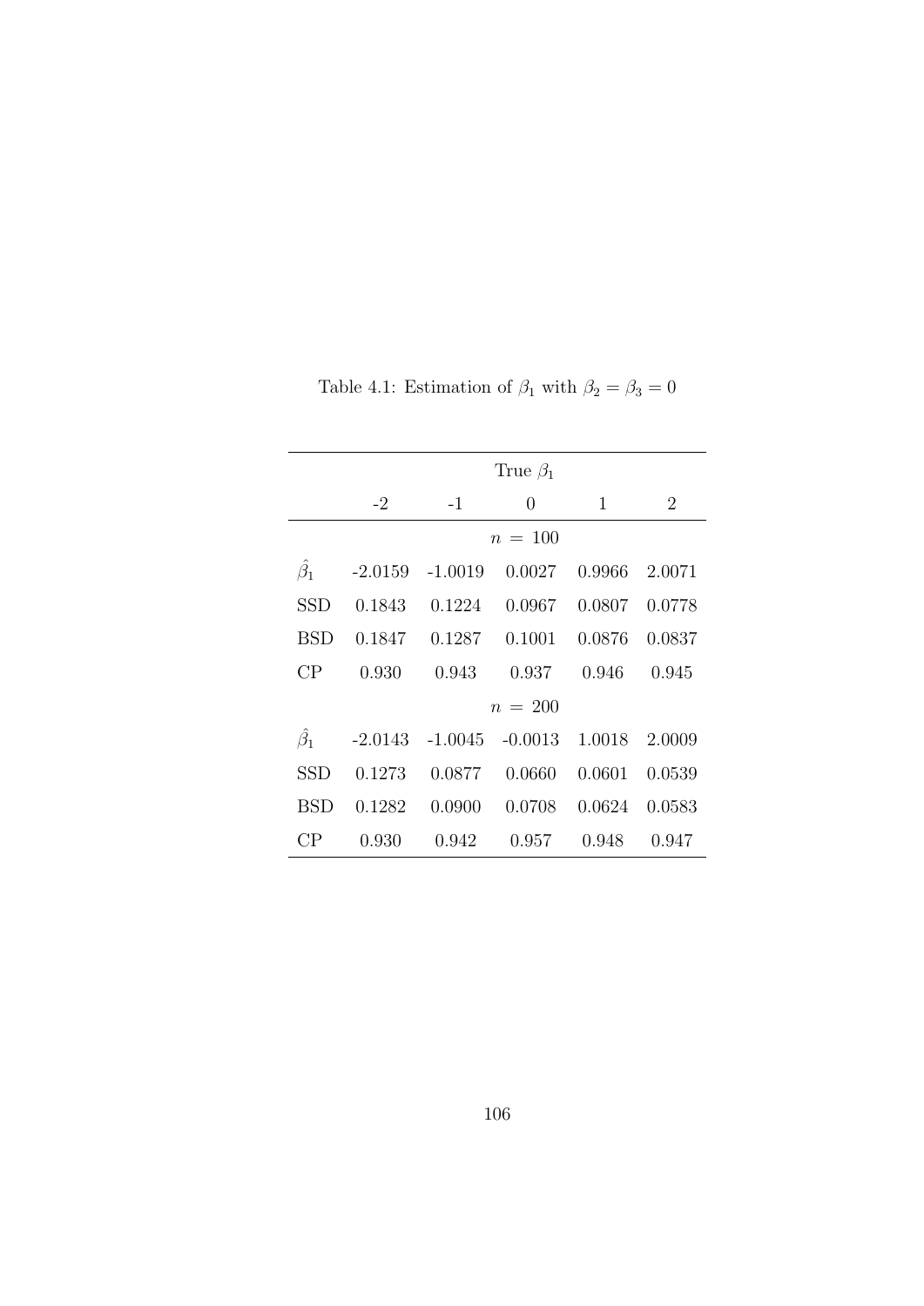Table 4.1: Estimation of $\beta_1$ with $\beta_2 = \beta_3 = 0$

| | True $\beta_1$ | | | | |
|---|---|---|---|---|---|
| | -2 | -1 | 0 | 1 | 2 |
| | | | $n = 100$ | | |
| $\hat{\beta}_1$ | -2.0159 | -1.0019 | 0.0027 | 0.9966 | 2.0071 |
| SSD | 0.1843 | 0.1224 | 0.0967 | 0.0807 | 0.0778 |
| BSD | 0.1847 | 0.1287 | 0.1001 | 0.0876 | 0.0837 |
| CP | 0.930 | 0.943 | 0.937 | 0.946 | 0.945 |
| | | | $n = 200$ | | |
| $\hat{\beta}_1$ | -2.0143 | -1.0045 | -0.0013 | 1.0018 | 2.0009 |
| SSD | 0.1273 | 0.0877 | 0.0660 | 0.0601 | 0.0539 |
| BSD | 0.1282 | 0.0900 | 0.0708 | 0.0624 | 0.0583 |
| CP | 0.930 | 0.942 | 0.957 | 0.948 | 0.947 |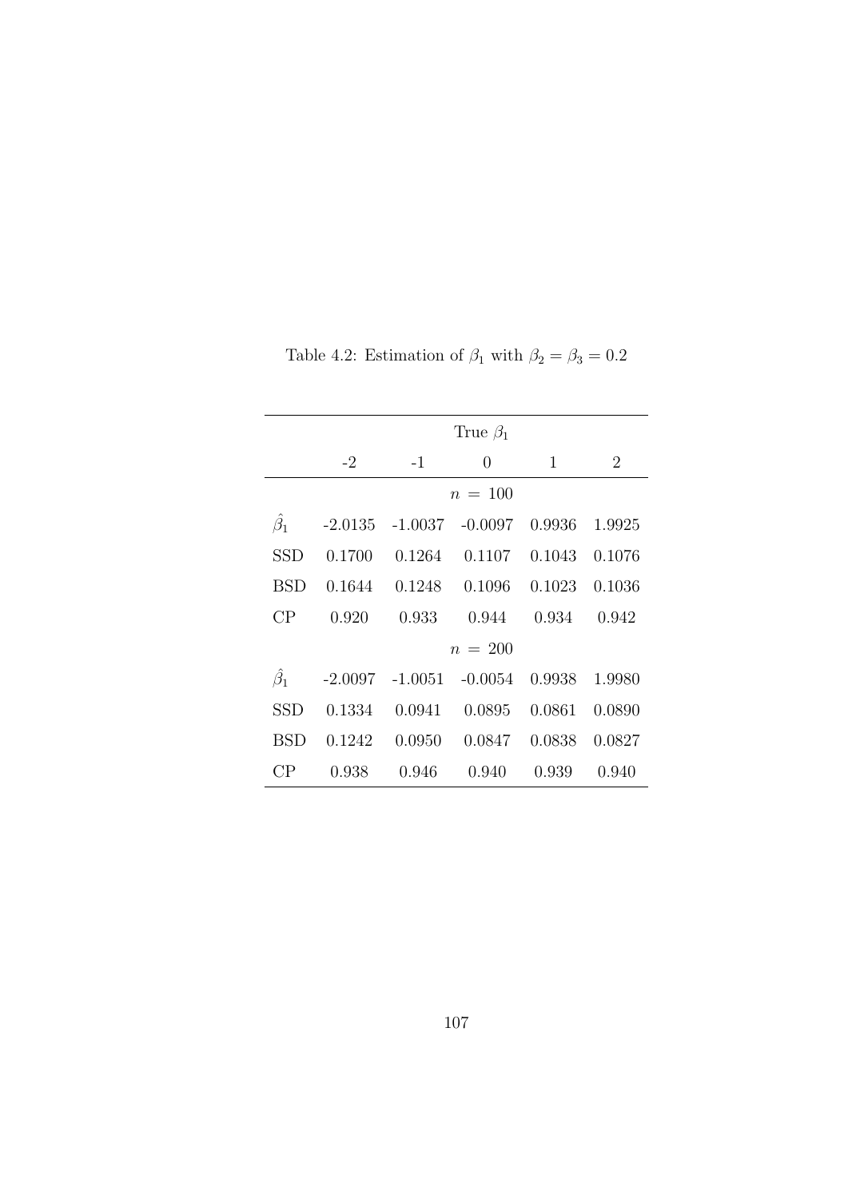Table 4.2: Estimation of $\beta_1$ with $\beta_2 = \beta_3 = 0.2$

| | True $\beta_1$ | | | | |
|---|---|---|---|---|---|
| | -2 | -1 | 0 | 1 | 2 |
| | | | $n = 100$ | | |
| $\hat{\beta}_1$ | -2.0135 | -1.0037 | -0.0097 | 0.9936 | 1.9925 |
| SSD | 0.1700 | 0.1264 | 0.1107 | 0.1043 | 0.1076 |
| BSD | 0.1644 | 0.1248 | 0.1096 | 0.1023 | 0.1036 |
| CP | 0.920 | 0.933 | 0.944 | 0.934 | 0.942 |
| | | | $n = 200$ | | |
| $\hat{\beta}_1$ | -2.0097 | -1.0051 | -0.0054 | 0.9938 | 1.9980 |
| SSD | 0.1334 | 0.0941 | 0.0895 | 0.0861 | 0.0890 |
| BSD | 0.1242 | 0.0950 | 0.0847 | 0.0838 | 0.0827 |
| CP | 0.938 | 0.946 | 0.940 | 0.939 | 0.940 |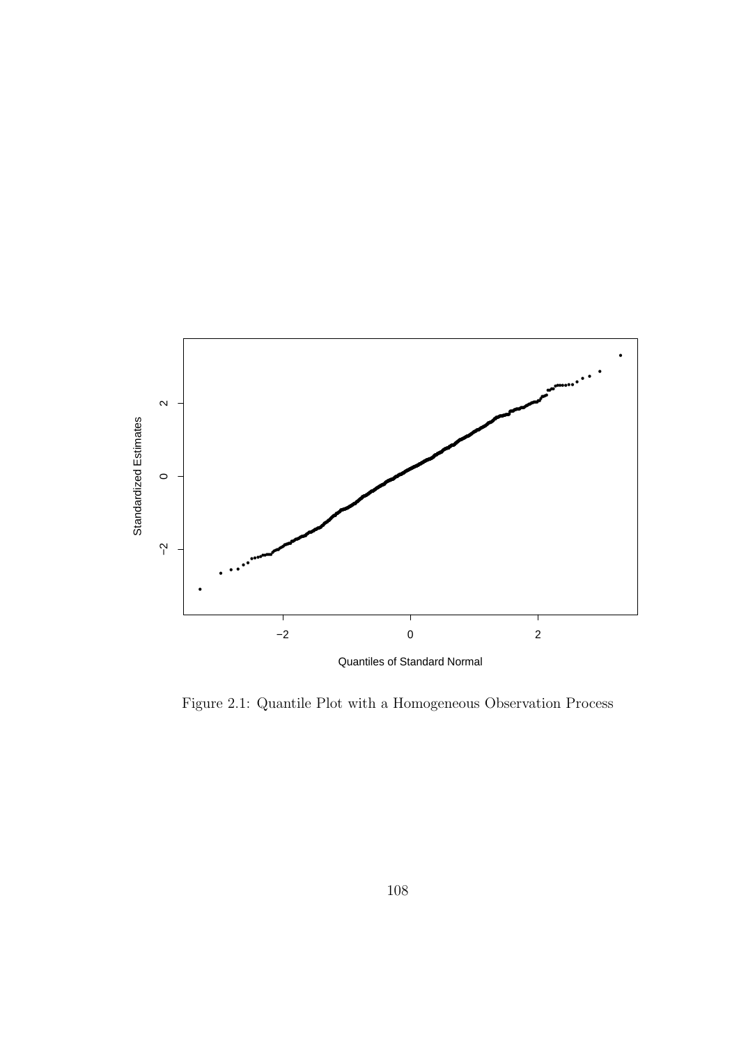Figure 2.1: Quantile Plot with a Homogeneous Observation Process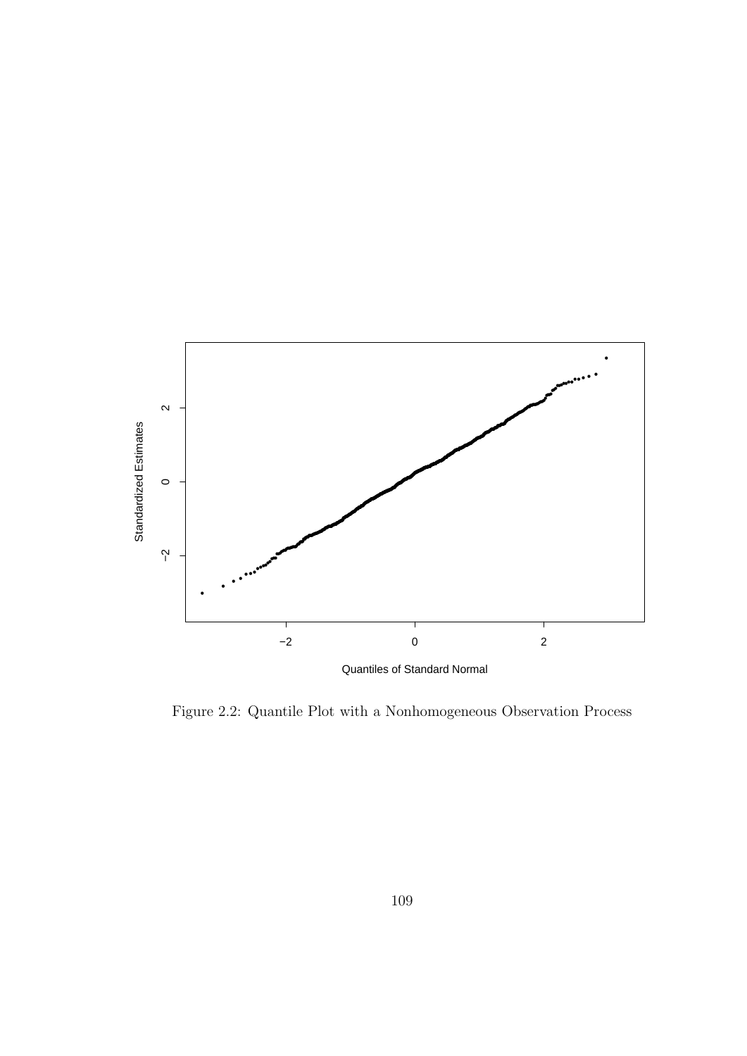Figure 2.2: Quantile Plot with a Nonhomogeneous Observation Process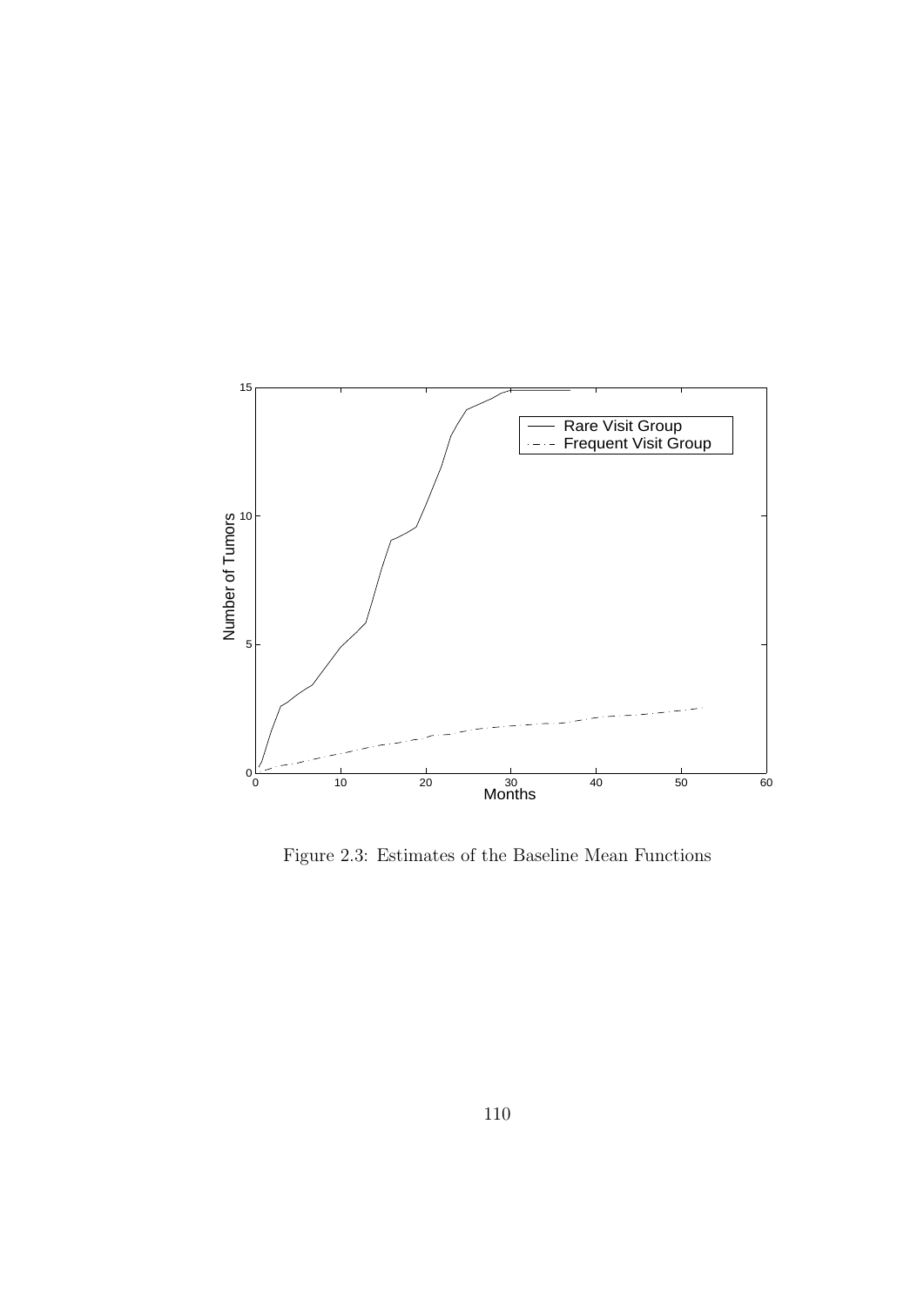Figure 2.3: Estimates of the Baseline Mean Functions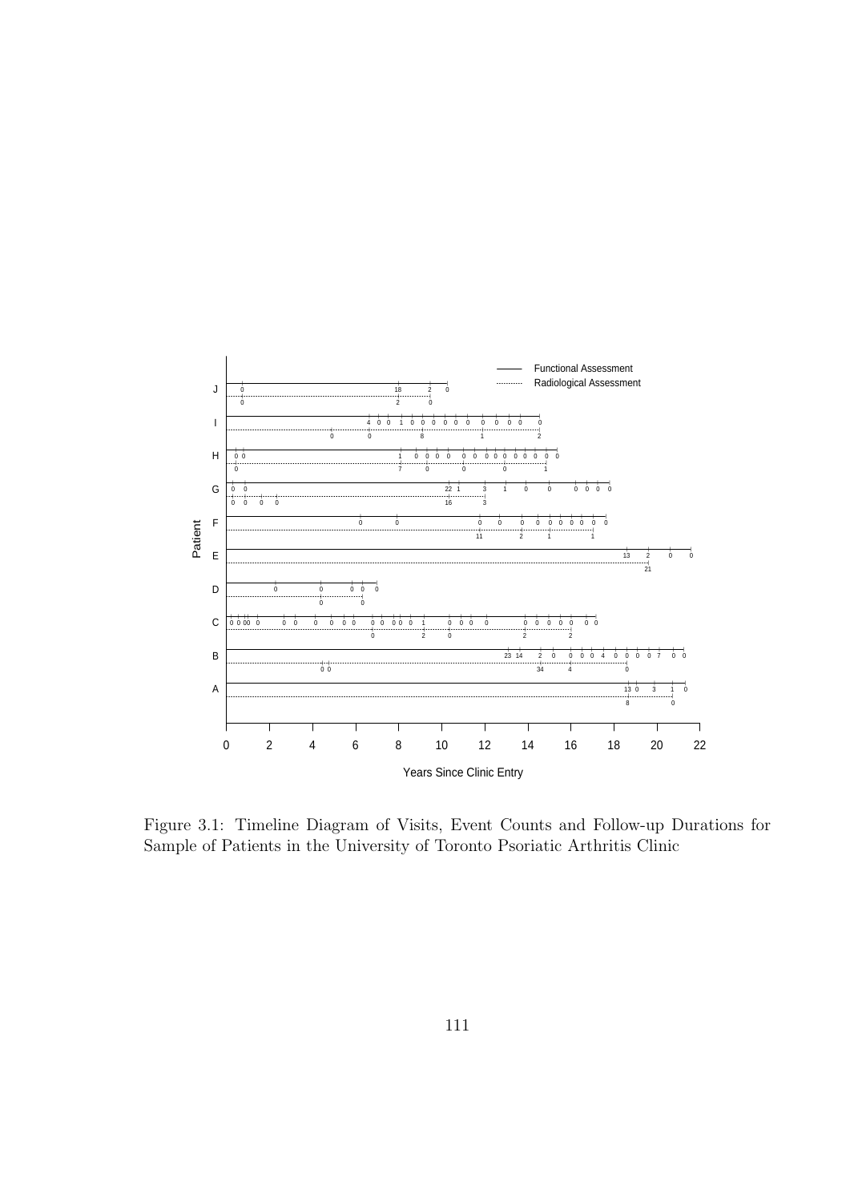Figure 3.1: Timeline Diagram of Visits, Event Counts and Follow-up Durations for Sample of Patients in the University of Toronto Psoriatic Arthritis Clinic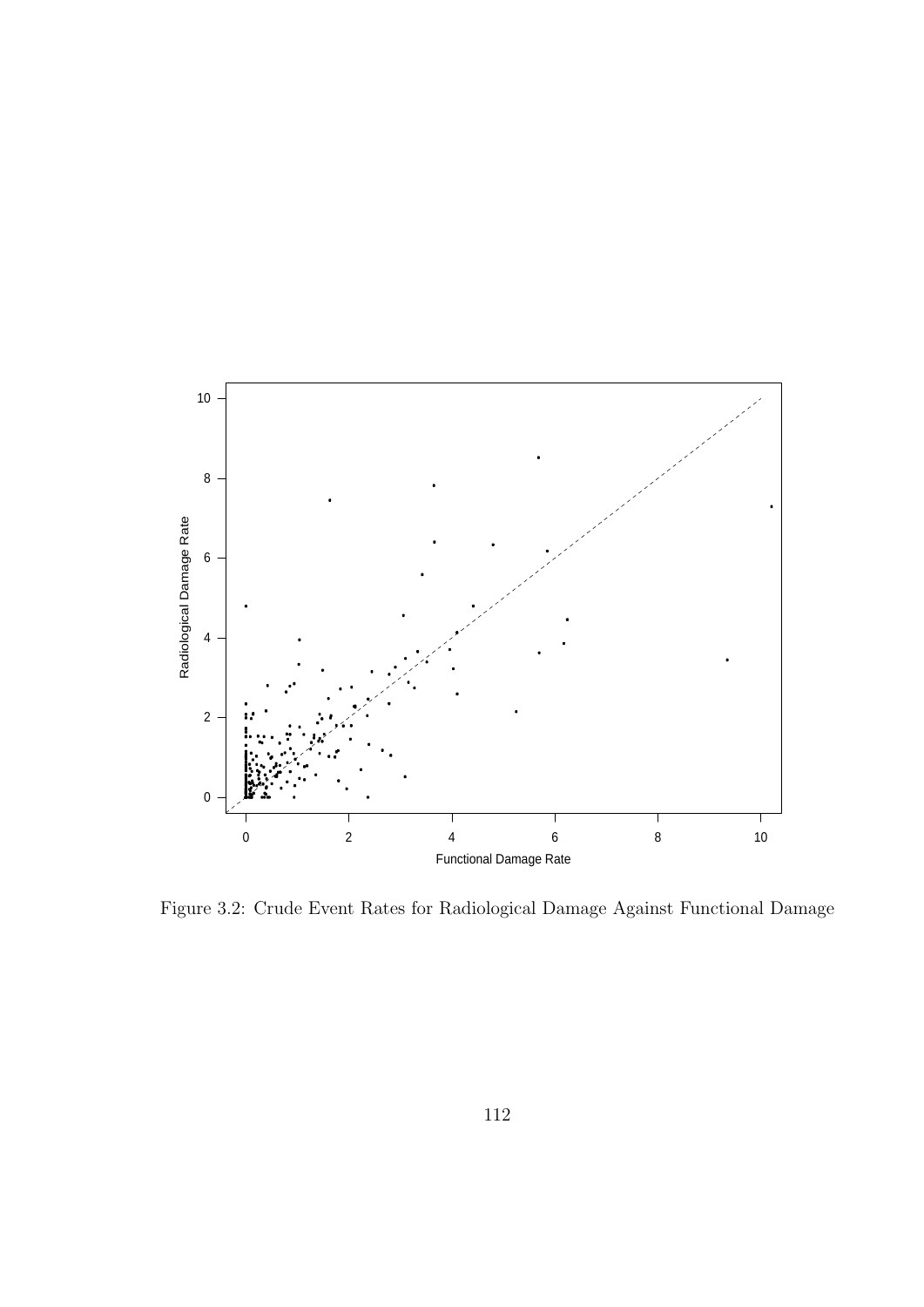Figure 3.2: Crude Event Rates for Radiological Damage Against Functional Damage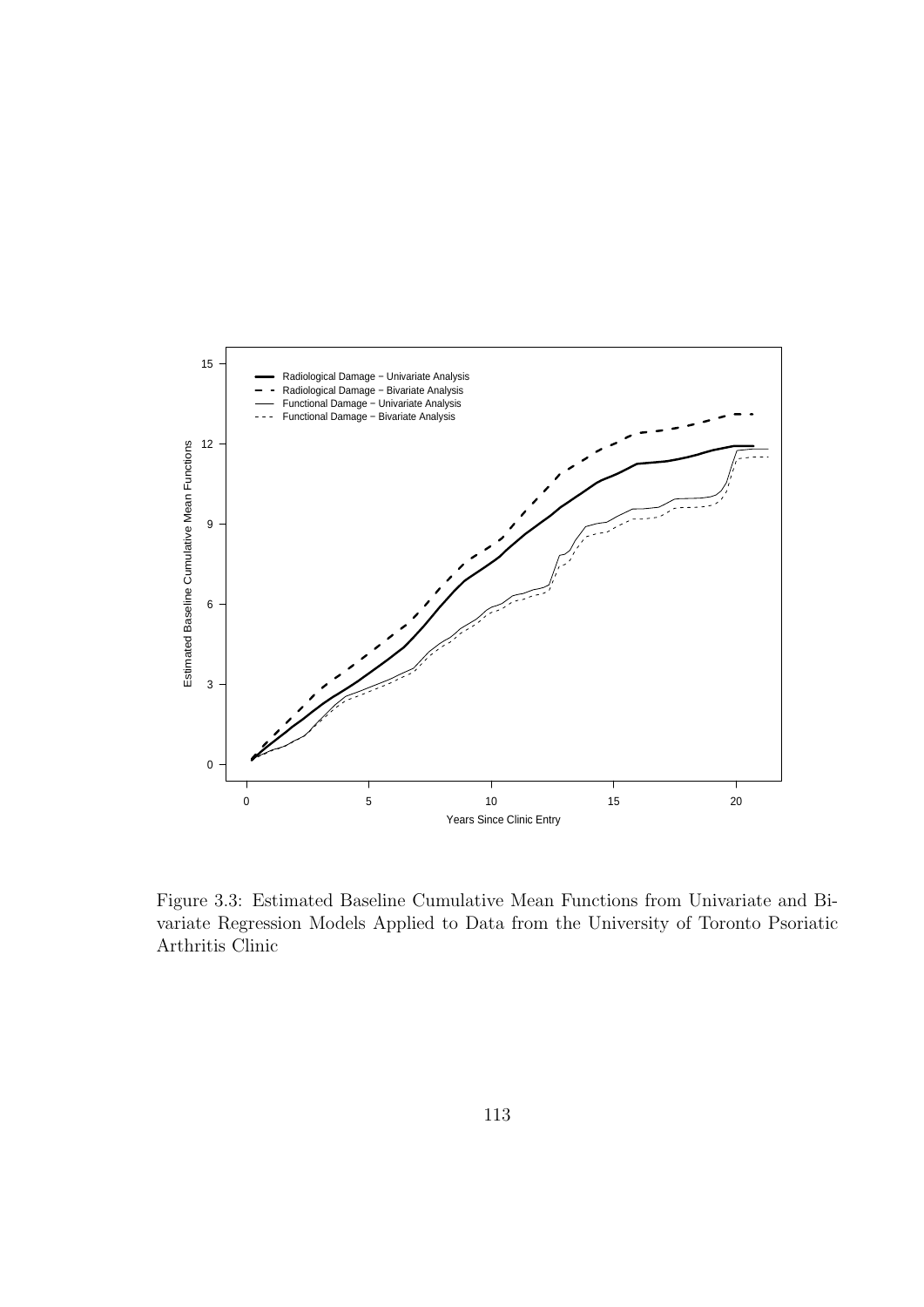Figure 3.3: Estimated Baseline Cumulative Mean Functions from Univariate and Bivariate Regression Models Applied to Data from the University of Toronto Psoriatic Arthritis Clinic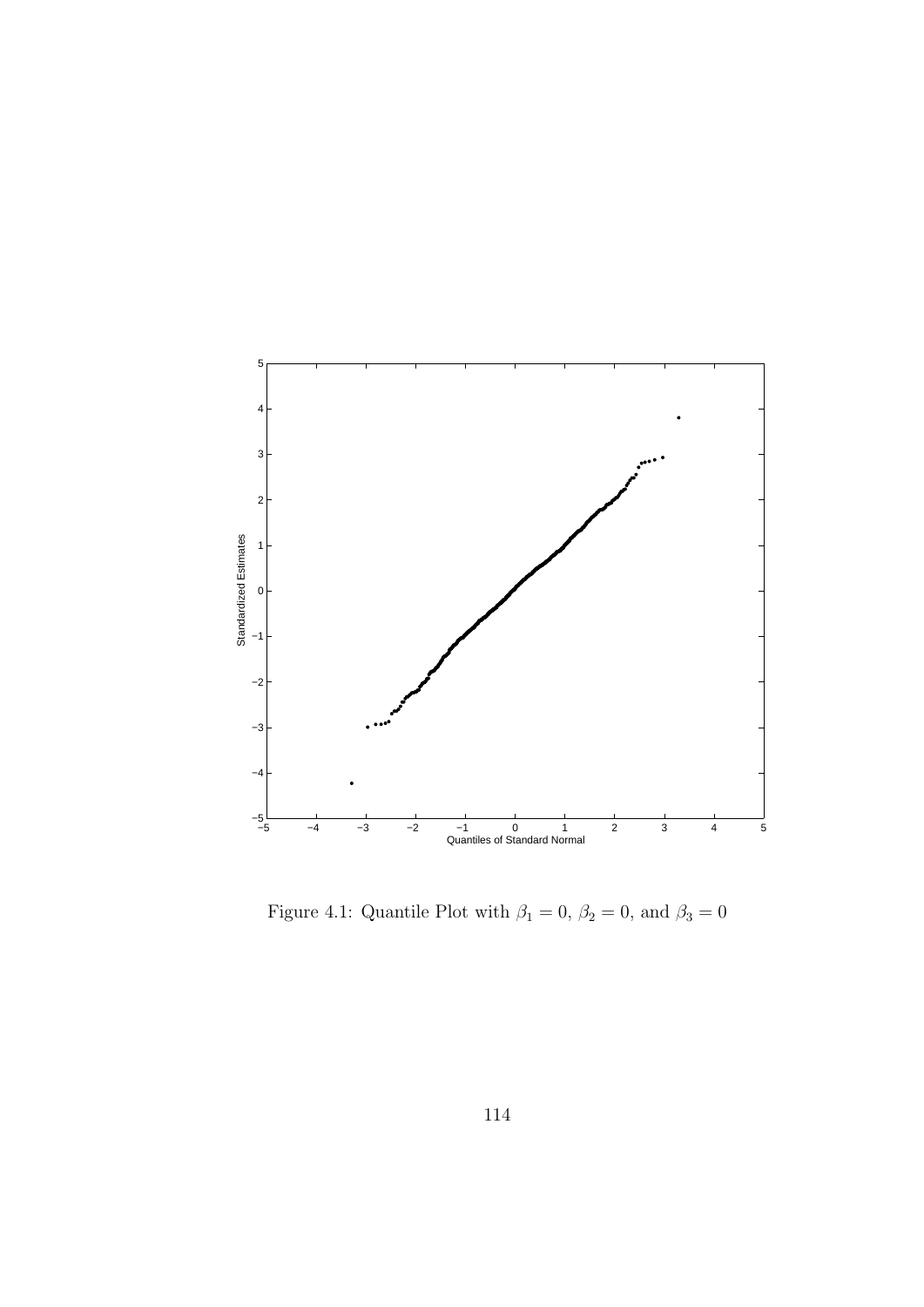Figure 4.1: Quantile Plot with $\beta_1 = 0$, $\beta_2 = 0$, and $\beta_3 = 0$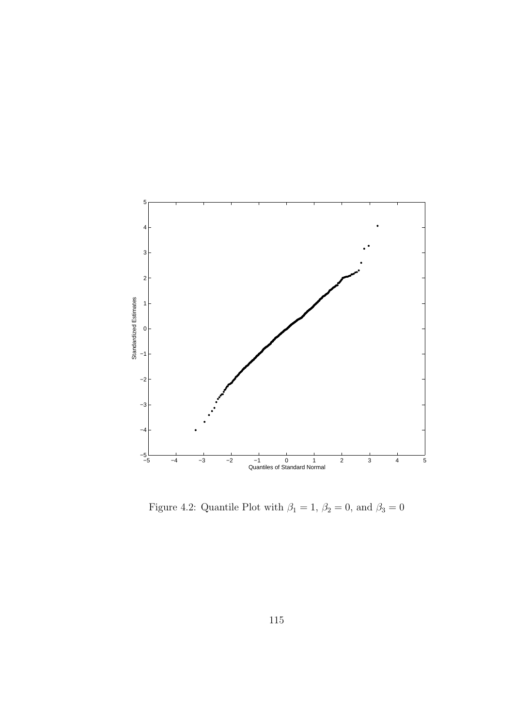Figure 4.2: Quantile Plot with $\beta_1 = 1$, $\beta_2 = 0$, and $\beta_3 = 0$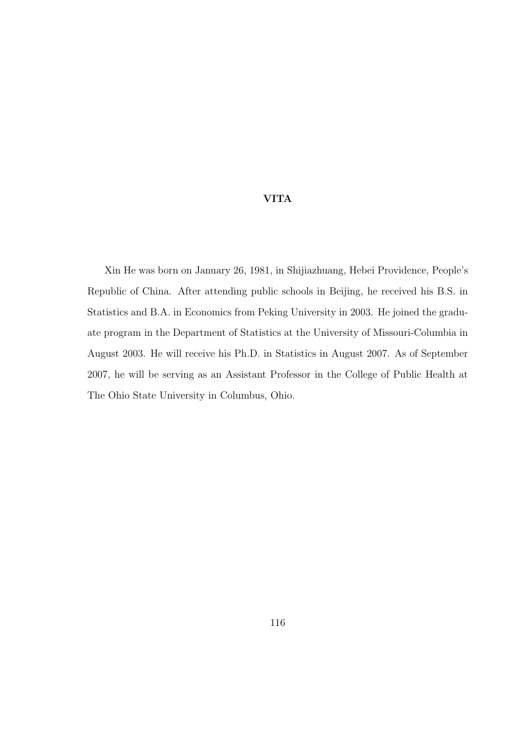# VITA

Xin He was born on January 26, 1981, in Shijiazhuang, Hebei Providence, People's Republic of China. After attending public schools in Beijing, he received his B.S. in Statistics and B.A. in Economics from Peking University in 2003. He joined the graduate program in the Department of Statistics at the University of Missouri-Columbia in August 2003. He will receive his Ph.D. in Statistics in August 2007. As of September 2007, he will be serving as an Assistant Professor in the College of Public Health at The Ohio State University in Columbus, Ohio.